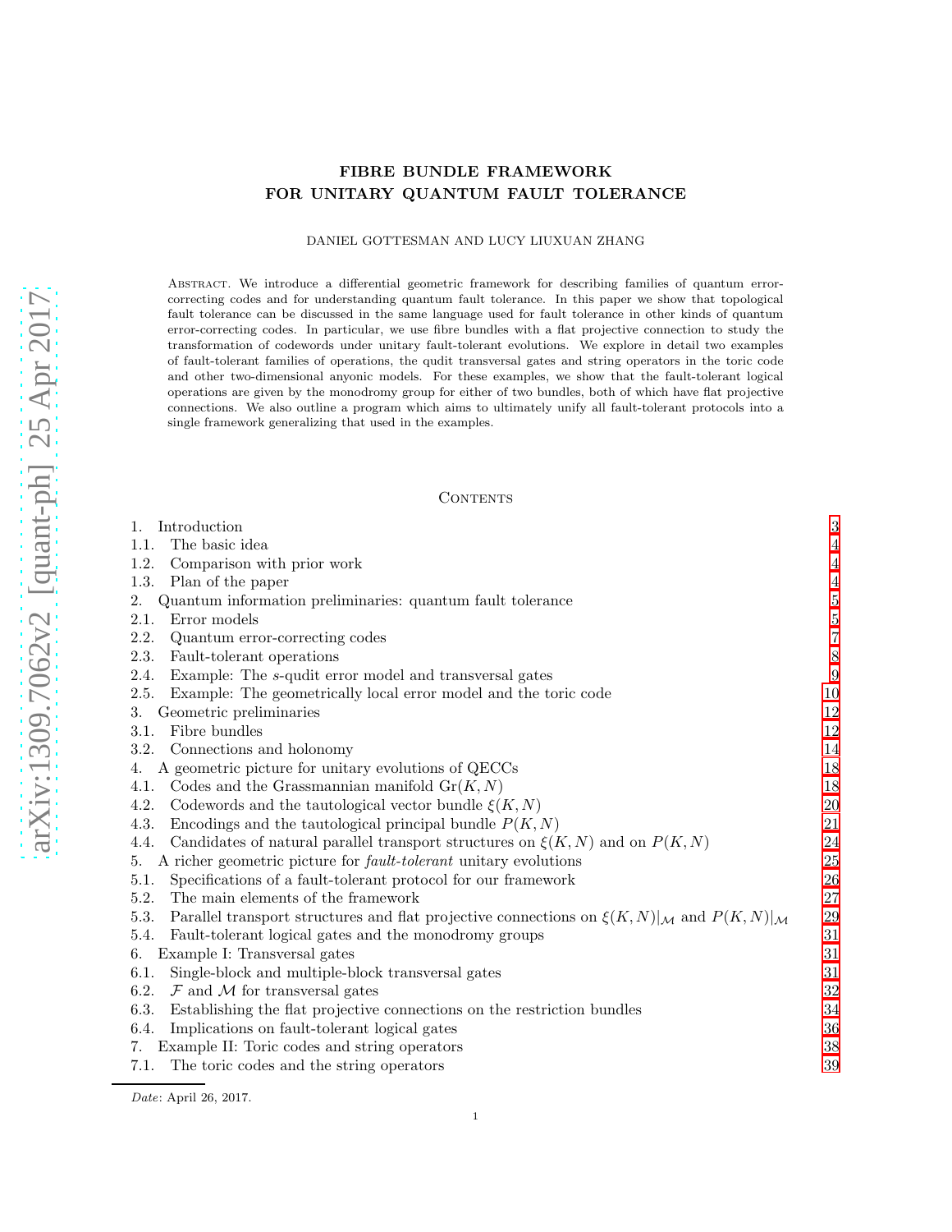# FIBRE BUNDLE FRAMEWORK FOR UNITARY QUANTUM FAULT TOLERANCE

DANIEL GOTTESMAN AND LUCY LIUXUAN ZHANG

Abstract. We introduce a differential geometric framework for describing families of quantum error-correcting codes and for understanding quantum fault tolerance. In this paper we show that topological fault tolerance can be discussed in the same language used for fault tolerance in other kinds of quantum error-correcting codes. In particular, we use fibre bundles with a flat projective connection to study the transformation of codewords under unitary fault-tolerant evolutions. We explore in detail two examples of fault-tolerant families of operations, the qudit transversal gates and string operators in the toric code and other two-dimensional anyonic models. For these examples, we show that the fault-tolerant logical operations are given by the monodromy group for either of two bundles, both of which have flat projective connections. We also outline a program which aims to ultimately unify all fault-tolerant protocols into a single framework generalizing that used in the examples.

## Contents

| | |
|---|---|
| 1. Introduction | 3 |
| 1.1. The basic idea | 4 |
| 1.2. Comparison with prior work | 4 |
| 1.3. Plan of the paper | 4 |
| 2. Quantum information preliminaries: quantum fault tolerance | 5 |
| 2.1. Error models | 5 |
| 2.2. Quantum error-correcting codes | 7 |
| 2.3. Fault-tolerant operations | 8 |
| 2.4. Example: The $s$-qudit error model and transversal gates | 9 |
| 2.5. Example: The geometrically local error model and the toric code | 10 |
| 3. Geometric preliminaries | 12 |
| 3.1. Fibre bundles | 12 |
| 3.2. Connections and holonomy | 14 |
| 4. A geometric picture for unitary evolutions of QECCs | 18 |
| 4.1. Codes and the Grassmannian manifold $\mathrm{Gr}(K, N)$ | 18 |
| 4.2. Codewords and the tautological vector bundle $\xi(K, N)$ | 20 |
| 4.3. Encodings and the tautological principal bundle $P(K, N)$ | 21 |
| 4.4. Candidates of natural parallel transport structures on $\xi(K, N)$ and on $P(K, N)$ | 24 |
| 5. A richer geometric picture for *fault-tolerant* unitary evolutions | 25 |
| 5.1. Specifications of a fault-tolerant protocol for our framework | 26 |
| 5.2. The main elements of the framework | 27 |
| 5.3. Parallel transport structures and flat projective connections on $\xi(K, N)\|_{\mathcal{M}}$ and $P(K, N)\|_{\mathcal{M}}$ | 29 |
| 5.4. Fault-tolerant logical gates and the monodromy groups | 31 |
| 6. Example I: Transversal gates | 31 |
| 6.1. Single-block and multiple-block transversal gates | 31 |
| 6.2. $\mathcal{F}$ and $\mathcal{M}$ for transversal gates | 32 |
| 6.3. Establishing the flat projective connections on the restriction bundles | 34 |
| 6.4. Implications on fault-tolerant logical gates | 36 |
| 7. Example II: Toric codes and string operators | 38 |
| 7.1. The toric codes and the string operators | 39 |

*Date*: April 26, 2017.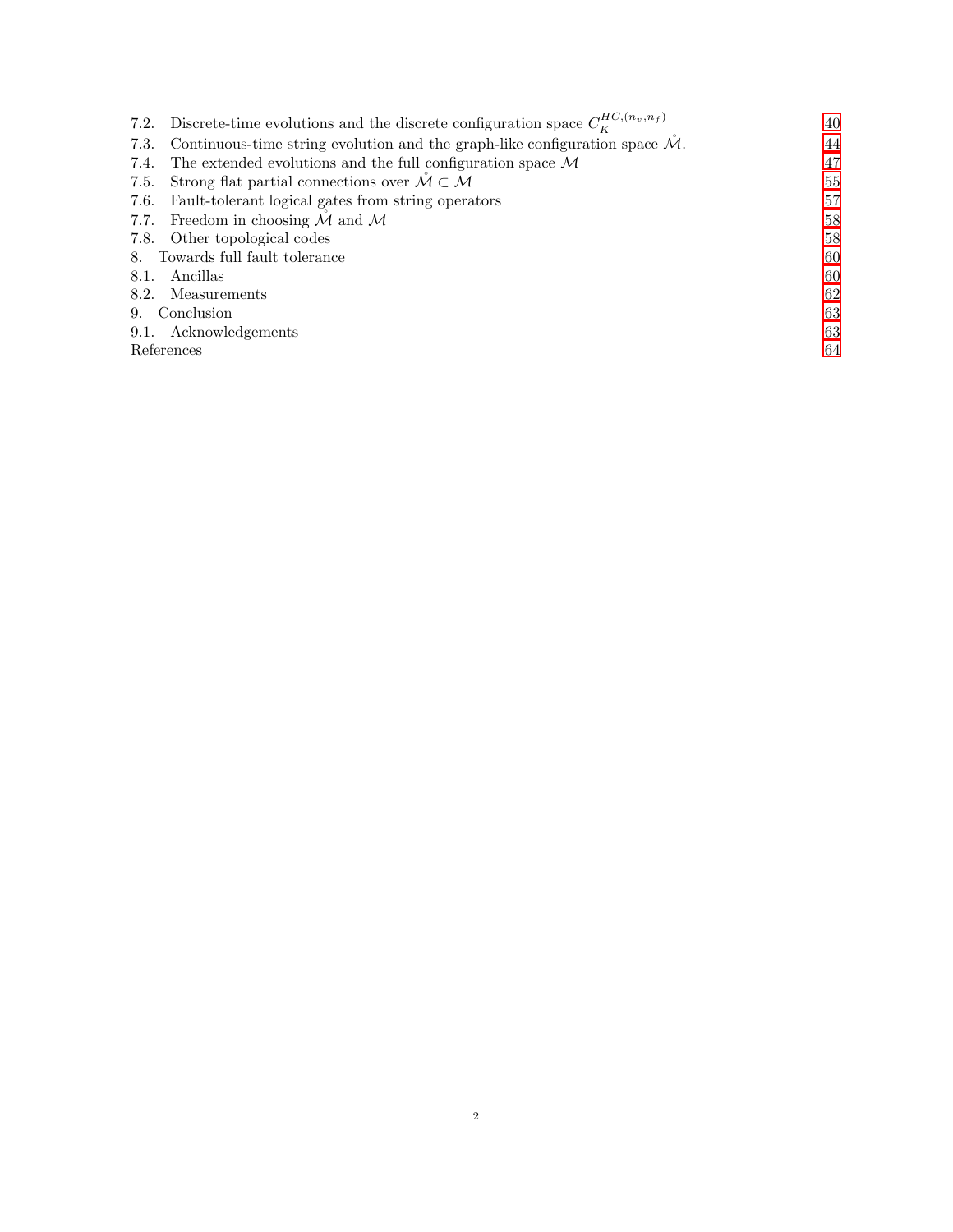7.2. Discrete-time evolutions and the discrete configuration space $C_K^{HC,(n_v,n_f)}$ 40
7.3. Continuous-time string evolution and the graph-like configuration space $\mathring{\mathcal{M}}$. 44
7.4. The extended evolutions and the full configuration space $\mathcal{M}$ 47
7.5. Strong flat partial connections over $\mathring{\mathcal{M}} \subset \mathcal{M}$ 55
7.6. Fault-tolerant logical gates from string operators 57
7.7. Freedom in choosing $\mathring{\mathcal{M}}$ and $\mathcal{M}$ 58
7.8. Other topological codes 58
8. Towards full fault tolerance 60
8.1. Ancillas 60
8.2. Measurements 62
9. Conclusion 63
9.1. Acknowledgements 63
References 64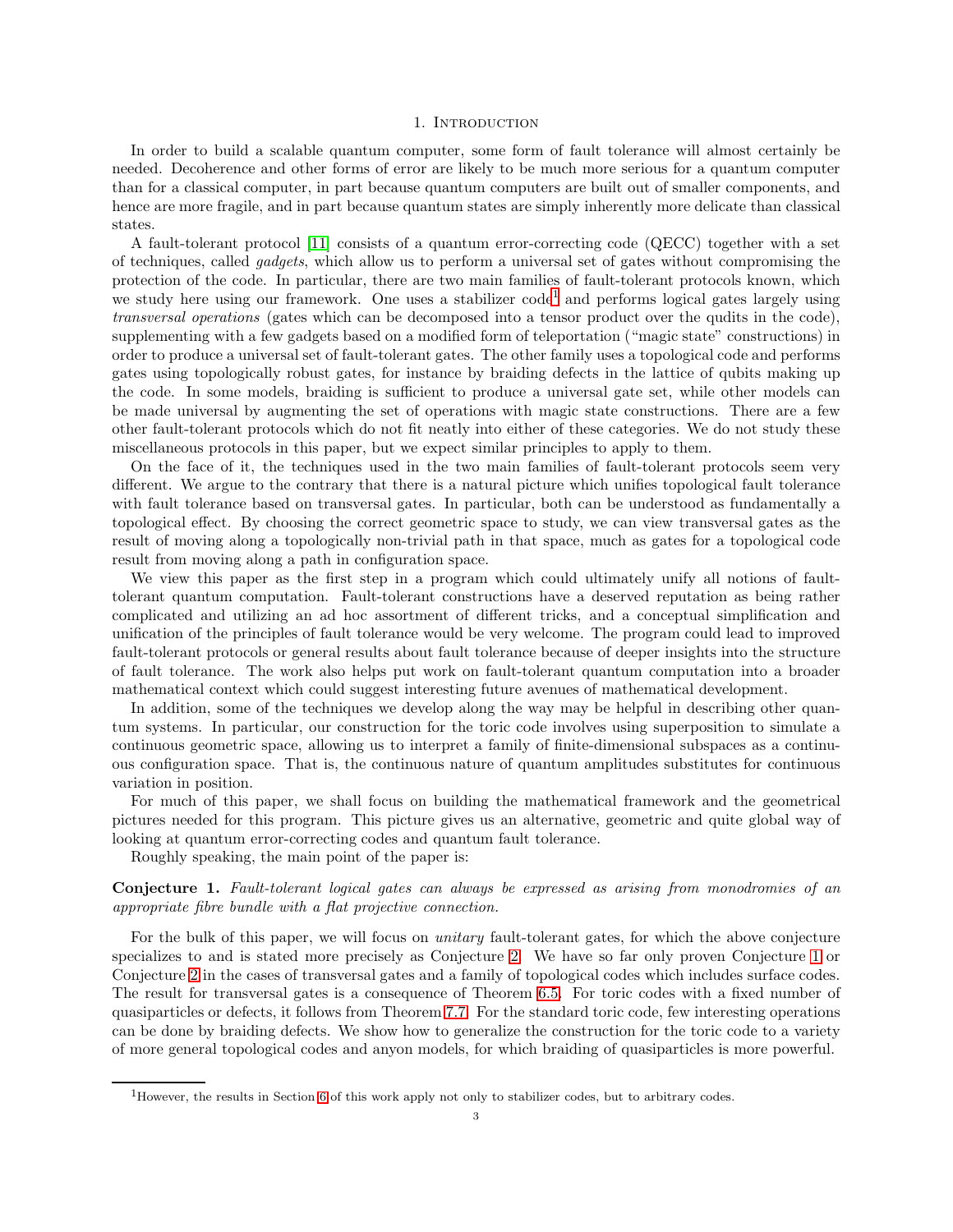# 1. Introduction

In order to build a scalable quantum computer, some form of fault tolerance will almost certainly be needed. Decoherence and other forms of error are likely to be much more serious for a quantum computer than for a classical computer, in part because quantum computers are built out of smaller components, and hence are more fragile, and in part because quantum states are simply inherently more delicate than classical states.

A fault-tolerant protocol [11] consists of a quantum error-correcting code (QECC) together with a set of techniques, called *gadgets*, which allow us to perform a universal set of gates without compromising the protection of the code. In particular, there are two main families of fault-tolerant protocols known, which we study here using our framework. One uses a stabilizer code[1] and performs logical gates largely using *transversal operations* (gates which can be decomposed into a tensor product over the qudits in the code), supplementing with a few gadgets based on a modified form of teleportation ("magic state" constructions) in order to produce a universal set of fault-tolerant gates. The other family uses a topological code and performs gates using topologically robust gates, for instance by braiding defects in the lattice of qubits making up the code. In some models, braiding is sufficient to produce a universal gate set, while other models can be made universal by augmenting the set of operations with magic state constructions. There are a few other fault-tolerant protocols which do not fit neatly into either of these categories. We do not study these miscellaneous protocols in this paper, but we expect similar principles to apply to them.

On the face of it, the techniques used in the two main families of fault-tolerant protocols seem very different. We argue to the contrary that there is a natural picture which unifies topological fault tolerance with fault tolerance based on transversal gates. In particular, both can be understood as fundamentally a topological effect. By choosing the correct geometric space to study, we can view transversal gates as the result of moving along a topologically non-trivial path in that space, much as gates for a topological code result from moving along a path in configuration space.

We view this paper as the first step in a program which could ultimately unify all notions of fault-tolerant quantum computation. Fault-tolerant constructions have a deserved reputation as being rather complicated and utilizing an ad hoc assortment of different tricks, and a conceptual simplification and unification of the principles of fault tolerance would be very welcome. The program could lead to improved fault-tolerant protocols or general results about fault tolerance because of deeper insights into the structure of fault tolerance. The work also helps put work on fault-tolerant quantum computation into a broader mathematical context which could suggest interesting future avenues of mathematical development.

In addition, some of the techniques we develop along the way may be helpful in describing other quantum systems. In particular, our construction for the toric code involves using superposition to simulate a continuous geometric space, allowing us to interpret a family of finite-dimensional subspaces as a continuous configuration space. That is, the continuous nature of quantum amplitudes substitutes for continuous variation in position.

For much of this paper, we shall focus on building the mathematical framework and the geometrical pictures needed for this program. This picture gives us an alternative, geometric and quite global way of looking at quantum error-correcting codes and quantum fault tolerance.

Roughly speaking, the main point of the paper is:

**Conjecture 1.** *Fault-tolerant logical gates can always be expressed as arising from monodromies of an appropriate fibre bundle with a flat projective connection.*

For the bulk of this paper, we will focus on *unitary* fault-tolerant gates, for which the above conjecture specializes to and is stated more precisely as Conjecture 2. We have so far only proven Conjecture 1 or Conjecture 2 in the cases of transversal gates and a family of topological codes which includes surface codes. The result for transversal gates is a consequence of Theorem 6.5. For toric codes with a fixed number of quasiparticles or defects, it follows from Theorem 7.7. For the standard toric code, few interesting operations can be done by braiding defects. We show how to generalize the construction for the toric code to a variety of more general topological codes and anyon models, for which braiding of quasiparticles is more powerful.

[1]However, the results in Section 6 of this work apply not only to stabilizer codes, but to arbitrary codes.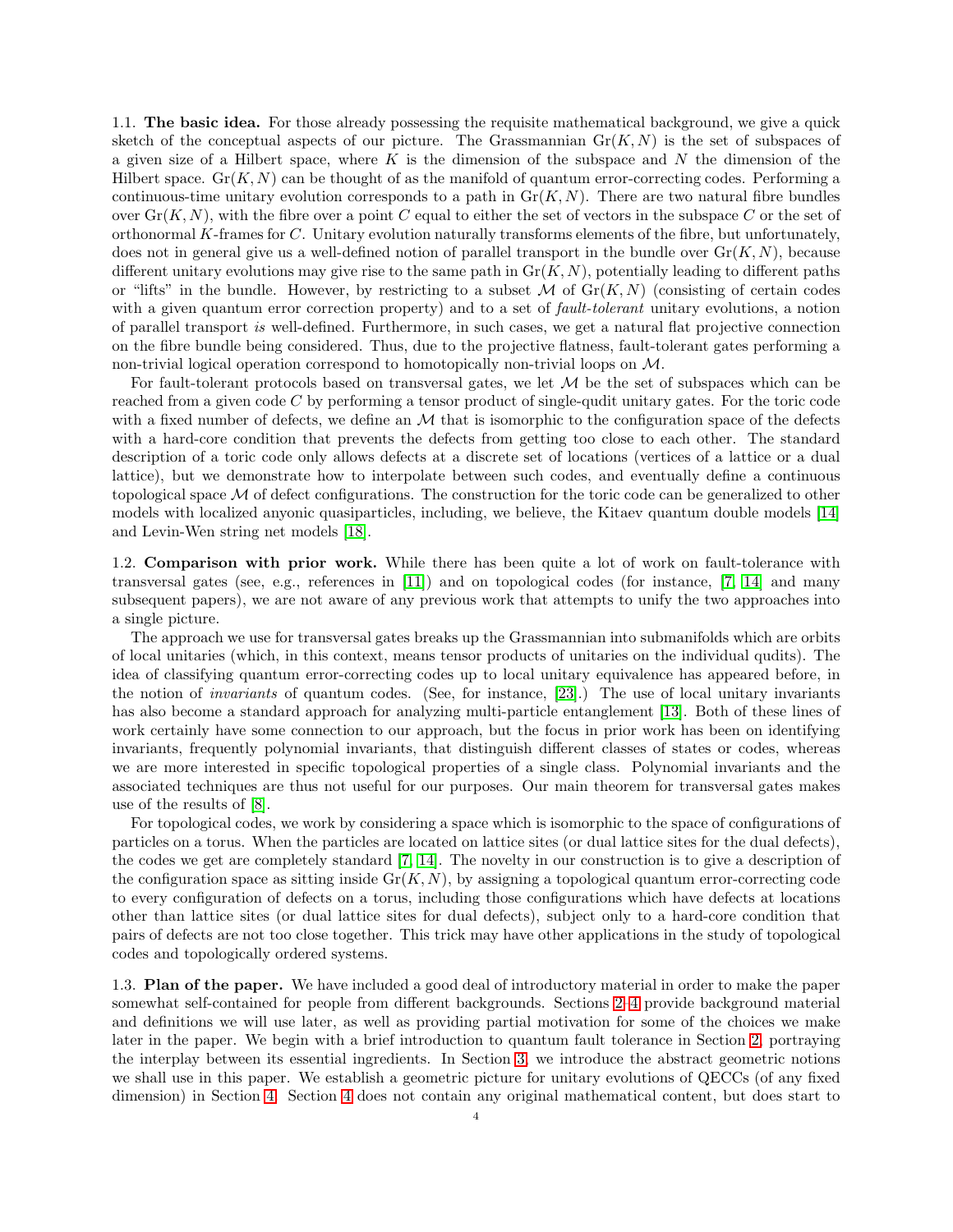1.1. **The basic idea.** For those already possessing the requisite mathematical background, we give a quick sketch of the conceptual aspects of our picture. The Grassmannian $\mathrm{Gr}(K, N)$ is the set of subspaces of a given size of a Hilbert space, where $K$ is the dimension of the subspace and $N$ the dimension of the Hilbert space. $\mathrm{Gr}(K, N)$ can be thought of as the manifold of quantum error-correcting codes. Performing a continuous-time unitary evolution corresponds to a path in $\mathrm{Gr}(K, N)$. There are two natural fibre bundles over $\mathrm{Gr}(K, N)$, with the fibre over a point $C$ equal to either the set of vectors in the subspace $C$ or the set of orthonormal $K$-frames for $C$. Unitary evolution naturally transforms elements of the fibre, but unfortunately, does not in general give us a well-defined notion of parallel transport in the bundle over $\mathrm{Gr}(K, N)$, because different unitary evolutions may give rise to the same path in $\mathrm{Gr}(K, N)$, potentially leading to different paths or "lifts" in the bundle. However, by restricting to a subset $\mathcal{M}$ of $\mathrm{Gr}(K, N)$ (consisting of certain codes with a given quantum error correction property) and to a set of *fault-tolerant* unitary evolutions, a notion of parallel transport *is* well-defined. Furthermore, in such cases, we get a natural flat projective connection on the fibre bundle being considered. Thus, due to the projective flatness, fault-tolerant gates performing a non-trivial logical operation correspond to homotopically non-trivial loops on $\mathcal{M}$.

For fault-tolerant protocols based on transversal gates, we let $\mathcal{M}$ be the set of subspaces which can be reached from a given code $C$ by performing a tensor product of single-qudit unitary gates. For the toric code with a fixed number of defects, we define an $\mathcal{M}$ that is isomorphic to the configuration space of the defects with a hard-core condition that prevents the defects from getting too close to each other. The standard description of a toric code only allows defects at a discrete set of locations (vertices of a lattice or a dual lattice), but we demonstrate how to interpolate between such codes, and eventually define a continuous topological space $\mathcal{M}$ of defect configurations. The construction for the toric code can be generalized to other models with localized anyonic quasiparticles, including, we believe, the Kitaev quantum double models [14] and Levin-Wen string net models [18].

1.2. **Comparison with prior work.** While there has been quite a lot of work on fault-tolerance with transversal gates (see, e.g., references in [11]) and on topological codes (for instance, [7, 14] and many subsequent papers), we are not aware of any previous work that attempts to unify the two approaches into a single picture.

The approach we use for transversal gates breaks up the Grassmannian into submanifolds which are orbits of local unitaries (which, in this context, means tensor products of unitaries on the individual qudits). The idea of classifying quantum error-correcting codes up to local unitary equivalence has appeared before, in the notion of *invariants* of quantum codes. (See, for instance, [23].) The use of local unitary invariants has also become a standard approach for analyzing multi-particle entanglement [13]. Both of these lines of work certainly have some connection to our approach, but the focus in prior work has been on identifying invariants, frequently polynomial invariants, that distinguish different classes of states or codes, whereas we are more interested in specific topological properties of a single class. Polynomial invariants and the associated techniques are thus not useful for our purposes. Our main theorem for transversal gates makes use of the results of [8].

For topological codes, we work by considering a space which is isomorphic to the space of configurations of particles on a torus. When the particles are located on lattice sites (or dual lattice sites for the dual defects), the codes we get are completely standard [7, 14]. The novelty in our construction is to give a description of the configuration space as sitting inside $\mathrm{Gr}(K, N)$, by assigning a topological quantum error-correcting code to every configuration of defects on a torus, including those configurations which have defects at locations other than lattice sites (or dual lattice sites for dual defects), subject only to a hard-core condition that pairs of defects are not too close together. This trick may have other applications in the study of topological codes and topologically ordered systems.

1.3. **Plan of the paper.** We have included a good deal of introductory material in order to make the paper somewhat self-contained for people from different backgrounds. Sections 2–4 provide background material and definitions we will use later, as well as providing partial motivation for some of the choices we make later in the paper. We begin with a brief introduction to quantum fault tolerance in Section 2, portraying the interplay between its essential ingredients. In Section 3, we introduce the abstract geometric notions we shall use in this paper. We establish a geometric picture for unitary evolutions of QECCs (of any fixed dimension) in Section 4. Section 4 does not contain any original mathematical content, but does start to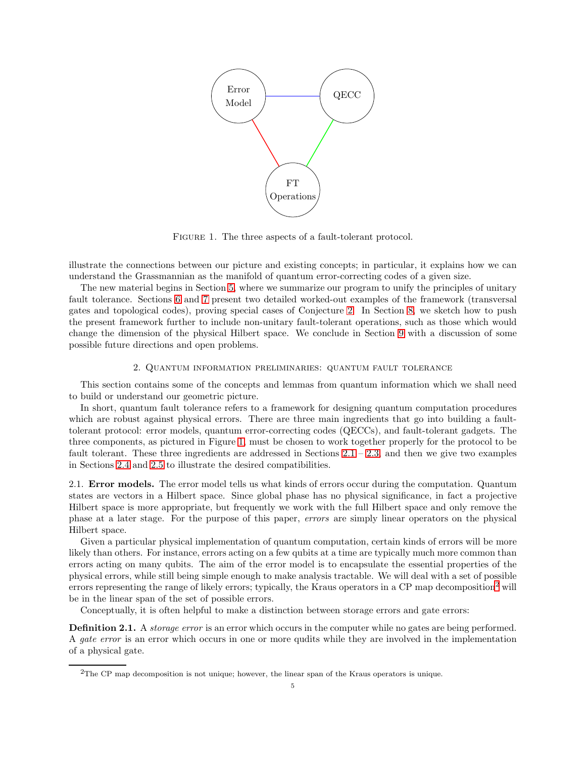FIGURE 1. The three aspects of a fault-tolerant protocol.

illustrate the connections between our picture and existing concepts; in particular, it explains how we can understand the Grassmannian as the manifold of quantum error-correcting codes of a given size.

The new material begins in Section 5, where we summarize our program to unify the principles of unitary fault tolerance. Sections 6 and 7 present two detailed worked-out examples of the framework (transversal gates and topological codes), proving special cases of Conjecture 2. In Section 8, we sketch how to push the present framework further to include non-unitary fault-tolerant operations, such as those which would change the dimension of the physical Hilbert space. We conclude in Section 9 with a discussion of some possible future directions and open problems.

## 2. Quantum information preliminaries: quantum fault tolerance

This section contains some of the concepts and lemmas from quantum information which we shall need to build or understand our geometric picture.

In short, quantum fault tolerance refers to a framework for designing quantum computation procedures which are robust against physical errors. There are three main ingredients that go into building a fault-tolerant protocol: error models, quantum error-correcting codes (QECCs), and fault-tolerant gadgets. The three components, as pictured in Figure 1, must be chosen to work together properly for the protocol to be fault tolerant. These three ingredients are addressed in Sections 2.1 – 2.3, and then we give two examples in Sections 2.4 and 2.5 to illustrate the desired compatibilities.

2.1. **Error models.** The error model tells us what kinds of errors occur during the computation. Quantum states are vectors in a Hilbert space. Since global phase has no physical significance, in fact a projective Hilbert space is more appropriate, but frequently we work with the full Hilbert space and only remove the phase at a later stage. For the purpose of this paper, *errors* are simply linear operators on the physical Hilbert space.

Given a particular physical implementation of quantum computation, certain kinds of errors will be more likely than others. For instance, errors acting on a few qubits at a time are typically much more common than errors acting on many qubits. The aim of the error model is to encapsulate the essential properties of the physical errors, while still being simple enough to make analysis tractable. We will deal with a set of possible errors representing the range of likely errors; typically, the Kraus operators in a CP map decomposition[2] will be in the linear span of the set of possible errors.

Conceptually, it is often helpful to make a distinction between storage errors and gate errors:

**Definition 2.1.** A *storage error* is an error which occurs in the computer while no gates are being performed. A *gate error* is an error which occurs in one or more qudits while they are involved in the implementation of a physical gate.

[2] The CP map decomposition is not unique; however, the linear span of the Kraus operators is unique.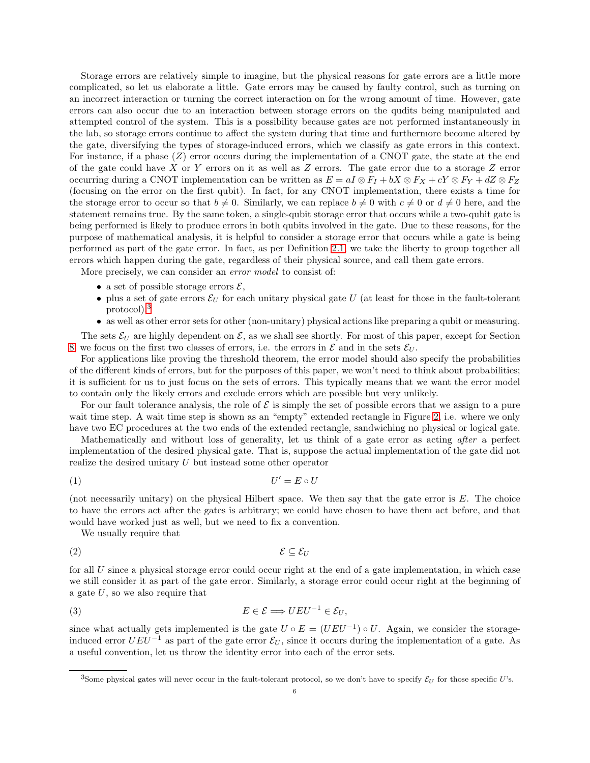Storage errors are relatively simple to imagine, but the physical reasons for gate errors are a little more complicated, so let us elaborate a little. Gate errors may be caused by faulty control, such as turning on an incorrect interaction or turning the correct interaction on for the wrong amount of time. However, gate errors can also occur due to an interaction between storage errors on the qudits being manipulated and attempted control of the system. This is a possibility because gates are not performed instantaneously in the lab, so storage errors continue to affect the system during that time and furthermore become altered by the gate, diversifying the types of storage-induced errors, which we classify as gate errors in this context. For instance, if a phase ($Z$) error occurs during the implementation of a CNOT gate, the state at the end of the gate could have $X$ or $Y$ errors on it as well as $Z$ errors. The gate error due to a storage $Z$ error occurring during a CNOT implementation can be written as $E = aI \otimes F_I + bX \otimes F_X + cY \otimes F_Y + dZ \otimes F_Z$ (focusing on the error on the first qubit). In fact, for any CNOT implementation, there exists a time for the storage error to occur so that $b \neq 0$. Similarly, we can replace $b \neq 0$ with $c \neq 0$ or $d \neq 0$ here, and the statement remains true. By the same token, a single-qubit storage error that occurs while a two-qubit gate is being performed is likely to produce errors in both qubits involved in the gate. Due to these reasons, for the purpose of mathematical analysis, it is helpful to consider a storage error that occurs while a gate is being performed as part of the gate error. In fact, as per Definition 2.1, we take the liberty to group together all errors which happen during the gate, regardless of their physical source, and call them gate errors.

More precisely, we can consider an *error model* to consist of:

- a set of possible storage errors $\mathcal{E}$,
- plus a set of gate errors $\mathcal{E}_U$ for each unitary physical gate $U$ (at least for those in the fault-tolerant protocol),[3]
- as well as other error sets for other (non-unitary) physical actions like preparing a qubit or measuring.

The sets $\mathcal{E}_U$ are highly dependent on $\mathcal{E}$, as we shall see shortly. For most of this paper, except for Section 8, we focus on the first two classes of errors, i.e. the errors in $\mathcal{E}$ and in the sets $\mathcal{E}_U$.

For applications like proving the threshold theorem, the error model should also specify the probabilities of the different kinds of errors, but for the purposes of this paper, we won't need to think about probabilities; it is sufficient for us to just focus on the sets of errors. This typically means that we want the error model to contain only the likely errors and exclude errors which are possible but very unlikely.

For our fault tolerance analysis, the role of $\mathcal{E}$ is simply the set of possible errors that we assign to a pure wait time step. A wait time step is shown as an "empty" extended rectangle in Figure 2, i.e. where we only have two EC procedures at the two ends of the extended rectangle, sandwiching no physical or logical gate.

Mathematically and without loss of generality, let us think of a gate error as acting *after* a perfect implementation of the desired physical gate. That is, suppose the actual implementation of the gate did not realize the desired unitary $U$ but instead some other operator

$$U' = E \circ U \tag{1}$$

(not necessarily unitary) on the physical Hilbert space. We then say that the gate error is $E$. The choice to have the errors act after the gates is arbitrary; we could have chosen to have them act before, and that would have worked just as well, but we need to fix a convention.

We usually require that

$$\mathcal{E} \subseteq \mathcal{E}_U \tag{2}$$

for all $U$ since a physical storage error could occur right at the end of a gate implementation, in which case we still consider it as part of the gate error. Similarly, a storage error could occur right at the beginning of a gate $U$, so we also require that

$$E \in \mathcal{E} \Longrightarrow UEU^{-1} \in \mathcal{E}_U, \tag{3}$$

since what actually gets implemented is the gate $U \circ E = (UEU^{-1}) \circ U$. Again, we consider the storage-induced error $UEU^{-1}$ as part of the gate error $\mathcal{E}_U$, since it occurs during the implementation of a gate. As a useful convention, let us throw the identity error into each of the error sets.

[3] Some physical gates will never occur in the fault-tolerant protocol, so we don't have to specify $\mathcal{E}_U$ for those specific $U$'s.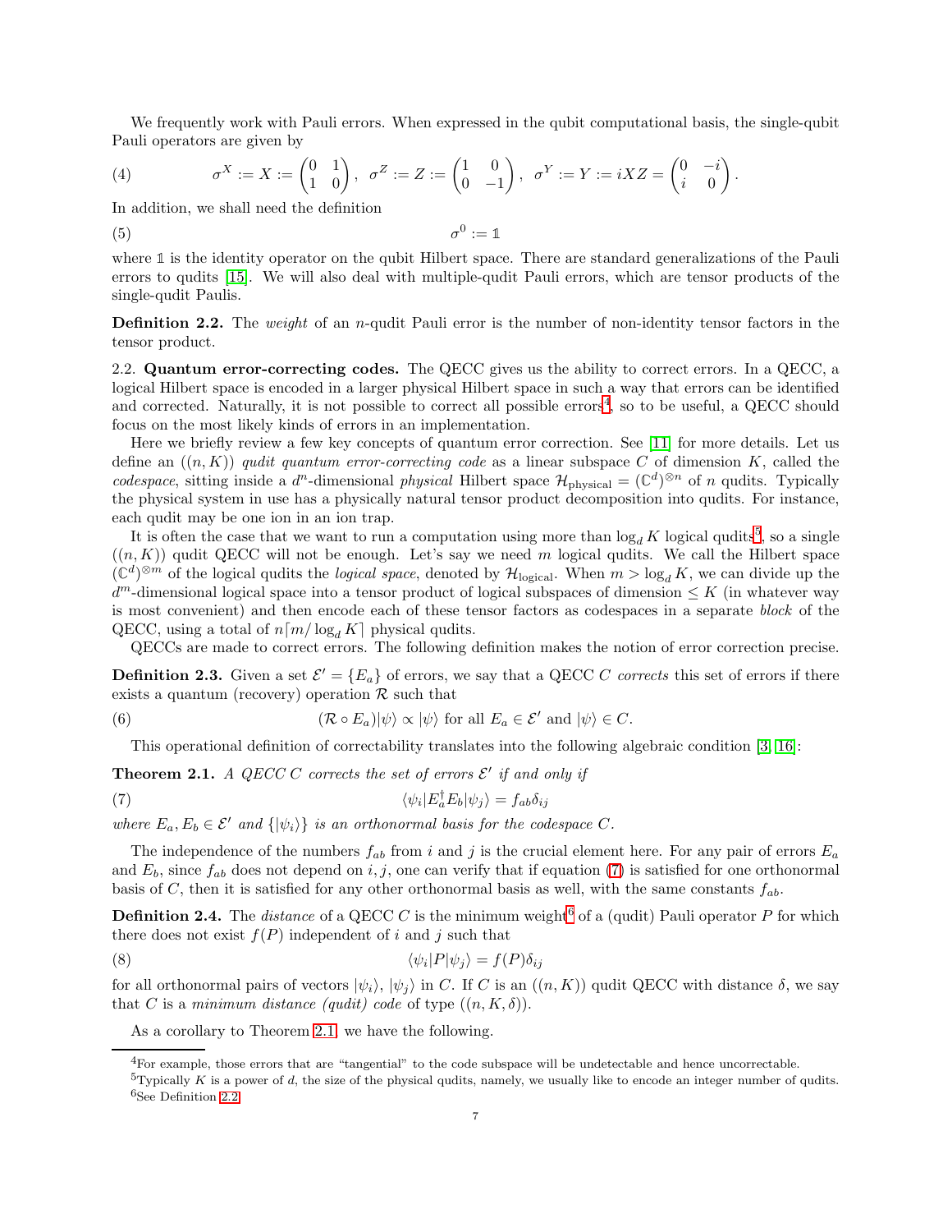We frequently work with Pauli errors. When expressed in the qubit computational basis, the single-qubit Pauli operators are given by

$$\sigma^X := X := \begin{pmatrix} 0 & 1 \\ 1 & 0 \end{pmatrix}, \ \sigma^Z := Z := \begin{pmatrix} 1 & 0 \\ 0 & -1 \end{pmatrix}, \ \sigma^Y := Y := iXZ = \begin{pmatrix} 0 & -i \\ i & 0 \end{pmatrix}. \tag{4}$$

In addition, we shall need the definition

$$\sigma^0 := \mathbb{1} \tag{5}$$

where $\mathbb{1}$ is the identity operator on the qubit Hilbert space. There are standard generalizations of the Pauli errors to qudits [15]. We will also deal with multiple-qudit Pauli errors, which are tensor products of the single-qudit Paulis.

**Definition 2.2.** The *weight* of an $n$-qudit Pauli error is the number of non-identity tensor factors in the tensor product.

2.2. **Quantum error-correcting codes.** The QECC gives us the ability to correct errors. In a QECC, a logical Hilbert space is encoded in a larger physical Hilbert space in such a way that errors can be identified and corrected. Naturally, it is not possible to correct all possible errors[4], so to be useful, a QECC should focus on the most likely kinds of errors in an implementation.

Here we briefly review a few key concepts of quantum error correction. See [11] for more details. Let us define an $((n, K))$ *qudit quantum error-correcting code* as a linear subspace $C$ of dimension $K$, called the *codespace*, sitting inside a $d^n$-dimensional *physical* Hilbert space $\mathcal{H}_{\text{physical}} = (\mathbb{C}^d)^{\otimes n}$ of $n$ qudits. Typically the physical system in use has a physically natural tensor product decomposition into qudits. For instance, each qudit may be one ion in an ion trap.

It is often the case that we want to run a computation using more than $\log_d K$ logical qudits[5], so a single $((n, K))$ qudit QECC will not be enough. Let's say we need $m$ logical qudits. We call the Hilbert space $(\mathbb{C}^d)^{\otimes m}$ of the logical qudits the *logical space*, denoted by $\mathcal{H}_{\text{logical}}$. When $m > \log_d K$, we can divide up the $d^m$-dimensional logical space into a tensor product of logical subspaces of dimension $\leq K$ (in whatever way is most convenient) and then encode each of these tensor factors as codespaces in a separate *block* of the QECC, using a total of $n\lceil m/\log_d K\rceil$ physical qudits.

QECCs are made to correct errors. The following definition makes the notion of error correction precise.

**Definition 2.3.** Given a set $\mathcal{E}' = \{E_a\}$ of errors, we say that a QECC $C$ *corrects* this set of errors if there exists a quantum (recovery) operation $\mathcal{R}$ such that

$$(\mathcal{R} \circ E_a)|\psi\rangle \propto |\psi\rangle \text{ for all } E_a \in \mathcal{E}' \text{ and } |\psi\rangle \in C. \tag{6}$$

This operational definition of correctability translates into the following algebraic condition [3, 16]:

**Theorem 2.1.** *A QECC $C$ corrects the set of errors $\mathcal{E}'$ if and only if*

$$\langle\psi_i|E_a^\dagger E_b|\psi_j\rangle = f_{ab}\delta_{ij} \tag{7}$$

*where $E_a, E_b \in \mathcal{E}'$ and $\{|\psi_i\rangle\}$ is an orthonormal basis for the codespace $C$.*

The independence of the numbers $f_{ab}$ from $i$ and $j$ is the crucial element here. For any pair of errors $E_a$ and $E_b$, since $f_{ab}$ does not depend on $i, j$, one can verify that if equation (7) is satisfied for one orthonormal basis of $C$, then it is satisfied for any other orthonormal basis as well, with the same constants $f_{ab}$.

**Definition 2.4.** The *distance* of a QECC $C$ is the minimum weight[6] of a (qudit) Pauli operator $P$ for which there does not exist $f(P)$ independent of $i$ and $j$ such that

$$\langle\psi_i|P|\psi_j\rangle = f(P)\delta_{ij} \tag{8}$$

for all orthonormal pairs of vectors $|\psi_i\rangle$, $|\psi_j\rangle$ in $C$. If $C$ is an $((n, K))$ qudit QECC with distance $\delta$, we say that $C$ is a *minimum distance (qudit) code* of type $((n, K, \delta))$.

As a corollary to Theorem 2.1, we have the following.

[4] For example, those errors that are "tangential" to the code subspace will be undetectable and hence uncorrectable.

[5] Typically $K$ is a power of $d$, the size of the physical qudits, namely, we usually like to encode an integer number of qudits.

[6] See Definition 2.2.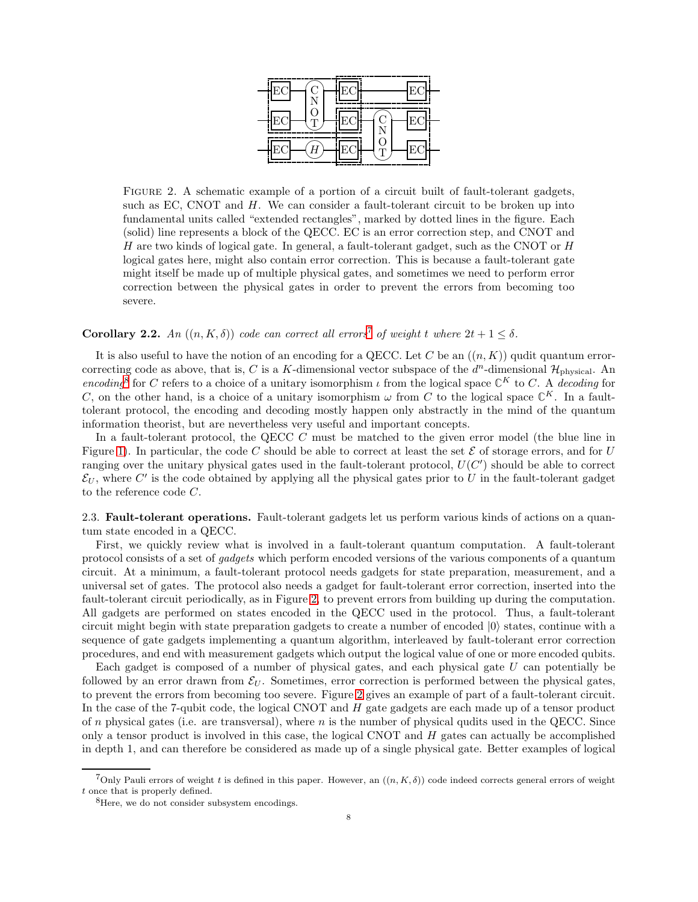FIGURE 2. A schematic example of a portion of a circuit built of fault-tolerant gadgets, such as EC, CNOT and $H$. We can consider a fault-tolerant circuit to be broken up into fundamental units called "extended rectangles", marked by dotted lines in the figure. Each (solid) line represents a block of the QECC. EC is an error correction step, and CNOT and $H$ are two kinds of logical gate. In general, a fault-tolerant gadget, such as the CNOT or $H$ logical gates here, might also contain error correction. This is because a fault-tolerant gate might itself be made up of multiple physical gates, and sometimes we need to perform error correction between the physical gates in order to prevent the errors from becoming too severe.

**Corollary 2.2.** *An $((n, K, \delta))$ code can correct all errors*[7] *of weight $t$ where $2t + 1 \leq \delta$.*

It is also useful to have the notion of an encoding for a QECC. Let $C$ be an $((n, K))$ qudit quantum error-correcting code as above, that is, $C$ is a $K$-dimensional vector subspace of the $d^n$-dimensional $\mathcal{H}_{\text{physical}}$. An *encoding*[8] for $C$ refers to a choice of a unitary isomorphism $\iota$ from the logical space $\mathbb{C}^K$ to $C$. A *decoding* for $C$, on the other hand, is a choice of a unitary isomorphism $\omega$ from $C$ to the logical space $\mathbb{C}^K$. In a fault-tolerant protocol, the encoding and decoding mostly happen only abstractly in the mind of the quantum information theorist, but are nevertheless very useful and important concepts.

In a fault-tolerant protocol, the QECC $C$ must be matched to the given error model (the blue line in Figure 1). In particular, the code $C$ should be able to correct at least the set $\mathcal{E}$ of storage errors, and for $U$ ranging over the unitary physical gates used in the fault-tolerant protocol, $U(C')$ should be able to correct $\mathcal{E}_U$, where $C'$ is the code obtained by applying all the physical gates prior to $U$ in the fault-tolerant gadget to the reference code $C$.

2.3. **Fault-tolerant operations.** Fault-tolerant gadgets let us perform various kinds of actions on a quantum state encoded in a QECC.

First, we quickly review what is involved in a fault-tolerant quantum computation. A fault-tolerant protocol consists of a set of *gadgets* which perform encoded versions of the various components of a quantum circuit. At a minimum, a fault-tolerant protocol needs gadgets for state preparation, measurement, and a universal set of gates. The protocol also needs a gadget for fault-tolerant error correction, inserted into the fault-tolerant circuit periodically, as in Figure 2, to prevent errors from building up during the computation. All gadgets are performed on states encoded in the QECC used in the protocol. Thus, a fault-tolerant circuit might begin with state preparation gadgets to create a number of encoded $|0\rangle$ states, continue with a sequence of gate gadgets implementing a quantum algorithm, interleaved by fault-tolerant error correction procedures, and end with measurement gadgets which output the logical value of one or more encoded qubits.

Each gadget is composed of a number of physical gates, and each physical gate $U$ can potentially be followed by an error drawn from $\mathcal{E}_U$. Sometimes, error correction is performed between the physical gates, to prevent the errors from becoming too severe. Figure 2 gives an example of part of a fault-tolerant circuit. In the case of the 7-qubit code, the logical CNOT and $H$ gate gadgets are each made up of a tensor product of $n$ physical gates (i.e. are transversal), where $n$ is the number of physical qudits used in the QECC. Since only a tensor product is involved in this case, the logical CNOT and $H$ gates can actually be accomplished in depth 1, and can therefore be considered as made up of a single physical gate. Better examples of logical

[7] Only Pauli errors of weight $t$ is defined in this paper. However, an $((n, K, \delta))$ code indeed corrects general errors of weight $t$ once that is properly defined.

[8] Here, we do not consider subsystem encodings.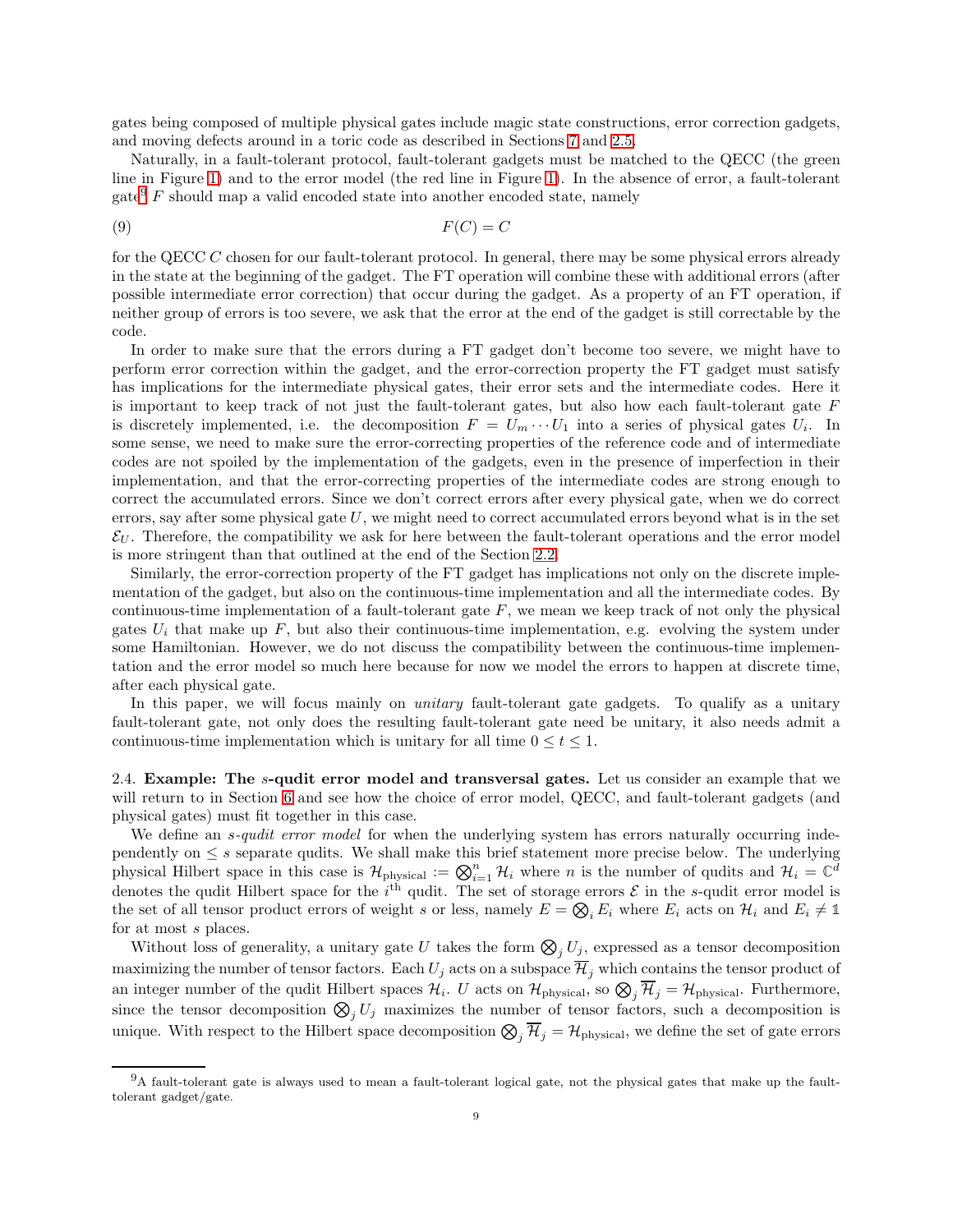gates being composed of multiple physical gates include magic state constructions, error correction gadgets, and moving defects around in a toric code as described in Sections 7 and 2.5.

Naturally, in a fault-tolerant protocol, fault-tolerant gadgets must be matched to the QECC (the green line in Figure 1) and to the error model (the red line in Figure 1). In the absence of error, a fault-tolerant gate[9] $F$ should map a valid encoded state into another encoded state, namely

$$F(C) = C \tag{9}$$

for the QECC $C$ chosen for our fault-tolerant protocol. In general, there may be some physical errors already in the state at the beginning of the gadget. The FT operation will combine these with additional errors (after possible intermediate error correction) that occur during the gadget. As a property of an FT operation, if neither group of errors is too severe, we ask that the error at the end of the gadget is still correctable by the code.

In order to make sure that the errors during a FT gadget don't become too severe, we might have to perform error correction within the gadget, and the error-correction property the FT gadget must satisfy has implications for the intermediate physical gates, their error sets and the intermediate codes. Here it is important to keep track of not just the fault-tolerant gates, but also how each fault-tolerant gate $F$ is discretely implemented, i.e. the decomposition $F = U_m \cdots U_1$ into a series of physical gates $U_i$. In some sense, we need to make sure the error-correcting properties of the reference code and of intermediate codes are not spoiled by the implementation of the gadgets, even in the presence of imperfection in their implementation, and that the error-correcting properties of the intermediate codes are strong enough to correct the accumulated errors. Since we don't correct errors after every physical gate, when we do correct errors, say after some physical gate $U$, we might need to correct accumulated errors beyond what is in the set $\mathcal{E}_U$. Therefore, the compatibility we ask for here between the fault-tolerant operations and the error model is more stringent than that outlined at the end of the Section 2.2.

Similarly, the error-correction property of the FT gadget has implications not only on the discrete implementation of the gadget, but also on the continuous-time implementation and all the intermediate codes. By continuous-time implementation of a fault-tolerant gate $F$, we mean we keep track of not only the physical gates $U_i$ that make up $F$, but also their continuous-time implementation, e.g. evolving the system under some Hamiltonian. However, we do not discuss the compatibility between the continuous-time implementation and the error model so much here because for now we model the errors to happen at discrete time, after each physical gate.

In this paper, we will focus mainly on *unitary* fault-tolerant gate gadgets. To qualify as a unitary fault-tolerant gate, not only does the resulting fault-tolerant gate need be unitary, it also needs admit a continuous-time implementation which is unitary for all time $0 \leq t \leq 1$.

2.4. **Example: The $s$-qudit error model and transversal gates.** Let us consider an example that we will return to in Section 6 and see how the choice of error model, QECC, and fault-tolerant gadgets (and physical gates) must fit together in this case.

We define an *$s$-qudit error model* for when the underlying system has errors naturally occurring independently on $\leq s$ separate qudits. We shall make this brief statement more precise below. The underlying physical Hilbert space in this case is $\mathcal{H}_{\text{physical}} := \bigotimes_{i=1}^{n} \mathcal{H}_i$ where $n$ is the number of qudits and $\mathcal{H}_i = \mathbb{C}^d$ denotes the qudit Hilbert space for the $i^{\text{th}}$ qudit. The set of storage errors $\mathcal{E}$ in the $s$-qudit error model is the set of all tensor product errors of weight $s$ or less, namely $E = \bigotimes_i E_i$ where $E_i$ acts on $\mathcal{H}_i$ and $E_i \neq \mathbb{1}$ for at most $s$ places.

Without loss of generality, a unitary gate $U$ takes the form $\bigotimes_j U_j$, expressed as a tensor decomposition maximizing the number of tensor factors. Each $U_j$ acts on a subspace $\overline{\mathcal{H}}_j$ which contains the tensor product of an integer number of the qudit Hilbert spaces $\mathcal{H}_i$. $U$ acts on $\mathcal{H}_{\text{physical}}$, so $\bigotimes_j \overline{\mathcal{H}}_j = \mathcal{H}_{\text{physical}}$. Furthermore, since the tensor decomposition $\bigotimes_j U_j$ maximizes the number of tensor factors, such a decomposition is unique. With respect to the Hilbert space decomposition $\bigotimes_j \overline{\mathcal{H}}_j = \mathcal{H}_{\text{physical}}$, we define the set of gate errors

[9] A fault-tolerant gate is always used to mean a fault-tolerant logical gate, not the physical gates that make up the fault-tolerant gadget/gate.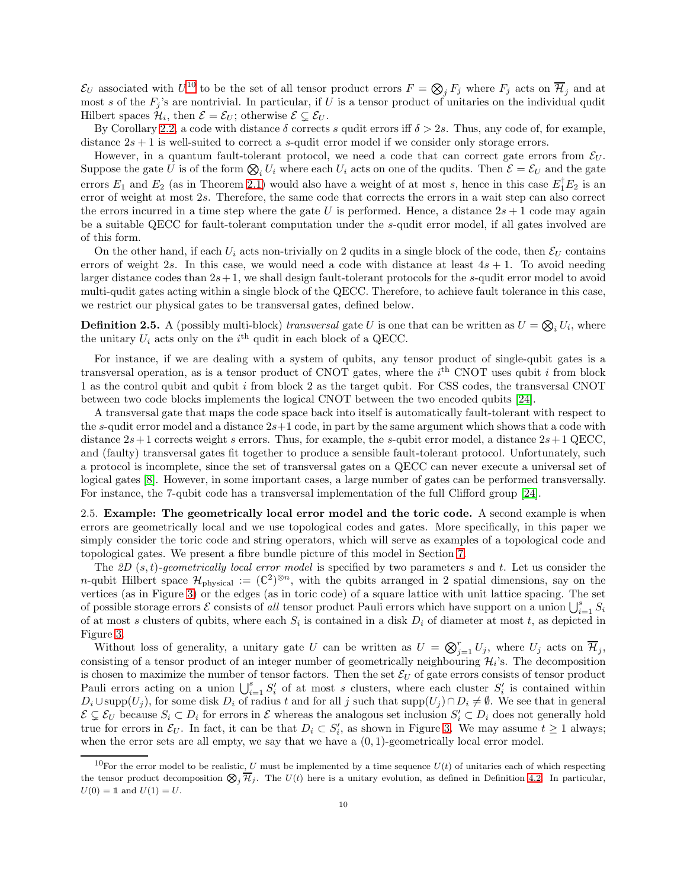$\mathcal{E}_U$ associated with $U$[10] to be the set of all tensor product errors $F = \bigotimes_j F_j$ where $F_j$ acts on $\overline{\mathcal{H}}_j$ and at most $s$ of the $F_j$'s are nontrivial. In particular, if $U$ is a tensor product of unitaries on the individual qudit Hilbert spaces $\mathcal{H}_i$, then $\mathcal{E} = \mathcal{E}_U$; otherwise $\mathcal{E} \subsetneq \mathcal{E}_U$.

By Corollary 2.2, a code with distance $\delta$ corrects $s$ qudit errors iff $\delta > 2s$. Thus, any code of, for example, distance $2s+1$ is well-suited to correct a $s$-qudit error model if we consider only storage errors.

However, in a quantum fault-tolerant protocol, we need a code that can correct gate errors from $\mathcal{E}_U$. Suppose the gate $U$ is of the form $\bigotimes_i U_i$ where each $U_i$ acts on one of the qudits. Then $\mathcal{E} = \mathcal{E}_U$ and the gate errors $E_1$ and $E_2$ (as in Theorem 2.1) would also have a weight of at most $s$, hence in this case $E_1^\dagger E_2$ is an error of weight at most $2s$. Therefore, the same code that corrects the errors in a wait step can also correct the errors incurred in a time step where the gate $U$ is performed. Hence, a distance $2s+1$ code may again be a suitable QECC for fault-tolerant computation under the $s$-qudit error model, if all gates involved are of this form.

On the other hand, if each $U_i$ acts non-trivially on 2 qudits in a single block of the code, then $\mathcal{E}_U$ contains errors of weight $2s$. In this case, we would need a code with distance at least $4s+1$. To avoid needing larger distance codes than $2s+1$, we shall design fault-tolerant protocols for the $s$-qudit error model to avoid multi-qudit gates acting within a single block of the QECC. Therefore, to achieve fault tolerance in this case, we restrict our physical gates to be transversal gates, defined below.

**Definition 2.5.** A (possibly multi-block) *transversal* gate $U$ is one that can be written as $U = \bigotimes_i U_i$, where the unitary $U_i$ acts only on the $i^{\text{th}}$ qudit in each block of a QECC.

For instance, if we are dealing with a system of qubits, any tensor product of single-qubit gates is a transversal operation, as is a tensor product of CNOT gates, where the $i^{\text{th}}$ CNOT uses qubit $i$ from block 1 as the control qubit and qubit $i$ from block 2 as the target qubit. For CSS codes, the transversal CNOT between two code blocks implements the logical CNOT between the two encoded qubits [24].

A transversal gate that maps the code space back into itself is automatically fault-tolerant with respect to the $s$-qudit error model and a distance $2s+1$ code, in part by the same argument which shows that a code with distance $2s+1$ corrects weight $s$ errors. Thus, for example, the $s$-qubit error model, a distance $2s+1$ QECC, and (faulty) transversal gates fit together to produce a sensible fault-tolerant protocol. Unfortunately, such a protocol is incomplete, since the set of transversal gates on a QECC can never execute a universal set of logical gates [8]. However, in some important cases, a large number of gates can be performed transversally. For instance, the 7-qubit code has a transversal implementation of the full Clifford group [24].

2.5. **Example: The geometrically local error model and the toric code.** A second example is when errors are geometrically local and we use topological codes and gates. More specifically, in this paper we simply consider the toric code and string operators, which will serve as examples of a topological code and topological gates. We present a fibre bundle picture of this model in Section 7.

The *2D $(s,t)$-geometrically local error model* is specified by two parameters $s$ and $t$. Let us consider the $n$-qubit Hilbert space $\mathcal{H}_{\text{physical}} := (\mathbb{C}^2)^{\otimes n}$, with the qubits arranged in 2 spatial dimensions, say on the vertices (as in Figure 3) or the edges (as in toric code) of a square lattice with unit lattice spacing. The set of possible storage errors $\mathcal{E}$ consists of *all* tensor product Pauli errors which have support on a union $\bigcup_{i=1}^s S_i$ of at most $s$ clusters of qubits, where each $S_i$ is contained in a disk $D_i$ of diameter at most $t$, as depicted in Figure 3.

Without loss of generality, a unitary gate $U$ can be written as $U = \bigotimes_{j=1}^r U_j$, where $U_j$ acts on $\overline{\mathcal{H}}_j$, consisting of a tensor product of an integer number of geometrically neighbouring $\mathcal{H}_i$'s. The decomposition is chosen to maximize the number of tensor factors. Then the set $\mathcal{E}_U$ of gate errors consists of tensor product Pauli errors acting on a union $\bigcup_{i=1}^s S_i'$ of at most $s$ clusters, where each cluster $S_i'$ is contained within $D_i \cup \text{supp}(U_j)$, for some disk $D_i$ of radius $t$ and for all $j$ such that $\text{supp}(U_j) \cap D_i \neq \emptyset$. We see that in general $\mathcal{E} \subsetneq \mathcal{E}_U$ because $S_i \subset D_i$ for errors in $\mathcal{E}$ whereas the analogous set inclusion $S_i' \subset D_i$ does not generally hold true for errors in $\mathcal{E}_U$. In fact, it can be that $D_i \subset S_i'$, as shown in Figure 3. We may assume $t \geq 1$ always; when the error sets are all empty, we say that we have a $(0,1)$-geometrically local error model.

[10] For the error model to be realistic, $U$ must be implemented by a time sequence $U(t)$ of unitaries each of which respecting the tensor product decomposition $\bigotimes_j \overline{\mathcal{H}}_j$. The $U(t)$ here is a unitary evolution, as defined in Definition 4.2. In particular, $U(0) = \mathbb{1}$ and $U(1) = U$.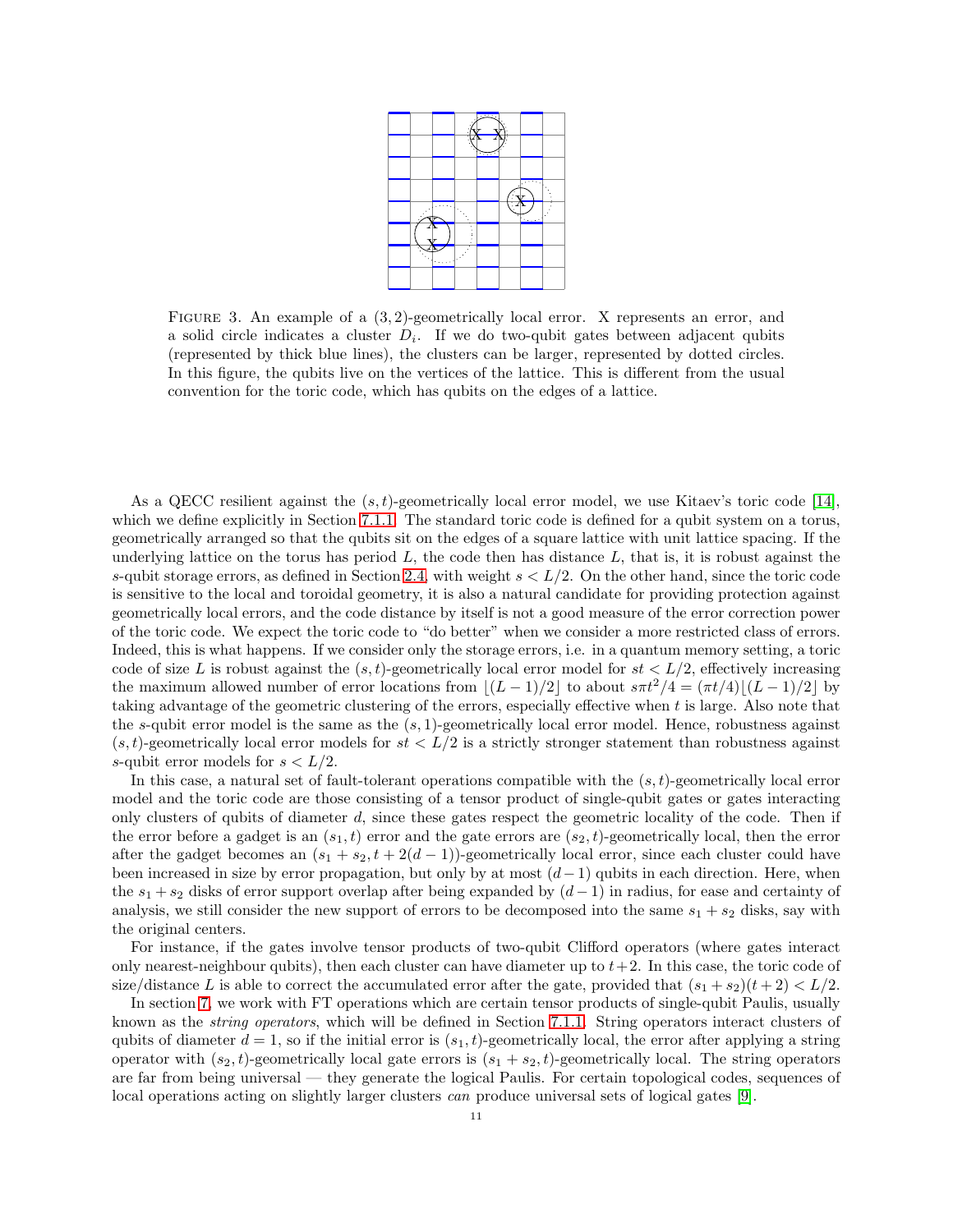FIGURE 3. An example of a $(3,2)$-geometrically local error. X represents an error, and a solid circle indicates a cluster $D_i$. If we do two-qubit gates between adjacent qubits (represented by thick blue lines), the clusters can be larger, represented by dotted circles. In this figure, the qubits live on the vertices of the lattice. This is different from the usual convention for the toric code, which has qubits on the edges of a lattice.

As a QECC resilient against the $(s,t)$-geometrically local error model, we use Kitaev's toric code [14], which we define explicitly in Section 7.1.1. The standard toric code is defined for a qubit system on a torus, geometrically arranged so that the qubits sit on the edges of a square lattice with unit lattice spacing. If the underlying lattice on the torus has period $L$, the code then has distance $L$, that is, it is robust against the $s$-qubit storage errors, as defined in Section 2.4, with weight $s < L/2$. On the other hand, since the toric code is sensitive to the local and toroidal geometry, it is also a natural candidate for providing protection against geometrically local errors, and the code distance by itself is not a good measure of the error correction power of the toric code. We expect the toric code to "do better" when we consider a more restricted class of errors. Indeed, this is what happens. If we consider only the storage errors, i.e. in a quantum memory setting, a toric code of size $L$ is robust against the $(s,t)$-geometrically local error model for $st < L/2$, effectively increasing the maximum allowed number of error locations from $\lfloor (L-1)/2 \rfloor$ to about $s\pi t^2/4 = (\pi t/4)\lfloor (L-1)/2 \rfloor$ by taking advantage of the geometric clustering of the errors, especially effective when $t$ is large. Also note that the $s$-qubit error model is the same as the $(s,1)$-geometrically local error model. Hence, robustness against $(s,t)$-geometrically local error models for $st < L/2$ is a strictly stronger statement than robustness against $s$-qubit error models for $s < L/2$.

In this case, a natural set of fault-tolerant operations compatible with the $(s,t)$-geometrically local error model and the toric code are those consisting of a tensor product of single-qubit gates or gates interacting only clusters of qubits of diameter $d$, since these gates respect the geometric locality of the code. Then if the error before a gadget is an $(s_1,t)$ error and the gate errors are $(s_2,t)$-geometrically local, then the error after the gadget becomes an $(s_1+s_2, t+2(d-1))$-geometrically local error, since each cluster could have been increased in size by error propagation, but only by at most $(d-1)$ qubits in each direction. Here, when the $s_1+s_2$ disks of error support overlap after being expanded by $(d-1)$ in radius, for ease and certainty of analysis, we still consider the new support of errors to be decomposed into the same $s_1+s_2$ disks, say with the original centers.

For instance, if the gates involve tensor products of two-qubit Clifford operators (where gates interact only nearest-neighbour qubits), then each cluster can have diameter up to $t+2$. In this case, the toric code of size/distance $L$ is able to correct the accumulated error after the gate, provided that $(s_1+s_2)(t+2) < L/2$.

In section 7, we work with FT operations which are certain tensor products of single-qubit Paulis, usually known as the *string operators*, which will be defined in Section 7.1.1. String operators interact clusters of qubits of diameter $d = 1$, so if the initial error is $(s_1,t)$-geometrically local, the error after applying a string operator with $(s_2,t)$-geometrically local gate errors is $(s_1+s_2,t)$-geometrically local. The string operators are far from being universal — they generate the logical Paulis. For certain topological codes, sequences of local operations acting on slightly larger clusters *can* produce universal sets of logical gates [9].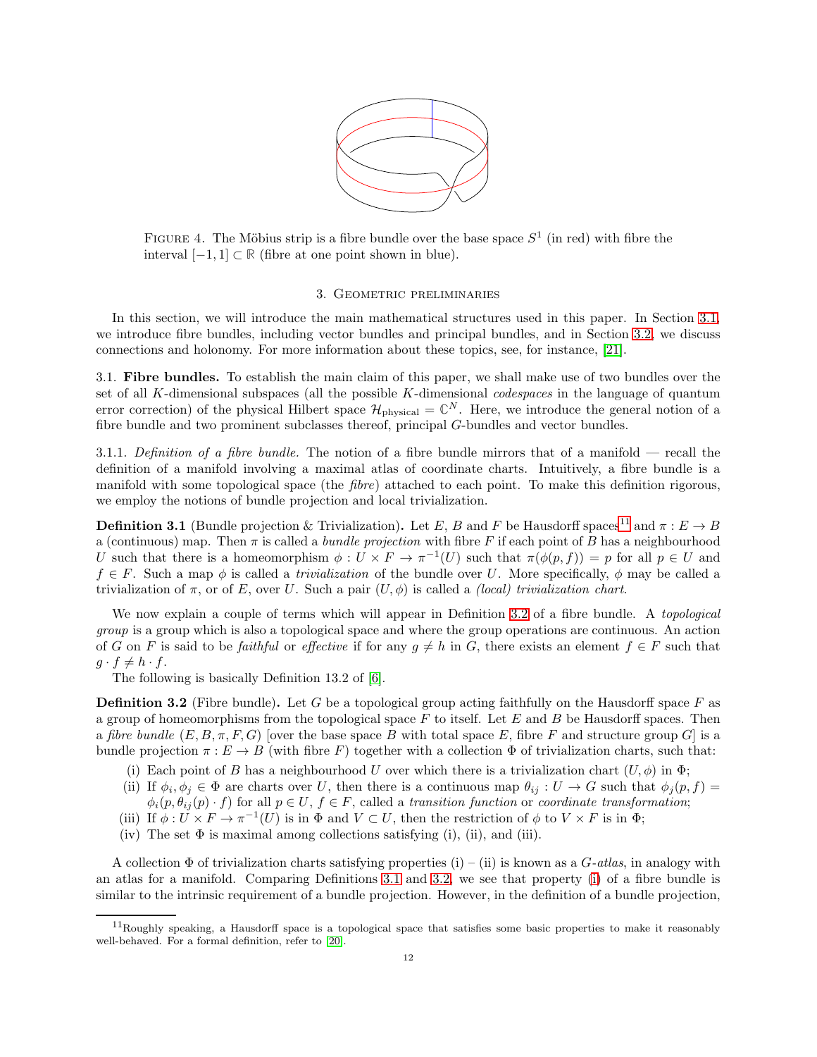FIGURE 4. The Möbius strip is a fibre bundle over the base space $S^1$ (in red) with fibre the interval $[-1, 1] \subset \mathbb{R}$ (fibre at one point shown in blue).

## 3. Geometric preliminaries

In this section, we will introduce the main mathematical structures used in this paper. In Section 3.1, we introduce fibre bundles, including vector bundles and principal bundles, and in Section 3.2, we discuss connections and holonomy. For more information about these topics, see, for instance, [21].

### 3.1. Fibre bundles.

To establish the main claim of this paper, we shall make use of two bundles over the set of all $K$-dimensional subspaces (all the possible $K$-dimensional *codespaces* in the language of quantum error correction) of the physical Hilbert space $\mathcal{H}_{\text{physical}} = \mathbb{C}^N$. Here, we introduce the general notion of a fibre bundle and two prominent subclasses thereof, principal $G$-bundles and vector bundles.

3.1.1. *Definition of a fibre bundle.* The notion of a fibre bundle mirrors that of a manifold — recall the definition of a manifold involving a maximal atlas of coordinate charts. Intuitively, a fibre bundle is a manifold with some topological space (the *fibre*) attached to each point. To make this definition rigorous, we employ the notions of bundle projection and local trivialization.

**Definition 3.1** (Bundle projection & Trivialization)**.** Let $E$, $B$ and $F$ be Hausdorff spaces[11] and $\pi : E \to B$ a (continuous) map. Then $\pi$ is called a *bundle projection* with fibre $F$ if each point of $B$ has a neighbourhood $U$ such that there is a homeomorphism $\phi : U \times F \to \pi^{-1}(U)$ such that $\pi(\phi(p, f)) = p$ for all $p \in U$ and $f \in F$. Such a map $\phi$ is called a *trivialization* of the bundle over $U$. More specifically, $\phi$ may be called a trivialization of $\pi$, or of $E$, over $U$. Such a pair $(U, \phi)$ is called a *(local) trivialization chart*.

We now explain a couple of terms which will appear in Definition 3.2 of a fibre bundle. A *topological group* is a group which is also a topological space and where the group operations are continuous. An action of $G$ on $F$ is said to be *faithful* or *effective* if for any $g \neq h$ in $G$, there exists an element $f \in F$ such that $g \cdot f \neq h \cdot f$.

The following is basically Definition 13.2 of [6].

**Definition 3.2** (Fibre bundle)**.** Let $G$ be a topological group acting faithfully on the Hausdorff space $F$ as a group of homeomorphisms from the topological space $F$ to itself. Let $E$ and $B$ be Hausdorff spaces. Then a *fibre bundle* $(E, B, \pi, F, G)$ [over the base space $B$ with total space $E$, fibre $F$ and structure group $G$] is a bundle projection $\pi : E \to B$ (with fibre $F$) together with a collection $\Phi$ of trivialization charts, such that:

(i) Each point of $B$ has a neighbourhood $U$ over which there is a trivialization chart $(U, \phi)$ in $\Phi$;
(ii) If $\phi_i, \phi_j \in \Phi$ are charts over $U$, then there is a continuous map $\theta_{ij} : U \to G$ such that $\phi_j(p, f) = \phi_i(p, \theta_{ij}(p) \cdot f)$ for all $p \in U$, $f \in F$, called a *transition function* or *coordinate transformation*;
(iii) If $\phi : U \times F \to \pi^{-1}(U)$ is in $\Phi$ and $V \subset U$, then the restriction of $\phi$ to $V \times F$ is in $\Phi$;
(iv) The set $\Phi$ is maximal among collections satisfying (i), (ii), and (iii).

A collection $\Phi$ of trivialization charts satisfying properties (i) – (ii) is known as a *G-atlas*, in analogy with an atlas for a manifold. Comparing Definitions 3.1 and 3.2, we see that property (i) of a fibre bundle is similar to the intrinsic requirement of a bundle projection. However, in the definition of a bundle projection,

[11] Roughly speaking, a Hausdorff space is a topological space that satisfies some basic properties to make it reasonably well-behaved. For a formal definition, refer to [20].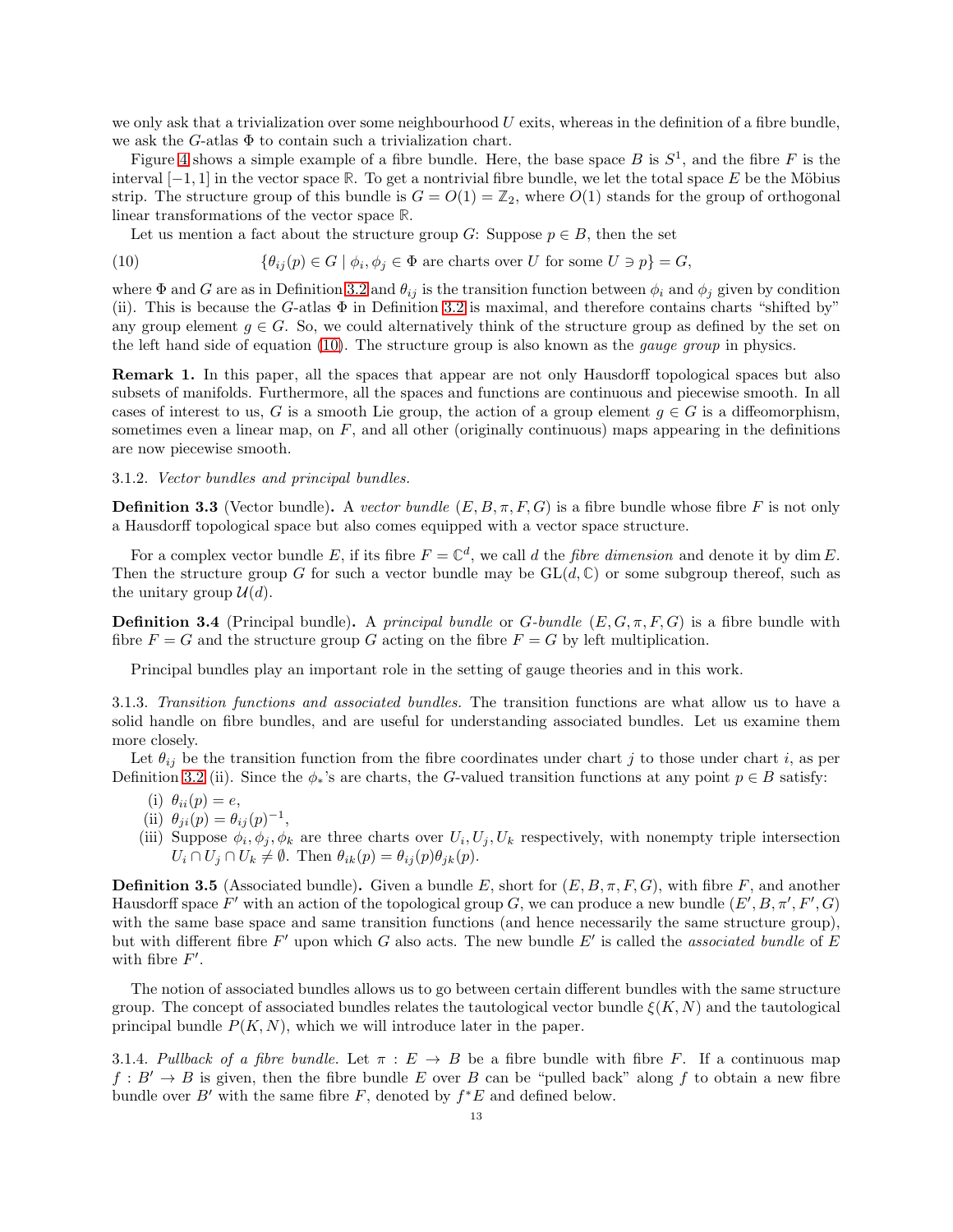we only ask that a trivialization over some neighbourhood $U$ exits, whereas in the definition of a fibre bundle, we ask the $G$-atlas $\Phi$ to contain such a trivialization chart.

Figure 4 shows a simple example of a fibre bundle. Here, the base space $B$ is $S^1$, and the fibre $F$ is the interval $[-1, 1]$ in the vector space $\mathbb{R}$. To get a nontrivial fibre bundle, we let the total space $E$ be the Möbius strip. The structure group of this bundle is $G = O(1) = \mathbb{Z}_2$, where $O(1)$ stands for the group of orthogonal linear transformations of the vector space $\mathbb{R}$.

Let us mention a fact about the structure group $G$: Suppose $p \in B$, then the set

$$\{\theta_{ij}(p) \in G \mid \phi_i, \phi_j \in \Phi \text{ are charts over } U \text{ for some } U \ni p\} = G, \tag{10}$$

where $\Phi$ and $G$ are as in Definition 3.2 and $\theta_{ij}$ is the transition function between $\phi_i$ and $\phi_j$ given by condition (ii). This is because the $G$-atlas $\Phi$ in Definition 3.2 is maximal, and therefore contains charts "shifted by" any group element $g \in G$. So, we could alternatively think of the structure group as defined by the set on the left hand side of equation (10). The structure group is also known as the *gauge group* in physics.

**Remark 1.** In this paper, all the spaces that appear are not only Hausdorff topological spaces but also subsets of manifolds. Furthermore, all the spaces and functions are continuous and piecewise smooth. In all cases of interest to us, $G$ is a smooth Lie group, the action of a group element $g \in G$ is a diffeomorphism, sometimes even a linear map, on $F$, and all other (originally continuous) maps appearing in the definitions are now piecewise smooth.

3.1.2. *Vector bundles and principal bundles.*

**Definition 3.3** (Vector bundle)**.** A *vector bundle* $(E, B, \pi, F, G)$ is a fibre bundle whose fibre $F$ is not only a Hausdorff topological space but also comes equipped with a vector space structure.

For a complex vector bundle $E$, if its fibre $F = \mathbb{C}^d$, we call $d$ the *fibre dimension* and denote it by $\dim E$. Then the structure group $G$ for such a vector bundle may be $\mathrm{GL}(d, \mathbb{C})$ or some subgroup thereof, such as the unitary group $\mathcal{U}(d)$.

**Definition 3.4** (Principal bundle)**.** A *principal bundle* or *$G$-bundle* $(E, G, \pi, F, G)$ is a fibre bundle with fibre $F = G$ and the structure group $G$ acting on the fibre $F = G$ by left multiplication.

Principal bundles play an important role in the setting of gauge theories and in this work.

3.1.3. *Transition functions and associated bundles.* The transition functions are what allow us to have a solid handle on fibre bundles, and are useful for understanding associated bundles. Let us examine them more closely.

Let $\theta_{ij}$ be the transition function from the fibre coordinates under chart $j$ to those under chart $i$, as per Definition 3.2 (ii). Since the $\phi_*$'s are charts, the $G$-valued transition functions at any point $p \in B$ satisfy:

(i) $\theta_{ii}(p) = e$,
(ii) $\theta_{ji}(p) = \theta_{ij}(p)^{-1}$,
(iii) Suppose $\phi_i, \phi_j, \phi_k$ are three charts over $U_i, U_j, U_k$ respectively, with nonempty triple intersection $U_i \cap U_j \cap U_k \neq \emptyset$. Then $\theta_{ik}(p) = \theta_{ij}(p)\theta_{jk}(p)$.

**Definition 3.5** (Associated bundle)**.** Given a bundle $E$, short for $(E, B, \pi, F, G)$, with fibre $F$, and another Hausdorff space $F'$ with an action of the topological group $G$, we can produce a new bundle $(E', B, \pi', F', G)$ with the same base space and same transition functions (and hence necessarily the same structure group), but with different fibre $F'$ upon which $G$ also acts. The new bundle $E'$ is called the *associated bundle* of $E$ with fibre $F'$.

The notion of associated bundles allows us to go between certain different bundles with the same structure group. The concept of associated bundles relates the tautological vector bundle $\xi(K, N)$ and the tautological principal bundle $P(K, N)$, which we will introduce later in the paper.

3.1.4. *Pullback of a fibre bundle.* Let $\pi : E \to B$ be a fibre bundle with fibre $F$. If a continuous map $f : B' \to B$ is given, then the fibre bundle $E$ over $B$ can be "pulled back" along $f$ to obtain a new fibre bundle over $B'$ with the same fibre $F$, denoted by $f^*E$ and defined below.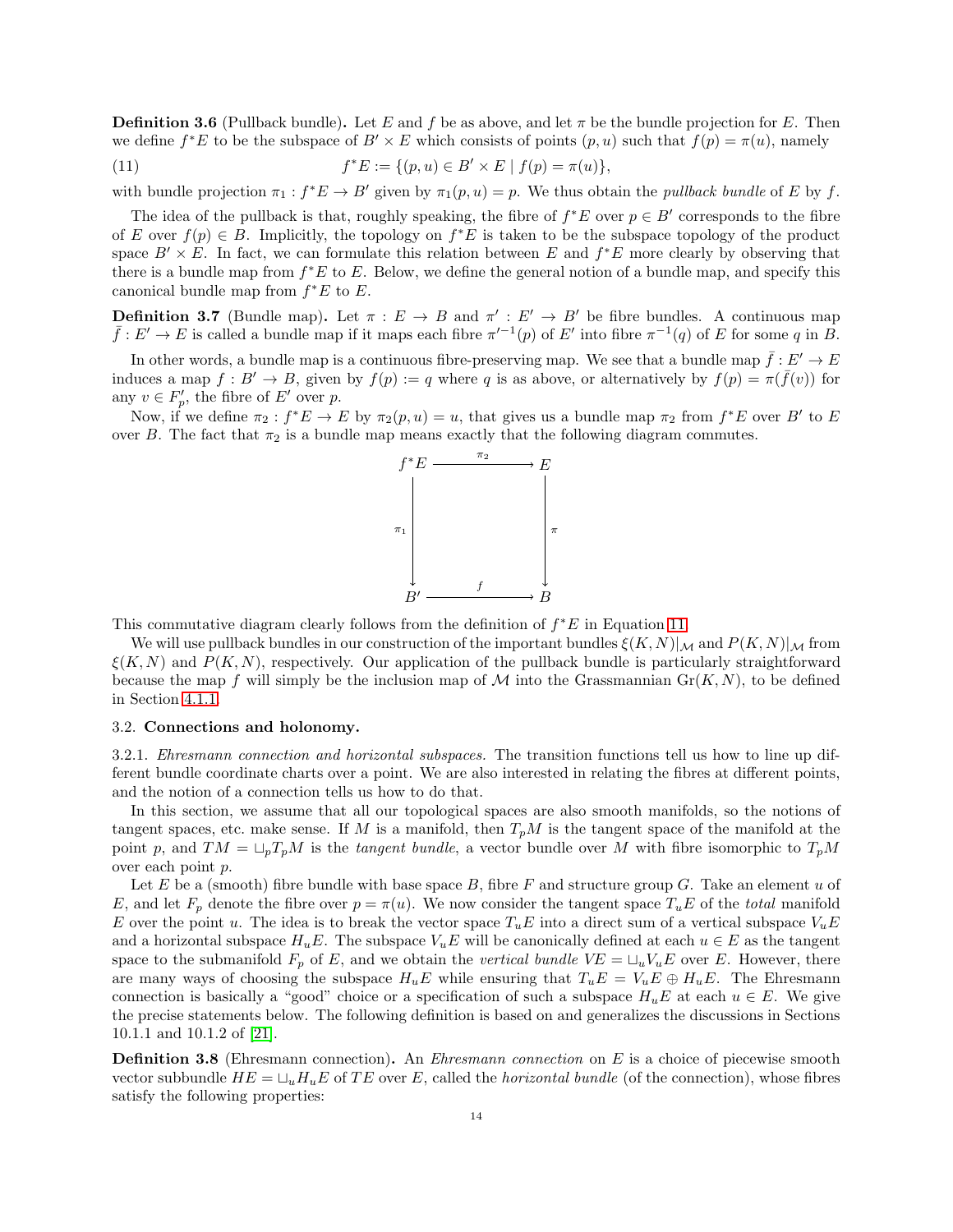**Definition 3.6** (Pullback bundle)**.** Let $E$ and $f$ be as above, and let $\pi$ be the bundle projection for $E$. Then we define $f^*E$ to be the subspace of $B' \times E$ which consists of points $(p, u)$ such that $f(p) = \pi(u)$, namely

$$f^*E := \{(p, u) \in B' \times E \mid f(p) = \pi(u)\}, \tag{11}$$

with bundle projection $\pi_1 : f^*E \to B'$ given by $\pi_1(p, u) = p$. We thus obtain the *pullback bundle* of $E$ by $f$.

The idea of the pullback is that, roughly speaking, the fibre of $f^*E$ over $p \in B'$ corresponds to the fibre of $E$ over $f(p) \in B$. Implicitly, the topology on $f^*E$ is taken to be the subspace topology of the product space $B' \times E$. In fact, we can formulate this relation between $E$ and $f^*E$ more clearly by observing that there is a bundle map from $f^*E$ to $E$. Below, we define the general notion of a bundle map, and specify this canonical bundle map from $f^*E$ to $E$.

**Definition 3.7** (Bundle map)**.** Let $\pi : E \to B$ and $\pi' : E' \to B'$ be fibre bundles. A continuous map $\bar{f} : E' \to E$ is called a bundle map if it maps each fibre $\pi'^{-1}(p)$ of $E'$ into fibre $\pi^{-1}(q)$ of $E$ for some $q$ in $B$.

In other words, a bundle map is a continuous fibre-preserving map. We see that a bundle map $\bar{f} : E' \to E$ induces a map $f : B' \to B$, given by $f(p) := q$ where $q$ is as above, or alternatively by $f(p) = \pi(\bar{f}(v))$ for any $v \in F'_p$, the fibre of $E'$ over $p$.

Now, if we define $\pi_2 : f^*E \to E$ by $\pi_2(p, u) = u$, that gives us a bundle map $\pi_2$ from $f^*E$ over $B'$ to $E$ over $B$. The fact that $\pi_2$ is a bundle map means exactly that the following diagram commutes.

$$\begin{array}{ccc} f^*E & \xrightarrow{\pi_2} & E \\ \Big\downarrow{\scriptstyle \pi_1} & & \Big\downarrow{\scriptstyle \pi} \\ B' & \xrightarrow{f} & B \end{array}$$

This commutative diagram clearly follows from the definition of $f^*E$ in Equation 11.

We will use pullback bundles in our construction of the important bundles $\xi(K, N)|_{\mathcal{M}}$ and $P(K, N)|_{\mathcal{M}}$ from $\xi(K, N)$ and $P(K, N)$, respectively. Our application of the pullback bundle is particularly straightforward because the map $f$ will simply be the inclusion map of $\mathcal{M}$ into the Grassmannian $\mathrm{Gr}(K, N)$, to be defined in Section 4.1.1.

### 3.2. Connections and holonomy.

3.2.1. *Ehresmann connection and horizontal subspaces.* The transition functions tell us how to line up different bundle coordinate charts over a point. We are also interested in relating the fibres at different points, and the notion of a connection tells us how to do that.

In this section, we assume that all our topological spaces are also smooth manifolds, so the notions of tangent spaces, etc. make sense. If $M$ is a manifold, then $T_pM$ is the tangent space of the manifold at the point $p$, and $TM = \sqcup_p T_pM$ is the *tangent bundle*, a vector bundle over $M$ with fibre isomorphic to $T_pM$ over each point $p$.

Let $E$ be a (smooth) fibre bundle with base space $B$, fibre $F$ and structure group $G$. Take an element $u$ of $E$, and let $F_p$ denote the fibre over $p = \pi(u)$. We now consider the tangent space $T_uE$ of the *total* manifold $E$ over the point $u$. The idea is to break the vector space $T_uE$ into a direct sum of a vertical subspace $V_uE$ and a horizontal subspace $H_uE$. The subspace $V_uE$ will be canonically defined at each $u \in E$ as the tangent space to the submanifold $F_p$ of $E$, and we obtain the *vertical bundle* $VE = \sqcup_u V_uE$ over $E$. However, there are many ways of choosing the subspace $H_uE$ while ensuring that $T_uE = V_uE \oplus H_uE$. The Ehresmann connection is basically a "good" choice or a specification of such a subspace $H_uE$ at each $u \in E$. We give the precise statements below. The following definition is based on and generalizes the discussions in Sections 10.1.1 and 10.1.2 of [21].

**Definition 3.8** (Ehresmann connection)**.** An *Ehresmann connection* on $E$ is a choice of piecewise smooth vector subbundle $HE = \sqcup_u H_uE$ of $TE$ over $E$, called the *horizontal bundle* (of the connection), whose fibres satisfy the following properties: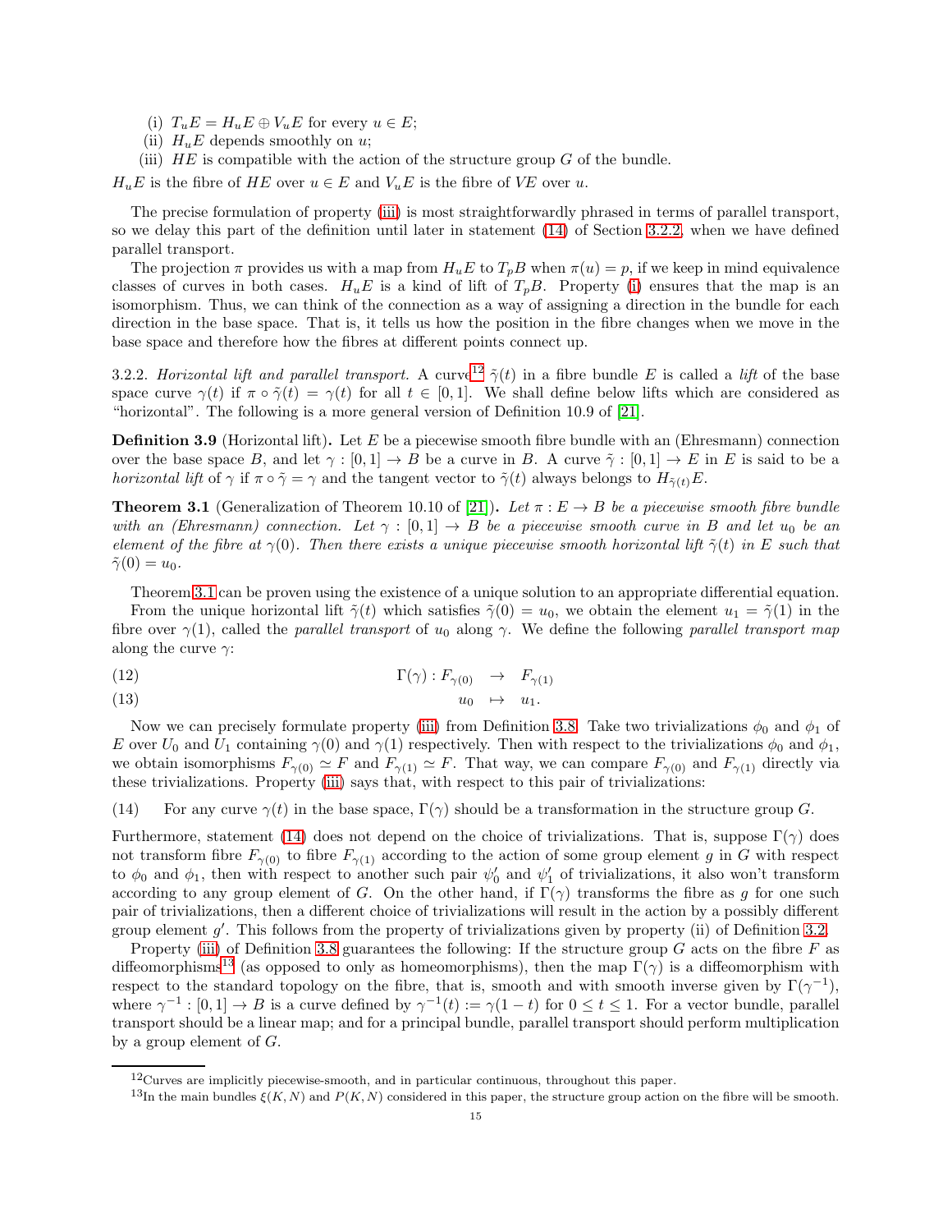(i) $T_u E = H_u E \oplus V_u E$ for every $u \in E$;
(ii) $H_u E$ depends smoothly on $u$;
(iii) $HE$ is compatible with the action of the structure group $G$ of the bundle.

$H_u E$ is the fibre of $HE$ over $u \in E$ and $V_u E$ is the fibre of $VE$ over $u$.

The precise formulation of property (iii) is most straightforwardly phrased in terms of parallel transport, so we delay this part of the definition until later in statement (14) of Section 3.2.2, when we have defined parallel transport.

The projection $\pi$ provides us with a map from $H_u E$ to $T_p B$ when $\pi(u) = p$, if we keep in mind equivalence classes of curves in both cases. $H_u E$ is a kind of lift of $T_p B$. Property (i) ensures that the map is an isomorphism. Thus, we can think of the connection as a way of assigning a direction in the bundle for each direction in the base space. That is, it tells us how the position in the fibre changes when we move in the base space and therefore how the fibres at different points connect up.

3.2.2. *Horizontal lift and parallel transport.* A curve[12] $\tilde{\gamma}(t)$ in a fibre bundle $E$ is called a *lift* of the base space curve $\gamma(t)$ if $\pi \circ \tilde{\gamma}(t) = \gamma(t)$ for all $t \in [0, 1]$. We shall define below lifts which are considered as "horizontal". The following is a more general version of Definition 10.9 of [21].

**Definition 3.9** (Horizontal lift)**.** Let $E$ be a piecewise smooth fibre bundle with an (Ehresmann) connection over the base space $B$, and let $\gamma : [0, 1] \to B$ be a curve in $B$. A curve $\tilde{\gamma} : [0, 1] \to E$ in $E$ is said to be a *horizontal lift* of $\gamma$ if $\pi \circ \tilde{\gamma} = \gamma$ and the tangent vector to $\tilde{\gamma}(t)$ always belongs to $H_{\tilde{\gamma}(t)} E$.

**Theorem 3.1** (Generalization of Theorem 10.10 of [21])**.** *Let $\pi : E \to B$ be a piecewise smooth fibre bundle with an (Ehresmann) connection. Let $\gamma : [0, 1] \to B$ be a piecewise smooth curve in $B$ and let $u_0$ be an element of the fibre at $\gamma(0)$. Then there exists a unique piecewise smooth horizontal lift $\tilde{\gamma}(t)$ in $E$ such that $\tilde{\gamma}(0) = u_0$.*

Theorem 3.1 can be proven using the existence of a unique solution to an appropriate differential equation.

From the unique horizontal lift $\tilde{\gamma}(t)$ which satisfies $\tilde{\gamma}(0) = u_0$, we obtain the element $u_1 = \tilde{\gamma}(1)$ in the fibre over $\gamma(1)$, called the *parallel transport* of $u_0$ along $\gamma$. We define the following *parallel transport map* along the curve $\gamma$:

$$
\begin{aligned}
\Gamma(\gamma) : F_{\gamma(0)} &\to F_{\gamma(1)} &\quad (12)\\
u_0 &\mapsto u_1. &\quad (13)
\end{aligned}
$$

Now we can precisely formulate property (iii) from Definition 3.8. Take two trivializations $\phi_0$ and $\phi_1$ of $E$ over $U_0$ and $U_1$ containing $\gamma(0)$ and $\gamma(1)$ respectively. Then with respect to the trivializations $\phi_0$ and $\phi_1$, we obtain isomorphisms $F_{\gamma(0)} \simeq F$ and $F_{\gamma(1)} \simeq F$. That way, we can compare $F_{\gamma(0)}$ and $F_{\gamma(1)}$ directly via these trivializations. Property (iii) says that, with respect to this pair of trivializations:

(14) For any curve $\gamma(t)$ in the base space, $\Gamma(\gamma)$ should be a transformation in the structure group $G$.

Furthermore, statement (14) does not depend on the choice of trivializations. That is, suppose $\Gamma(\gamma)$ does not transform fibre $F_{\gamma(0)}$ to fibre $F_{\gamma(1)}$ according to the action of some group element $g$ in $G$ with respect to $\phi_0$ and $\phi_1$, then with respect to another such pair $\psi'_0$ and $\psi'_1$ of trivializations, it also won't transform according to any group element of $G$. On the other hand, if $\Gamma(\gamma)$ transforms the fibre as $g$ for one such pair of trivializations, then a different choice of trivializations will result in the action by a possibly different group element $g'$. This follows from the property of trivializations given by property (ii) of Definition 3.2.

Property (iii) of Definition 3.8 guarantees the following: If the structure group $G$ acts on the fibre $F$ as diffeomorphisms[13] (as opposed to only as homeomorphisms), then the map $\Gamma(\gamma)$ is a diffeomorphism with respect to the standard topology on the fibre, that is, smooth and with smooth inverse given by $\Gamma(\gamma^{-1})$, where $\gamma^{-1} : [0, 1] \to B$ is a curve defined by $\gamma^{-1}(t) := \gamma(1 - t)$ for $0 \le t \le 1$. For a vector bundle, parallel transport should be a linear map; and for a principal bundle, parallel transport should perform multiplication by a group element of $G$.

---

[12] Curves are implicitly piecewise-smooth, and in particular continuous, throughout this paper.

[13] In the main bundles $\xi(K, N)$ and $P(K, N)$ considered in this paper, the structure group action on the fibre will be smooth.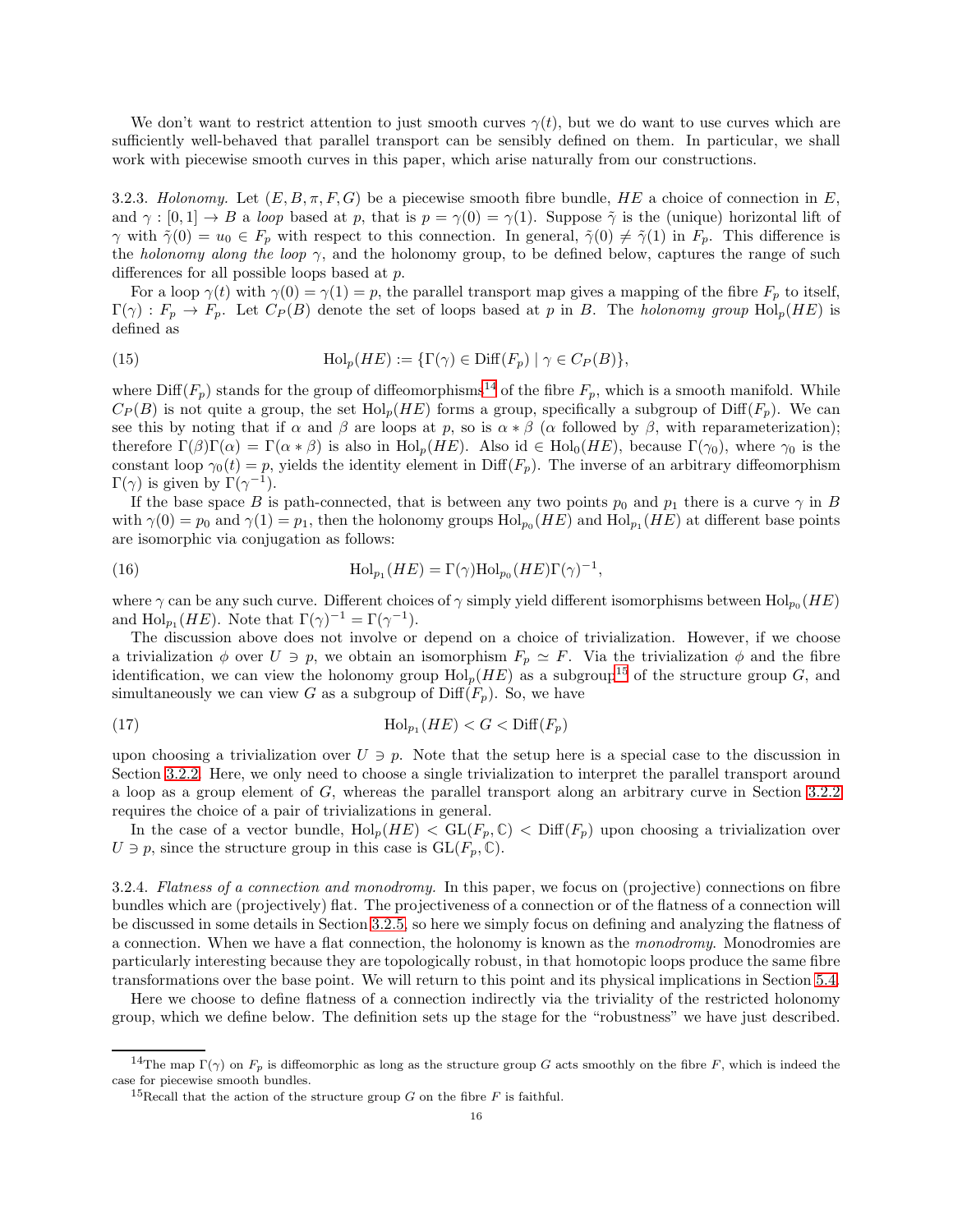We don't want to restrict attention to just smooth curves $\gamma(t)$, but we do want to use curves which are sufficiently well-behaved that parallel transport can be sensibly defined on them. In particular, we shall work with piecewise smooth curves in this paper, which arise naturally from our constructions.

3.2.3. *Holonomy.* Let $(E, B, \pi, F, G)$ be a piecewise smooth fibre bundle, $HE$ a choice of connection in $E$, and $\gamma : [0,1] \to B$ a *loop* based at $p$, that is $p = \gamma(0) = \gamma(1)$. Suppose $\tilde{\gamma}$ is the (unique) horizontal lift of $\gamma$ with $\tilde{\gamma}(0) = u_0 \in F_p$ with respect to this connection. In general, $\tilde{\gamma}(0) \neq \tilde{\gamma}(1)$ in $F_p$. This difference is the *holonomy along the loop* $\gamma$, and the holonomy group, to be defined below, captures the range of such differences for all possible loops based at $p$.

For a loop $\gamma(t)$ with $\gamma(0) = \gamma(1) = p$, the parallel transport map gives a mapping of the fibre $F_p$ to itself, $\Gamma(\gamma) : F_p \to F_p$. Let $C_P(B)$ denote the set of loops based at $p$ in $B$. The *holonomy group* $\mathrm{Hol}_p(HE)$ is defined as

$$\mathrm{Hol}_p(HE) := \{\Gamma(\gamma) \in \mathrm{Diff}(F_p) \mid \gamma \in C_P(B)\}, \tag{15}$$

where $\mathrm{Diff}(F_p)$ stands for the group of diffeomorphisms[14] of the fibre $F_p$, which is a smooth manifold. While $C_P(B)$ is not quite a group, the set $\mathrm{Hol}_p(HE)$ forms a group, specifically a subgroup of $\mathrm{Diff}(F_p)$. We can see this by noting that if $\alpha$ and $\beta$ are loops at $p$, so is $\alpha * \beta$ ($\alpha$ followed by $\beta$, with reparameterization); therefore $\Gamma(\beta)\Gamma(\alpha) = \Gamma(\alpha * \beta)$ is also in $\mathrm{Hol}_p(HE)$. Also $\mathrm{id} \in \mathrm{Hol}_0(HE)$, because $\Gamma(\gamma_0)$, where $\gamma_0$ is the constant loop $\gamma_0(t) = p$, yields the identity element in $\mathrm{Diff}(F_p)$. The inverse of an arbitrary diffeomorphism $\Gamma(\gamma)$ is given by $\Gamma(\gamma^{-1})$.

If the base space $B$ is path-connected, that is between any two points $p_0$ and $p_1$ there is a curve $\gamma$ in $B$ with $\gamma(0) = p_0$ and $\gamma(1) = p_1$, then the holonomy groups $\mathrm{Hol}_{p_0}(HE)$ and $\mathrm{Hol}_{p_1}(HE)$ at different base points are isomorphic via conjugation as follows:

$$\mathrm{Hol}_{p_1}(HE) = \Gamma(\gamma)\mathrm{Hol}_{p_0}(HE)\Gamma(\gamma)^{-1}, \tag{16}$$

where $\gamma$ can be any such curve. Different choices of $\gamma$ simply yield different isomorphisms between $\mathrm{Hol}_{p_0}(HE)$ and $\mathrm{Hol}_{p_1}(HE)$. Note that $\Gamma(\gamma)^{-1} = \Gamma(\gamma^{-1})$.

The discussion above does not involve or depend on a choice of trivialization. However, if we choose a trivialization $\phi$ over $U \ni p$, we obtain an isomorphism $F_p \simeq F$. Via the trivialization $\phi$ and the fibre identification, we can view the holonomy group $\mathrm{Hol}_p(HE)$ as a subgroup[15] of the structure group $G$, and simultaneously we can view $G$ as a subgroup of $\mathrm{Diff}(F_p)$. So, we have

$$\mathrm{Hol}_{p_1}(HE) < G < \mathrm{Diff}(F_p) \tag{17}$$

upon choosing a trivialization over $U \ni p$. Note that the setup here is a special case to the discussion in Section 3.2.2. Here, we only need to choose a single trivialization to interpret the parallel transport around a loop as a group element of $G$, whereas the parallel transport along an arbitrary curve in Section 3.2.2 requires the choice of a pair of trivializations in general.

In the case of a vector bundle, $\mathrm{Hol}_p(HE) < \mathrm{GL}(F_p, \mathbb{C}) < \mathrm{Diff}(F_p)$ upon choosing a trivialization over $U \ni p$, since the structure group in this case is $\mathrm{GL}(F_p, \mathbb{C})$.

3.2.4. *Flatness of a connection and monodromy.* In this paper, we focus on (projective) connections on fibre bundles which are (projectively) flat. The projectiveness of a connection or of the flatness of a connection will be discussed in some details in Section 3.2.5, so here we simply focus on defining and analyzing the flatness of a connection. When we have a flat connection, the holonomy is known as the *monodromy*. Monodromies are particularly interesting because they are topologically robust, in that homotopic loops produce the same fibre transformations over the base point. We will return to this point and its physical implications in Section 5.4.

Here we choose to define flatness of a connection indirectly via the triviality of the restricted holonomy group, which we define below. The definition sets up the stage for the "robustness" we have just described.

[14] The map $\Gamma(\gamma)$ on $F_p$ is diffeomorphic as long as the structure group $G$ acts smoothly on the fibre $F$, which is indeed the case for piecewise smooth bundles.

[15] Recall that the action of the structure group $G$ on the fibre $F$ is faithful.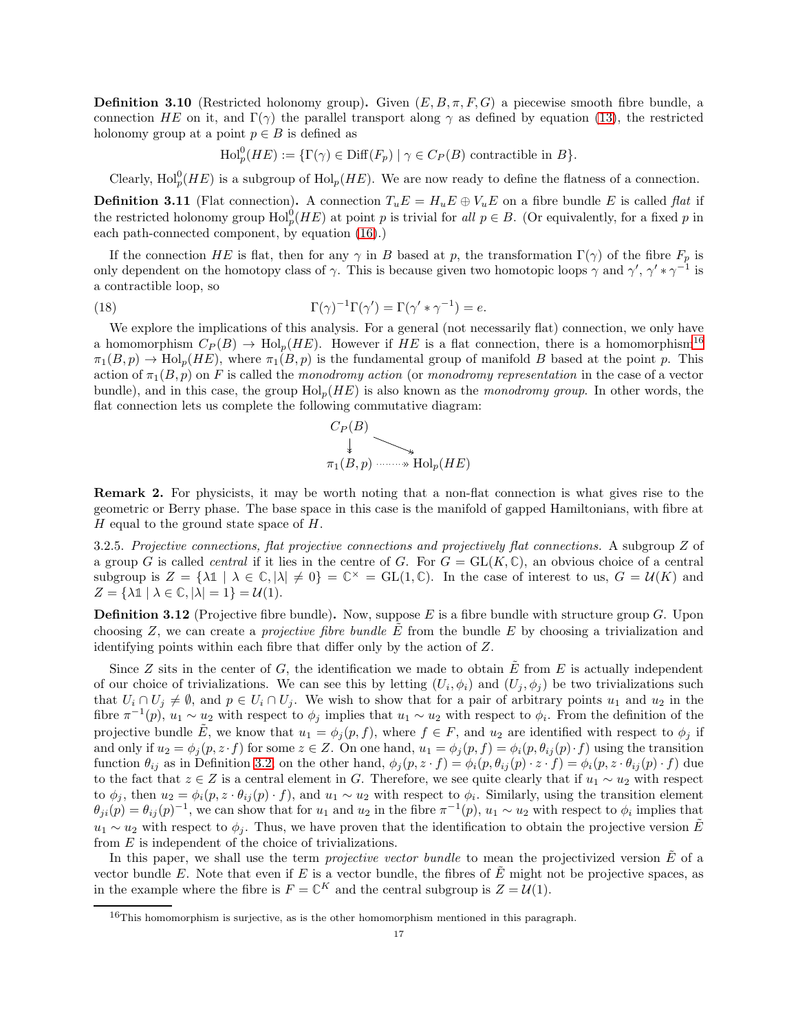**Definition 3.10** (Restricted holonomy group)**.** Given $(E, B, \pi, F, G)$ a piecewise smooth fibre bundle, a connection $HE$ on it, and $\Gamma(\gamma)$ the parallel transport along $\gamma$ as defined by equation (13), the restricted holonomy group at a point $p \in B$ is defined as

$$\mathrm{Hol}^0_p(HE) := \{\Gamma(\gamma) \in \mathrm{Diff}(F_p) \mid \gamma \in C_P(B) \text{ contractible in } B\}.$$

Clearly, $\mathrm{Hol}^0_p(HE)$ is a subgroup of $\mathrm{Hol}_p(HE)$. We are now ready to define the flatness of a connection.

**Definition 3.11** (Flat connection)**.** A connection $T_uE = H_uE \oplus V_uE$ on a fibre bundle $E$ is called *flat* if the restricted holonomy group $\mathrm{Hol}^0_p(HE)$ at point $p$ is trivial for *all* $p \in B$. (Or equivalently, for a fixed $p$ in each path-connected component, by equation (16).)

If the connection $HE$ is flat, then for any $\gamma$ in $B$ based at $p$, the transformation $\Gamma(\gamma)$ of the fibre $F_p$ is only dependent on the homotopy class of $\gamma$. This is because given two homotopic loops $\gamma$ and $\gamma'$, $\gamma' * \gamma^{-1}$ is a contractible loop, so

$$\Gamma(\gamma)^{-1}\Gamma(\gamma') = \Gamma(\gamma' * \gamma^{-1}) = e. \tag{18}$$

We explore the implications of this analysis. For a general (not necessarily flat) connection, we only have a homomorphism $C_P(B) \to \mathrm{Hol}_p(HE)$. However if $HE$ is a flat connection, there is a homomorphism[16] $\pi_1(B, p) \to \mathrm{Hol}_p(HE)$, where $\pi_1(B, p)$ is the fundamental group of manifold $B$ based at the point $p$. This action of $\pi_1(B, p)$ on $F$ is called the *monodromy action* (or *monodromy representation* in the case of a vector bundle), and in this case, the group $\mathrm{Hol}_p(HE)$ is also known as the *monodromy group*. In other words, the flat connection lets us complete the following commutative diagram:

$$\begin{array}{ccc} C_P(B) & & \\ \downarrow & \searrow & \\ \pi_1(B,p) & \cdots\cdots\twoheadrightarrow & \mathrm{Hol}_p(HE) \end{array}$$

**Remark 2.** For physicists, it may be worth noting that a non-flat connection is what gives rise to the geometric or Berry phase. The base space in this case is the manifold of gapped Hamiltonians, with fibre at $H$ equal to the ground state space of $H$.

3.2.5. *Projective connections, flat projective connections and projectively flat connections.* A subgroup $Z$ of a group $G$ is called *central* if it lies in the centre of $G$. For $G = \mathrm{GL}(K, \mathbb{C})$, an obvious choice of a central subgroup is $Z = \{\lambda \mathbb{1} \mid \lambda \in \mathbb{C}, |\lambda| \neq 0\} = \mathbb{C}^\times = \mathrm{GL}(1, \mathbb{C})$. In the case of interest to us, $G = \mathcal{U}(K)$ and $Z = \{\lambda \mathbb{1} \mid \lambda \in \mathbb{C}, |\lambda| = 1\} = \mathcal{U}(1)$.

**Definition 3.12** (Projective fibre bundle)**.** Now, suppose $E$ is a fibre bundle with structure group $G$. Upon choosing $Z$, we can create a *projective fibre bundle* $\tilde{E}$ from the bundle $E$ by choosing a trivialization and identifying points within each fibre that differ only by the action of $Z$.

Since $Z$ sits in the center of $G$, the identification we made to obtain $\tilde{E}$ from $E$ is actually independent of our choice of trivializations. We can see this by letting $(U_i, \phi_i)$ and $(U_j, \phi_j)$ be two trivializations such that $U_i \cap U_j \neq \emptyset$, and $p \in U_i \cap U_j$. We wish to show that for a pair of arbitrary points $u_1$ and $u_2$ in the fibre $\pi^{-1}(p)$, $u_1 \sim u_2$ with respect to $\phi_j$ implies that $u_1 \sim u_2$ with respect to $\phi_i$. From the definition of the projective bundle $\tilde{E}$, we know that $u_1 = \phi_j(p, f)$, where $f \in F$, and $u_2$ are identified with respect to $\phi_j$ if and only if $u_2 = \phi_j(p, z \cdot f)$ for some $z \in Z$. On one hand, $u_1 = \phi_j(p, f) = \phi_i(p, \theta_{ij}(p) \cdot f)$ using the transition function $\theta_{ij}$ as in Definition 3.2; on the other hand, $\phi_j(p, z \cdot f) = \phi_i(p, \theta_{ij}(p) \cdot z \cdot f) = \phi_i(p, z \cdot \theta_{ij}(p) \cdot f)$ due to the fact that $z \in Z$ is a central element in $G$. Therefore, we see quite clearly that if $u_1 \sim u_2$ with respect to $\phi_j$, then $u_2 = \phi_i(p, z \cdot \theta_{ij}(p) \cdot f)$, and $u_1 \sim u_2$ with respect to $\phi_i$. Similarly, using the transition element $\theta_{ji}(p) = \theta_{ij}(p)^{-1}$, we can show that for $u_1$ and $u_2$ in the fibre $\pi^{-1}(p)$, $u_1 \sim u_2$ with respect to $\phi_i$ implies that $u_1 \sim u_2$ with respect to $\phi_j$. Thus, we have proven that the identification to obtain the projective version $\tilde{E}$ from $E$ is independent of the choice of trivializations.

In this paper, we shall use the term *projective vector bundle* to mean the projectivized version $\tilde{E}$ of a vector bundle $E$. Note that even if $E$ is a vector bundle, the fibres of $\tilde{E}$ might not be projective spaces, as in the example where the fibre is $F = \mathbb{C}^K$ and the central subgroup is $Z = \mathcal{U}(1)$.

---

[16] This homomorphism is surjective, as is the other homomorphism mentioned in this paragraph.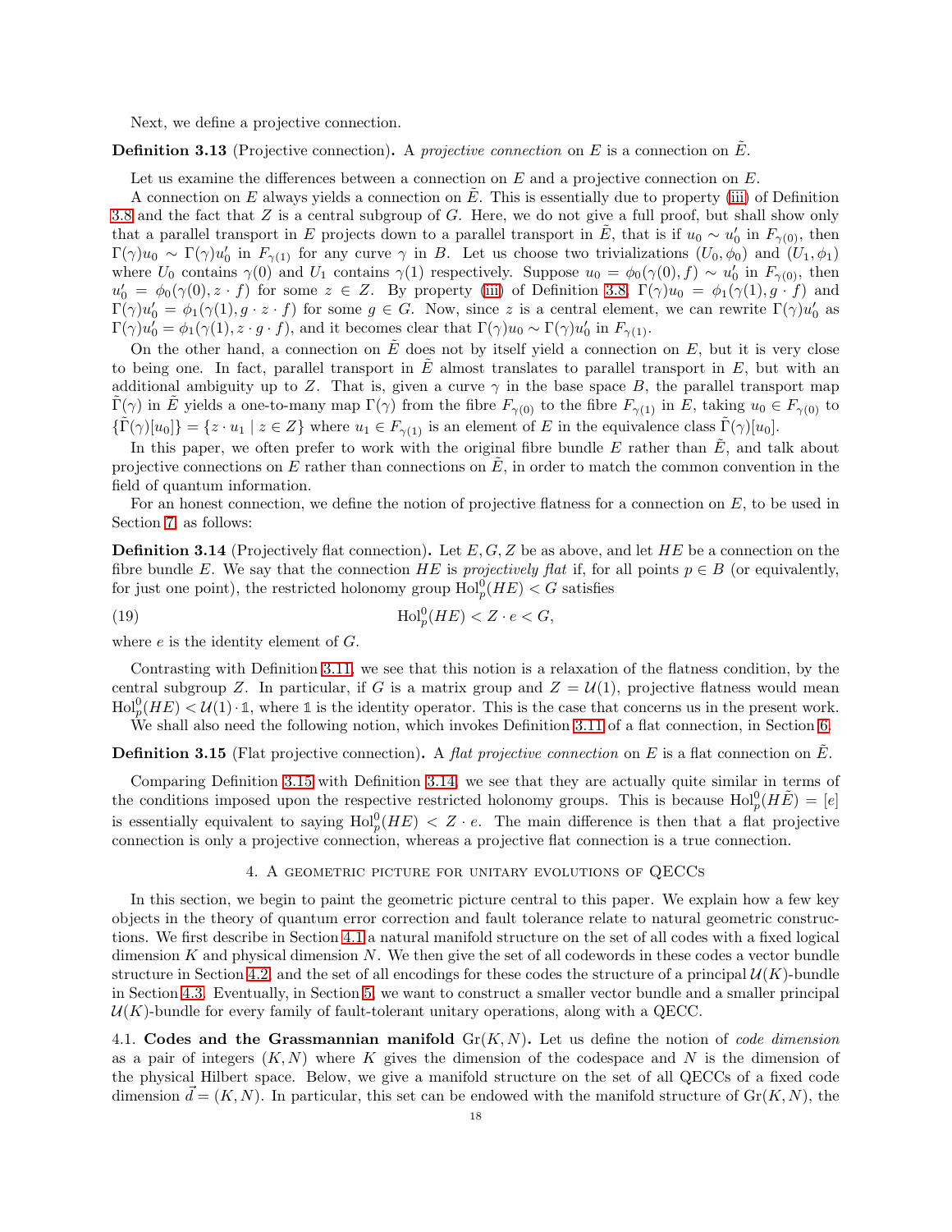Next, we define a projective connection.

**Definition 3.13** (Projective connection)**.** A *projective connection* on $E$ is a connection on $\tilde{E}$.

Let us examine the differences between a connection on $E$ and a projective connection on $E$.

A connection on $E$ always yields a connection on $\tilde{E}$. This is essentially due to property (iii) of Definition 3.8 and the fact that $Z$ is a central subgroup of $G$. Here, we do not give a full proof, but shall show only that a parallel transport in $E$ projects down to a parallel transport in $\tilde{E}$, that is if $u_0 \sim u_0'$ in $F_{\gamma(0)}$, then $\Gamma(\gamma)u_0 \sim \Gamma(\gamma)u_0'$ in $F_{\gamma(1)}$ for any curve $\gamma$ in $B$. Let us choose two trivializations $(U_0, \phi_0)$ and $(U_1, \phi_1)$ where $U_0$ contains $\gamma(0)$ and $U_1$ contains $\gamma(1)$ respectively. Suppose $u_0 = \phi_0(\gamma(0), f) \sim u_0'$ in $F_{\gamma(0)}$, then $u_0' = \phi_0(\gamma(0), z \cdot f)$ for some $z \in Z$. By property (iii) of Definition 3.8, $\Gamma(\gamma)u_0 = \phi_1(\gamma(1), g \cdot f)$ and $\Gamma(\gamma)u_0' = \phi_1(\gamma(1), g \cdot z \cdot f)$ for some $g \in G$. Now, since $z$ is a central element, we can rewrite $\Gamma(\gamma)u_0'$ as $\Gamma(\gamma)u_0' = \phi_1(\gamma(1), z \cdot g \cdot f)$, and it becomes clear that $\Gamma(\gamma)u_0 \sim \Gamma(\gamma)u_0'$ in $F_{\gamma(1)}$.

On the other hand, a connection on $\tilde{E}$ does not by itself yield a connection on $E$, but it is very close to being one. In fact, parallel transport in $\tilde{E}$ almost translates to parallel transport in $E$, but with an additional ambiguity up to $Z$. That is, given a curve $\gamma$ in the base space $B$, the parallel transport map $\tilde{\Gamma}(\gamma)$ in $\tilde{E}$ yields a one-to-many map $\Gamma(\gamma)$ from the fibre $F_{\gamma(0)}$ to the fibre $F_{\gamma(1)}$ in $E$, taking $u_0 \in F_{\gamma(0)}$ to $\{\tilde{\Gamma}(\gamma)[u_0]\} = \{z \cdot u_1 \mid z \in Z\}$ where $u_1 \in F_{\gamma(1)}$ is an element of $E$ in the equivalence class $\tilde{\Gamma}(\gamma)[u_0]$.

In this paper, we often prefer to work with the original fibre bundle $E$ rather than $\tilde{E}$, and talk about projective connections on $E$ rather than connections on $\tilde{E}$, in order to match the common convention in the field of quantum information.

For an honest connection, we define the notion of projective flatness for a connection on $E$, to be used in Section 7, as follows:

**Definition 3.14** (Projectively flat connection)**.** Let $E, G, Z$ be as above, and let $HE$ be a connection on the fibre bundle $E$. We say that the connection $HE$ is *projectively flat* if, for all points $p \in B$ (or equivalently, for just one point), the restricted holonomy group $\mathrm{Hol}_p^0(HE) < G$ satisfies

$$\mathrm{Hol}_p^0(HE) < Z \cdot e < G, \tag{19}$$

where $e$ is the identity element of $G$.

Contrasting with Definition 3.11, we see that this notion is a relaxation of the flatness condition, by the central subgroup $Z$. In particular, if $G$ is a matrix group and $Z = \mathcal{U}(1)$, projective flatness would mean $\mathrm{Hol}_p^0(HE) < \mathcal{U}(1) \cdot \mathbb{1}$, where $\mathbb{1}$ is the identity operator. This is the case that concerns us in the present work.

We shall also need the following notion, which invokes Definition 3.11 of a flat connection, in Section 6.

**Definition 3.15** (Flat projective connection)**.** A *flat projective connection* on $E$ is a flat connection on $\tilde{E}$.

Comparing Definition 3.15 with Definition 3.14, we see that they are actually quite similar in terms of the conditions imposed upon the respective restricted holonomy groups. This is because $\mathrm{Hol}_p^0(H\tilde{E}) = [e]$ is essentially equivalent to saying $\mathrm{Hol}_p^0(HE) < Z \cdot e$. The main difference is then that a flat projective connection is only a projective connection, whereas a projective flat connection is a true connection.

## 4. A geometric picture for unitary evolutions of QECCs

In this section, we begin to paint the geometric picture central to this paper. We explain how a few key objects in the theory of quantum error correction and fault tolerance relate to natural geometric constructions. We first describe in Section 4.1 a natural manifold structure on the set of all codes with a fixed logical dimension $K$ and physical dimension $N$. We then give the set of all codewords in these codes a vector bundle structure in Section 4.2, and the set of all encodings for these codes the structure of a principal $\mathcal{U}(K)$-bundle in Section 4.3. Eventually, in Section 5, we want to construct a smaller vector bundle and a smaller principal $\mathcal{U}(K)$-bundle for every family of fault-tolerant unitary operations, along with a QECC.

### 4.1. Codes and the Grassmannian manifold $\mathrm{Gr}(K, N)$.

Let us define the notion of *code dimension* as a pair of integers $(K, N)$ where $K$ gives the dimension of the codespace and $N$ is the dimension of the physical Hilbert space. Below, we give a manifold structure on the set of all QECCs of a fixed code dimension $\vec{d} = (K, N)$. In particular, this set can be endowed with the manifold structure of $\mathrm{Gr}(K, N)$, the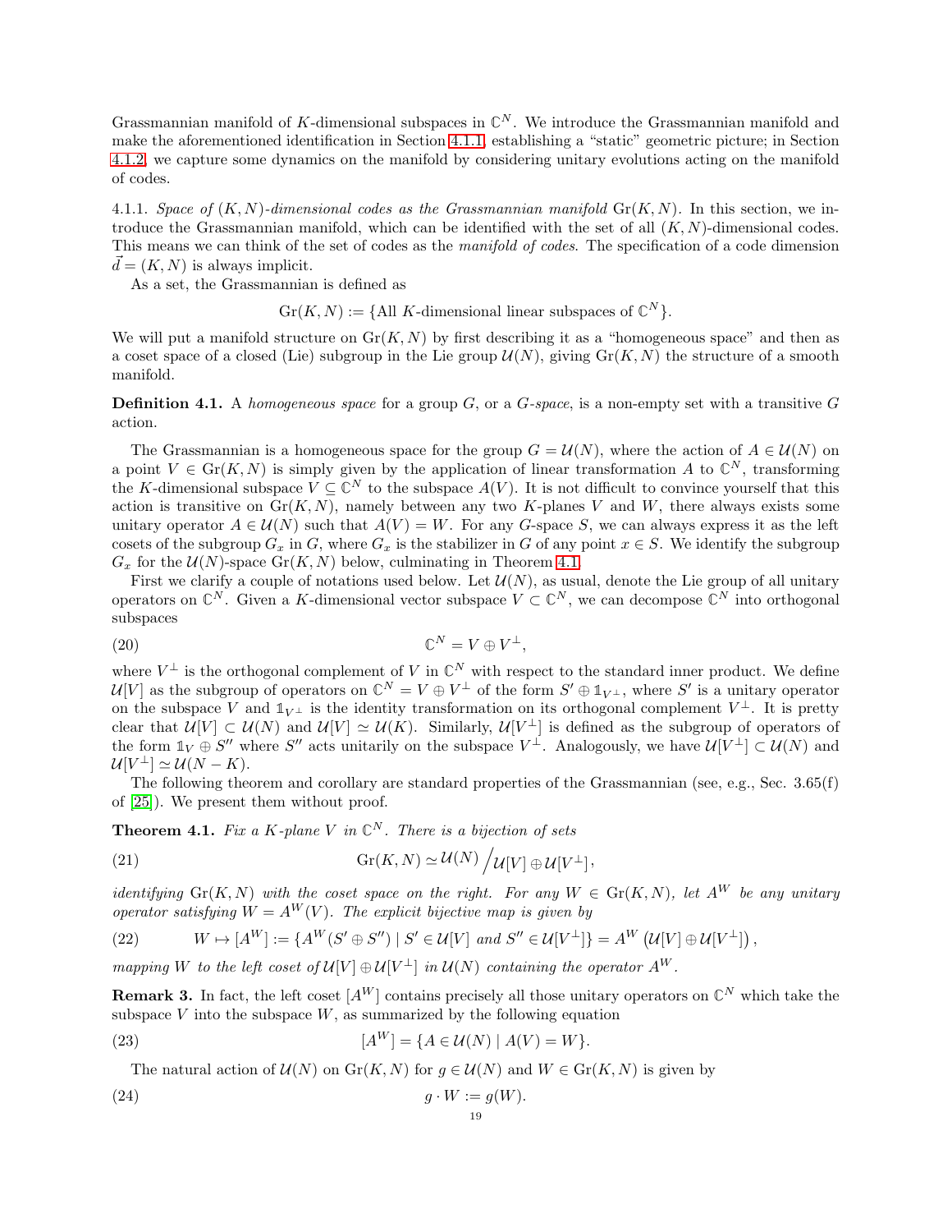Grassmannian manifold of $K$-dimensional subspaces in $\mathbb{C}^N$. We introduce the Grassmannian manifold and make the aforementioned identification in Section 4.1.1, establishing a "static" geometric picture; in Section 4.1.2, we capture some dynamics on the manifold by considering unitary evolutions acting on the manifold of codes.

4.1.1. *Space of $(K, N)$-dimensional codes as the Grassmannian manifold* $\mathrm{Gr}(K, N)$. In this section, we introduce the Grassmannian manifold, which can be identified with the set of all $(K, N)$-dimensional codes. This means we can think of the set of codes as the *manifold of codes*. The specification of a code dimension $\vec{d} = (K, N)$ is always implicit.

As a set, the Grassmannian is defined as

$$\mathrm{Gr}(K, N) := \{\text{All } K\text{-dimensional linear subspaces of } \mathbb{C}^N\}.$$

We will put a manifold structure on $\mathrm{Gr}(K, N)$ by first describing it as a "homogeneous space" and then as a coset space of a closed (Lie) subgroup in the Lie group $\mathcal{U}(N)$, giving $\mathrm{Gr}(K, N)$ the structure of a smooth manifold.

**Definition 4.1.** A *homogeneous space* for a group $G$, or a *$G$-space*, is a non-empty set with a transitive $G$ action.

The Grassmannian is a homogeneous space for the group $G = \mathcal{U}(N)$, where the action of $A \in \mathcal{U}(N)$ on a point $V \in \mathrm{Gr}(K, N)$ is simply given by the application of linear transformation $A$ to $\mathbb{C}^N$, transforming the $K$-dimensional subspace $V \subseteq \mathbb{C}^N$ to the subspace $A(V)$. It is not difficult to convince yourself that this action is transitive on $\mathrm{Gr}(K, N)$, namely between any two $K$-planes $V$ and $W$, there always exists some unitary operator $A \in \mathcal{U}(N)$ such that $A(V) = W$. For any $G$-space $S$, we can always express it as the left cosets of the subgroup $G_x$ in $G$, where $G_x$ is the stabilizer in $G$ of any point $x \in S$. We identify the subgroup $G_x$ for the $\mathcal{U}(N)$-space $\mathrm{Gr}(K, N)$ below, culminating in Theorem 4.1.

First we clarify a couple of notations used below. Let $\mathcal{U}(N)$, as usual, denote the Lie group of all unitary operators on $\mathbb{C}^N$. Given a $K$-dimensional vector subspace $V \subset \mathbb{C}^N$, we can decompose $\mathbb{C}^N$ into orthogonal subspaces

$$\mathbb{C}^N = V \oplus V^\perp, \tag{20}$$

where $V^\perp$ is the orthogonal complement of $V$ in $\mathbb{C}^N$ with respect to the standard inner product. We define $\mathcal{U}[V]$ as the subgroup of operators on $\mathbb{C}^N = V \oplus V^\perp$ of the form $S' \oplus \mathbb{1}_{V^\perp}$, where $S'$ is a unitary operator on the subspace $V$ and $\mathbb{1}_{V^\perp}$ is the identity transformation on its orthogonal complement $V^\perp$. It is pretty clear that $\mathcal{U}[V] \subset \mathcal{U}(N)$ and $\mathcal{U}[V] \simeq \mathcal{U}(K)$. Similarly, $\mathcal{U}[V^\perp]$ is defined as the subgroup of operators of the form $\mathbb{1}_V \oplus S''$ where $S''$ acts unitarily on the subspace $V^\perp$. Analogously, we have $\mathcal{U}[V^\perp] \subset \mathcal{U}(N)$ and $\mathcal{U}[V^\perp] \simeq \mathcal{U}(N - K)$.

The following theorem and corollary are standard properties of the Grassmannian (see, e.g., Sec. 3.65(f) of [25]). We present them without proof.

**Theorem 4.1.** *Fix a $K$-plane $V$ in $\mathbb{C}^N$. There is a bijection of sets*

$$\mathrm{Gr}(K, N) \simeq \mathcal{U}(N) \big/ \mathcal{U}[V] \oplus \mathcal{U}[V^\perp], \tag{21}$$

*identifying $\mathrm{Gr}(K, N)$ with the coset space on the right. For any $W \in \mathrm{Gr}(K, N)$, let $A^W$ be any unitary operator satisfying $W = A^W(V)$. The explicit bijective map is given by*

$$W \mapsto [A^W] := \{A^W(S' \oplus S'') \mid S' \in \mathcal{U}[V] \text{ and } S'' \in \mathcal{U}[V^\perp]\} = A^W\left(\mathcal{U}[V] \oplus \mathcal{U}[V^\perp]\right), \tag{22}$$

*mapping $W$ to the left coset of $\mathcal{U}[V] \oplus \mathcal{U}[V^\perp]$ in $\mathcal{U}(N)$ containing the operator $A^W$.*

**Remark 3.** In fact, the left coset $[A^W]$ contains precisely all those unitary operators on $\mathbb{C}^N$ which take the subspace $V$ into the subspace $W$, as summarized by the following equation

$$[A^W] = \{A \in \mathcal{U}(N) \mid A(V) = W\}. \tag{23}$$

The natural action of $\mathcal{U}(N)$ on $\mathrm{Gr}(K, N)$ for $g \in \mathcal{U}(N)$ and $W \in \mathrm{Gr}(K, N)$ is given by

$$g \cdot W := g(W). \tag{24}$$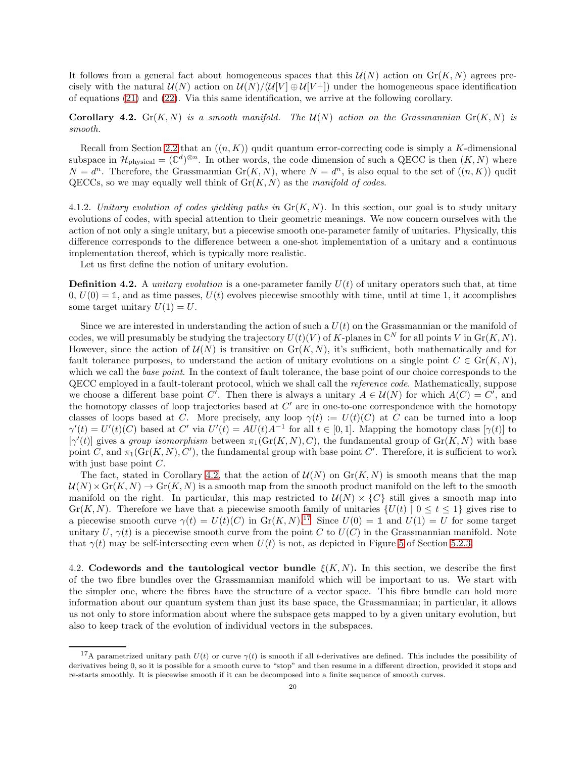It follows from a general fact about homogeneous spaces that this $\mathcal{U}(N)$ action on $\mathrm{Gr}(K,N)$ agrees precisely with the natural $\mathcal{U}(N)$ action on $\mathcal{U}(N)/(\mathcal{U}[V] \oplus \mathcal{U}[V^\perp])$ under the homogeneous space identification of equations (21) and (22). Via this same identification, we arrive at the following corollary.

**Corollary 4.2.** *$\mathrm{Gr}(K,N)$ is a smooth manifold. The $\mathcal{U}(N)$ action on the Grassmannian $\mathrm{Gr}(K,N)$ is smooth.*

Recall from Section 2.2 that an $((n,K))$ qudit quantum error-correcting code is simply a $K$-dimensional subspace in $\mathcal{H}_{\text{physical}} = (\mathbb{C}^d)^{\otimes n}$. In other words, the code dimension of such a QECC is then $(K,N)$ where $N = d^n$. Therefore, the Grassmannian $\mathrm{Gr}(K,N)$, where $N = d^n$, is also equal to the set of $((n,K))$ qudit QECCs, so we may equally well think of $\mathrm{Gr}(K,N)$ as the *manifold of codes*.

4.1.2. *Unitary evolution of codes yielding paths in* $\mathrm{Gr}(K,N)$. In this section, our goal is to study unitary evolutions of codes, with special attention to their geometric meanings. We now concern ourselves with the action of not only a single unitary, but a piecewise smooth one-parameter family of unitaries. Physically, this difference corresponds to the difference between a one-shot implementation of a unitary and a continuous implementation thereof, which is typically more realistic.

Let us first define the notion of unitary evolution.

**Definition 4.2.** A *unitary evolution* is a one-parameter family $U(t)$ of unitary operators such that, at time $0$, $U(0) = \mathbb{1}$, and as time passes, $U(t)$ evolves piecewise smoothly with time, until at time $1$, it accomplishes some target unitary $U(1) = U$.

Since we are interested in understanding the action of such a $U(t)$ on the Grassmannian or the manifold of codes, we will presumably be studying the trajectory $U(t)(V)$ of $K$-planes in $\mathbb{C}^N$ for all points $V$ in $\mathrm{Gr}(K,N)$. However, since the action of $\mathcal{U}(N)$ is transitive on $\mathrm{Gr}(K,N)$, it's sufficient, both mathematically and for fault tolerance purposes, to understand the action of unitary evolutions on a single point $C \in \mathrm{Gr}(K,N)$, which we call the *base point*. In the context of fault tolerance, the base point of our choice corresponds to the QECC employed in a fault-tolerant protocol, which we shall call the *reference code*. Mathematically, suppose we choose a different base point $C'$. Then there is always a unitary $A \in \mathcal{U}(N)$ for which $A(C) = C'$, and the homotopy classes of loop trajectories based at $C'$ are in one-to-one correspondence with the homotopy classes of loops based at $C$. More precisely, any loop $\gamma(t) := U(t)(C)$ at $C$ can be turned into a loop $\gamma'(t) = U'(t)(C)$ based at $C'$ via $U'(t) = AU(t)A^{-1}$ for all $t \in [0,1]$. Mapping the homotopy class $[\gamma(t)]$ to $[\gamma'(t)]$ gives a *group isomorphism* between $\pi_1(\mathrm{Gr}(K,N), C)$, the fundamental group of $\mathrm{Gr}(K,N)$ with base point $C$, and $\pi_1(\mathrm{Gr}(K,N), C')$, the fundamental group with base point $C'$. Therefore, it is sufficient to work with just base point $C$.

The fact, stated in Corollary 4.2, that the action of $\mathcal{U}(N)$ on $\mathrm{Gr}(K,N)$ is smooth means that the map $\mathcal{U}(N) \times \mathrm{Gr}(K,N) \to \mathrm{Gr}(K,N)$ is a smooth map from the smooth product manifold on the left to the smooth manifold on the right. In particular, this map restricted to $\mathcal{U}(N) \times \{C\}$ still gives a smooth map into $\mathrm{Gr}(K,N)$. Therefore we have that a piecewise smooth family of unitaries $\{U(t) \mid 0 \le t \le 1\}$ gives rise to a piecewise smooth curve $\gamma(t) = U(t)(C)$ in $\mathrm{Gr}(K,N)$.[17] Since $U(0) = \mathbb{1}$ and $U(1) = U$ for some target unitary $U$, $\gamma(t)$ is a piecewise smooth curve from the point $C$ to $U(C)$ in the Grassmannian manifold. Note that $\gamma(t)$ may be self-intersecting even when $U(t)$ is not, as depicted in Figure 5 of Section 5.2.3.

4.2. **Codewords and the tautological vector bundle $\xi(K,N)$.** In this section, we describe the first of the two fibre bundles over the Grassmannian manifold which will be important to us. We start with the simpler one, where the fibres have the structure of a vector space. This fibre bundle can hold more information about our quantum system than just its base space, the Grassmannian; in particular, it allows us not only to store information about where the subspace gets mapped to by a given unitary evolution, but also to keep track of the evolution of individual vectors in the subspaces.

[17] A parametrized unitary path $U(t)$ or curve $\gamma(t)$ is smooth if all $t$-derivatives are defined. This includes the possibility of derivatives being 0, so it is possible for a smooth curve to "stop" and then resume in a different direction, provided it stops and re-starts smoothly. It is piecewise smooth if it can be decomposed into a finite sequence of smooth curves.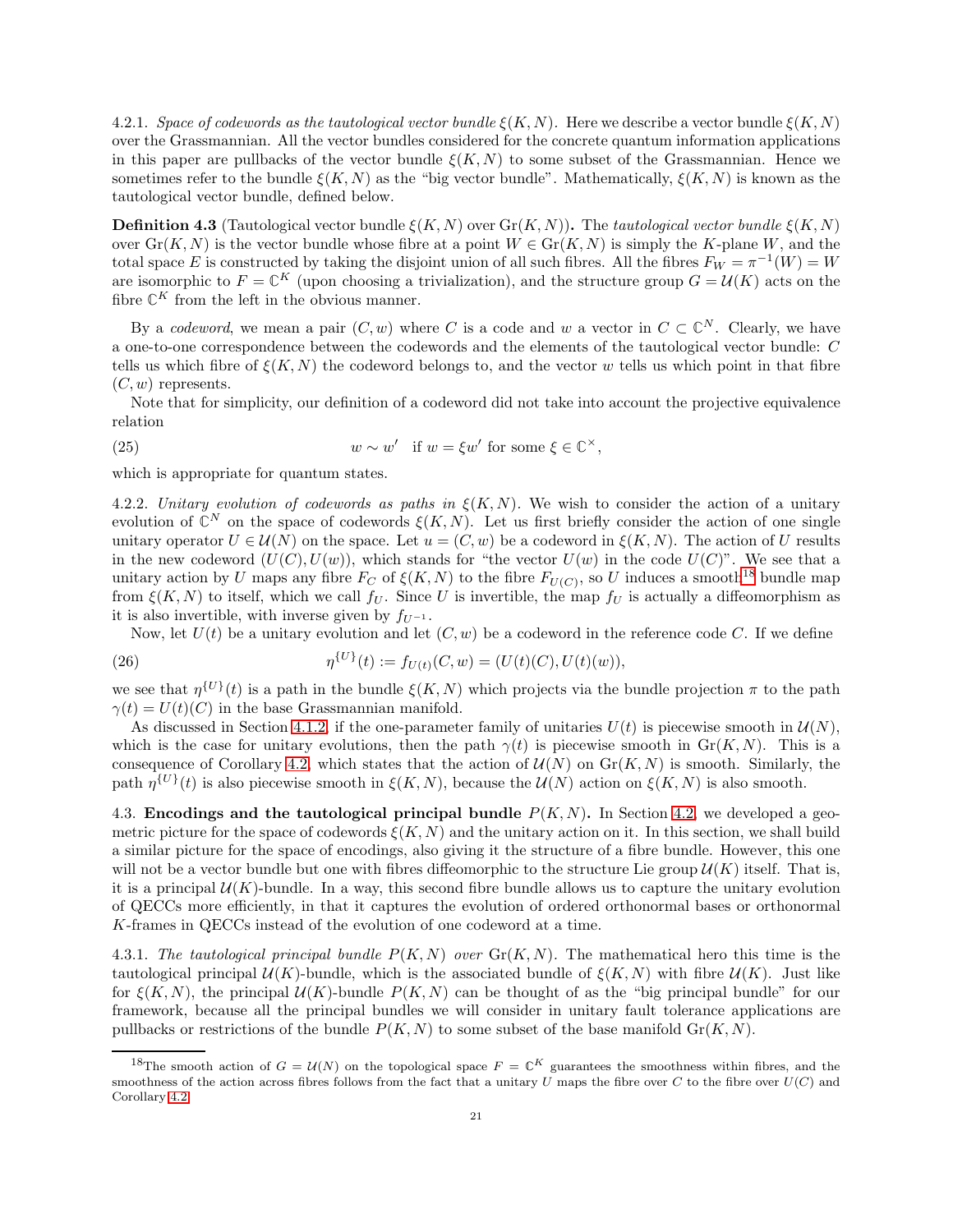4.2.1. *Space of codewords as the tautological vector bundle $\xi(K, N)$.* Here we describe a vector bundle $\xi(K, N)$ over the Grassmannian. All the vector bundles considered for the concrete quantum information applications in this paper are pullbacks of the vector bundle $\xi(K, N)$ to some subset of the Grassmannian. Hence we sometimes refer to the bundle $\xi(K, N)$ as the "big vector bundle". Mathematically, $\xi(K, N)$ is known as the tautological vector bundle, defined below.

**Definition 4.3** (Tautological vector bundle $\xi(K, N)$ over $\mathrm{Gr}(K, N)$)**.** The *tautological vector bundle* $\xi(K, N)$ over $\mathrm{Gr}(K, N)$ is the vector bundle whose fibre at a point $W \in \mathrm{Gr}(K, N)$ is simply the $K$-plane $W$, and the total space $E$ is constructed by taking the disjoint union of all such fibres. All the fibres $F_W = \pi^{-1}(W) = W$ are isomorphic to $F = \mathbb{C}^K$ (upon choosing a trivialization), and the structure group $G = \mathcal{U}(K)$ acts on the fibre $\mathbb{C}^K$ from the left in the obvious manner.

By a *codeword*, we mean a pair $(C, w)$ where $C$ is a code and $w$ a vector in $C \subset \mathbb{C}^N$. Clearly, we have a one-to-one correspondence between the codewords and the elements of the tautological vector bundle: $C$ tells us which fibre of $\xi(K, N)$ the codeword belongs to, and the vector $w$ tells us which point in that fibre $(C, w)$ represents.

Note that for simplicity, our definition of a codeword did not take into account the projective equivalence relation

$$w \sim w' \quad \text{if } w = \xi w' \text{ for some } \xi \in \mathbb{C}^\times, \tag{25}$$

which is appropriate for quantum states.

4.2.2. *Unitary evolution of codewords as paths in $\xi(K, N)$.* We wish to consider the action of a unitary evolution of $\mathbb{C}^N$ on the space of codewords $\xi(K, N)$. Let us first briefly consider the action of one single unitary operator $U \in \mathcal{U}(N)$ on the space. Let $u = (C, w)$ be a codeword in $\xi(K, N)$. The action of $U$ results in the new codeword $(U(C), U(w))$, which stands for "the vector $U(w)$ in the code $U(C)$". We see that a unitary action by $U$ maps any fibre $F_C$ of $\xi(K, N)$ to the fibre $F_{U(C)}$, so $U$ induces a smooth[18] bundle map from $\xi(K, N)$ to itself, which we call $f_U$. Since $U$ is invertible, the map $f_U$ is actually a diffeomorphism as it is also invertible, with inverse given by $f_{U^{-1}}$.

Now, let $U(t)$ be a unitary evolution and let $(C, w)$ be a codeword in the reference code $C$. If we define

$$\eta^{\{U\}}(t) := f_{U(t)}(C, w) = (U(t)(C), U(t)(w)), \tag{26}$$

we see that $\eta^{\{U\}}(t)$ is a path in the bundle $\xi(K, N)$ which projects via the bundle projection $\pi$ to the path $\gamma(t) = U(t)(C)$ in the base Grassmannian manifold.

As discussed in Section 4.1.2, if the one-parameter family of unitaries $U(t)$ is piecewise smooth in $\mathcal{U}(N)$, which is the case for unitary evolutions, then the path $\gamma(t)$ is piecewise smooth in $\mathrm{Gr}(K, N)$. This is a consequence of Corollary 4.2, which states that the action of $\mathcal{U}(N)$ on $\mathrm{Gr}(K, N)$ is smooth. Similarly, the path $\eta^{\{U\}}(t)$ is also piecewise smooth in $\xi(K, N)$, because the $\mathcal{U}(N)$ action on $\xi(K, N)$ is also smooth.

4.3. **Encodings and the tautological principal bundle $P(K, N)$.** In Section 4.2, we developed a geometric picture for the space of codewords $\xi(K, N)$ and the unitary action on it. In this section, we shall build a similar picture for the space of encodings, also giving it the structure of a fibre bundle. However, this one will not be a vector bundle but one with fibres diffeomorphic to the structure Lie group $\mathcal{U}(K)$ itself. That is, it is a principal $\mathcal{U}(K)$-bundle. In a way, this second fibre bundle allows us to capture the unitary evolution of QECCs more efficiently, in that it captures the evolution of ordered orthonormal bases or orthonormal $K$-frames in QECCs instead of the evolution of one codeword at a time.

4.3.1. *The tautological principal bundle $P(K, N)$ over $\mathrm{Gr}(K, N)$.* The mathematical hero this time is the tautological principal $\mathcal{U}(K)$-bundle, which is the associated bundle of $\xi(K, N)$ with fibre $\mathcal{U}(K)$. Just like for $\xi(K, N)$, the principal $\mathcal{U}(K)$-bundle $P(K, N)$ can be thought of as the "big principal bundle" for our framework, because all the principal bundles we will consider in unitary fault tolerance applications are pullbacks or restrictions of the bundle $P(K, N)$ to some subset of the base manifold $\mathrm{Gr}(K, N)$.

[18] The smooth action of $G = \mathcal{U}(N)$ on the topological space $F = \mathbb{C}^K$ guarantees the smoothness within fibres, and the smoothness of the action across fibres follows from the fact that a unitary $U$ maps the fibre over $C$ to the fibre over $U(C)$ and Corollary 4.2.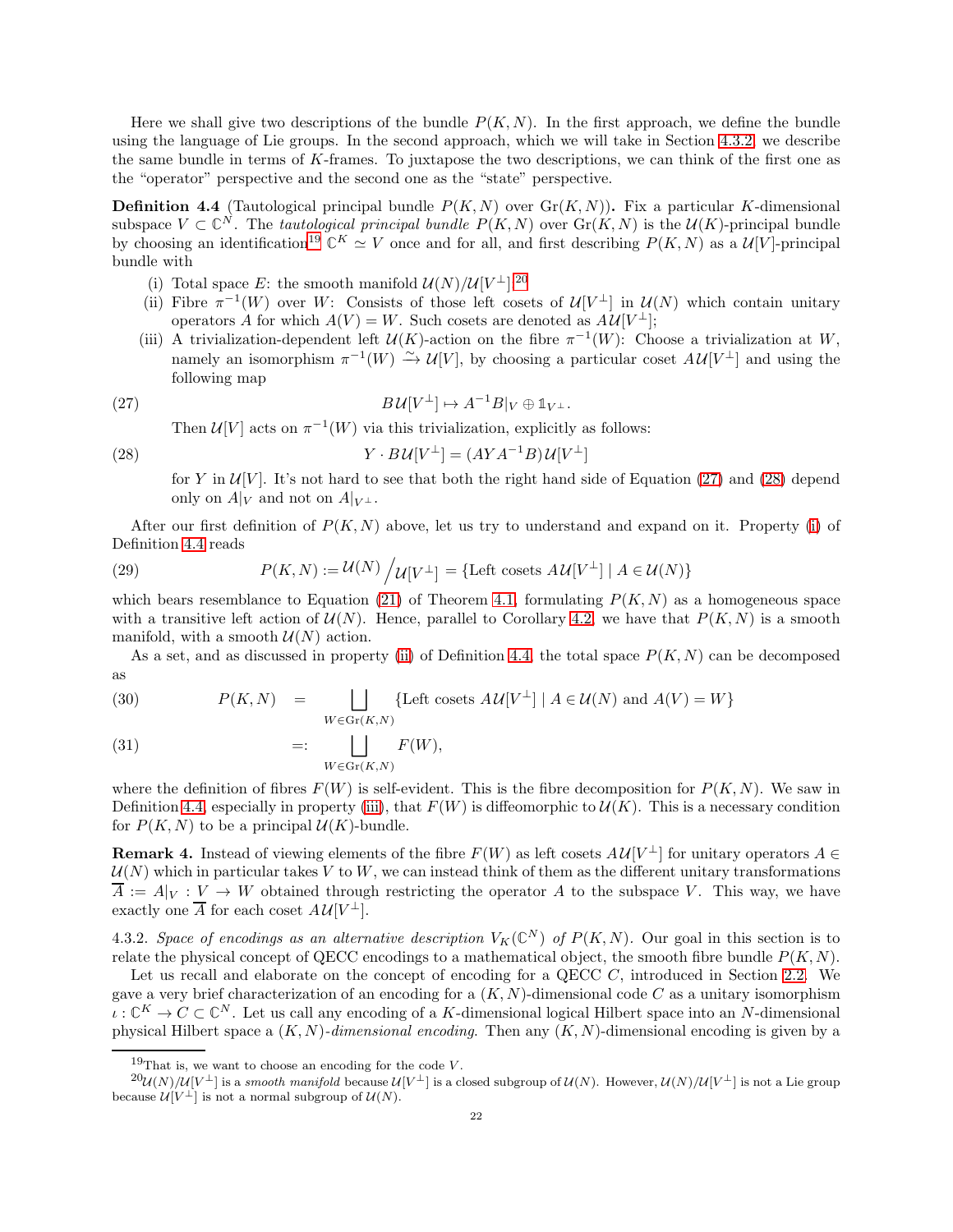Here we shall give two descriptions of the bundle $P(K, N)$. In the first approach, we define the bundle using the language of Lie groups. In the second approach, which we will take in Section 4.3.2, we describe the same bundle in terms of $K$-frames. To juxtapose the two descriptions, we can think of the first one as the "operator" perspective and the second one as the "state" perspective.

**Definition 4.4** (Tautological principal bundle $P(K, N)$ over $\mathrm{Gr}(K, N)$)**.** Fix a particular $K$-dimensional subspace $V \subset \mathbb{C}^N$. The *tautological principal bundle* $P(K, N)$ over $\mathrm{Gr}(K, N)$ is the $\mathcal{U}(K)$-principal bundle by choosing an identification[19] $\mathbb{C}^K \simeq V$ once and for all, and first describing $P(K, N)$ as a $\mathcal{U}[V]$-principal bundle with

(i) Total space $E$: the smooth manifold $\mathcal{U}(N)/\mathcal{U}[V^\perp]$.[20]

(ii) Fibre $\pi^{-1}(W)$ over $W$: Consists of those left cosets of $\mathcal{U}[V^\perp]$ in $\mathcal{U}(N)$ which contain unitary operators $A$ for which $A(V) = W$. Such cosets are denoted as $A\mathcal{U}[V^\perp]$;

(iii) A trivialization-dependent left $\mathcal{U}(K)$-action on the fibre $\pi^{-1}(W)$: Choose a trivialization at $W$, namely an isomorphism $\pi^{-1}(W) \xrightarrow{\simeq} \mathcal{U}[V]$, by choosing a particular coset $A\mathcal{U}[V^\perp]$ and using the following map

$$B\mathcal{U}[V^\perp] \mapsto A^{-1}B|_V \oplus \mathbb{1}_{V^\perp}. \tag{27}$$

Then $\mathcal{U}[V]$ acts on $\pi^{-1}(W)$ via this trivialization, explicitly as follows:

$$Y \cdot B\mathcal{U}[V^\perp] = (AYA^{-1}B)\mathcal{U}[V^\perp] \tag{28}$$

for $Y$ in $\mathcal{U}[V]$. It's not hard to see that both the right hand side of Equation (27) and (28) depend only on $A|_V$ and not on $A|_{V^\perp}$.

After our first definition of $P(K, N)$ above, let us try to understand and expand on it. Property (i) of Definition 4.4 reads

$$P(K, N) := \mathcal{U}(N) \big/ \mathcal{U}[V^\perp] = \{\text{Left cosets } A\mathcal{U}[V^\perp] \mid A \in \mathcal{U}(N)\} \tag{29}$$

which bears resemblance to Equation (21) of Theorem 4.1, formulating $P(K, N)$ as a homogeneous space with a transitive left action of $\mathcal{U}(N)$. Hence, parallel to Corollary 4.2, we have that $P(K, N)$ is a smooth manifold, with a smooth $\mathcal{U}(N)$ action.

As a set, and as discussed in property (ii) of Definition 4.4, the total space $P(K, N)$ can be decomposed as

$$P(K, N) = \bigsqcup_{W \in \mathrm{Gr}(K,N)} \{\text{Left cosets } A\mathcal{U}[V^\perp] \mid A \in \mathcal{U}(N) \text{ and } A(V) = W\} \tag{30}$$

$$=: \bigsqcup_{W \in \mathrm{Gr}(K,N)} F(W), \tag{31}$$

where the definition of fibres $F(W)$ is self-evident. This is the fibre decomposition for $P(K, N)$. We saw in Definition 4.4, especially in property (iii), that $F(W)$ is diffeomorphic to $\mathcal{U}(K)$. This is a necessary condition for $P(K, N)$ to be a principal $\mathcal{U}(K)$-bundle.

**Remark 4.** Instead of viewing elements of the fibre $F(W)$ as left cosets $A\mathcal{U}[V^\perp]$ for unitary operators $A \in \mathcal{U}(N)$ which in particular takes $V$ to $W$, we can instead think of them as the different unitary transformations $\overline{A} := A|_V : V \to W$ obtained through restricting the operator $A$ to the subspace $V$. This way, we have exactly one $\overline{A}$ for each coset $A\mathcal{U}[V^\perp]$.

4.3.2. *Space of encodings as an alternative description $V_K(\mathbb{C}^N)$ of $P(K, N)$.* Our goal in this section is to relate the physical concept of QECC encodings to a mathematical object, the smooth fibre bundle $P(K, N)$.

Let us recall and elaborate on the concept of encoding for a QECC $C$, introduced in Section 2.2. We gave a very brief characterization of an encoding for a $(K, N)$-dimensional code $C$ as a unitary isomorphism $\iota : \mathbb{C}^K \to C \subset \mathbb{C}^N$. Let us call any encoding of a $K$-dimensional logical Hilbert space into an $N$-dimensional physical Hilbert space a $(K, N)$*-dimensional encoding*. Then any $(K, N)$-dimensional encoding is given by a

[19] That is, we want to choose an encoding for the code $V$.

[20] $\mathcal{U}(N)/\mathcal{U}[V^\perp]$ is a *smooth manifold* because $\mathcal{U}[V^\perp]$ is a closed subgroup of $\mathcal{U}(N)$. However, $\mathcal{U}(N)/\mathcal{U}[V^\perp]$ is not a Lie group because $\mathcal{U}[V^\perp]$ is not a normal subgroup of $\mathcal{U}(N)$.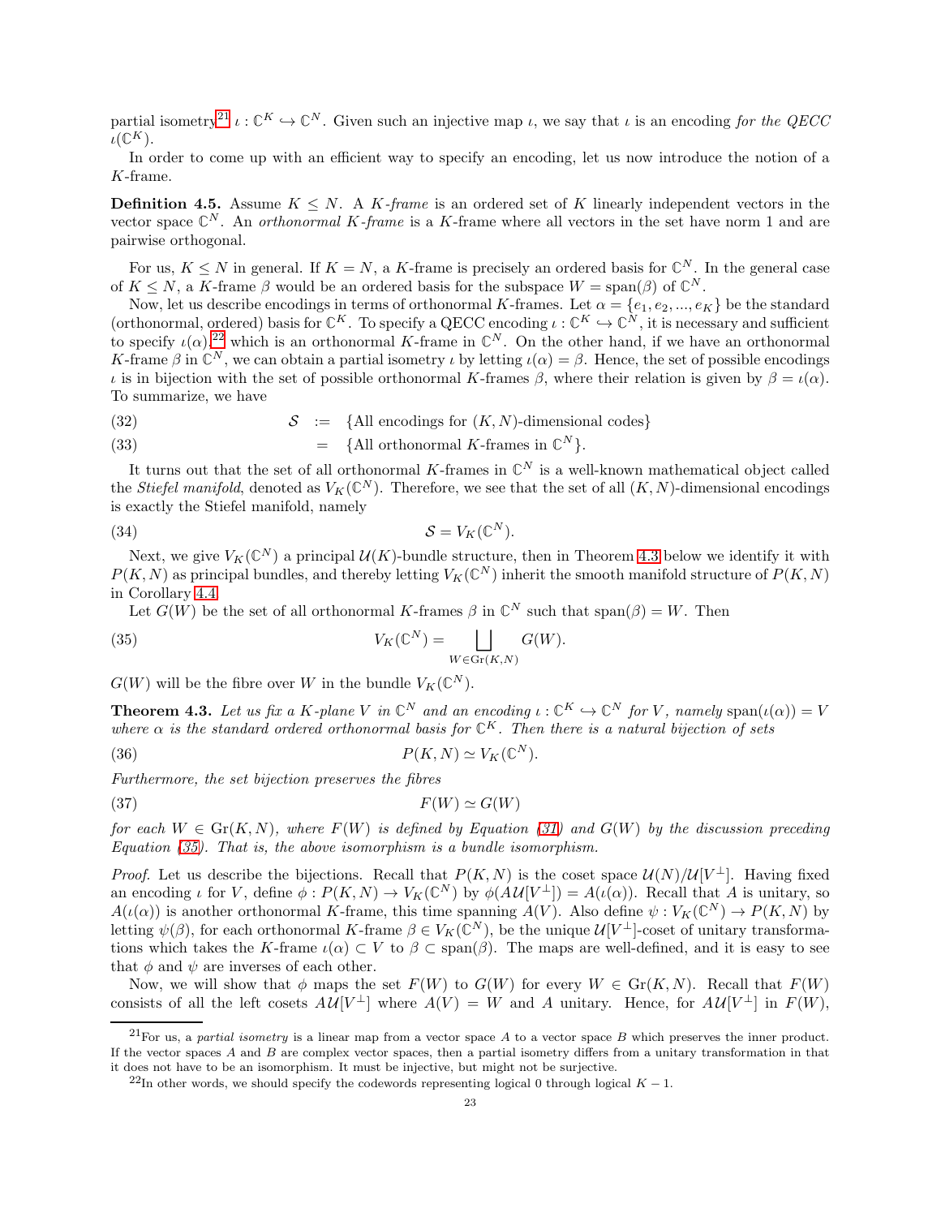partial isometry[21] $\iota : \mathbb{C}^K \hookrightarrow \mathbb{C}^N$. Given such an injective map $\iota$, we say that $\iota$ is an encoding *for the QECC* $\iota(\mathbb{C}^K)$.

In order to come up with an efficient way to specify an encoding, let us now introduce the notion of a $K$-frame.

**Definition 4.5.** Assume $K \leq N$. A *$K$-frame* is an ordered set of $K$ linearly independent vectors in the vector space $\mathbb{C}^N$. An *orthonormal $K$-frame* is a $K$-frame where all vectors in the set have norm 1 and are pairwise orthogonal.

For us, $K \leq N$ in general. If $K = N$, a $K$-frame is precisely an ordered basis for $\mathbb{C}^N$. In the general case of $K \leq N$, a $K$-frame $\beta$ would be an ordered basis for the subspace $W = \mathrm{span}(\beta)$ of $\mathbb{C}^N$.

Now, let us describe encodings in terms of orthonormal $K$-frames. Let $\alpha = \{e_1, e_2, ..., e_K\}$ be the standard (orthonormal, ordered) basis for $\mathbb{C}^K$. To specify a QECC encoding $\iota : \mathbb{C}^K \hookrightarrow \mathbb{C}^N$, it is necessary and sufficient to specify $\iota(\alpha)$,[22] which is an orthonormal $K$-frame in $\mathbb{C}^N$. On the other hand, if we have an orthonormal $K$-frame $\beta$ in $\mathbb{C}^N$, we can obtain a partial isometry $\iota$ by letting $\iota(\alpha) = \beta$. Hence, the set of possible encodings $\iota$ is in bijection with the set of possible orthonormal $K$-frames $\beta$, where their relation is given by $\beta = \iota(\alpha)$. To summarize, we have

$$
\begin{aligned}
\mathcal{S} &:= \{\text{All encodings for } (K,N)\text{-dimensional codes}\} && (32)\\
&= \{\text{All orthonormal } K\text{-frames in } \mathbb{C}^N\}. && (33)
\end{aligned}
$$

It turns out that the set of all orthonormal $K$-frames in $\mathbb{C}^N$ is a well-known mathematical object called the *Stiefel manifold*, denoted as $V_K(\mathbb{C}^N)$. Therefore, we see that the set of all $(K,N)$-dimensional encodings is exactly the Stiefel manifold, namely

$$\mathcal{S} = V_K(\mathbb{C}^N). \tag{34}$$

Next, we give $V_K(\mathbb{C}^N)$ a principal $\mathcal{U}(K)$-bundle structure, then in Theorem 4.3 below we identify it with $P(K,N)$ as principal bundles, and thereby letting $V_K(\mathbb{C}^N)$ inherit the smooth manifold structure of $P(K,N)$ in Corollary 4.4.

Let $G(W)$ be the set of all orthonormal $K$-frames $\beta$ in $\mathbb{C}^N$ such that $\mathrm{span}(\beta) = W$. Then

$$V_K(\mathbb{C}^N) = \bigsqcup_{W \in \mathrm{Gr}(K,N)} G(W). \tag{35}$$

$G(W)$ will be the fibre over $W$ in the bundle $V_K(\mathbb{C}^N)$.

**Theorem 4.3.** *Let us fix a $K$-plane $V$ in $\mathbb{C}^N$ and an encoding $\iota : \mathbb{C}^K \hookrightarrow \mathbb{C}^N$ for $V$, namely $\mathrm{span}(\iota(\alpha)) = V$ where $\alpha$ is the standard ordered orthonormal basis for $\mathbb{C}^K$. Then there is a natural bijection of sets*

$$P(K,N) \simeq V_K(\mathbb{C}^N). \tag{36}$$

*Furthermore, the set bijection preserves the fibres*

$$F(W) \simeq G(W) \tag{37}$$

*for each $W \in \mathrm{Gr}(K,N)$, where $F(W)$ is defined by Equation (31) and $G(W)$ by the discussion preceding Equation (35). That is, the above isomorphism is a bundle isomorphism.*

*Proof.* Let us describe the bijections. Recall that $P(K,N)$ is the coset space $\mathcal{U}(N)/\mathcal{U}[V^\perp]$. Having fixed an encoding $\iota$ for $V$, define $\phi : P(K,N) \to V_K(\mathbb{C}^N)$ by $\phi(A\mathcal{U}[V^\perp]) = A(\iota(\alpha))$. Recall that $A$ is unitary, so $A(\iota(\alpha))$ is another orthonormal $K$-frame, this time spanning $A(V)$. Also define $\psi : V_K(\mathbb{C}^N) \to P(K,N)$ by letting $\psi(\beta)$, for each orthonormal $K$-frame $\beta \in V_K(\mathbb{C}^N)$, be the unique $\mathcal{U}[V^\perp]$-coset of unitary transformations which takes the $K$-frame $\iota(\alpha) \subset V$ to $\beta \subset \mathrm{span}(\beta)$. The maps are well-defined, and it is easy to see that $\phi$ and $\psi$ are inverses of each other.

Now, we will show that $\phi$ maps the set $F(W)$ to $G(W)$ for every $W \in \mathrm{Gr}(K,N)$. Recall that $F(W)$ consists of all the left cosets $A\mathcal{U}[V^\perp]$ where $A(V) = W$ and $A$ unitary. Hence, for $A\mathcal{U}[V^\perp]$ in $F(W)$,

---

[21] For us, a *partial isometry* is a linear map from a vector space $A$ to a vector space $B$ which preserves the inner product. If the vector spaces $A$ and $B$ are complex vector spaces, then a partial isometry differs from a unitary transformation in that it does not have to be an isomorphism. It must be injective, but might not be surjective.

[22] In other words, we should specify the codewords representing logical 0 through logical $K-1$.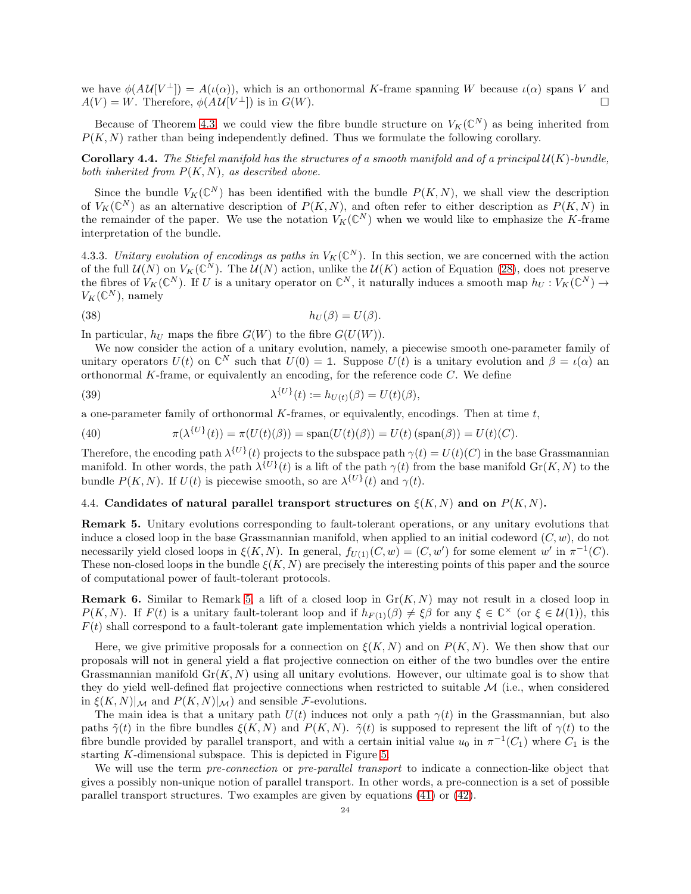we have $\phi(A\mathcal{U}[V^{\perp}]) = A(\iota(\alpha))$, which is an orthonormal $K$-frame spanning $W$ because $\iota(\alpha)$ spans $V$ and $A(V) = W$. Therefore, $\phi(A\mathcal{U}[V^{\perp}])$ is in $G(W)$. □

Because of Theorem 4.3, we could view the fibre bundle structure on $V_K(\mathbb{C}^N)$ as being inherited from $P(K, N)$ rather than being independently defined. Thus we formulate the following corollary.

**Corollary 4.4.** *The Stiefel manifold has the structures of a smooth manifold and of a principal $\mathcal{U}(K)$-bundle, both inherited from $P(K, N)$, as described above.*

Since the bundle $V_K(\mathbb{C}^N)$ has been identified with the bundle $P(K, N)$, we shall view the description of $V_K(\mathbb{C}^N)$ as an alternative description of $P(K, N)$, and often refer to either description as $P(K, N)$ in the remainder of the paper. We use the notation $V_K(\mathbb{C}^N)$ when we would like to emphasize the $K$-frame interpretation of the bundle.

4.3.3. *Unitary evolution of encodings as paths in $V_K(\mathbb{C}^N)$.* In this section, we are concerned with the action of the full $\mathcal{U}(N)$ on $V_K(\mathbb{C}^N)$. The $\mathcal{U}(N)$ action, unlike the $\mathcal{U}(K)$ action of Equation (28), does not preserve the fibres of $V_K(\mathbb{C}^N)$. If $U$ is a unitary operator on $\mathbb{C}^N$, it naturally induces a smooth map $h_U : V_K(\mathbb{C}^N) \to V_K(\mathbb{C}^N)$, namely

$$h_U(\beta) = U(\beta). \tag{38}$$

In particular, $h_U$ maps the fibre $G(W)$ to the fibre $G(U(W))$.

We now consider the action of a unitary evolution, namely, a piecewise smooth one-parameter family of unitary operators $U(t)$ on $\mathbb{C}^N$ such that $U(0) = \mathbb{1}$. Suppose $U(t)$ is a unitary evolution and $\beta = \iota(\alpha)$ an orthonormal $K$-frame, or equivalently an encoding, for the reference code $C$. We define

$$\lambda^{\{U\}}(t) := h_{U(t)}(\beta) = U(t)(\beta), \tag{39}$$

a one-parameter family of orthonormal $K$-frames, or equivalently, encodings. Then at time $t$,

$$\pi(\lambda^{\{U\}}(t)) = \pi(U(t)(\beta)) = \mathrm{span}(U(t)(\beta)) = U(t)\,(\mathrm{span}(\beta)) = U(t)(C). \tag{40}$$

Therefore, the encoding path $\lambda^{\{U\}}(t)$ projects to the subspace path $\gamma(t) = U(t)(C)$ in the base Grassmannian manifold. In other words, the path $\lambda^{\{U\}}(t)$ is a lift of the path $\gamma(t)$ from the base manifold $\mathrm{Gr}(K, N)$ to the bundle $P(K, N)$. If $U(t)$ is piecewise smooth, so are $\lambda^{\{U\}}(t)$ and $\gamma(t)$.

### 4.4. Candidates of natural parallel transport structures on $\xi(K, N)$ and on $P(K, N)$.

**Remark 5.** Unitary evolutions corresponding to fault-tolerant operations, or any unitary evolutions that induce a closed loop in the base Grassmannian manifold, when applied to an initial codeword $(C, w)$, do not necessarily yield closed loops in $\xi(K, N)$. In general, $f_{U(1)}(C, w) = (C, w')$ for some element $w'$ in $\pi^{-1}(C)$. These non-closed loops in the bundle $\xi(K, N)$ are precisely the interesting points of this paper and the source of computational power of fault-tolerant protocols.

**Remark 6.** Similar to Remark 5, a lift of a closed loop in $\mathrm{Gr}(K, N)$ may not result in a closed loop in $P(K, N)$. If $F(t)$ is a unitary fault-tolerant loop and if $h_{F(1)}(\beta) \neq \xi\beta$ for any $\xi \in \mathbb{C}^{\times}$ (or $\xi \in \mathcal{U}(1)$), this $F(t)$ shall correspond to a fault-tolerant gate implementation which yields a nontrivial logical operation.

Here, we give primitive proposals for a connection on $\xi(K, N)$ and on $P(K, N)$. We then show that our proposals will not in general yield a flat projective connection on either of the two bundles over the entire Grassmannian manifold $\mathrm{Gr}(K, N)$ using all unitary evolutions. However, our ultimate goal is to show that they do yield well-defined flat projective connections when restricted to suitable $\mathcal{M}$ (i.e., when considered in $\xi(K, N)|_{\mathcal{M}}$ and $P(K, N)|_{\mathcal{M}}$) and sensible $\mathcal{F}$-evolutions.

The main idea is that a unitary path $U(t)$ induces not only a path $\gamma(t)$ in the Grassmannian, but also paths $\tilde{\gamma}(t)$ in the fibre bundles $\xi(K, N)$ and $P(K, N)$. $\tilde{\gamma}(t)$ is supposed to represent the lift of $\gamma(t)$ to the fibre bundle provided by parallel transport, and with a certain initial value $u_0$ in $\pi^{-1}(C_1)$ where $C_1$ is the starting $K$-dimensional subspace. This is depicted in Figure 5.

We will use the term *pre-connection* or *pre-parallel transport* to indicate a connection-like object that gives a possibly non-unique notion of parallel transport. In other words, a pre-connection is a set of possible parallel transport structures. Two examples are given by equations (41) or (42).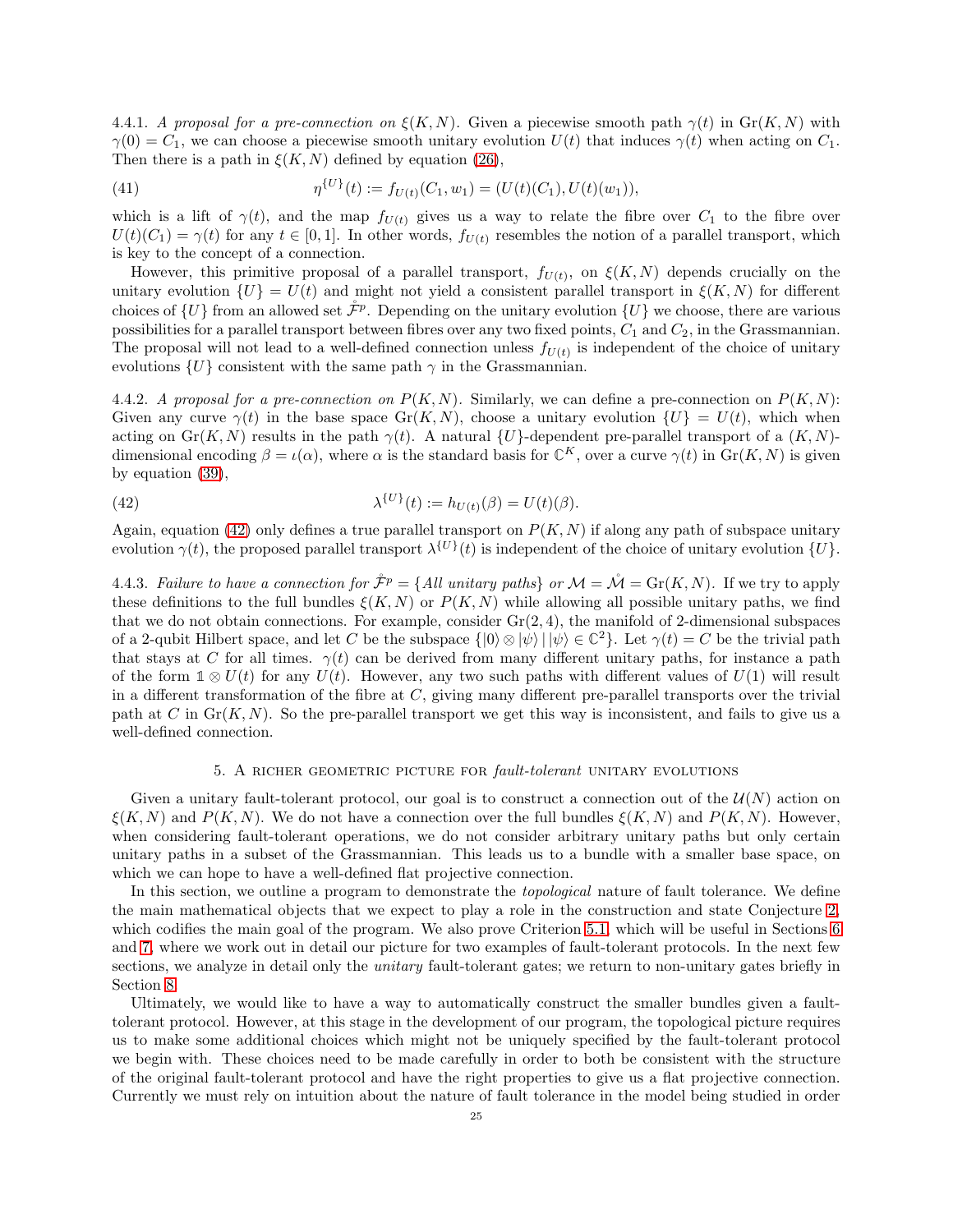4.4.1. *A proposal for a pre-connection on $\xi(K,N)$.* Given a piecewise smooth path $\gamma(t)$ in $\mathrm{Gr}(K,N)$ with $\gamma(0) = C_1$, we can choose a piecewise smooth unitary evolution $U(t)$ that induces $\gamma(t)$ when acting on $C_1$. Then there is a path in $\xi(K,N)$ defined by equation (26),

$$\eta^{\{U\}}(t) := f_{U(t)}(C_1, w_1) = (U(t)(C_1), U(t)(w_1)), \tag{41}$$

which is a lift of $\gamma(t)$, and the map $f_{U(t)}$ gives us a way to relate the fibre over $C_1$ to the fibre over $U(t)(C_1) = \gamma(t)$ for any $t \in [0,1]$. In other words, $f_{U(t)}$ resembles the notion of a parallel transport, which is key to the concept of a connection.

However, this primitive proposal of a parallel transport, $f_{U(t)}$, on $\xi(K,N)$ depends crucially on the unitary evolution $\{U\} = U(t)$ and might not yield a consistent parallel transport in $\xi(K,N)$ for different choices of $\{U\}$ from an allowed set $\mathring{\mathcal{F}}^p$. Depending on the unitary evolution $\{U\}$ we choose, there are various possibilities for a parallel transport between fibres over any two fixed points, $C_1$ and $C_2$, in the Grassmannian. The proposal will not lead to a well-defined connection unless $f_{U(t)}$ is independent of the choice of unitary evolutions $\{U\}$ consistent with the same path $\gamma$ in the Grassmannian.

4.4.2. *A proposal for a pre-connection on $P(K,N)$.* Similarly, we can define a pre-connection on $P(K,N)$: Given any curve $\gamma(t)$ in the base space $\mathrm{Gr}(K,N)$, choose a unitary evolution $\{U\} = U(t)$, which when acting on $\mathrm{Gr}(K,N)$ results in the path $\gamma(t)$. A natural $\{U\}$-dependent pre-parallel transport of a $(K,N)$-dimensional encoding $\beta = \iota(\alpha)$, where $\alpha$ is the standard basis for $\mathbb{C}^K$, over a curve $\gamma(t)$ in $\mathrm{Gr}(K,N)$ is given by equation (39),

$$\lambda^{\{U\}}(t) := h_{U(t)}(\beta) = U(t)(\beta). \tag{42}$$

Again, equation (42) only defines a true parallel transport on $P(K,N)$ if along any path of subspace unitary evolution $\gamma(t)$, the proposed parallel transport $\lambda^{\{U\}}(t)$ is independent of the choice of unitary evolution $\{U\}$.

4.4.3. *Failure to have a connection for $\mathring{\mathcal{F}}^p = \{$All unitary paths$\}$ or $\mathcal{M} = \mathring{\mathcal{M}} = \mathrm{Gr}(K,N)$.* If we try to apply these definitions to the full bundles $\xi(K,N)$ or $P(K,N)$ while allowing all possible unitary paths, we find that we do not obtain connections. For example, consider $\mathrm{Gr}(2,4)$, the manifold of 2-dimensional subspaces of a 2-qubit Hilbert space, and let $C$ be the subspace $\{|0\rangle \otimes |\psi\rangle \,|\, |\psi\rangle \in \mathbb{C}^2\}$. Let $\gamma(t) = C$ be the trivial path that stays at $C$ for all times. $\gamma(t)$ can be derived from many different unitary paths, for instance a path of the form $\mathbb{1} \otimes U(t)$ for any $U(t)$. However, any two such paths with different values of $U(1)$ will result in a different transformation of the fibre at $C$, giving many different pre-parallel transports over the trivial path at $C$ in $\mathrm{Gr}(K,N)$. So the pre-parallel transport we get this way is inconsistent, and fails to give us a well-defined connection.

## 5. A richer geometric picture for *fault-tolerant* unitary evolutions

Given a unitary fault-tolerant protocol, our goal is to construct a connection out of the $\mathcal{U}(N)$ action on $\xi(K,N)$ and $P(K,N)$. We do not have a connection over the full bundles $\xi(K,N)$ and $P(K,N)$. However, when considering fault-tolerant operations, we do not consider arbitrary unitary paths but only certain unitary paths in a subset of the Grassmannian. This leads us to a bundle with a smaller base space, on which we can hope to have a well-defined flat projective connection.

In this section, we outline a program to demonstrate the *topological* nature of fault tolerance. We define the main mathematical objects that we expect to play a role in the construction and state Conjecture 2, which codifies the main goal of the program. We also prove Criterion 5.1, which will be useful in Sections 6 and 7, where we work out in detail our picture for two examples of fault-tolerant protocols. In the next few sections, we analyze in detail only the *unitary* fault-tolerant gates; we return to non-unitary gates briefly in Section 8.

Ultimately, we would like to have a way to automatically construct the smaller bundles given a fault-tolerant protocol. However, at this stage in the development of our program, the topological picture requires us to make some additional choices which might not be uniquely specified by the fault-tolerant protocol we begin with. These choices need to be made carefully in order to both be consistent with the structure of the original fault-tolerant protocol and have the right properties to give us a flat projective connection. Currently we must rely on intuition about the nature of fault tolerance in the model being studied in order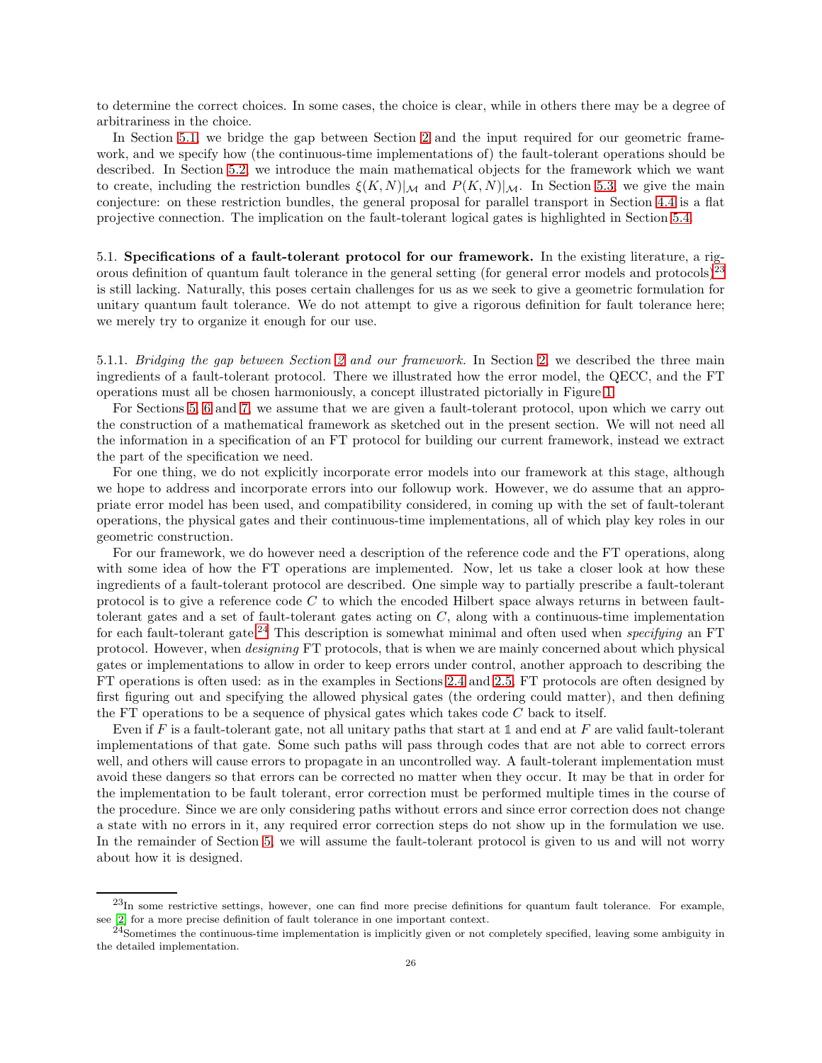to determine the correct choices. In some cases, the choice is clear, while in others there may be a degree of arbitrariness in the choice.

In Section 5.1, we bridge the gap between Section 2 and the input required for our geometric framework, and we specify how (the continuous-time implementations of) the fault-tolerant operations should be described. In Section 5.2, we introduce the main mathematical objects for the framework which we want to create, including the restriction bundles $\xi(K,N)|_{\mathcal{M}}$ and $P(K,N)|_{\mathcal{M}}$. In Section 5.3, we give the main conjecture: on these restriction bundles, the general proposal for parallel transport in Section 4.4 is a flat projective connection. The implication on the fault-tolerant logical gates is highlighted in Section 5.4.

## 5.1. Specifications of a fault-tolerant protocol for our framework.

In the existing literature, a rigorous definition of quantum fault tolerance in the general setting (for general error models and protocols)[23] is still lacking. Naturally, this poses certain challenges for us as we seek to give a geometric formulation for unitary quantum fault tolerance. We do not attempt to give a rigorous definition for fault tolerance here; we merely try to organize it enough for our use.

### 5.1.1. *Bridging the gap between Section 2 and our framework.*

In Section 2, we described the three main ingredients of a fault-tolerant protocol. There we illustrated how the error model, the QECC, and the FT operations must all be chosen harmoniously, a concept illustrated pictorially in Figure 1.

For Sections 5, 6 and 7, we assume that we are given a fault-tolerant protocol, upon which we carry out the construction of a mathematical framework as sketched out in the present section. We will not need all the information in a specification of an FT protocol for building our current framework, instead we extract the part of the specification we need.

For one thing, we do not explicitly incorporate error models into our framework at this stage, although we hope to address and incorporate errors into our followup work. However, we do assume that an appropriate error model has been used, and compatibility considered, in coming up with the set of fault-tolerant operations, the physical gates and their continuous-time implementations, all of which play key roles in our geometric construction.

For our framework, we do however need a description of the reference code and the FT operations, along with some idea of how the FT operations are implemented. Now, let us take a closer look at how these ingredients of a fault-tolerant protocol are described. One simple way to partially prescribe a fault-tolerant protocol is to give a reference code $C$ to which the encoded Hilbert space always returns in between fault-tolerant gates and a set of fault-tolerant gates acting on $C$, along with a continuous-time implementation for each fault-tolerant gate.[24] This description is somewhat minimal and often used when *specifying* an FT protocol. However, when *designing* FT protocols, that is when we are mainly concerned about which physical gates or implementations to allow in order to keep errors under control, another approach to describing the FT operations is often used: as in the examples in Sections 2.4 and 2.5, FT protocols are often designed by first figuring out and specifying the allowed physical gates (the ordering could matter), and then defining the FT operations to be a sequence of physical gates which takes code $C$ back to itself.

Even if $F$ is a fault-tolerant gate, not all unitary paths that start at $\mathbb{1}$ and end at $F$ are valid fault-tolerant implementations of that gate. Some such paths will pass through codes that are not able to correct errors well, and others will cause errors to propagate in an uncontrolled way. A fault-tolerant implementation must avoid these dangers so that errors can be corrected no matter when they occur. It may be that in order for the implementation to be fault tolerant, error correction must be performed multiple times in the course of the procedure. Since we are only considering paths without errors and since error correction does not change a state with no errors in it, any required error correction steps do not show up in the formulation we use. In the remainder of Section 5, we will assume the fault-tolerant protocol is given to us and will not worry about how it is designed.

[23] In some restrictive settings, however, one can find more precise definitions for quantum fault tolerance. For example, see [2] for a more precise definition of fault tolerance in one important context.

[24] Sometimes the continuous-time implementation is implicitly given or not completely specified, leaving some ambiguity in the detailed implementation.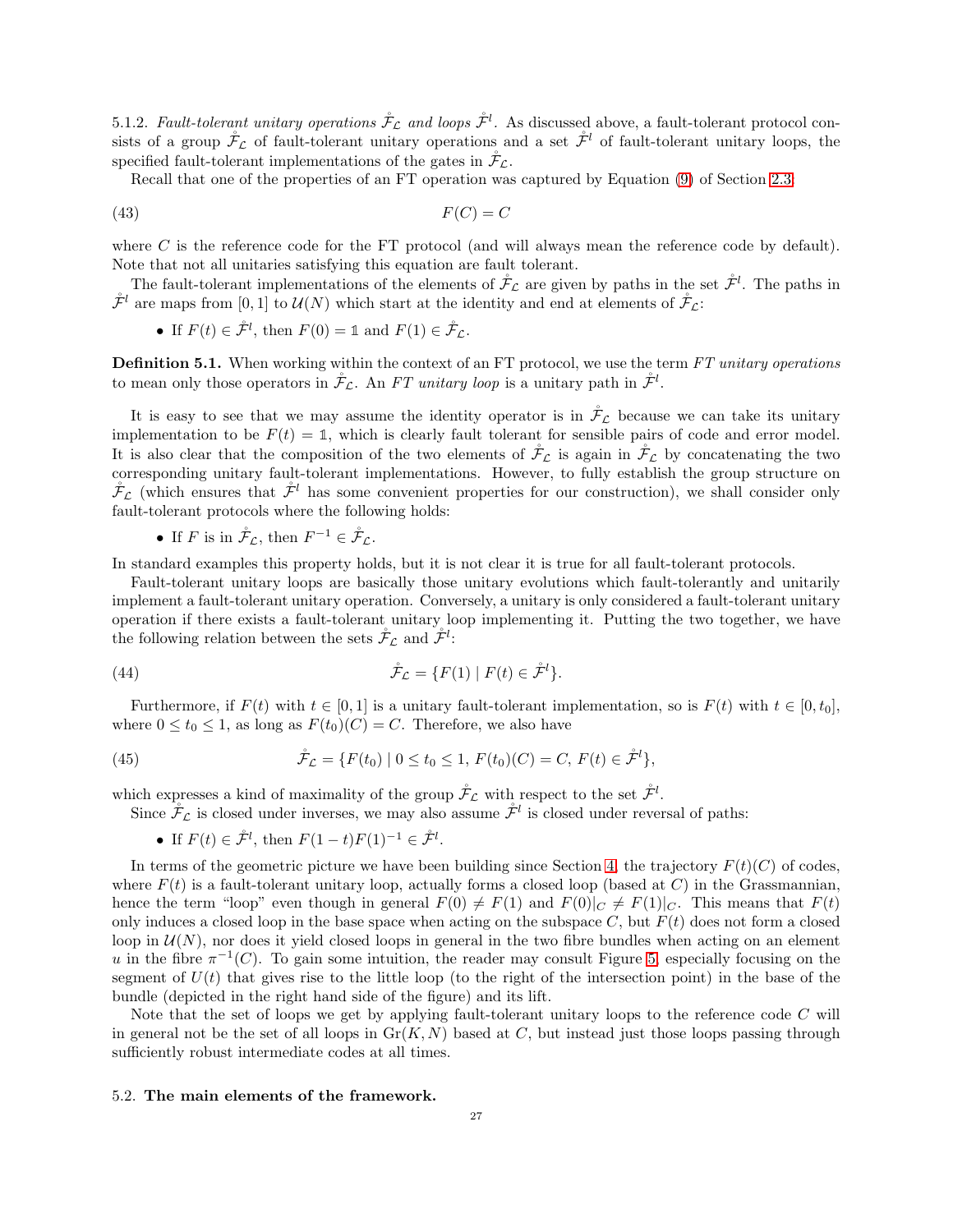5.1.2. *Fault-tolerant unitary operations $\mathring{\mathcal{F}}_{\mathcal{L}}$ and loops $\mathring{\mathcal{F}}^l$.* As discussed above, a fault-tolerant protocol consists of a group $\mathring{\mathcal{F}}_{\mathcal{L}}$ of fault-tolerant unitary operations and a set $\mathring{\mathcal{F}}^l$ of fault-tolerant unitary loops, the specified fault-tolerant implementations of the gates in $\mathring{\mathcal{F}}_{\mathcal{L}}$.

Recall that one of the properties of an FT operation was captured by Equation (9) of Section 2.3:

$$F(C) = C \tag{43}$$

where $C$ is the reference code for the FT protocol (and will always mean the reference code by default). Note that not all unitaries satisfying this equation are fault tolerant.

The fault-tolerant implementations of the elements of $\mathring{\mathcal{F}}_{\mathcal{L}}$ are given by paths in the set $\mathring{\mathcal{F}}^l$. The paths in $\mathring{\mathcal{F}}^l$ are maps from $[0,1]$ to $\mathcal{U}(N)$ which start at the identity and end at elements of $\mathring{\mathcal{F}}_{\mathcal{L}}$:

- If $F(t) \in \mathring{\mathcal{F}}^l$, then $F(0) = \mathbb{1}$ and $F(1) \in \mathring{\mathcal{F}}_{\mathcal{L}}$.

**Definition 5.1.** When working within the context of an FT protocol, we use the term *FT unitary operations* to mean only those operators in $\mathring{\mathcal{F}}_{\mathcal{L}}$. An *FT unitary loop* is a unitary path in $\mathring{\mathcal{F}}^l$.

It is easy to see that we may assume the identity operator is in $\mathring{\mathcal{F}}_{\mathcal{L}}$ because we can take its unitary implementation to be $F(t) = \mathbb{1}$, which is clearly fault tolerant for sensible pairs of code and error model. It is also clear that the composition of the two elements of $\mathring{\mathcal{F}}_{\mathcal{L}}$ is again in $\mathring{\mathcal{F}}_{\mathcal{L}}$ by concatenating the two corresponding unitary fault-tolerant implementations. However, to fully establish the group structure on $\mathring{\mathcal{F}}_{\mathcal{L}}$ (which ensures that $\mathring{\mathcal{F}}^l$ has some convenient properties for our construction), we shall consider only fault-tolerant protocols where the following holds:

- If $F$ is in $\mathring{\mathcal{F}}_{\mathcal{L}}$, then $F^{-1} \in \mathring{\mathcal{F}}_{\mathcal{L}}$.

In standard examples this property holds, but it is not clear it is true for all fault-tolerant protocols.

Fault-tolerant unitary loops are basically those unitary evolutions which fault-tolerantly and unitarily implement a fault-tolerant unitary operation. Conversely, a unitary is only considered a fault-tolerant unitary operation if there exists a fault-tolerant unitary loop implementing it. Putting the two together, we have the following relation between the sets $\mathring{\mathcal{F}}_{\mathcal{L}}$ and $\mathring{\mathcal{F}}^l$:

$$\mathring{\mathcal{F}}_{\mathcal{L}} = \{F(1) \mid F(t) \in \mathring{\mathcal{F}}^l\}. \tag{44}$$

Furthermore, if $F(t)$ with $t \in [0,1]$ is a unitary fault-tolerant implementation, so is $F(t)$ with $t \in [0, t_0]$, where $0 \le t_0 \le 1$, as long as $F(t_0)(C) = C$. Therefore, we also have

$$\mathring{\mathcal{F}}_{\mathcal{L}} = \{F(t_0) \mid 0 \le t_0 \le 1,\, F(t_0)(C) = C,\, F(t) \in \mathring{\mathcal{F}}^l\}, \tag{45}$$

which expresses a kind of maximality of the group $\mathring{\mathcal{F}}_{\mathcal{L}}$ with respect to the set $\mathring{\mathcal{F}}^l$.

Since $\mathring{\mathcal{F}}_{\mathcal{L}}$ is closed under inverses, we may also assume $\mathring{\mathcal{F}}^l$ is closed under reversal of paths:

- If $F(t) \in \mathring{\mathcal{F}}^l$, then $F(1-t)F(1)^{-1} \in \mathring{\mathcal{F}}^l$.

In terms of the geometric picture we have been building since Section 4, the trajectory $F(t)(C)$ of codes, where $F(t)$ is a fault-tolerant unitary loop, actually forms a closed loop (based at $C$) in the Grassmannian, hence the term "loop" even though in general $F(0) \neq F(1)$ and $F(0)|_C \neq F(1)|_C$. This means that $F(t)$ only induces a closed loop in the base space when acting on the subspace $C$, but $F(t)$ does not form a closed loop in $\mathcal{U}(N)$, nor does it yield closed loops in general in the two fibre bundles when acting on an element $u$ in the fibre $\pi^{-1}(C)$. To gain some intuition, the reader may consult Figure 5, especially focusing on the segment of $U(t)$ that gives rise to the little loop (to the right of the intersection point) in the base of the bundle (depicted in the right hand side of the figure) and its lift.

Note that the set of loops we get by applying fault-tolerant unitary loops to the reference code $C$ will in general not be the set of all loops in $\mathrm{Gr}(K,N)$ based at $C$, but instead just those loops passing through sufficiently robust intermediate codes at all times.

### 5.2. **The main elements of the framework.**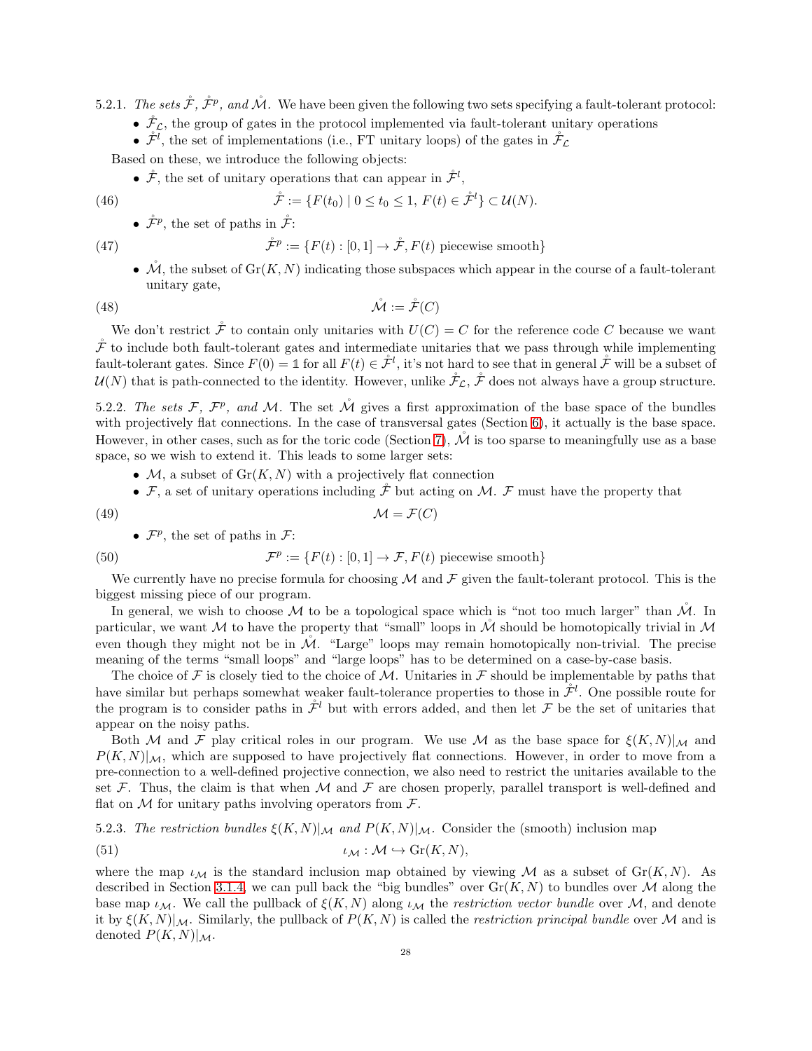5.2.1. *The sets $\mathring{\mathcal{F}}$, $\mathring{\mathcal{F}}^p$, and $\mathring{\mathcal{M}}$.* We have been given the following two sets specifying a fault-tolerant protocol:

- $\mathring{\mathcal{F}}_{\mathcal{L}}$, the group of gates in the protocol implemented via fault-tolerant unitary operations
- $\mathring{\mathcal{F}}^l$, the set of implementations (i.e., FT unitary loops) of the gates in $\mathring{\mathcal{F}}_{\mathcal{L}}$

Based on these, we introduce the following objects:

- $\mathring{\mathcal{F}}$, the set of unitary operations that can appear in $\mathring{\mathcal{F}}^l$,

$$\mathring{\mathcal{F}} := \{F(t_0) \mid 0 \leq t_0 \leq 1,\ F(t) \in \mathring{\mathcal{F}}^l\} \subset \mathcal{U}(N). \tag{46}$$

- $\mathring{\mathcal{F}}^p$, the set of paths in $\mathring{\mathcal{F}}$:

$$\mathring{\mathcal{F}}^p := \{F(t) : [0,1] \to \mathring{\mathcal{F}}, F(t) \text{ piecewise smooth}\} \tag{47}$$

- $\mathring{\mathcal{M}}$, the subset of $\mathrm{Gr}(K, N)$ indicating those subspaces which appear in the course of a fault-tolerant unitary gate,

$$\mathring{\mathcal{M}} := \mathring{\mathcal{F}}(C) \tag{48}$$

We don't restrict $\mathring{\mathcal{F}}$ to contain only unitaries with $U(C) = C$ for the reference code $C$ because we want $\mathring{\mathcal{F}}$ to include both fault-tolerant gates and intermediate unitaries that we pass through while implementing fault-tolerant gates. Since $F(0) = \mathbb{1}$ for all $F(t) \in \mathring{\mathcal{F}}^l$, it's not hard to see that in general $\mathring{\mathcal{F}}$ will be a subset of $\mathcal{U}(N)$ that is path-connected to the identity. However, unlike $\mathring{\mathcal{F}}_{\mathcal{L}}$, $\mathring{\mathcal{F}}$ does not always have a group structure.

5.2.2. *The sets $\mathcal{F}$, $\mathcal{F}^p$, and $\mathcal{M}$.* The set $\mathring{\mathcal{M}}$ gives a first approximation of the base space of the bundles with projectively flat connections. In the case of transversal gates (Section 6), it actually is the base space. However, in other cases, such as for the toric code (Section 7), $\mathring{\mathcal{M}}$ is too sparse to meaningfully use as a base space, so we wish to extend it. This leads to some larger sets:

- $\mathcal{M}$, a subset of $\mathrm{Gr}(K, N)$ with a projectively flat connection
- $\mathcal{F}$, a set of unitary operations including $\mathring{\mathcal{F}}$ but acting on $\mathcal{M}$. $\mathcal{F}$ must have the property that

$$\mathcal{M} = \mathcal{F}(C) \tag{49}$$

- $\mathcal{F}^p$, the set of paths in $\mathcal{F}$:

$$\mathcal{F}^p := \{F(t) : [0,1] \to \mathcal{F}, F(t) \text{ piecewise smooth}\} \tag{50}$$

We currently have no precise formula for choosing $\mathcal{M}$ and $\mathcal{F}$ given the fault-tolerant protocol. This is the biggest missing piece of our program.

In general, we wish to choose $\mathcal{M}$ to be a topological space which is "not too much larger" than $\mathring{\mathcal{M}}$. In particular, we want $\mathcal{M}$ to have the property that "small" loops in $\mathring{\mathcal{M}}$ should be homotopically trivial in $\mathcal{M}$ even though they might not be in $\mathring{\mathcal{M}}$. "Large" loops may remain homotopically non-trivial. The precise meaning of the terms "small loops" and "large loops" has to be determined on a case-by-case basis.

The choice of $\mathcal{F}$ is closely tied to the choice of $\mathcal{M}$. Unitaries in $\mathcal{F}$ should be implementable by paths that have similar but perhaps somewhat weaker fault-tolerance properties to those in $\mathring{\mathcal{F}}^l$. One possible route for the program is to consider paths in $\mathring{\mathcal{F}}^l$ but with errors added, and then let $\mathcal{F}$ be the set of unitaries that appear on the noisy paths.

Both $\mathcal{M}$ and $\mathcal{F}$ play critical roles in our program. We use $\mathcal{M}$ as the base space for $\xi(K, N)|_{\mathcal{M}}$ and $P(K, N)|_{\mathcal{M}}$, which are supposed to have projectively flat connections. However, in order to move from a pre-connection to a well-defined projective connection, we also need to restrict the unitaries available to the set $\mathcal{F}$. Thus, the claim is that when $\mathcal{M}$ and $\mathcal{F}$ are chosen properly, parallel transport is well-defined and flat on $\mathcal{M}$ for unitary paths involving operators from $\mathcal{F}$.

5.2.3. *The restriction bundles $\xi(K, N)|_{\mathcal{M}}$ and $P(K, N)|_{\mathcal{M}}$.* Consider the (smooth) inclusion map

$$\iota_{\mathcal{M}} : \mathcal{M} \hookrightarrow \mathrm{Gr}(K, N), \tag{51}$$

where the map $\iota_{\mathcal{M}}$ is the standard inclusion map obtained by viewing $\mathcal{M}$ as a subset of $\mathrm{Gr}(K, N)$. As described in Section 3.1.4, we can pull back the "big bundles" over $\mathrm{Gr}(K, N)$ to bundles over $\mathcal{M}$ along the base map $\iota_{\mathcal{M}}$. We call the pullback of $\xi(K, N)$ along $\iota_{\mathcal{M}}$ the *restriction vector bundle* over $\mathcal{M}$, and denote it by $\xi(K, N)|_{\mathcal{M}}$. Similarly, the pullback of $P(K, N)$ is called the *restriction principal bundle* over $\mathcal{M}$ and is denoted $P(K, N)|_{\mathcal{M}}$.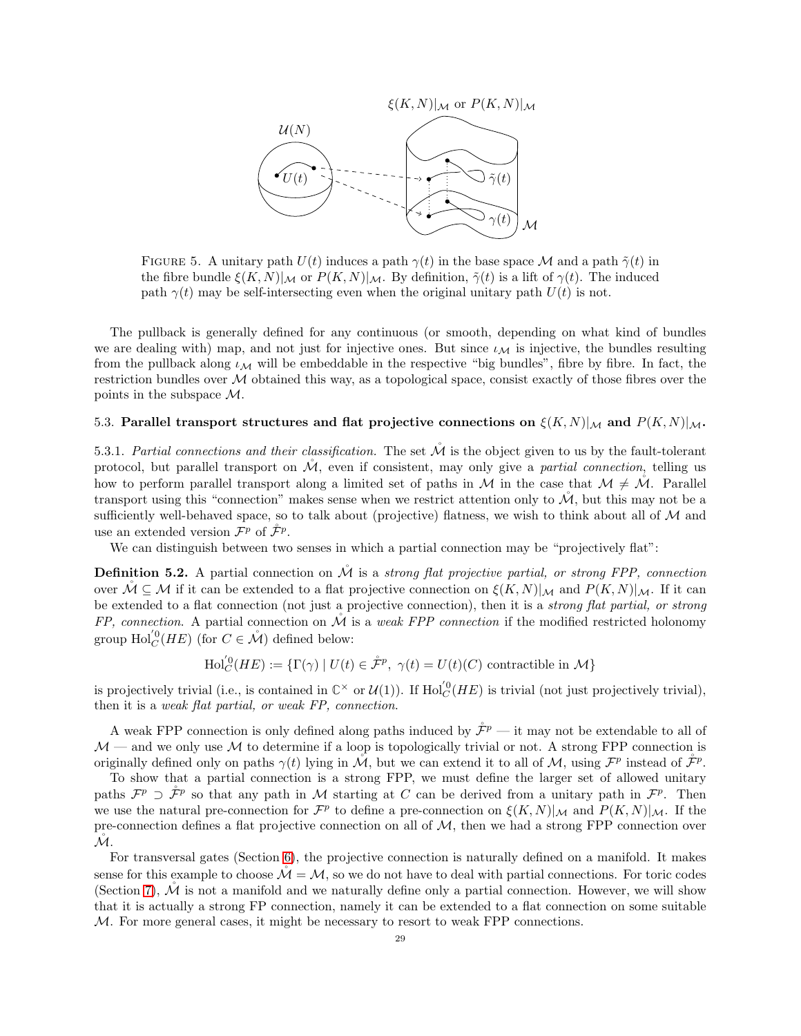FIGURE 5. A unitary path $U(t)$ induces a path $\gamma(t)$ in the base space $\mathcal{M}$ and a path $\tilde{\gamma}(t)$ in the fibre bundle $\xi(K,N)|_{\mathcal{M}}$ or $P(K,N)|_{\mathcal{M}}$. By definition, $\tilde{\gamma}(t)$ is a lift of $\gamma(t)$. The induced path $\gamma(t)$ may be self-intersecting even when the original unitary path $U(t)$ is not.

The pullback is generally defined for any continuous (or smooth, depending on what kind of bundles we are dealing with) map, and not just for injective ones. But since $\iota_{\mathcal{M}}$ is injective, the bundles resulting from the pullback along $\iota_{\mathcal{M}}$ will be embeddable in the respective "big bundles", fibre by fibre. In fact, the restriction bundles over $\mathcal{M}$ obtained this way, as a topological space, consist exactly of those fibres over the points in the subspace $\mathcal{M}$.

### 5.3. Parallel transport structures and flat projective connections on $\xi(K,N)|_{\mathcal{M}}$ and $P(K,N)|_{\mathcal{M}}$.

5.3.1. *Partial connections and their classification.* The set $\mathring{\mathcal{M}}$ is the object given to us by the fault-tolerant protocol, but parallel transport on $\mathring{\mathcal{M}}$, even if consistent, may only give a *partial connection*, telling us how to perform parallel transport along a limited set of paths in $\mathcal{M}$ in the case that $\mathcal{M} \neq \mathring{\mathcal{M}}$. Parallel transport using this "connection" makes sense when we restrict attention only to $\mathring{\mathcal{M}}$, but this may not be a sufficiently well-behaved space, so to talk about (projective) flatness, we wish to think about all of $\mathcal{M}$ and use an extended version $\mathcal{F}^p$ of $\mathring{\mathcal{F}}^p$.

We can distinguish between two senses in which a partial connection may be "projectively flat":

**Definition 5.2.** A partial connection on $\mathring{\mathcal{M}}$ is a *strong flat projective partial, or strong FPP, connection* over $\mathring{\mathcal{M}} \subseteq \mathcal{M}$ if it can be extended to a flat projective connection on $\xi(K,N)|_{\mathcal{M}}$ and $P(K,N)|_{\mathcal{M}}$. If it can be extended to a flat connection (not just a projective connection), then it is a *strong flat partial, or strong FP, connection*. A partial connection on $\mathring{\mathcal{M}}$ is a *weak FPP connection* if the modified restricted holonomy group $\mathrm{Hol}_C^{'0}(HE)$ (for $C \in \mathring{\mathcal{M}}$) defined below:

$$\mathrm{Hol}_C^{'0}(HE) := \{\Gamma(\gamma) \mid U(t) \in \mathring{\mathcal{F}}^p,\ \gamma(t) = U(t)(C) \text{ contractible in } \mathcal{M}\}$$

is projectively trivial (i.e., is contained in $\mathbb{C}^\times$ or $\mathcal{U}(1)$). If $\mathrm{Hol}_C^{'0}(HE)$ is trivial (not just projectively trivial), then it is a *weak flat partial, or weak FP, connection*.

A weak FPP connection is only defined along paths induced by $\mathring{\mathcal{F}}^p$ — it may not be extendable to all of $\mathcal{M}$ — and we only use $\mathcal{M}$ to determine if a loop is topologically trivial or not. A strong FPP connection is originally defined only on paths $\gamma(t)$ lying in $\mathring{\mathcal{M}}$, but we can extend it to all of $\mathcal{M}$, using $\mathcal{F}^p$ instead of $\mathring{\mathcal{F}}^p$.

To show that a partial connection is a strong FPP, we must define the larger set of allowed unitary paths $\mathcal{F}^p \supset \mathring{\mathcal{F}}^p$ so that any path in $\mathcal{M}$ starting at $C$ can be derived from a unitary path in $\mathcal{F}^p$. Then we use the natural pre-connection for $\mathcal{F}^p$ to define a pre-connection on $\xi(K,N)|_{\mathcal{M}}$ and $P(K,N)|_{\mathcal{M}}$. If the pre-connection defines a flat projective connection on all of $\mathcal{M}$, then we had a strong FPP connection over $\mathring{\mathcal{M}}$.

For transversal gates (Section 6), the projective connection is naturally defined on a manifold. It makes sense for this example to choose $\mathring{\mathcal{M}} = \mathcal{M}$, so we do not have to deal with partial connections. For toric codes (Section 7), $\mathring{\mathcal{M}}$ is not a manifold and we naturally define only a partial connection. However, we will show that it is actually a strong FP connection, namely it can be extended to a flat connection on some suitable $\mathcal{M}$. For more general cases, it might be necessary to resort to weak FPP connections.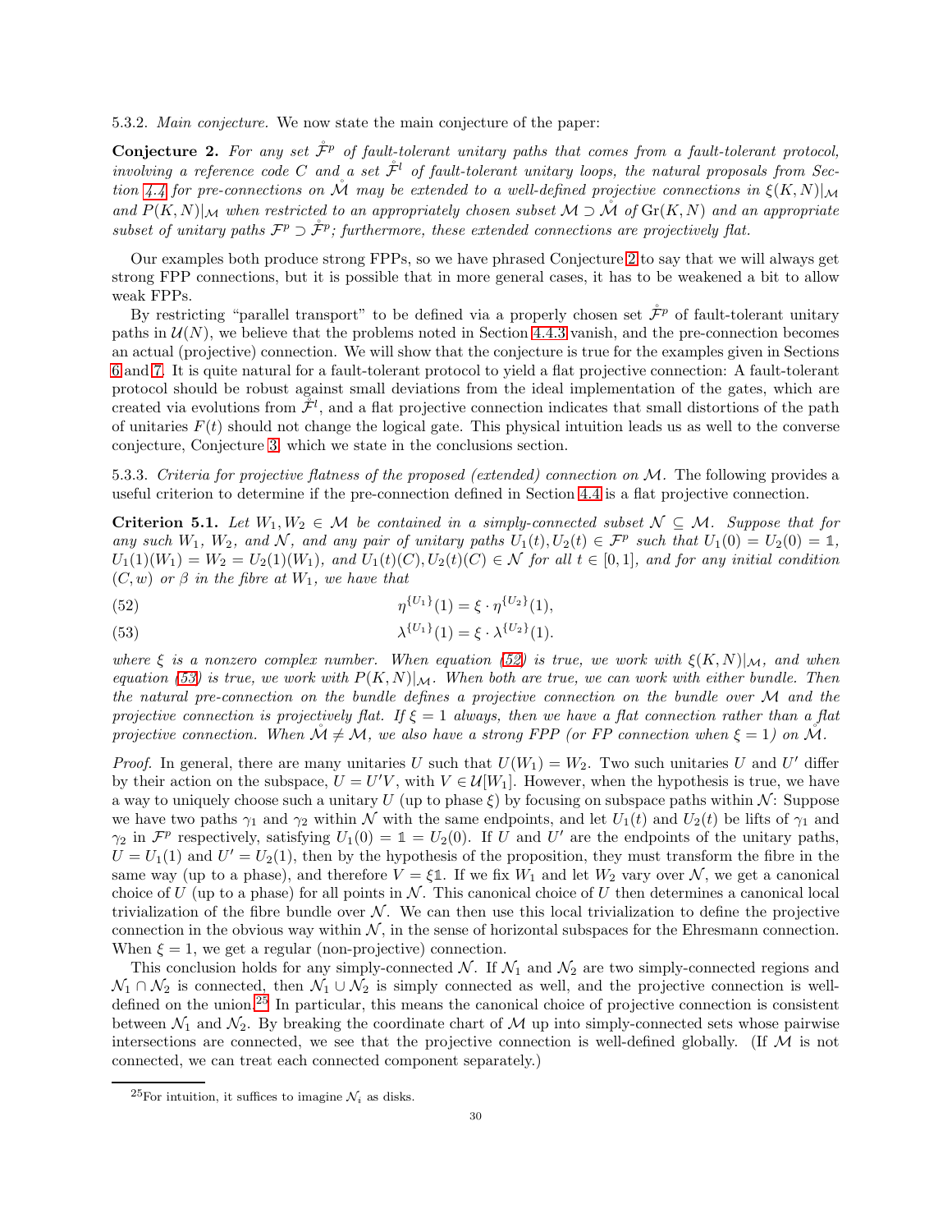5.3.2. *Main conjecture.* We now state the main conjecture of the paper:

**Conjecture 2.** *For any set $\mathring{\mathcal{F}}^p$ of fault-tolerant unitary paths that comes from a fault-tolerant protocol, involving a reference code $C$ and a set $\mathring{\mathcal{F}}^l$ of fault-tolerant unitary loops, the natural proposals from Section 4.4 for pre-connections on $\mathring{\mathcal{M}}$ may be extended to a well-defined projective connections in $\xi(K,N)|_{\mathcal{M}}$ and $P(K,N)|_{\mathcal{M}}$ when restricted to an appropriately chosen subset $\mathcal{M} \supset \mathring{\mathcal{M}}$ of $\mathrm{Gr}(K,N)$ and an appropriate subset of unitary paths $\mathcal{F}^p \supset \mathring{\mathcal{F}}^p$; furthermore, these extended connections are projectively flat.*

Our examples both produce strong FPPs, so we have phrased Conjecture 2 to say that we will always get strong FPP connections, but it is possible that in more general cases, it has to be weakened a bit to allow weak FPPs.

By restricting "parallel transport" to be defined via a properly chosen set $\mathring{\mathcal{F}}^p$ of fault-tolerant unitary paths in $\mathcal{U}(N)$, we believe that the problems noted in Section 4.4.3 vanish, and the pre-connection becomes an actual (projective) connection. We will show that the conjecture is true for the examples given in Sections 6 and 7. It is quite natural for a fault-tolerant protocol to yield a flat projective connection: A fault-tolerant protocol should be robust against small deviations from the ideal implementation of the gates, which are created via evolutions from $\mathring{\mathcal{F}}^l$, and a flat projective connection indicates that small distortions of the path of unitaries $F(t)$ should not change the logical gate. This physical intuition leads us as well to the converse conjecture, Conjecture 3, which we state in the conclusions section.

5.3.3. *Criteria for projective flatness of the proposed (extended) connection on $\mathcal{M}$.* The following provides a useful criterion to determine if the pre-connection defined in Section 4.4 is a flat projective connection.

**Criterion 5.1.** *Let $W_1, W_2 \in \mathcal{M}$ be contained in a simply-connected subset $\mathcal{N} \subseteq \mathcal{M}$. Suppose that for any such $W_1$, $W_2$, and $\mathcal{N}$, and any pair of unitary paths $U_1(t), U_2(t) \in \mathcal{F}^p$ such that $U_1(0) = U_2(0) = \mathbb{1}$, $U_1(1)(W_1) = W_2 = U_2(1)(W_1)$, and $U_1(t)(C), U_2(t)(C) \in \mathcal{N}$ for all $t \in [0,1]$, and for any initial condition $(C,w)$ or $\beta$ in the fibre at $W_1$, we have that*

$$\eta^{\{U_1\}}(1) = \xi \cdot \eta^{\{U_2\}}(1), \tag{52}$$

$$\lambda^{\{U_1\}}(1) = \xi \cdot \lambda^{\{U_2\}}(1). \tag{53}$$

*where $\xi$ is a nonzero complex number. When equation (52) is true, we work with $\xi(K,N)|_{\mathcal{M}}$, and when equation (53) is true, we work with $P(K,N)|_{\mathcal{M}}$. When both are true, we can work with either bundle. Then the natural pre-connection on the bundle defines a projective connection on the bundle over $\mathcal{M}$ and the projective connection is projectively flat. If $\xi = 1$ always, then we have a flat connection rather than a flat projective connection. When $\mathring{\mathcal{M}} \neq \mathcal{M}$, we also have a strong FPP (or FP connection when $\xi = 1$) on $\mathring{\mathcal{M}}$.*

*Proof.* In general, there are many unitaries $U$ such that $U(W_1) = W_2$. Two such unitaries $U$ and $U'$ differ by their action on the subspace, $U = U'V$, with $V \in \mathcal{U}[W_1]$. However, when the hypothesis is true, we have a way to uniquely choose such a unitary $U$ (up to phase $\xi$) by focusing on subspace paths within $\mathcal{N}$: Suppose we have two paths $\gamma_1$ and $\gamma_2$ within $\mathcal{N}$ with the same endpoints, and let $U_1(t)$ and $U_2(t)$ be lifts of $\gamma_1$ and $\gamma_2$ in $\mathcal{F}^p$ respectively, satisfying $U_1(0) = \mathbb{1} = U_2(0)$. If $U$ and $U'$ are the endpoints of the unitary paths, $U = U_1(1)$ and $U' = U_2(1)$, then by the hypothesis of the proposition, they must transform the fibre in the same way (up to a phase), and therefore $V = \xi\mathbb{1}$. If we fix $W_1$ and let $W_2$ vary over $\mathcal{N}$, we get a canonical choice of $U$ (up to a phase) for all points in $\mathcal{N}$. This canonical choice of $U$ then determines a canonical local trivialization of the fibre bundle over $\mathcal{N}$. We can then use this local trivialization to define the projective connection in the obvious way within $\mathcal{N}$, in the sense of horizontal subspaces for the Ehresmann connection. When $\xi = 1$, we get a regular (non-projective) connection.

This conclusion holds for any simply-connected $\mathcal{N}$. If $\mathcal{N}_1$ and $\mathcal{N}_2$ are two simply-connected regions and $\mathcal{N}_1 \cap \mathcal{N}_2$ is connected, then $\mathcal{N}_1 \cup \mathcal{N}_2$ is simply connected as well, and the projective connection is well-defined on the union.[25] In particular, this means the canonical choice of projective connection is consistent between $\mathcal{N}_1$ and $\mathcal{N}_2$. By breaking the coordinate chart of $\mathcal{M}$ up into simply-connected sets whose pairwise intersections are connected, we see that the projective connection is well-defined globally. (If $\mathcal{M}$ is not connected, we can treat each connected component separately.)

[25] For intuition, it suffices to imagine $\mathcal{N}_i$ as disks.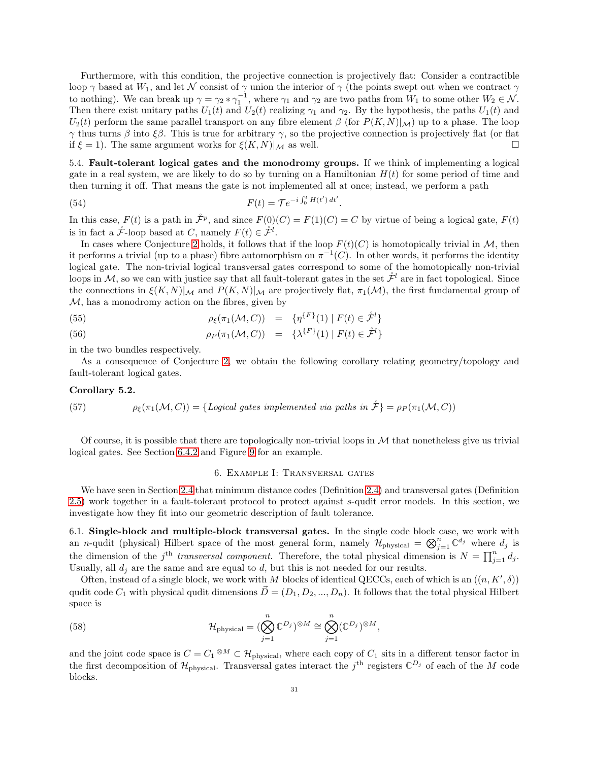Furthermore, with this condition, the projective connection is projectively flat: Consider a contractible loop $\gamma$ based at $W_1$, and let $\mathcal{N}$ consist of $\gamma$ union the interior of $\gamma$ (the points swept out when we contract $\gamma$ to nothing). We can break up $\gamma = \gamma_2 * \gamma_1^{-1}$, where $\gamma_1$ and $\gamma_2$ are two paths from $W_1$ to some other $W_2 \in \mathcal{N}$. Then there exist unitary paths $U_1(t)$ and $U_2(t)$ realizing $\gamma_1$ and $\gamma_2$. By the hypothesis, the paths $U_1(t)$ and $U_2(t)$ perform the same parallel transport on any fibre element $\beta$ (for $P(K,N)|_{\mathcal{M}}$) up to a phase. The loop $\gamma$ thus turns $\beta$ into $\xi\beta$. This is true for arbitrary $\gamma$, so the projective connection is projectively flat (or flat if $\xi = 1$). The same argument works for $\xi(K,N)|_{\mathcal{M}}$ as well. □

5.4. **Fault-tolerant logical gates and the monodromy groups.** If we think of implementing a logical gate in a real system, we are likely to do so by turning on a Hamiltonian $H(t)$ for some period of time and then turning it off. That means the gate is not implemented all at once; instead, we perform a path

$$F(t) = \mathcal{T}e^{-i\int_0^t H(t')\,dt'}. \tag{54}$$

In this case, $F(t)$ is a path in $\mathring{\mathcal{F}}^p$, and since $F(0)(C) = F(1)(C) = C$ by virtue of being a logical gate, $F(t)$ is in fact a $\mathring{\mathcal{F}}$-loop based at $C$, namely $F(t) \in \mathring{\mathcal{F}}^l$.

In cases where Conjecture 2 holds, it follows that if the loop $F(t)(C)$ is homotopically trivial in $\mathcal{M}$, then it performs a trivial (up to a phase) fibre automorphism on $\pi^{-1}(C)$. In other words, it performs the identity logical gate. The non-trivial logical transversal gates correspond to some of the homotopically non-trivial loops in $\mathcal{M}$, so we can with justice say that all fault-tolerant gates in the set $\mathring{\mathcal{F}}^l$ are in fact topological. Since the connections in $\xi(K,N)|_{\mathcal{M}}$ and $P(K,N)|_{\mathcal{M}}$ are projectively flat, $\pi_1(\mathcal{M})$, the first fundamental group of $\mathcal{M}$, has a monodromy action on the fibres, given by

$$\rho_\xi(\pi_1(\mathcal{M}, C)) \;=\; \{\eta^{\{F\}}(1) \mid F(t) \in \mathring{\mathcal{F}}^l\} \tag{55}$$

$$\rho_P(\pi_1(\mathcal{M}, C)) \;=\; \{\lambda^{\{F\}}(1) \mid F(t) \in \mathring{\mathcal{F}}^l\} \tag{56}$$

in the two bundles respectively.

As a consequence of Conjecture 2, we obtain the following corollary relating geometry/topology and fault-tolerant logical gates.

**Corollary 5.2.**

$$\rho_\xi(\pi_1(\mathcal{M}, C)) = \{\textit{Logical gates implemented via paths in } \mathring{\mathcal{F}}\} = \rho_P(\pi_1(\mathcal{M}, C)) \tag{57}$$

Of course, it is possible that there are topologically non-trivial loops in $\mathcal{M}$ that nonetheless give us trivial logical gates. See Section 6.4.2 and Figure 9 for an example.

## 6. Example I: Transversal gates

We have seen in Section 2.4 that minimum distance codes (Definition 2.4) and transversal gates (Definition 2.5) work together in a fault-tolerant protocol to protect against $s$-qudit error models. In this section, we investigate how they fit into our geometric description of fault tolerance.

6.1. **Single-block and multiple-block transversal gates.** In the single code block case, we work with an $n$-qudit (physical) Hilbert space of the most general form, namely $\mathcal{H}_{\text{physical}} = \bigotimes_{j=1}^n \mathbb{C}^{d_j}$ where $d_j$ is the dimension of the $j^{\text{th}}$ *transversal component*. Therefore, the total physical dimension is $N = \prod_{j=1}^n d_j$. Usually, all $d_j$ are the same and are equal to $d$, but this is not needed for our results.

Often, instead of a single block, we work with $M$ blocks of identical QECCs, each of which is an $((n, K', \delta))$ qudit code $C_1$ with physical qudit dimensions $\vec{D} = (D_1, D_2, ..., D_n)$. It follows that the total physical Hilbert space is

$$\mathcal{H}_{\text{physical}} = (\bigotimes_{j=1}^n \mathbb{C}^{D_j})^{\otimes M} \cong \bigotimes_{j=1}^n (\mathbb{C}^{D_j})^{\otimes M}, \tag{58}$$

and the joint code space is $C = {C_1}^{\otimes M} \subset \mathcal{H}_{\text{physical}}$, where each copy of $C_1$ sits in a different tensor factor in the first decomposition of $\mathcal{H}_{\text{physical}}$. Transversal gates interact the $j^{\text{th}}$ registers $\mathbb{C}^{D_j}$ of each of the $M$ code blocks.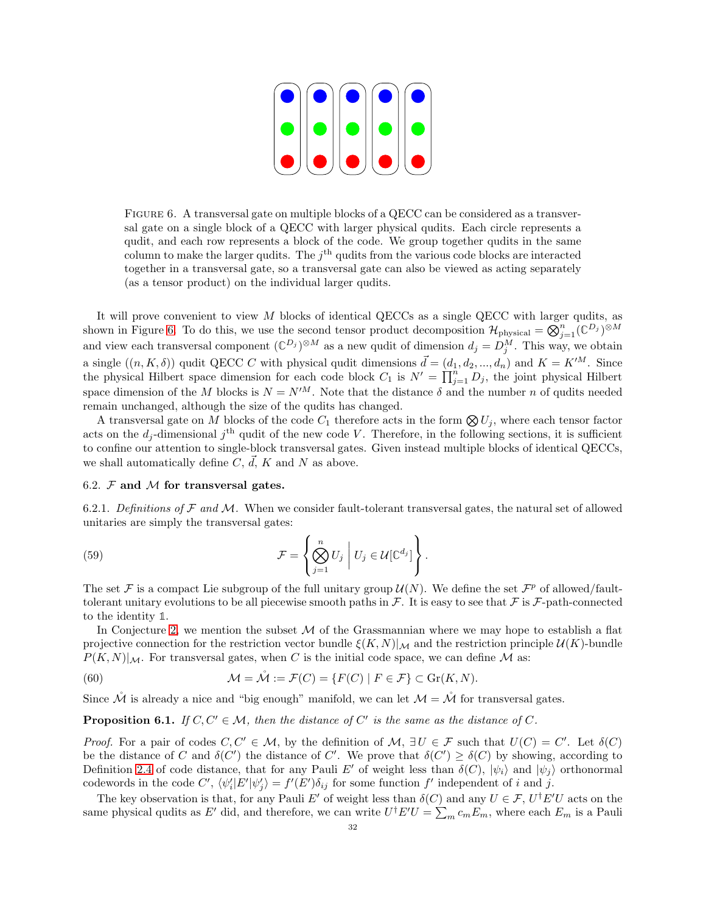FIGURE 6. A transversal gate on multiple blocks of a QECC can be considered as a transversal gate on a single block of a QECC with larger physical qudits. Each circle represents a qudit, and each row represents a block of the code. We group together qudits in the same column to make the larger qudits. The $j^{\text{th}}$ qudits from the various code blocks are interacted together in a transversal gate, so a transversal gate can also be viewed as acting separately (as a tensor product) on the individual larger qudits.

It will prove convenient to view $M$ blocks of identical QECCs as a single QECC with larger qudits, as shown in Figure 6. To do this, we use the second tensor product decomposition $\mathcal{H}_{\text{physical}} = \bigotimes_{j=1}^{n}(\mathbb{C}^{D_j})^{\otimes M}$ and view each transversal component $(\mathbb{C}^{D_j})^{\otimes M}$ as a new qudit of dimension $d_j = D_j^M$. This way, we obtain a single $((n, K, \delta))$ qudit QECC $C$ with physical qudit dimensions $\vec{d} = (d_1, d_2, ..., d_n)$ and $K = K'^M$. Since the physical Hilbert space dimension for each code block $C_1$ is $N' = \prod_{j=1}^{n} D_j$, the joint physical Hilbert space dimension of the $M$ blocks is $N = N'^M$. Note that the distance $\delta$ and the number $n$ of qudits needed remain unchanged, although the size of the qudits has changed.

A transversal gate on $M$ blocks of the code $C_1$ therefore acts in the form $\bigotimes U_j$, where each tensor factor acts on the $d_j$-dimensional $j^{\text{th}}$ qudit of the new code $V$. Therefore, in the following sections, it is sufficient to confine our attention to single-block transversal gates. Given instead multiple blocks of identical QECCs, we shall automatically define $C$, $\vec{d}$, $K$ and $N$ as above.

### 6.2. $\mathcal{F}$ and $\mathcal{M}$ for transversal gates.

6.2.1. *Definitions of $\mathcal{F}$ and $\mathcal{M}$.* When we consider fault-tolerant transversal gates, the natural set of allowed unitaries are simply the transversal gates:

$$\mathcal{F} = \left\{ \bigotimes_{j=1}^{n} U_j \;\middle|\; U_j \in \mathcal{U}[\mathbb{C}^{d_j}] \right\}. \tag{59}$$

The set $\mathcal{F}$ is a compact Lie subgroup of the full unitary group $\mathcal{U}(N)$. We define the set $\mathcal{F}^p$ of allowed/fault-tolerant unitary evolutions to be all piecewise smooth paths in $\mathcal{F}$. It is easy to see that $\mathcal{F}$ is $\mathcal{F}$-path-connected to the identity $\mathbb{1}$.

In Conjecture 2, we mention the subset $\mathcal{M}$ of the Grassmannian where we may hope to establish a flat projective connection for the restriction vector bundle $\xi(K, N)|_{\mathcal{M}}$ and the restriction principle $\mathcal{U}(K)$-bundle $P(K, N)|_{\mathcal{M}}$. For transversal gates, when $C$ is the initial code space, we can define $\mathcal{M}$ as:

$$\mathcal{M} = \mathring{\mathcal{M}} := \mathcal{F}(C) = \{F(C) \mid F \in \mathcal{F}\} \subset \text{Gr}(K, N). \tag{60}$$

Since $\mathring{\mathcal{M}}$ is already a nice and "big enough" manifold, we can let $\mathcal{M} = \mathring{\mathcal{M}}$ for transversal gates.

**Proposition 6.1.** *If $C, C' \in \mathcal{M}$, then the distance of $C'$ is the same as the distance of $C$.*

*Proof.* For a pair of codes $C, C' \in \mathcal{M}$, by the definition of $\mathcal{M}$, $\exists U \in \mathcal{F}$ such that $U(C) = C'$. Let $\delta(C)$ be the distance of $C$ and $\delta(C')$ the distance of $C'$. We prove that $\delta(C') \geq \delta(C)$ by showing, according to Definition 2.4 of code distance, that for any Pauli $E'$ of weight less than $\delta(C)$, $|\psi_i\rangle$ and $|\psi_j\rangle$ orthonormal codewords in the code $C'$, $\langle\psi_i'|E'|\psi_j'\rangle = f'(E')\delta_{ij}$ for some function $f'$ independent of $i$ and $j$.

The key observation is that, for any Pauli $E'$ of weight less than $\delta(C)$ and any $U \in \mathcal{F}$, $U^\dagger E' U$ acts on the same physical qudits as $E'$ did, and therefore, we can write $U^\dagger E' U = \sum_m c_m E_m$, where each $E_m$ is a Pauli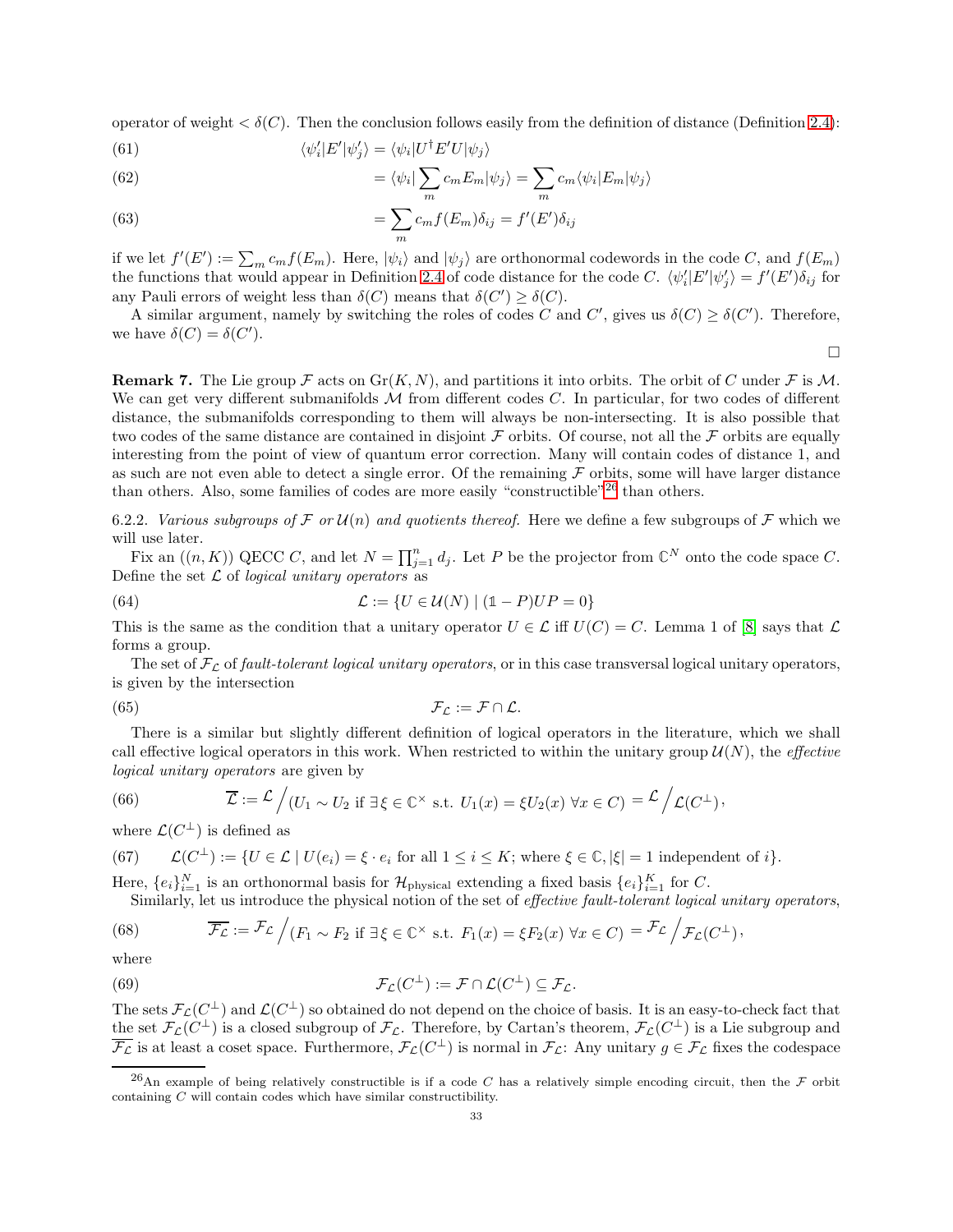operator of weight $< \delta(C)$. Then the conclusion follows easily from the definition of distance (Definition 2.4):

$$\langle \psi_i' | E' | \psi_j' \rangle = \langle \psi_i | U^\dagger E' U | \psi_j \rangle \tag{61}$$

$$= \langle \psi_i | \sum_m c_m E_m | \psi_j \rangle = \sum_m c_m \langle \psi_i | E_m | \psi_j \rangle \tag{62}$$

$$= \sum_m c_m f(E_m) \delta_{ij} = f'(E') \delta_{ij} \tag{63}$$

if we let $f'(E') := \sum_m c_m f(E_m)$. Here, $|\psi_i\rangle$ and $|\psi_j\rangle$ are orthonormal codewords in the code $C$, and $f(E_m)$ the functions that would appear in Definition 2.4 of code distance for the code $C$. $\langle \psi_i' | E' | \psi_j' \rangle = f'(E') \delta_{ij}$ for any Pauli errors of weight less than $\delta(C)$ means that $\delta(C') \geq \delta(C)$.

A similar argument, namely by switching the roles of codes $C$ and $C'$, gives us $\delta(C) \geq \delta(C')$. Therefore, we have $\delta(C) = \delta(C')$.

□

**Remark 7.** The Lie group $\mathcal{F}$ acts on $\mathrm{Gr}(K, N)$, and partitions it into orbits. The orbit of $C$ under $\mathcal{F}$ is $\mathcal{M}$. We can get very different submanifolds $\mathcal{M}$ from different codes $C$. In particular, for two codes of different distance, the submanifolds corresponding to them will always be non-intersecting. It is also possible that two codes of the same distance are contained in disjoint $\mathcal{F}$ orbits. Of course, not all the $\mathcal{F}$ orbits are equally interesting from the point of view of quantum error correction. Many will contain codes of distance 1, and as such are not even able to detect a single error. Of the remaining $\mathcal{F}$ orbits, some will have larger distance than others. Also, some families of codes are more easily "constructible"[26] than others.

6.2.2. *Various subgroups of $\mathcal{F}$ or $\mathcal{U}(n)$ and quotients thereof.* Here we define a few subgroups of $\mathcal{F}$ which we will use later.

Fix an $((n, K))$ QECC $C$, and let $N = \prod_{j=1}^n d_j$. Let $P$ be the projector from $\mathbb{C}^N$ onto the code space $C$. Define the set $\mathcal{L}$ of *logical unitary operators* as

$$\mathcal{L} := \{U \in \mathcal{U}(N) \mid (\mathbb{1} - P)UP = 0\} \tag{64}$$

This is the same as the condition that a unitary operator $U \in \mathcal{L}$ iff $U(C) = C$. Lemma 1 of [8] says that $\mathcal{L}$ forms a group.

The set of $\mathcal{F}_\mathcal{L}$ of *fault-tolerant logical unitary operators*, or in this case transversal logical unitary operators, is given by the intersection

$$\mathcal{F}_\mathcal{L} := \mathcal{F} \cap \mathcal{L}. \tag{65}$$

There is a similar but slightly different definition of logical operators in the literature, which we shall call effective logical operators in this work. When restricted to within the unitary group $\mathcal{U}(N)$, the *effective logical unitary operators* are given by

$$\overline{\mathcal{L}} := \mathcal{L} \Big/ (U_1 \sim U_2 \text{ if } \exists \xi \in \mathbb{C}^\times \text{ s.t. } U_1(x) = \xi U_2(x) \ \forall x \in C) = \mathcal{L} \Big/ \mathcal{L}(C^\perp), \tag{66}$$

where $\mathcal{L}(C^\perp)$ is defined as

$$\mathcal{L}(C^\perp) := \{U \in \mathcal{L} \mid U(e_i) = \xi \cdot e_i \text{ for all } 1 \leq i \leq K; \text{ where } \xi \in \mathbb{C}, |\xi| = 1 \text{ independent of } i\}. \tag{67}$$

Here, $\{e_i\}_{i=1}^N$ is an orthonormal basis for $\mathcal{H}_{\text{physical}}$ extending a fixed basis $\{e_i\}_{i=1}^K$ for $C$.

Similarly, let us introduce the physical notion of the set of *effective fault-tolerant logical unitary operators*,

$$\overline{\mathcal{F}_\mathcal{L}} := \mathcal{F}_\mathcal{L} \Big/ (F_1 \sim F_2 \text{ if } \exists \xi \in \mathbb{C}^\times \text{ s.t. } F_1(x) = \xi F_2(x) \ \forall x \in C) = \mathcal{F}_\mathcal{L} \Big/ \mathcal{F}_\mathcal{L}(C^\perp), \tag{68}$$

where

$$\mathcal{F}_\mathcal{L}(C^\perp) := \mathcal{F} \cap \mathcal{L}(C^\perp) \subseteq \mathcal{F}_\mathcal{L}. \tag{69}$$

The sets $\mathcal{F}_\mathcal{L}(C^\perp)$ and $\mathcal{L}(C^\perp)$ so obtained do not depend on the choice of basis. It is an easy-to-check fact that the set $\mathcal{F}_\mathcal{L}(C^\perp)$ is a closed subgroup of $\mathcal{F}_\mathcal{L}$. Therefore, by Cartan's theorem, $\mathcal{F}_\mathcal{L}(C^\perp)$ is a Lie subgroup and $\overline{\mathcal{F}_\mathcal{L}}$ is at least a coset space. Furthermore, $\mathcal{F}_\mathcal{L}(C^\perp)$ is normal in $\mathcal{F}_\mathcal{L}$: Any unitary $g \in \mathcal{F}_\mathcal{L}$ fixes the codespace

[26] An example of being relatively constructible is if a code $C$ has a relatively simple encoding circuit, then the $\mathcal{F}$ orbit containing $C$ will contain codes which have similar constructibility.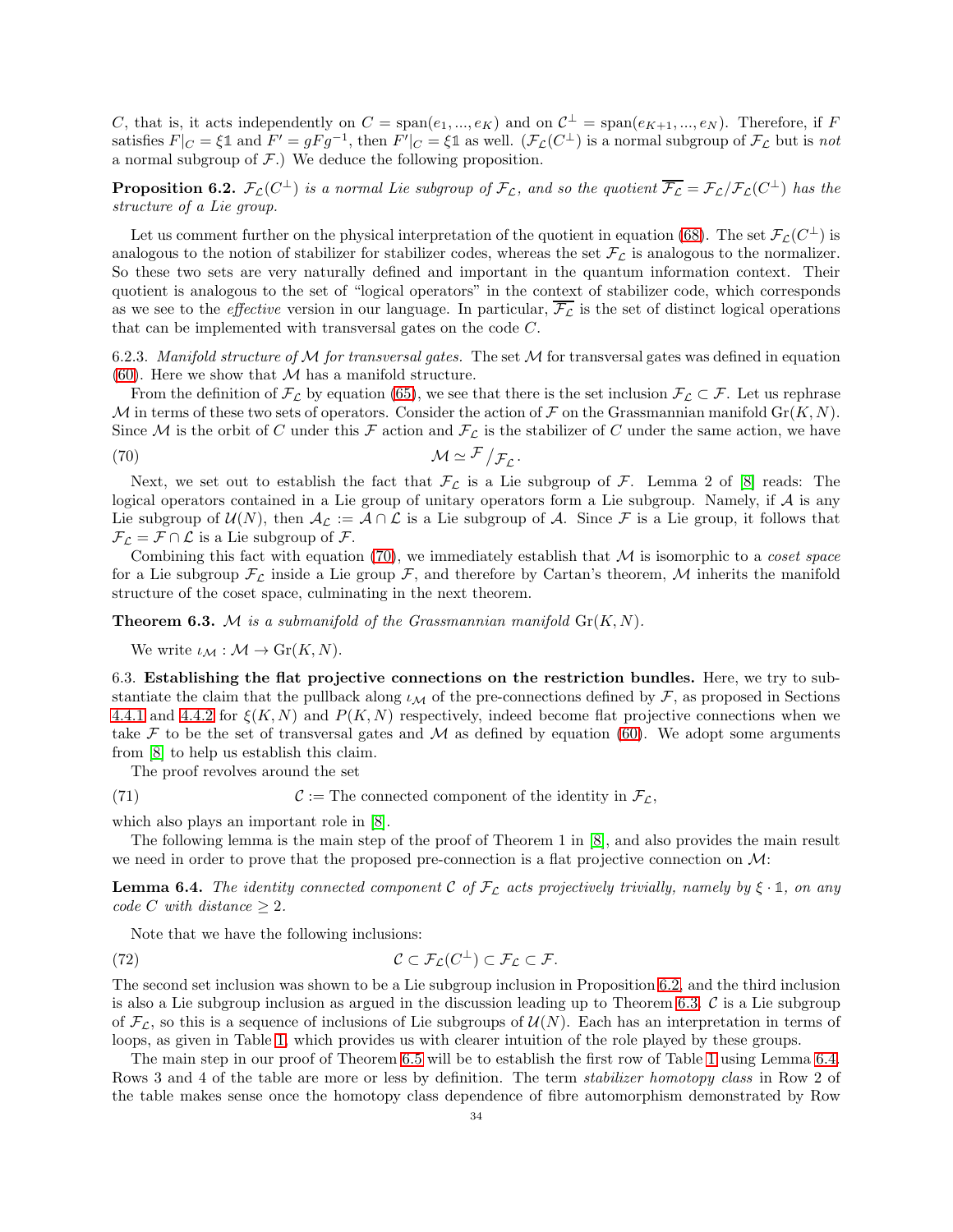$C$, that is, it acts independently on $C = \text{span}(e_1, ..., e_K)$ and on $\mathcal{C}^\perp = \text{span}(e_{K+1}, ..., e_N)$. Therefore, if $F$ satisfies $F|_C = \xi \mathbb{1}$ and $F' = gFg^{-1}$, then $F'|_C = \xi \mathbb{1}$ as well. ($\mathcal{F}_\mathcal{L}(C^\perp)$ is a normal subgroup of $\mathcal{F}_\mathcal{L}$ but is *not* a normal subgroup of $\mathcal{F}$.) We deduce the following proposition.

**Proposition 6.2.** *$\mathcal{F}_\mathcal{L}(C^\perp)$ is a normal Lie subgroup of $\mathcal{F}_\mathcal{L}$, and so the quotient $\overline{\mathcal{F}_\mathcal{L}} = \mathcal{F}_\mathcal{L}/\mathcal{F}_\mathcal{L}(C^\perp)$ has the structure of a Lie group.*

Let us comment further on the physical interpretation of the quotient in equation (68). The set $\mathcal{F}_\mathcal{L}(C^\perp)$ is analogous to the notion of stabilizer for stabilizer codes, whereas the set $\mathcal{F}_\mathcal{L}$ is analogous to the normalizer. So these two sets are very naturally defined and important in the quantum information context. Their quotient is analogous to the set of "logical operators" in the context of stabilizer code, which corresponds as we see to the *effective* version in our language. In particular, $\overline{\mathcal{F}_\mathcal{L}}$ is the set of distinct logical operations that can be implemented with transversal gates on the code $C$.

6.2.3. *Manifold structure of $\mathcal{M}$ for transversal gates.* The set $\mathcal{M}$ for transversal gates was defined in equation (60). Here we show that $\mathcal{M}$ has a manifold structure.

From the definition of $\mathcal{F}_\mathcal{L}$ by equation (65), we see that there is the set inclusion $\mathcal{F}_\mathcal{L} \subset \mathcal{F}$. Let us rephrase $\mathcal{M}$ in terms of these two sets of operators. Consider the action of $\mathcal{F}$ on the Grassmannian manifold $\text{Gr}(K, N)$. Since $\mathcal{M}$ is the orbit of $C$ under this $\mathcal{F}$ action and $\mathcal{F}_\mathcal{L}$ is the stabilizer of $C$ under the same action, we have

$$\mathcal{M} \simeq {}^{\mathcal{F}}/_{\mathcal{F}_\mathcal{L}}. \tag{70}$$

Next, we set out to establish the fact that $\mathcal{F}_\mathcal{L}$ is a Lie subgroup of $\mathcal{F}$. Lemma 2 of [8] reads: The logical operators contained in a Lie group of unitary operators form a Lie subgroup. Namely, if $\mathcal{A}$ is any Lie subgroup of $\mathcal{U}(N)$, then $\mathcal{A}_\mathcal{L} := \mathcal{A} \cap \mathcal{L}$ is a Lie subgroup of $\mathcal{A}$. Since $\mathcal{F}$ is a Lie group, it follows that $\mathcal{F}_\mathcal{L} = \mathcal{F} \cap \mathcal{L}$ is a Lie subgroup of $\mathcal{F}$.

Combining this fact with equation (70), we immediately establish that $\mathcal{M}$ is isomorphic to a *coset space* for a Lie subgroup $\mathcal{F}_\mathcal{L}$ inside a Lie group $\mathcal{F}$, and therefore by Cartan's theorem, $\mathcal{M}$ inherits the manifold structure of the coset space, culminating in the next theorem.

**Theorem 6.3.** *$\mathcal{M}$ is a submanifold of the Grassmannian manifold $\text{Gr}(K, N)$.*

We write $\iota_\mathcal{M} : \mathcal{M} \to \text{Gr}(K, N)$.

6.3. **Establishing the flat projective connections on the restriction bundles.** Here, we try to substantiate the claim that the pullback along $\iota_\mathcal{M}$ of the pre-connections defined by $\mathcal{F}$, as proposed in Sections 4.4.1 and 4.4.2 for $\xi(K, N)$ and $P(K, N)$ respectively, indeed become flat projective connections when we take $\mathcal{F}$ to be the set of transversal gates and $\mathcal{M}$ as defined by equation (60). We adopt some arguments from [8] to help us establish this claim.

The proof revolves around the set

$$\mathcal{C} := \text{The connected component of the identity in } \mathcal{F}_\mathcal{L}, \tag{71}$$

which also plays an important role in [8].

The following lemma is the main step of the proof of Theorem 1 in [8], and also provides the main result we need in order to prove that the proposed pre-connection is a flat projective connection on $\mathcal{M}$:

**Lemma 6.4.** *The identity connected component $\mathcal{C}$ of $\mathcal{F}_\mathcal{L}$ acts projectively trivially, namely by $\xi \cdot \mathbb{1}$, on any code $C$ with distance $\geq 2$.*

Note that we have the following inclusions:

$$\mathcal{C} \subset \mathcal{F}_\mathcal{L}(C^\perp) \subset \mathcal{F}_\mathcal{L} \subset \mathcal{F}. \tag{72}$$

The second set inclusion was shown to be a Lie subgroup inclusion in Proposition 6.2, and the third inclusion is also a Lie subgroup inclusion as argued in the discussion leading up to Theorem 6.3. $\mathcal{C}$ is a Lie subgroup of $\mathcal{F}_\mathcal{L}$, so this is a sequence of inclusions of Lie subgroups of $\mathcal{U}(N)$. Each has an interpretation in terms of loops, as given in Table 1, which provides us with clearer intuition of the role played by these groups.

The main step in our proof of Theorem 6.5 will be to establish the first row of Table 1 using Lemma 6.4. Rows 3 and 4 of the table are more or less by definition. The term *stabilizer homotopy class* in Row 2 of the table makes sense once the homotopy class dependence of fibre automorphism demonstrated by Row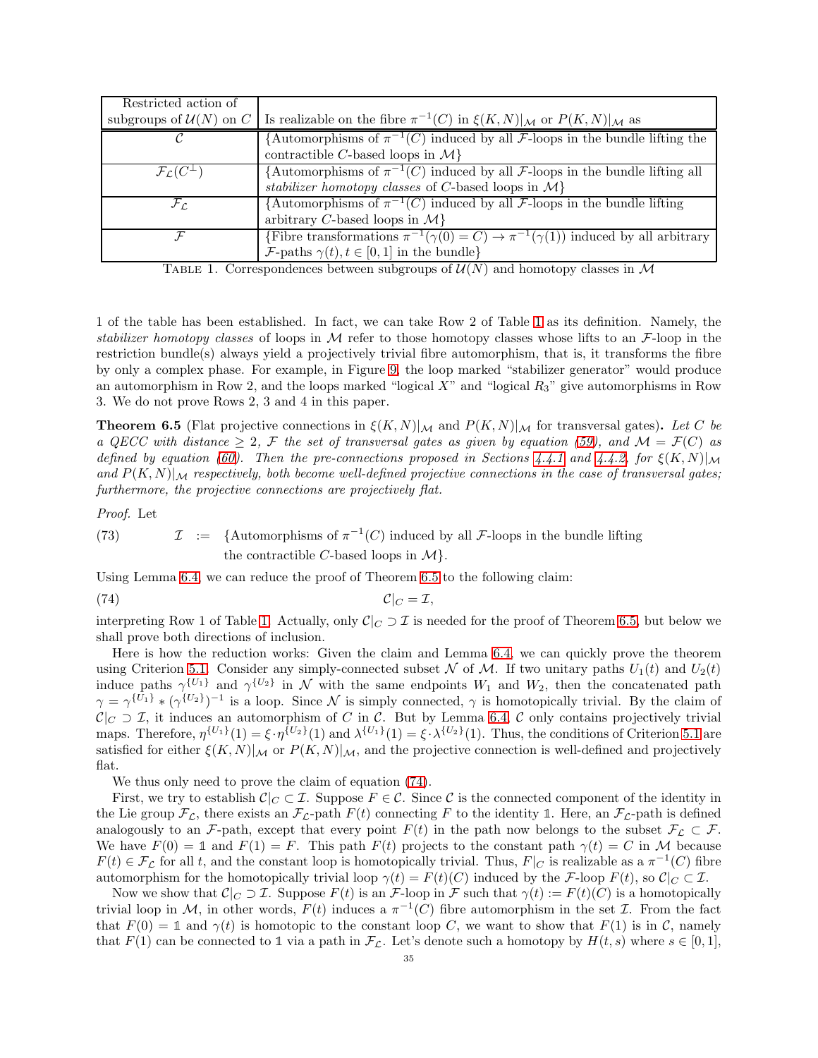| Restricted action of subgroups of $\mathcal{U}(N)$ on $C$ | Is realizable on the fibre $\pi^{-1}(C)$ in $\xi(K,N)|_{\mathcal{M}}$ or $P(K,N)|_{\mathcal{M}}$ as |
|---|---|
| $\mathcal{C}$ | {Automorphisms of $\pi^{-1}(C)$ induced by all $\mathcal{F}$-loops in the bundle lifting the contractible $C$-based loops in $\mathcal{M}$} |
| $\mathcal{F}_{\mathcal{L}}(C^{\perp})$ | {Automorphisms of $\pi^{-1}(C)$ induced by all $\mathcal{F}$-loops in the bundle lifting all *stabilizer homotopy classes* of $C$-based loops in $\mathcal{M}$} |
| $\mathcal{F}_{\mathcal{L}}$ | {Automorphisms of $\pi^{-1}(C)$ induced by all $\mathcal{F}$-loops in the bundle lifting arbitrary $C$-based loops in $\mathcal{M}$} |
| $\mathcal{F}$ | {Fibre transformations $\pi^{-1}(\gamma(0)=C) \to \pi^{-1}(\gamma(1))$ induced by all arbitrary $\mathcal{F}$-paths $\gamma(t), t \in [0,1]$ in the bundle} |

Table 1. Correspondences between subgroups of $\mathcal{U}(N)$ and homotopy classes in $\mathcal{M}$

1 of the table has been established. In fact, we can take Row 2 of Table 1 as its definition. Namely, the *stabilizer homotopy classes* of loops in $\mathcal{M}$ refer to those homotopy classes whose lifts to an $\mathcal{F}$-loop in the restriction bundle(s) always yield a projectively trivial fibre automorphism, that is, it transforms the fibre by only a complex phase. For example, in Figure 9, the loop marked "stabilizer generator" would produce an automorphism in Row 2, and the loops marked "logical $X$" and "logical $R_3$" give automorphisms in Row 3. We do not prove Rows 2, 3 and 4 in this paper.

**Theorem 6.5** (Flat projective connections in $\xi(K,N)|_{\mathcal{M}}$ and $P(K,N)|_{\mathcal{M}}$ for transversal gates)**.** *Let $C$ be a QECC with distance $\geq 2$, $\mathcal{F}$ the set of transversal gates as given by equation (59), and $\mathcal{M} = \mathcal{F}(C)$ as defined by equation (60). Then the pre-connections proposed in Sections 4.4.1 and 4.4.2, for $\xi(K,N)|_{\mathcal{M}}$ and $P(K,N)|_{\mathcal{M}}$ respectively, both become well-defined projective connections in the case of transversal gates; furthermore, the projective connections are projectively flat.*

*Proof.* Let

$$\mathcal{I} := \{\text{Automorphisms of } \pi^{-1}(C) \text{ induced by all } \mathcal{F}\text{-loops in the bundle lifting the contractible } C\text{-based loops in } \mathcal{M}\}. \tag{73}$$

Using Lemma 6.4, we can reduce the proof of Theorem 6.5 to the following claim:

$$\mathcal{C}|_C = \mathcal{I}, \tag{74}$$

interpreting Row 1 of Table 1. Actually, only $\mathcal{C}|_C \supset \mathcal{I}$ is needed for the proof of Theorem 6.5, but below we shall prove both directions of inclusion.

Here is how the reduction works: Given the claim and Lemma 6.4, we can quickly prove the theorem using Criterion 5.1. Consider any simply-connected subset $\mathcal{N}$ of $\mathcal{M}$. If two unitary paths $U_1(t)$ and $U_2(t)$ induce paths $\gamma^{\{U_1\}}$ and $\gamma^{\{U_2\}}$ in $\mathcal{N}$ with the same endpoints $W_1$ and $W_2$, then the concatenated path $\gamma = \gamma^{\{U_1\}} * (\gamma^{\{U_2\}})^{-1}$ is a loop. Since $\mathcal{N}$ is simply connected, $\gamma$ is homotopically trivial. By the claim of $\mathcal{C}|_C \supset \mathcal{I}$, it induces an automorphism of $C$ in $\mathcal{C}$. But by Lemma 6.4, $\mathcal{C}$ only contains projectively trivial maps. Therefore, $\eta^{\{U_1\}}(1) = \xi \cdot \eta^{\{U_2\}}(1)$ and $\lambda^{\{U_1\}}(1) = \xi \cdot \lambda^{\{U_2\}}(1)$. Thus, the conditions of Criterion 5.1 are satisfied for either $\xi(K,N)|_{\mathcal{M}}$ or $P(K,N)|_{\mathcal{M}}$, and the projective connection is well-defined and projectively flat.

We thus only need to prove the claim of equation (74).

First, we try to establish $\mathcal{C}|_C \subset \mathcal{I}$. Suppose $F \in \mathcal{C}$. Since $\mathcal{C}$ is the connected component of the identity in the Lie group $\mathcal{F}_{\mathcal{L}}$, there exists an $\mathcal{F}_{\mathcal{L}}$-path $F(t)$ connecting $F$ to the identity $\mathbb{1}$. Here, an $\mathcal{F}_{\mathcal{L}}$-path is defined analogously to an $\mathcal{F}$-path, except that every point $F(t)$ in the path now belongs to the subset $\mathcal{F}_{\mathcal{L}} \subset \mathcal{F}$. We have $F(0) = \mathbb{1}$ and $F(1) = F$. This path $F(t)$ projects to the constant path $\gamma(t) = C$ in $\mathcal{M}$ because $F(t) \in \mathcal{F}_{\mathcal{L}}$ for all $t$, and the constant loop is homotopically trivial. Thus, $F|_C$ is realizable as a $\pi^{-1}(C)$ fibre automorphism for the homotopically trivial loop $\gamma(t) = F(t)(C)$ induced by the $\mathcal{F}$-loop $F(t)$, so $\mathcal{C}|_C \subset \mathcal{I}$.

Now we show that $\mathcal{C}|_C \supset \mathcal{I}$. Suppose $F(t)$ is an $\mathcal{F}$-loop in $\mathcal{F}$ such that $\gamma(t) := F(t)(C)$ is a homotopically trivial loop in $\mathcal{M}$, in other words, $F(t)$ induces a $\pi^{-1}(C)$ fibre automorphism in the set $\mathcal{I}$. From the fact that $F(0) = \mathbb{1}$ and $\gamma(t)$ is homotopic to the constant loop $C$, we want to show that $F(1)$ is in $\mathcal{C}$, namely that $F(1)$ can be connected to $\mathbb{1}$ via a path in $\mathcal{F}_{\mathcal{L}}$. Let's denote such a homotopy by $H(t,s)$ where $s \in [0,1]$,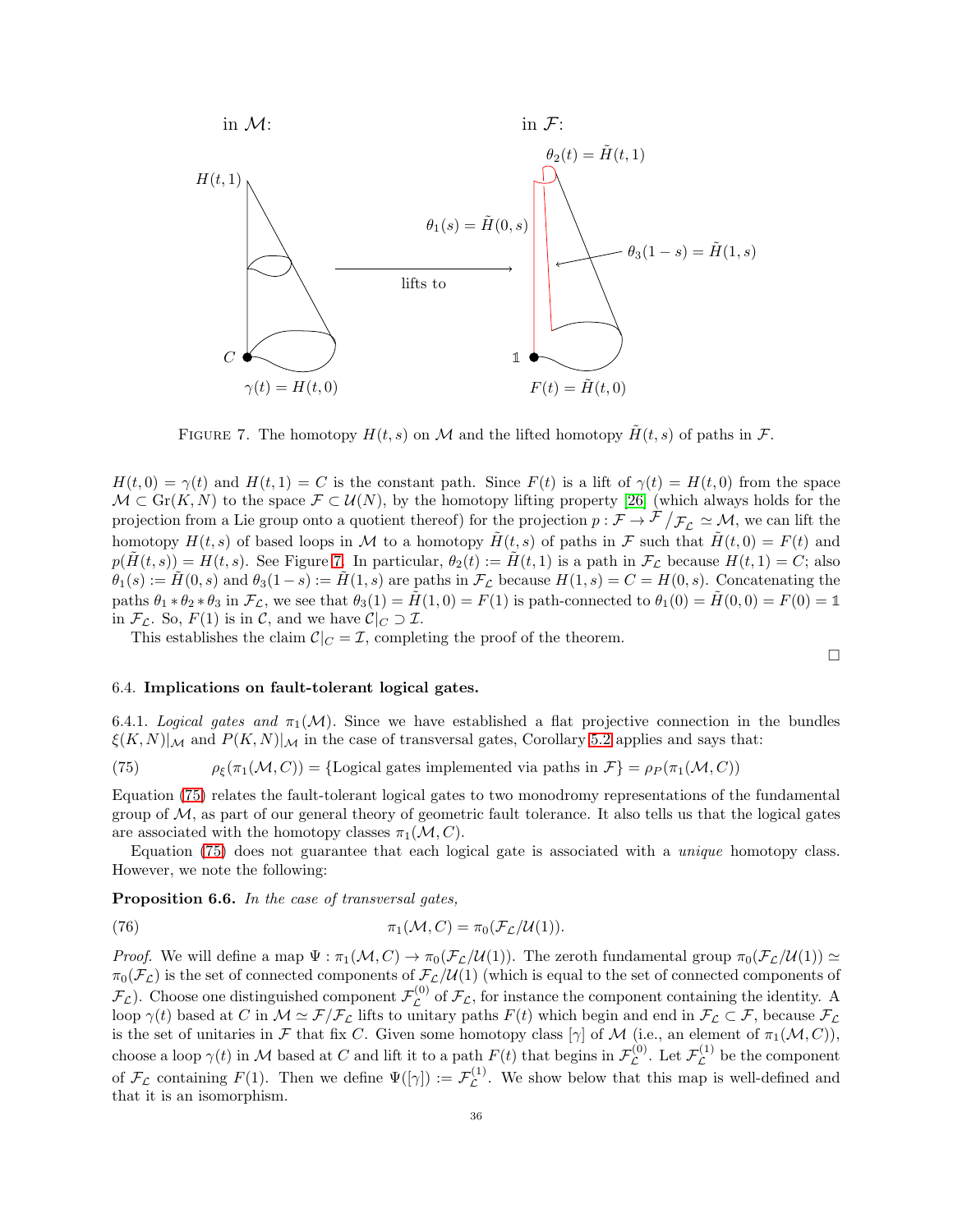FIGURE 7. The homotopy $H(t,s)$ on $\mathcal{M}$ and the lifted homotopy $\tilde{H}(t,s)$ of paths in $\mathcal{F}$.

$H(t,0) = \gamma(t)$ and $H(t,1) = C$ is the constant path. Since $F(t)$ is a lift of $\gamma(t) = H(t,0)$ from the space $\mathcal{M} \subset \mathrm{Gr}(K,N)$ to the space $\mathcal{F} \subset \mathcal{U}(N)$, by the homotopy lifting property [26] (which always holds for the projection from a Lie group onto a quotient thereof) for the projection $p : \mathcal{F} \to \mathcal{F}/\mathcal{F}_{\mathcal{L}} \simeq \mathcal{M}$, we can lift the homotopy $H(t,s)$ of based loops in $\mathcal{M}$ to a homotopy $\tilde{H}(t,s)$ of paths in $\mathcal{F}$ such that $\tilde{H}(t,0) = F(t)$ and $p(\tilde{H}(t,s)) = H(t,s)$. See Figure 7. In particular, $\theta_2(t) := \tilde{H}(t,1)$ is a path in $\mathcal{F}_{\mathcal{L}}$ because $H(t,1) = C$; also $\theta_1(s) := \tilde{H}(0,s)$ and $\theta_3(1-s) := \tilde{H}(1,s)$ are paths in $\mathcal{F}_{\mathcal{L}}$ because $H(1,s) = C = H(0,s)$. Concatenating the paths $\theta_1 * \theta_2 * \theta_3$ in $\mathcal{F}_{\mathcal{L}}$, we see that $\theta_3(1) = \tilde{H}(1,0) = F(1)$ is path-connected to $\theta_1(0) = \tilde{H}(0,0) = F(0) = \mathbb{1}$ in $\mathcal{F}_{\mathcal{L}}$. So, $F(1)$ is in $\mathcal{C}$, and we have $\mathcal{C}|_C \supset \mathcal{I}$.

This establishes the claim $\mathcal{C}|_C = \mathcal{I}$, completing the proof of the theorem. $\square$

### 6.4. Implications on fault-tolerant logical gates.

6.4.1. *Logical gates and* $\pi_1(\mathcal{M})$. Since we have established a flat projective connection in the bundles $\xi(K,N)|_{\mathcal{M}}$ and $P(K,N)|_{\mathcal{M}}$ in the case of transversal gates, Corollary 5.2 applies and says that:

$$\rho_\xi(\pi_1(\mathcal{M},C)) = \{\text{Logical gates implemented via paths in } \mathcal{F}\} = \rho_P(\pi_1(\mathcal{M},C)) \tag{75}$$

Equation (75) relates the fault-tolerant logical gates to two monodromy representations of the fundamental group of $\mathcal{M}$, as part of our general theory of geometric fault tolerance. It also tells us that the logical gates are associated with the homotopy classes $\pi_1(\mathcal{M},C)$.

Equation (75) does not guarantee that each logical gate is associated with a *unique* homotopy class. However, we note the following:

**Proposition 6.6.** *In the case of transversal gates,*

$$\pi_1(\mathcal{M},C) = \pi_0(\mathcal{F}_{\mathcal{L}}/\mathcal{U}(1)). \tag{76}$$

*Proof.* We will define a map $\Psi : \pi_1(\mathcal{M},C) \to \pi_0(\mathcal{F}_{\mathcal{L}}/\mathcal{U}(1))$. The zeroth fundamental group $\pi_0(\mathcal{F}_{\mathcal{L}}/\mathcal{U}(1)) \simeq \pi_0(\mathcal{F}_{\mathcal{L}})$ is the set of connected components of $\mathcal{F}_{\mathcal{L}}/\mathcal{U}(1)$ (which is equal to the set of connected components of $\mathcal{F}_{\mathcal{L}}$). Choose one distinguished component $\mathcal{F}_{\mathcal{L}}^{(0)}$ of $\mathcal{F}_{\mathcal{L}}$, for instance the component containing the identity. A loop $\gamma(t)$ based at $C$ in $\mathcal{M} \simeq \mathcal{F}/\mathcal{F}_{\mathcal{L}}$ lifts to unitary paths $F(t)$ which begin and end in $\mathcal{F}_{\mathcal{L}} \subset \mathcal{F}$, because $\mathcal{F}_{\mathcal{L}}$ is the set of unitaries in $\mathcal{F}$ that fix $C$. Given some homotopy class $[\gamma]$ of $\mathcal{M}$ (i.e., an element of $\pi_1(\mathcal{M},C)$), choose a loop $\gamma(t)$ in $\mathcal{M}$ based at $C$ and lift it to a path $F(t)$ that begins in $\mathcal{F}_{\mathcal{L}}^{(0)}$. Let $\mathcal{F}_{\mathcal{L}}^{(1)}$ be the component of $\mathcal{F}_{\mathcal{L}}$ containing $F(1)$. Then we define $\Psi([\gamma]) := \mathcal{F}_{\mathcal{L}}^{(1)}$. We show below that this map is well-defined and that it is an isomorphism.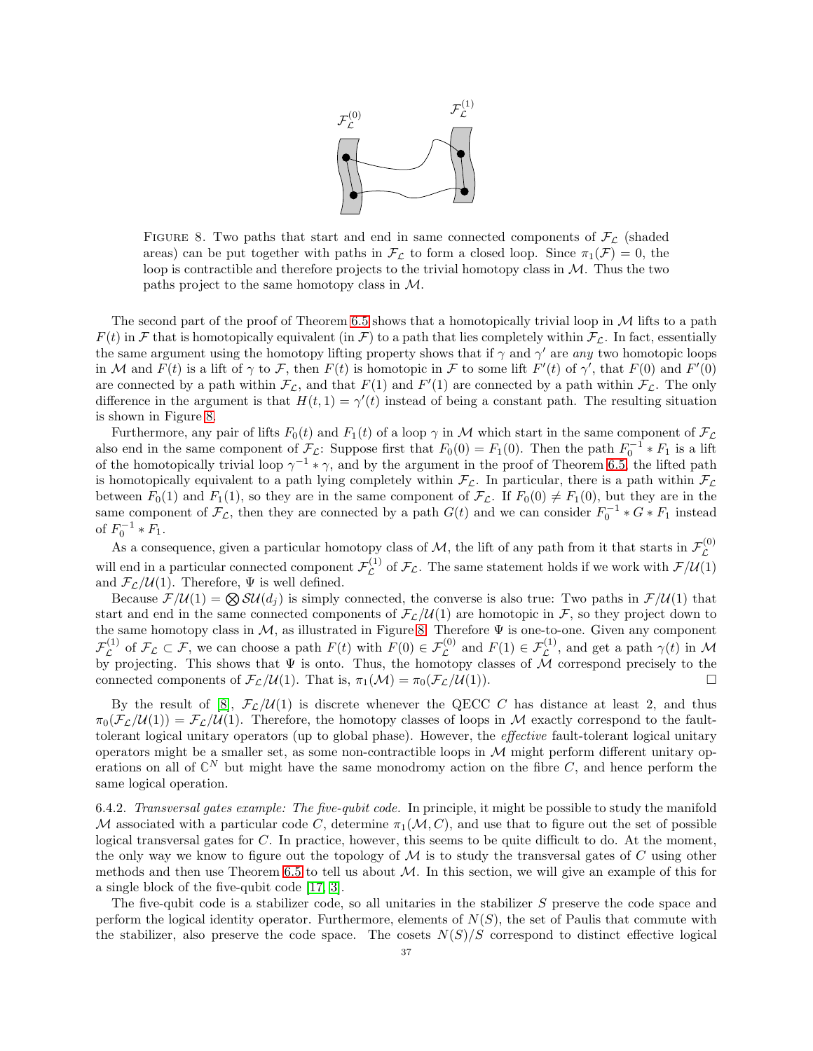FIGURE 8. Two paths that start and end in same connected components of $\mathcal{F}_\mathcal{L}$ (shaded areas) can be put together with paths in $\mathcal{F}_\mathcal{L}$ to form a closed loop. Since $\pi_1(\mathcal{F}) = 0$, the loop is contractible and therefore projects to the trivial homotopy class in $\mathcal{M}$. Thus the two paths project to the same homotopy class in $\mathcal{M}$.

The second part of the proof of Theorem 6.5 shows that a homotopically trivial loop in $\mathcal{M}$ lifts to a path $F(t)$ in $\mathcal{F}$ that is homotopically equivalent (in $\mathcal{F}$) to a path that lies completely within $\mathcal{F}_\mathcal{L}$. In fact, essentially the same argument using the homotopy lifting property shows that if $\gamma$ and $\gamma'$ are *any* two homotopic loops in $\mathcal{M}$ and $F(t)$ is a lift of $\gamma$ to $\mathcal{F}$, then $F(t)$ is homotopic in $\mathcal{F}$ to some lift $F'(t)$ of $\gamma'$, that $F(0)$ and $F'(0)$ are connected by a path within $\mathcal{F}_\mathcal{L}$, and that $F(1)$ and $F'(1)$ are connected by a path within $\mathcal{F}_\mathcal{L}$. The only difference in the argument is that $H(t,1) = \gamma'(t)$ instead of being a constant path. The resulting situation is shown in Figure 8.

Furthermore, any pair of lifts $F_0(t)$ and $F_1(t)$ of a loop $\gamma$ in $\mathcal{M}$ which start in the same component of $\mathcal{F}_\mathcal{L}$ also end in the same component of $\mathcal{F}_\mathcal{L}$: Suppose first that $F_0(0) = F_1(0)$. Then the path $F_0^{-1} * F_1$ is a lift of the homotopically trivial loop $\gamma^{-1} * \gamma$, and by the argument in the proof of Theorem 6.5, the lifted path is homotopically equivalent to a path lying completely within $\mathcal{F}_\mathcal{L}$. In particular, there is a path within $\mathcal{F}_\mathcal{L}$ between $F_0(1)$ and $F_1(1)$, so they are in the same component of $\mathcal{F}_\mathcal{L}$. If $F_0(0) \neq F_1(0)$, but they are in the same component of $\mathcal{F}_\mathcal{L}$, then they are connected by a path $G(t)$ and we can consider $F_0^{-1} * G * F_1$ instead of $F_0^{-1} * F_1$.

As a consequence, given a particular homotopy class of $\mathcal{M}$, the lift of any path from it that starts in $\mathcal{F}_\mathcal{L}^{(0)}$ will end in a particular connected component $\mathcal{F}_\mathcal{L}^{(1)}$ of $\mathcal{F}_\mathcal{L}$. The same statement holds if we work with $\mathcal{F}/\mathcal{U}(1)$ and $\mathcal{F}_\mathcal{L}/\mathcal{U}(1)$. Therefore, $\Psi$ is well defined.

Because $\mathcal{F}/\mathcal{U}(1) = \bigotimes \mathcal{SU}(d_j)$ is simply connected, the converse is also true: Two paths in $\mathcal{F}/\mathcal{U}(1)$ that start and end in the same connected components of $\mathcal{F}_\mathcal{L}/\mathcal{U}(1)$ are homotopic in $\mathcal{F}$, so they project down to the same homotopy class in $\mathcal{M}$, as illustrated in Figure 8. Therefore $\Psi$ is one-to-one. Given any component $\mathcal{F}_\mathcal{L}^{(1)}$ of $\mathcal{F}_\mathcal{L} \subset \mathcal{F}$, we can choose a path $F(t)$ with $F(0) \in \mathcal{F}_\mathcal{L}^{(0)}$ and $F(1) \in \mathcal{F}_\mathcal{L}^{(1)}$, and get a path $\gamma(t)$ in $\mathcal{M}$ by projecting. This shows that $\Psi$ is onto. Thus, the homotopy classes of $\mathcal{M}$ correspond precisely to the connected components of $\mathcal{F}_\mathcal{L}/\mathcal{U}(1)$. That is, $\pi_1(\mathcal{M}) = \pi_0(\mathcal{F}_\mathcal{L}/\mathcal{U}(1))$. □

By the result of [8], $\mathcal{F}_\mathcal{L}/\mathcal{U}(1)$ is discrete whenever the QECC $C$ has distance at least 2, and thus $\pi_0(\mathcal{F}_\mathcal{L}/\mathcal{U}(1)) = \mathcal{F}_\mathcal{L}/\mathcal{U}(1)$. Therefore, the homotopy classes of loops in $\mathcal{M}$ exactly correspond to the fault-tolerant logical unitary operators (up to global phase). However, the *effective* fault-tolerant logical unitary operators might be a smaller set, as some non-contractible loops in $\mathcal{M}$ might perform different unitary operations on all of $\mathbb{C}^N$ but might have the same monodromy action on the fibre $C$, and hence perform the same logical operation.

6.4.2. *Transversal gates example: The five-qubit code.* In principle, it might be possible to study the manifold $\mathcal{M}$ associated with a particular code $C$, determine $\pi_1(\mathcal{M}, C)$, and use that to figure out the set of possible logical transversal gates for $C$. In practice, however, this seems to be quite difficult to do. At the moment, the only way we know to figure out the topology of $\mathcal{M}$ is to study the transversal gates of $C$ using other methods and then use Theorem 6.5 to tell us about $\mathcal{M}$. In this section, we will give an example of this for a single block of the five-qubit code [17, 3].

The five-qubit code is a stabilizer code, so all unitaries in the stabilizer $S$ preserve the code space and perform the logical identity operator. Furthermore, elements of $N(S)$, the set of Paulis that commute with the stabilizer, also preserve the code space. The cosets $N(S)/S$ correspond to distinct effective logical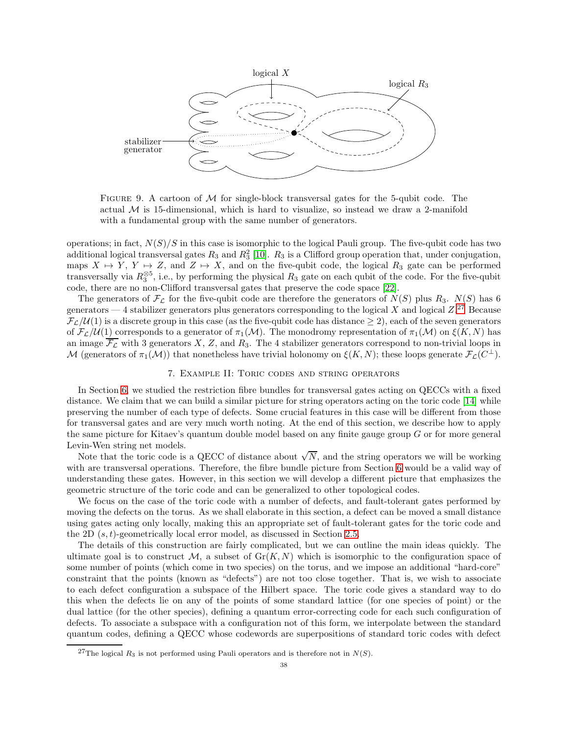FIGURE 9. A cartoon of $\mathcal{M}$ for single-block transversal gates for the 5-qubit code. The actual $\mathcal{M}$ is 15-dimensional, which is hard to visualize, so instead we draw a 2-manifold with a fundamental group with the same number of generators.

operations; in fact, $N(S)/S$ in this case is isomorphic to the logical Pauli group. The five-qubit code has two additional logical transversal gates $R_3$ and $R_3^2$ [10]. $R_3$ is a Clifford group operation that, under conjugation, maps $X \mapsto Y$, $Y \mapsto Z$, and $Z \mapsto X$, and on the five-qubit code, the logical $R_3$ gate can be performed transversally via $R_3^{\otimes 5}$, i.e., by performing the physical $R_3$ gate on each qubit of the code. For the five-qubit code, there are no non-Clifford transversal gates that preserve the code space [22].

The generators of $\mathcal{F}_\mathcal{L}$ for the five-qubit code are therefore the generators of $N(S)$ plus $R_3$. $N(S)$ has 6 generators — 4 stabilizer generators plus generators corresponding to the logical $X$ and logical $Z$.[27] Because $\mathcal{F}_\mathcal{L}/\mathcal{U}(1)$ is a discrete group in this case (as the five-qubit code has distance $\geq 2$), each of the seven generators of $\mathcal{F}_\mathcal{L}/\mathcal{U}(1)$ corresponds to a generator of $\pi_1(\mathcal{M})$. The monodromy representation of $\pi_1(\mathcal{M})$ on $\xi(K, N)$ has an image $\overline{\mathcal{F}_\mathcal{L}}$ with 3 generators $X$, $Z$, and $R_3$. The 4 stabilizer generators correspond to non-trivial loops in $\mathcal{M}$ (generators of $\pi_1(\mathcal{M})$) that nonetheless have trivial holonomy on $\xi(K, N)$; these loops generate $\mathcal{F}_\mathcal{L}(C^\perp)$.

## 7. Example II: Toric codes and string operators

In Section 6, we studied the restriction fibre bundles for transversal gates acting on QECCs with a fixed distance. We claim that we can build a similar picture for string operators acting on the toric code [14] while preserving the number of each type of defects. Some crucial features in this case will be different from those for transversal gates and are very much worth noting. At the end of this section, we describe how to apply the same picture for Kitaev's quantum double model based on any finite gauge group $G$ or for more general Levin-Wen string net models.

Note that the toric code is a QECC of distance about $\sqrt{N}$, and the string operators we will be working with are transversal operations. Therefore, the fibre bundle picture from Section 6 would be a valid way of understanding these gates. However, in this section we will develop a different picture that emphasizes the geometric structure of the toric code and can be generalized to other topological codes.

We focus on the case of the toric code with a number of defects, and fault-tolerant gates performed by moving the defects on the torus. As we shall elaborate in this section, a defect can be moved a small distance using gates acting only locally, making this an appropriate set of fault-tolerant gates for the toric code and the 2D $(s, t)$-geometrically local error model, as discussed in Section 2.5.

The details of this construction are fairly complicated, but we can outline the main ideas quickly. The ultimate goal is to construct $\mathcal{M}$, a subset of $\mathrm{Gr}(K, N)$ which is isomorphic to the configuration space of some number of points (which come in two species) on the torus, and we impose an additional "hard-core" constraint that the points (known as "defects") are not too close together. That is, we wish to associate to each defect configuration a subspace of the Hilbert space. The toric code gives a standard way to do this when the defects lie on any of the points of some standard lattice (for one species of point) or the dual lattice (for the other species), defining a quantum error-correcting code for each such configuration of defects. To associate a subspace with a configuration not of this form, we interpolate between the standard quantum codes, defining a QECC whose codewords are superpositions of standard toric codes with defect

[27] The logical $R_3$ is not performed using Pauli operators and is therefore not in $N(S)$.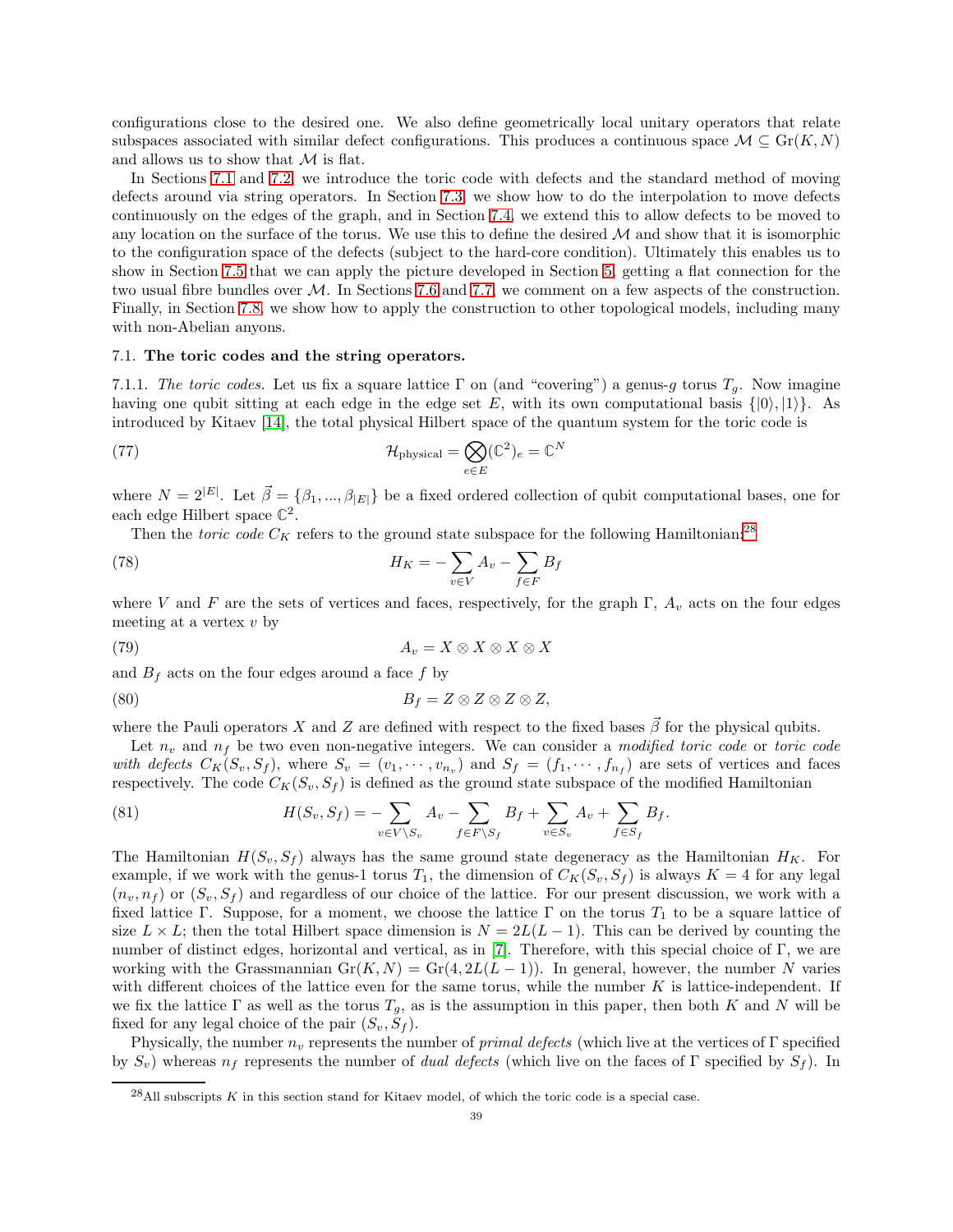configurations close to the desired one. We also define geometrically local unitary operators that relate subspaces associated with similar defect configurations. This produces a continuous space $\mathcal{M} \subseteq \mathrm{Gr}(K, N)$ and allows us to show that $\mathcal{M}$ is flat.

In Sections 7.1 and 7.2, we introduce the toric code with defects and the standard method of moving defects around via string operators. In Section 7.3, we show how to do the interpolation to move defects continuously on the edges of the graph, and in Section 7.4, we extend this to allow defects to be moved to any location on the surface of the torus. We use this to define the desired $\mathcal{M}$ and show that it is isomorphic to the configuration space of the defects (subject to the hard-core condition). Ultimately this enables us to show in Section 7.5 that we can apply the picture developed in Section 5, getting a flat connection for the two usual fibre bundles over $\mathcal{M}$. In Sections 7.6 and 7.7, we comment on a few aspects of the construction. Finally, in Section 7.8, we show how to apply the construction to other topological models, including many with non-Abelian anyons.

### 7.1. The toric codes and the string operators.

7.1.1. *The toric codes.* Let us fix a square lattice $\Gamma$ on (and "covering") a genus-$g$ torus $T_g$. Now imagine having one qubit sitting at each edge in the edge set $E$, with its own computational basis $\{|0\rangle, |1\rangle\}$. As introduced by Kitaev [14], the total physical Hilbert space of the quantum system for the toric code is

$$\mathcal{H}_{\text{physical}} = \bigotimes_{e \in E} (\mathbb{C}^2)_e = \mathbb{C}^N \tag{77}$$

where $N = 2^{|E|}$. Let $\vec{\beta} = \{\beta_1, ..., \beta_{|E|}\}$ be a fixed ordered collection of qubit computational bases, one for each edge Hilbert space $\mathbb{C}^2$.

Then the *toric code* $C_K$ refers to the ground state subspace for the following Hamiltonian:[28]

$$H_K = -\sum_{v \in V} A_v - \sum_{f \in F} B_f \tag{78}$$

where $V$ and $F$ are the sets of vertices and faces, respectively, for the graph $\Gamma$, $A_v$ acts on the four edges meeting at a vertex $v$ by

$$A_v = X \otimes X \otimes X \otimes X \tag{79}$$

and $B_f$ acts on the four edges around a face $f$ by

$$B_f = Z \otimes Z \otimes Z \otimes Z, \tag{80}$$

where the Pauli operators $X$ and $Z$ are defined with respect to the fixed bases $\vec{\beta}$ for the physical qubits.

Let $n_v$ and $n_f$ be two even non-negative integers. We can consider a *modified toric code* or *toric code with defects* $C_K(S_v, S_f)$, where $S_v = (v_1, \cdots, v_{n_v})$ and $S_f = (f_1, \cdots, f_{n_f})$ are sets of vertices and faces respectively. The code $C_K(S_v, S_f)$ is defined as the ground state subspace of the modified Hamiltonian

$$H(S_v, S_f) = -\sum_{v \in V \setminus S_v} A_v - \sum_{f \in F \setminus S_f} B_f + \sum_{v \in S_v} A_v + \sum_{f \in S_f} B_f. \tag{81}$$

The Hamiltonian $H(S_v, S_f)$ always has the same ground state degeneracy as the Hamiltonian $H_K$. For example, if we work with the genus-1 torus $T_1$, the dimension of $C_K(S_v, S_f)$ is always $K = 4$ for any legal $(n_v, n_f)$ or $(S_v, S_f)$ and regardless of our choice of the lattice. For our present discussion, we work with a fixed lattice $\Gamma$. Suppose, for a moment, we choose the lattice $\Gamma$ on the torus $T_1$ to be a square lattice of size $L \times L$; then the total Hilbert space dimension is $N = 2L(L-1)$. This can be derived by counting the number of distinct edges, horizontal and vertical, as in [7]. Therefore, with this special choice of $\Gamma$, we are working with the Grassmannian $\mathrm{Gr}(K, N) = \mathrm{Gr}(4, 2L(L-1))$. In general, however, the number $N$ varies with different choices of the lattice even for the same torus, while the number $K$ is lattice-independent. If we fix the lattice $\Gamma$ as well as the torus $T_g$, as is the assumption in this paper, then both $K$ and $N$ will be fixed for any legal choice of the pair $(S_v, S_f)$.

Physically, the number $n_v$ represents the number of *primal defects* (which live at the vertices of $\Gamma$ specified by $S_v$) whereas $n_f$ represents the number of *dual defects* (which live on the faces of $\Gamma$ specified by $S_f$). In

[28] All subscripts $K$ in this section stand for Kitaev model, of which the toric code is a special case.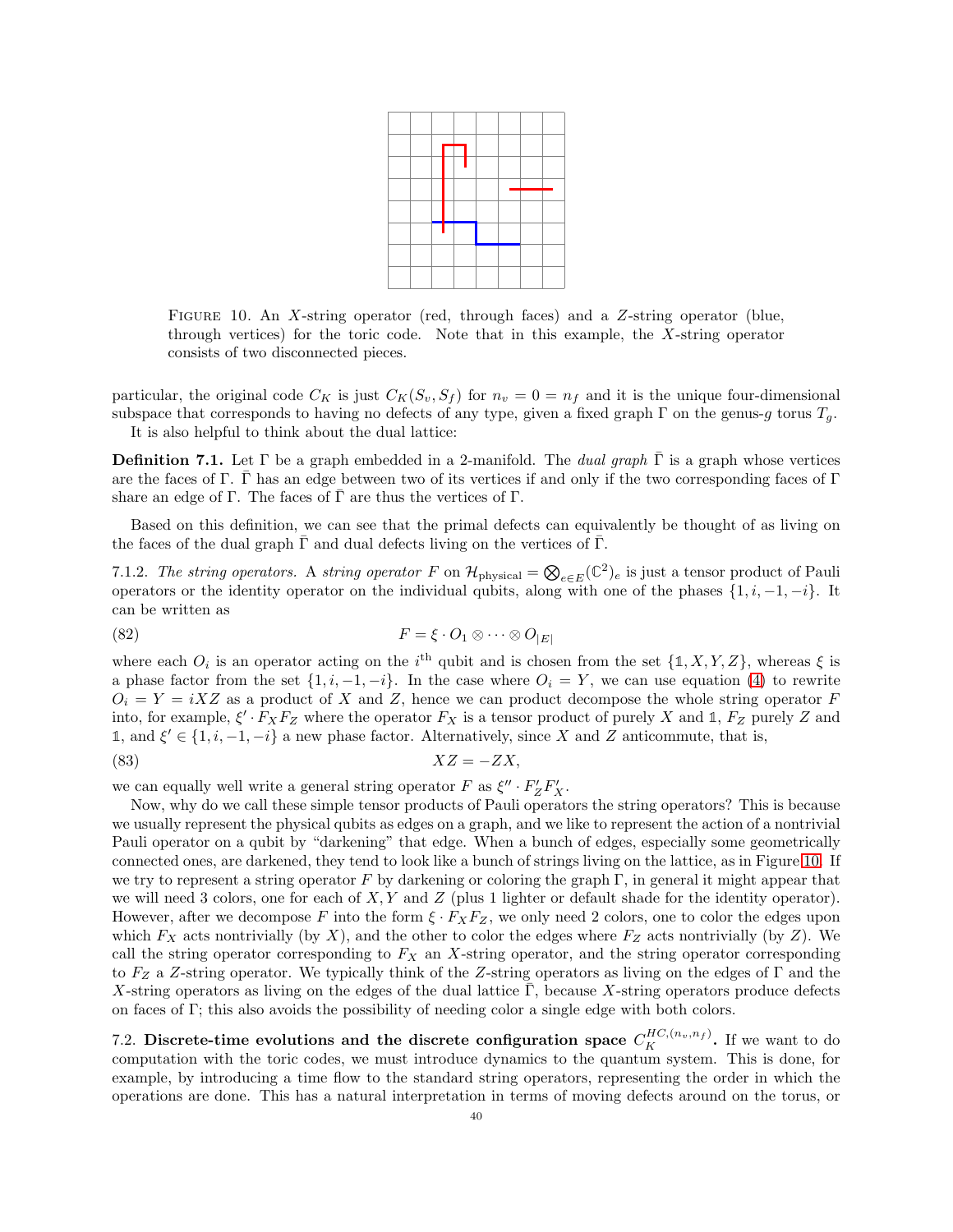FIGURE 10. An $X$-string operator (red, through faces) and a $Z$-string operator (blue, through vertices) for the toric code. Note that in this example, the $X$-string operator consists of two disconnected pieces.

particular, the original code $C_K$ is just $C_K(S_v, S_f)$ for $n_v = 0 = n_f$ and it is the unique four-dimensional subspace that corresponds to having no defects of any type, given a fixed graph $\Gamma$ on the genus-$g$ torus $T_g$.

It is also helpful to think about the dual lattice:

**Definition 7.1.** Let $\Gamma$ be a graph embedded in a 2-manifold. The *dual graph* $\bar{\Gamma}$ is a graph whose vertices are the faces of $\Gamma$. $\bar{\Gamma}$ has an edge between two of its vertices if and only if the two corresponding faces of $\Gamma$ share an edge of $\Gamma$. The faces of $\bar{\Gamma}$ are thus the vertices of $\Gamma$.

Based on this definition, we can see that the primal defects can equivalently be thought of as living on the faces of the dual graph $\bar{\Gamma}$ and dual defects living on the vertices of $\bar{\Gamma}$.

7.1.2. *The string operators.* A *string operator* $F$ on $\mathcal{H}_{\text{physical}} = \bigotimes_{e\in E}(\mathbb{C}^2)_e$ is just a tensor product of Pauli operators or the identity operator on the individual qubits, along with one of the phases $\{1, i, -1, -i\}$. It can be written as

$$F = \xi \cdot O_1 \otimes \cdots \otimes O_{|E|} \tag{82}$$

where each $O_i$ is an operator acting on the $i^{\text{th}}$ qubit and is chosen from the set $\{\mathbb{1}, X, Y, Z\}$, whereas $\xi$ is a phase factor from the set $\{1, i, -1, -i\}$. In the case where $O_i = Y$, we can use equation (4) to rewrite $O_i = Y = iXZ$ as a product of $X$ and $Z$, hence we can product decompose the whole string operator $F$ into, for example, $\xi' \cdot F_X F_Z$ where the operator $F_X$ is a tensor product of purely $X$ and $\mathbb{1}$, $F_Z$ purely $Z$ and $\mathbb{1}$, and $\xi' \in \{1, i, -1, -i\}$ a new phase factor. Alternatively, since $X$ and $Z$ anticommute, that is,

$$XZ = -ZX, \tag{83}$$

we can equally well write a general string operator $F$ as $\xi'' \cdot F'_Z F'_X$.

Now, why do we call these simple tensor products of Pauli operators the string operators? This is because we usually represent the physical qubits as edges on a graph, and we like to represent the action of a nontrivial Pauli operator on a qubit by "darkening" that edge. When a bunch of edges, especially some geometrically connected ones, are darkened, they tend to look like a bunch of strings living on the lattice, as in Figure 10. If we try to represent a string operator $F$ by darkening or coloring the graph $\Gamma$, in general it might appear that we will need 3 colors, one for each of $X, Y$ and $Z$ (plus 1 lighter or default shade for the identity operator). However, after we decompose $F$ into the form $\xi \cdot F_X F_Z$, we only need 2 colors, one to color the edges upon which $F_X$ acts nontrivially (by $X$), and the other to color the edges where $F_Z$ acts nontrivially (by $Z$). We call the string operator corresponding to $F_X$ an $X$-string operator, and the string operator corresponding to $F_Z$ a $Z$-string operator. We typically think of the $Z$-string operators as living on the edges of $\Gamma$ and the $X$-string operators as living on the edges of the dual lattice $\bar{\Gamma}$, because $X$-string operators produce defects on faces of $\Gamma$; this also avoids the possibility of needing color a single edge with both colors.

7.2. **Discrete-time evolutions and the discrete configuration space $C_K^{HC,(n_v,n_f)}$.** If we want to do computation with the toric codes, we must introduce dynamics to the quantum system. This is done, for example, by introducing a time flow to the standard string operators, representing the order in which the operations are done. This has a natural interpretation in terms of moving defects around on the torus, or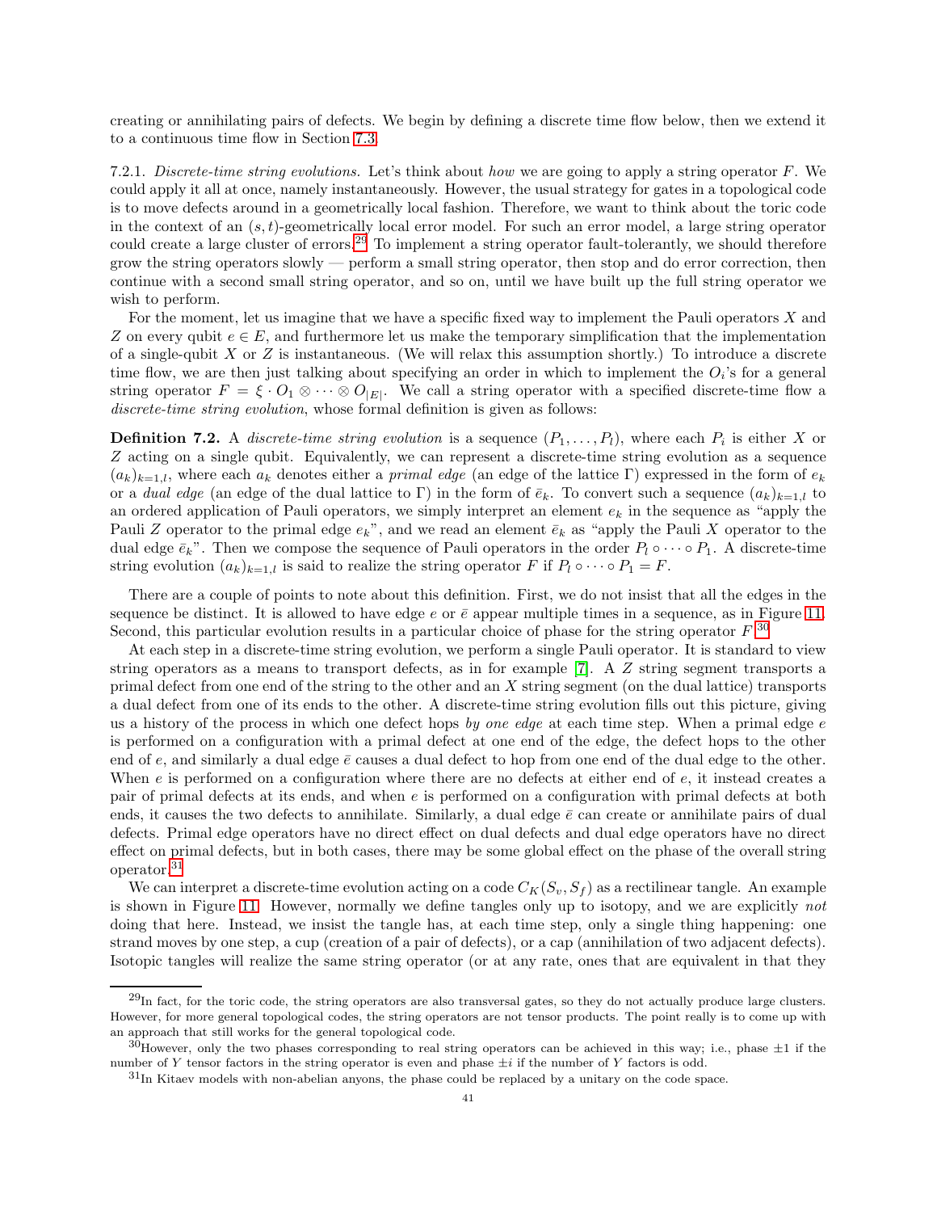creating or annihilating pairs of defects. We begin by defining a discrete time flow below, then we extend it to a continuous time flow in Section 7.3.

7.2.1. *Discrete-time string evolutions.* Let's think about *how* we are going to apply a string operator $F$. We could apply it all at once, namely instantaneously. However, the usual strategy for gates in a topological code is to move defects around in a geometrically local fashion. Therefore, we want to think about the toric code in the context of an $(s,t)$-geometrically local error model. For such an error model, a large string operator could create a large cluster of errors.[29] To implement a string operator fault-tolerantly, we should therefore grow the string operators slowly — perform a small string operator, then stop and do error correction, then continue with a second small string operator, and so on, until we have built up the full string operator we wish to perform.

For the moment, let us imagine that we have a specific fixed way to implement the Pauli operators $X$ and $Z$ on every qubit $e \in E$, and furthermore let us make the temporary simplification that the implementation of a single-qubit $X$ or $Z$ is instantaneous. (We will relax this assumption shortly.) To introduce a discrete time flow, we are then just talking about specifying an order in which to implement the $O_i$'s for a general string operator $F = \xi \cdot O_1 \otimes \cdots \otimes O_{|E|}$. We call a string operator with a specified discrete-time flow a *discrete-time string evolution*, whose formal definition is given as follows:

**Definition 7.2.** A *discrete-time string evolution* is a sequence $(P_1, \ldots, P_l)$, where each $P_i$ is either $X$ or $Z$ acting on a single qubit. Equivalently, we can represent a discrete-time string evolution as a sequence $(a_k)_{k=1,l}$, where each $a_k$ denotes either a *primal edge* (an edge of the lattice $\Gamma$) expressed in the form of $e_k$ or a *dual edge* (an edge of the dual lattice to $\Gamma$) in the form of $\bar{e}_k$. To convert such a sequence $(a_k)_{k=1,l}$ to an ordered application of Pauli operators, we simply interpret an element $e_k$ in the sequence as "apply the Pauli $Z$ operator to the primal edge $e_k$", and we read an element $\bar{e}_k$ as "apply the Pauli $X$ operator to the dual edge $\bar{e}_k$". Then we compose the sequence of Pauli operators in the order $P_l \circ \cdots \circ P_1$. A discrete-time string evolution $(a_k)_{k=1,l}$ is said to realize the string operator $F$ if $P_l \circ \cdots \circ P_1 = F$.

There are a couple of points to note about this definition. First, we do not insist that all the edges in the sequence be distinct. It is allowed to have edge $e$ or $\bar{e}$ appear multiple times in a sequence, as in Figure 11. Second, this particular evolution results in a particular choice of phase for the string operator $F$.[30]

At each step in a discrete-time string evolution, we perform a single Pauli operator. It is standard to view string operators as a means to transport defects, as in for example [7]. A $Z$ string segment transports a primal defect from one end of the string to the other and an $X$ string segment (on the dual lattice) transports a dual defect from one of its ends to the other. A discrete-time string evolution fills out this picture, giving us a history of the process in which one defect hops *by one edge* at each time step. When a primal edge $e$ is performed on a configuration with a primal defect at one end of the edge, the defect hops to the other end of $e$, and similarly a dual edge $\bar{e}$ causes a dual defect to hop from one end of the dual edge to the other. When $e$ is performed on a configuration where there are no defects at either end of $e$, it instead creates a pair of primal defects at its ends, and when $e$ is performed on a configuration with primal defects at both ends, it causes the two defects to annihilate. Similarly, a dual edge $\bar{e}$ can create or annihilate pairs of dual defects. Primal edge operators have no direct effect on dual defects and dual edge operators have no direct effect on primal defects, but in both cases, there may be some global effect on the phase of the overall string operator.[31]

We can interpret a discrete-time evolution acting on a code $C_K(S_v, S_f)$ as a rectilinear tangle. An example is shown in Figure 11. However, normally we define tangles only up to isotopy, and we are explicitly *not* doing that here. Instead, we insist the tangle has, at each time step, only a single thing happening: one strand moves by one step, a cup (creation of a pair of defects), or a cap (annihilation of two adjacent defects). Isotopic tangles will realize the same string operator (or at any rate, ones that are equivalent in that they

[29] In fact, for the toric code, the string operators are also transversal gates, so they do not actually produce large clusters. However, for more general topological codes, the string operators are not tensor products. The point really is to come up with an approach that still works for the general topological code.

[30] However, only the two phases corresponding to real string operators can be achieved in this way; i.e., phase $\pm 1$ if the number of $Y$ tensor factors in the string operator is even and phase $\pm i$ if the number of $Y$ factors is odd.

[31] In Kitaev models with non-abelian anyons, the phase could be replaced by a unitary on the code space.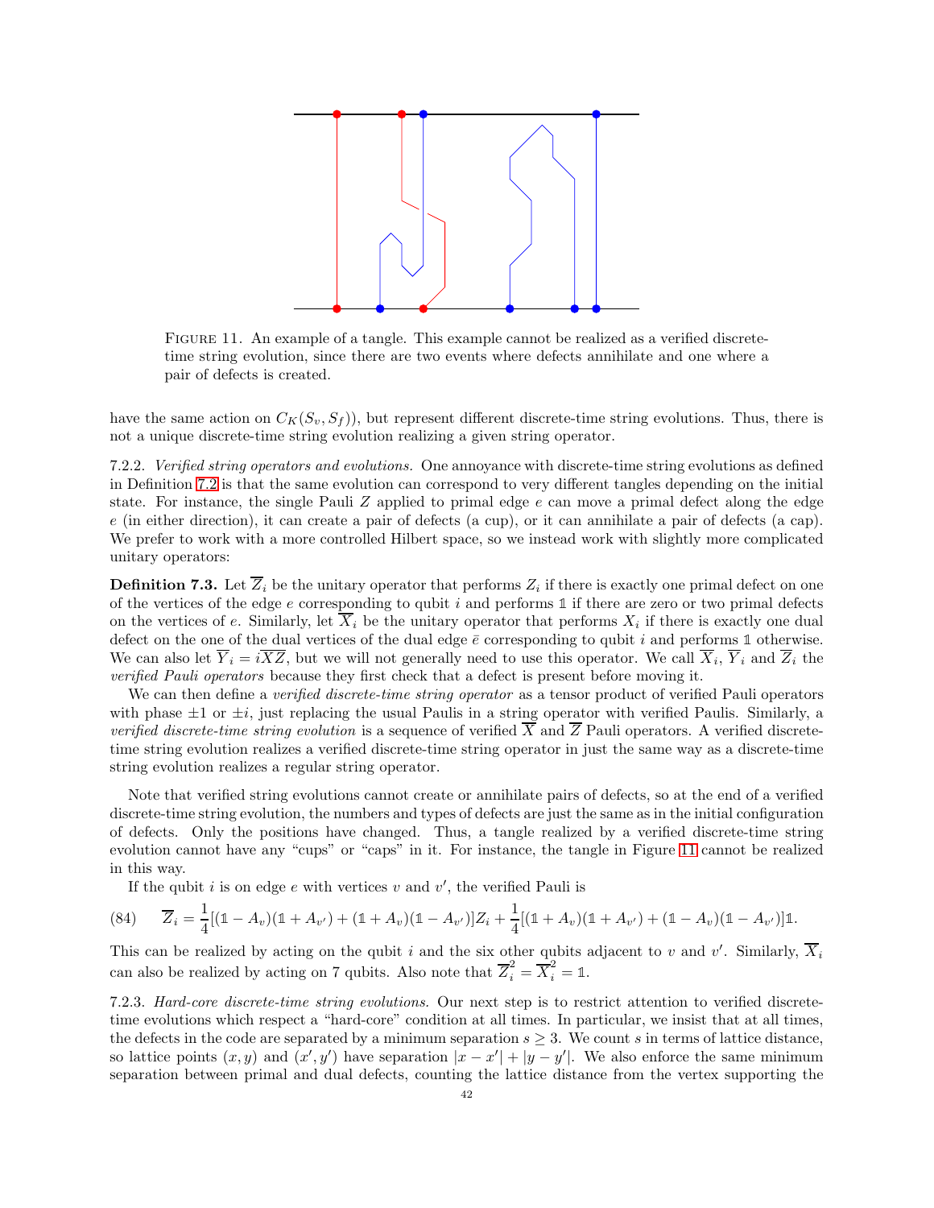FIGURE 11. An example of a tangle. This example cannot be realized as a verified discrete-time string evolution, since there are two events where defects annihilate and one where a pair of defects is created.

have the same action on $C_K(S_v, S_f)$), but represent different discrete-time string evolutions. Thus, there is not a unique discrete-time string evolution realizing a given string operator.

7.2.2. *Verified string operators and evolutions.* One annoyance with discrete-time string evolutions as defined in Definition 7.2 is that the same evolution can correspond to very different tangles depending on the initial state. For instance, the single Pauli $Z$ applied to primal edge $e$ can move a primal defect along the edge $e$ (in either direction), it can create a pair of defects (a cup), or it can annihilate a pair of defects (a cap). We prefer to work with a more controlled Hilbert space, so we instead work with slightly more complicated unitary operators:

**Definition 7.3.** Let $\overline{Z}_i$ be the unitary operator that performs $Z_i$ if there is exactly one primal defect on one of the vertices of the edge $e$ corresponding to qubit $i$ and performs $\mathbb{1}$ if there are zero or two primal defects on the vertices of $e$. Similarly, let $\overline{X}_i$ be the unitary operator that performs $X_i$ if there is exactly one dual defect on the one of the dual vertices of the dual edge $\bar{e}$ corresponding to qubit $i$ and performs $\mathbb{1}$ otherwise. We can also let $\overline{Y}_i = i\overline{XZ}$, but we will not generally need to use this operator. We call $\overline{X}_i$, $\overline{Y}_i$ and $\overline{Z}_i$ the *verified Pauli operators* because they first check that a defect is present before moving it.

We can then define a *verified discrete-time string operator* as a tensor product of verified Pauli operators with phase $\pm 1$ or $\pm i$, just replacing the usual Paulis in a string operator with verified Paulis. Similarly, a *verified discrete-time string evolution* is a sequence of verified $\overline{X}$ and $\overline{Z}$ Pauli operators. A verified discrete-time string evolution realizes a verified discrete-time string operator in just the same way as a discrete-time string evolution realizes a regular string operator.

Note that verified string evolutions cannot create or annihilate pairs of defects, so at the end of a verified discrete-time string evolution, the numbers and types of defects are just the same as in the initial configuration of defects. Only the positions have changed. Thus, a tangle realized by a verified discrete-time string evolution cannot have any "cups" or "caps" in it. For instance, the tangle in Figure 11 cannot be realized in this way.

If the qubit $i$ is on edge $e$ with vertices $v$ and $v'$, the verified Pauli is

$$\overline{Z}_i = \frac{1}{4}[(\mathbb{1} - A_v)(\mathbb{1} + A_{v'}) + (\mathbb{1} + A_v)(\mathbb{1} - A_{v'})]Z_i + \frac{1}{4}[(\mathbb{1} + A_v)(\mathbb{1} + A_{v'}) + (\mathbb{1} - A_v)(\mathbb{1} - A_{v'})]\mathbb{1}. \tag{84}$$

This can be realized by acting on the qubit $i$ and the six other qubits adjacent to $v$ and $v'$. Similarly, $\overline{X}_i$ can also be realized by acting on 7 qubits. Also note that $\overline{Z}_i^2 = \overline{X}_i^2 = \mathbb{1}$.

7.2.3. *Hard-core discrete-time string evolutions.* Our next step is to restrict attention to verified discrete-time evolutions which respect a "hard-core" condition at all times. In particular, we insist that at all times, the defects in the code are separated by a minimum separation $s \geq 3$. We count $s$ in terms of lattice distance, so lattice points $(x, y)$ and $(x', y')$ have separation $|x - x'| + |y - y'|$. We also enforce the same minimum separation between primal and dual defects, counting the lattice distance from the vertex supporting the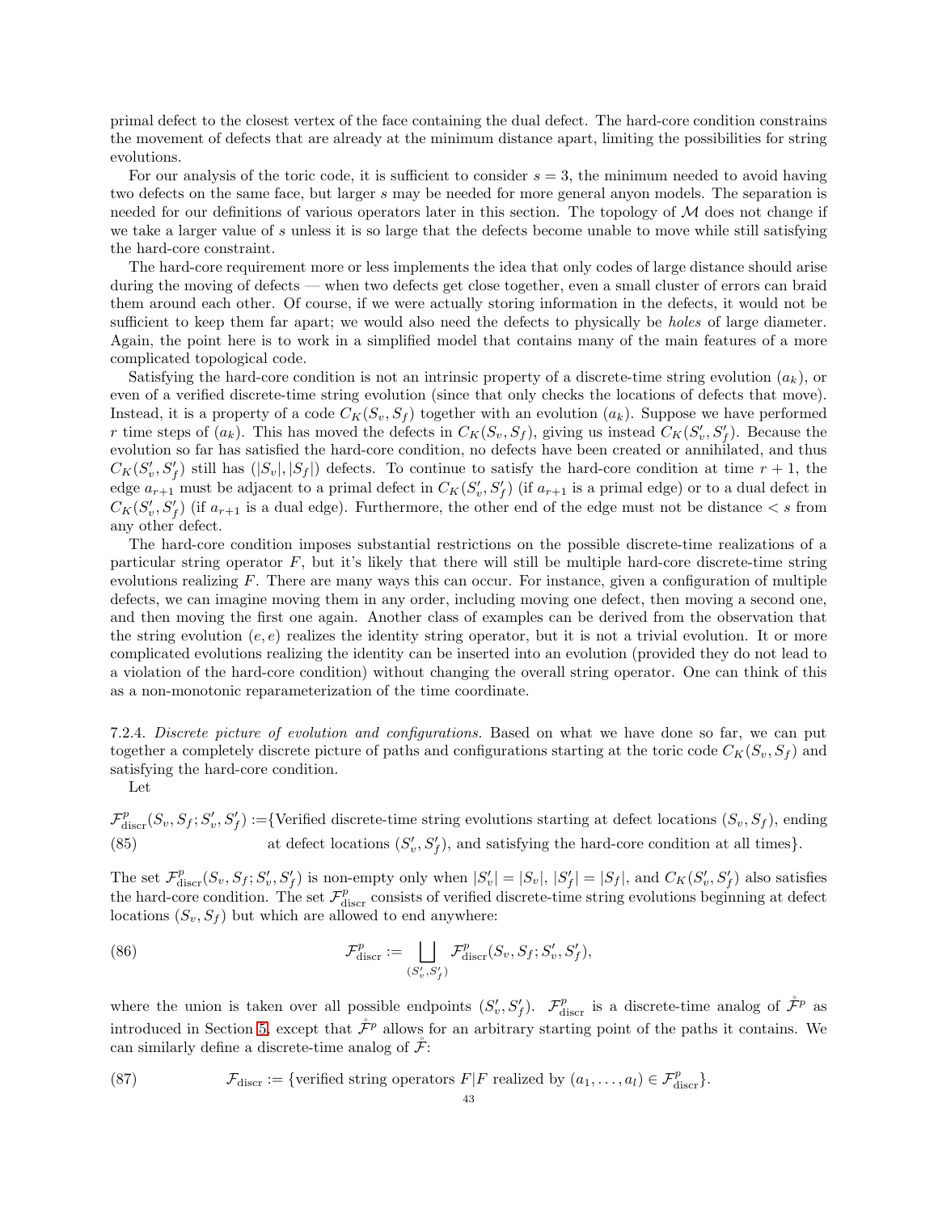primal defect to the closest vertex of the face containing the dual defect. The hard-core condition constrains the movement of defects that are already at the minimum distance apart, limiting the possibilities for string evolutions.

For our analysis of the toric code, it is sufficient to consider $s = 3$, the minimum needed to avoid having two defects on the same face, but larger $s$ may be needed for more general anyon models. The separation is needed for our definitions of various operators later in this section. The topology of $\mathcal{M}$ does not change if we take a larger value of $s$ unless it is so large that the defects become unable to move while still satisfying the hard-core constraint.

The hard-core requirement more or less implements the idea that only codes of large distance should arise during the moving of defects — when two defects get close together, even a small cluster of errors can braid them around each other. Of course, if we were actually storing information in the defects, it would not be sufficient to keep them far apart; we would also need the defects to physically be *holes* of large diameter. Again, the point here is to work in a simplified model that contains many of the main features of a more complicated topological code.

Satisfying the hard-core condition is not an intrinsic property of a discrete-time string evolution $(a_k)$, or even of a verified discrete-time string evolution (since that only checks the locations of defects that move). Instead, it is a property of a code $C_K(S_v, S_f)$ together with an evolution $(a_k)$. Suppose we have performed $r$ time steps of $(a_k)$. This has moved the defects in $C_K(S_v, S_f)$, giving us instead $C_K(S'_v, S'_f)$. Because the evolution so far has satisfied the hard-core condition, no defects have been created or annihilated, and thus $C_K(S'_v, S'_f)$ still has $(|S_v|, |S_f|)$ defects. To continue to satisfy the hard-core condition at time $r+1$, the edge $a_{r+1}$ must be adjacent to a primal defect in $C_K(S'_v, S'_f)$ (if $a_{r+1}$ is a primal edge) or to a dual defect in $C_K(S'_v, S'_f)$ (if $a_{r+1}$ is a dual edge). Furthermore, the other end of the edge must not be distance $< s$ from any other defect.

The hard-core condition imposes substantial restrictions on the possible discrete-time realizations of a particular string operator $F$, but it's likely that there will still be multiple hard-core discrete-time string evolutions realizing $F$. There are many ways this can occur. For instance, given a configuration of multiple defects, we can imagine moving them in any order, including moving one defect, then moving a second one, and then moving the first one again. Another class of examples can be derived from the observation that the string evolution $(e, e)$ realizes the identity string operator, but it is not a trivial evolution. It or more complicated evolutions realizing the identity can be inserted into an evolution (provided they do not lead to a violation of the hard-core condition) without changing the overall string operator. One can think of this as a non-monotonic reparameterization of the time coordinate.

7.2.4. *Discrete picture of evolution and configurations.* Based on what we have done so far, we can put together a completely discrete picture of paths and configurations starting at the toric code $C_K(S_v, S_f)$ and satisfying the hard-core condition.

Let

$$\mathcal{F}^p_{\mathrm{discr}}(S_v, S_f; S'_v, S'_f) := \{\text{Verified discrete-time string evolutions starting at defect locations } (S_v, S_f)\text{, ending at defect locations } (S'_v, S'_f)\text{, and satisfying the hard-core condition at all times}\}. \tag{85}$$

The set $\mathcal{F}^p_{\mathrm{discr}}(S_v, S_f; S'_v, S'_f)$ is non-empty only when $|S'_v| = |S_v|$, $|S'_f| = |S_f|$, and $C_K(S'_v, S'_f)$ also satisfies the hard-core condition. The set $\mathcal{F}^p_{\mathrm{discr}}$ consists of verified discrete-time string evolutions beginning at defect locations $(S_v, S_f)$ but which are allowed to end anywhere:

$$\mathcal{F}^p_{\mathrm{discr}} := \bigsqcup_{(S'_v, S'_f)} \mathcal{F}^p_{\mathrm{discr}}(S_v, S_f; S'_v, S'_f), \tag{86}$$

where the union is taken over all possible endpoints $(S'_v, S'_f)$. $\mathcal{F}^p_{\mathrm{discr}}$ is a discrete-time analog of $\mathring{\mathcal{F}}^p$ as introduced in Section 5, except that $\mathring{\mathcal{F}}^p$ allows for an arbitrary starting point of the paths it contains. We can similarly define a discrete-time analog of $\mathring{\mathcal{F}}$:

$$\mathcal{F}_{\mathrm{discr}} := \{\text{verified string operators } F | F \text{ realized by } (a_1, \dots, a_l) \in \mathcal{F}^p_{\mathrm{discr}}\}. \tag{87}$$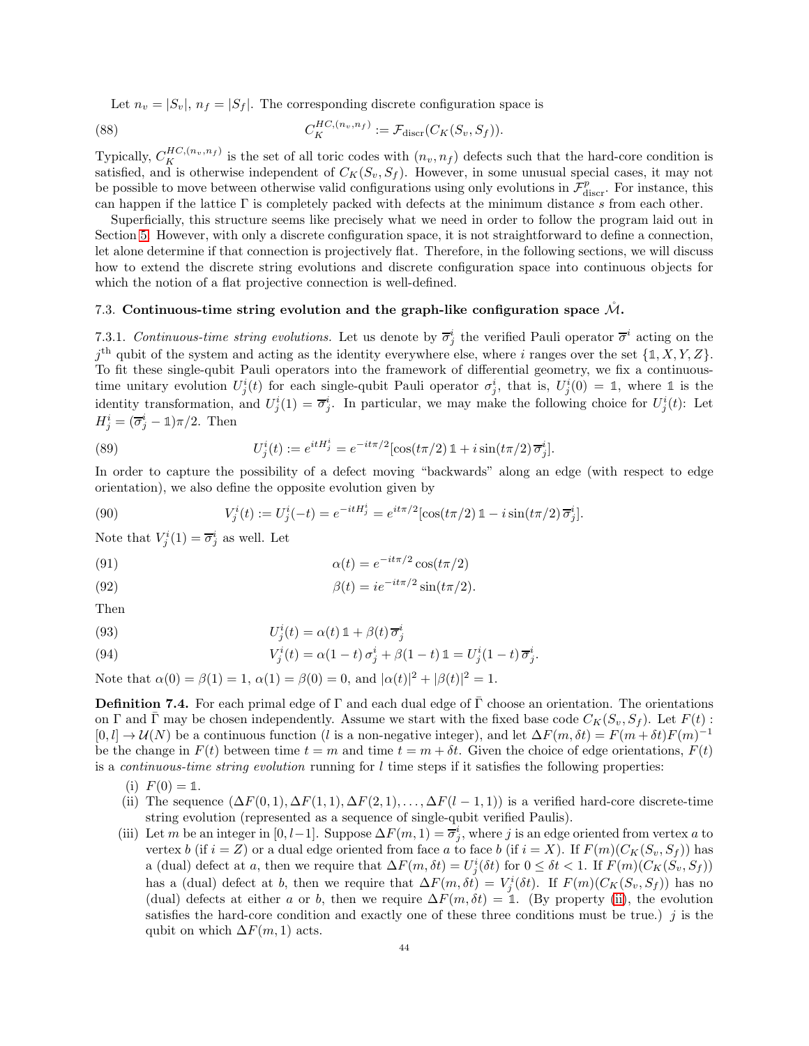Let $n_v = |S_v|$, $n_f = |S_f|$. The corresponding discrete configuration space is

$$C_K^{HC,(n_v,n_f)} := \mathcal{F}_{\text{discr}}(C_K(S_v, S_f)). \tag{88}$$

Typically, $C_K^{HC,(n_v,n_f)}$ is the set of all toric codes with $(n_v, n_f)$ defects such that the hard-core condition is satisfied, and is otherwise independent of $C_K(S_v, S_f)$. However, in some unusual special cases, it may not be possible to move between otherwise valid configurations using only evolutions in $\mathcal{F}^p_{\text{discr}}$. For instance, this can happen if the lattice $\Gamma$ is completely packed with defects at the minimum distance $s$ from each other.

Superficially, this structure seems like precisely what we need in order to follow the program laid out in Section 5. However, with only a discrete configuration space, it is not straightforward to define a connection, let alone determine if that connection is projectively flat. Therefore, in the following sections, we will discuss how to extend the discrete string evolutions and discrete configuration space into continuous objects for which the notion of a flat projective connection is well-defined.

### 7.3. Continuous-time string evolution and the graph-like configuration space $\mathring{\mathcal{M}}$.

7.3.1. *Continuous-time string evolutions.* Let us denote by $\overline{\sigma}^i_j$ the verified Pauli operator $\overline{\sigma}^i$ acting on the $j^{\text{th}}$ qubit of the system and acting as the identity everywhere else, where $i$ ranges over the set $\{\mathbb{1}, X, Y, Z\}$. To fit these single-qubit Pauli operators into the framework of differential geometry, we fix a continuous-time unitary evolution $U^i_j(t)$ for each single-qubit Pauli operator $\sigma^i_j$, that is, $U^i_j(0) = \mathbb{1}$, where $\mathbb{1}$ is the identity transformation, and $U^i_j(1) = \overline{\sigma}^i_j$. In particular, we may make the following choice for $U^i_j(t)$: Let $H^i_j = (\overline{\sigma}^i_j - \mathbb{1})\pi/2$. Then

$$U^i_j(t) := e^{itH^i_j} = e^{-it\pi/2}[\cos(t\pi/2)\,\mathbb{1} + i\sin(t\pi/2)\,\overline{\sigma}^i_j]. \tag{89}$$

In order to capture the possibility of a defect moving "backwards" along an edge (with respect to edge orientation), we also define the opposite evolution given by

$$V^i_j(t) := U^i_j(-t) = e^{-itH^i_j} = e^{it\pi/2}[\cos(t\pi/2)\,\mathbb{1} - i\sin(t\pi/2)\,\overline{\sigma}^i_j]. \tag{90}$$

Note that $V^i_j(1) = \overline{\sigma}^i_j$ as well. Let

$$\alpha(t) = e^{-it\pi/2}\cos(t\pi/2) \tag{91}$$

$$\beta(t) = ie^{-it\pi/2}\sin(t\pi/2). \tag{92}$$

Then

$$U^i_j(t) = \alpha(t)\,\mathbb{1} + \beta(t)\,\overline{\sigma}^i_j \tag{93}$$

$$V^i_j(t) = \alpha(1-t)\,\sigma^i_j + \beta(1-t)\,\mathbb{1} = U^i_j(1-t)\,\overline{\sigma}^i_j. \tag{94}$$

Note that $\alpha(0) = \beta(1) = 1$, $\alpha(1) = \beta(0) = 0$, and $|\alpha(t)|^2 + |\beta(t)|^2 = 1$.

**Definition 7.4.** For each primal edge of $\Gamma$ and each dual edge of $\bar{\Gamma}$ choose an orientation. The orientations on $\Gamma$ and $\bar{\Gamma}$ may be chosen independently. Assume we start with the fixed base code $C_K(S_v, S_f)$. Let $F(t) : [0, l] \to \mathcal{U}(N)$ be a continuous function ($l$ is a non-negative integer), and let $\Delta F(m, \delta t) = F(m + \delta t)F(m)^{-1}$ be the change in $F(t)$ between time $t = m$ and time $t = m + \delta t$. Given the choice of edge orientations, $F(t)$ is a *continuous-time string evolution* running for $l$ time steps if it satisfies the following properties:

(i) $F(0) = \mathbb{1}$.

(ii) The sequence $(\Delta F(0, 1), \Delta F(1, 1), \Delta F(2, 1), \ldots, \Delta F(l - 1, 1))$ is a verified hard-core discrete-time string evolution (represented as a sequence of single-qubit verified Paulis).

(iii) Let $m$ be an integer in $[0, l-1]$. Suppose $\Delta F(m, 1) = \overline{\sigma}^i_j$, where $j$ is an edge oriented from vertex $a$ to vertex $b$ (if $i = Z$) or a dual edge oriented from face $a$ to face $b$ (if $i = X$). If $F(m)(C_K(S_v, S_f))$ has a (dual) defect at $a$, then we require that $\Delta F(m, \delta t) = U^i_j(\delta t)$ for $0 \le \delta t < 1$. If $F(m)(C_K(S_v, S_f))$ has a (dual) defect at $b$, then we require that $\Delta F(m, \delta t) = V^i_j(\delta t)$. If $F(m)(C_K(S_v, S_f))$ has no (dual) defects at either $a$ or $b$, then we require $\Delta F(m, \delta t) = \mathbb{1}$. (By property (ii), the evolution satisfies the hard-core condition and exactly one of these three conditions must be true.) $j$ is the qubit on which $\Delta F(m, 1)$ acts.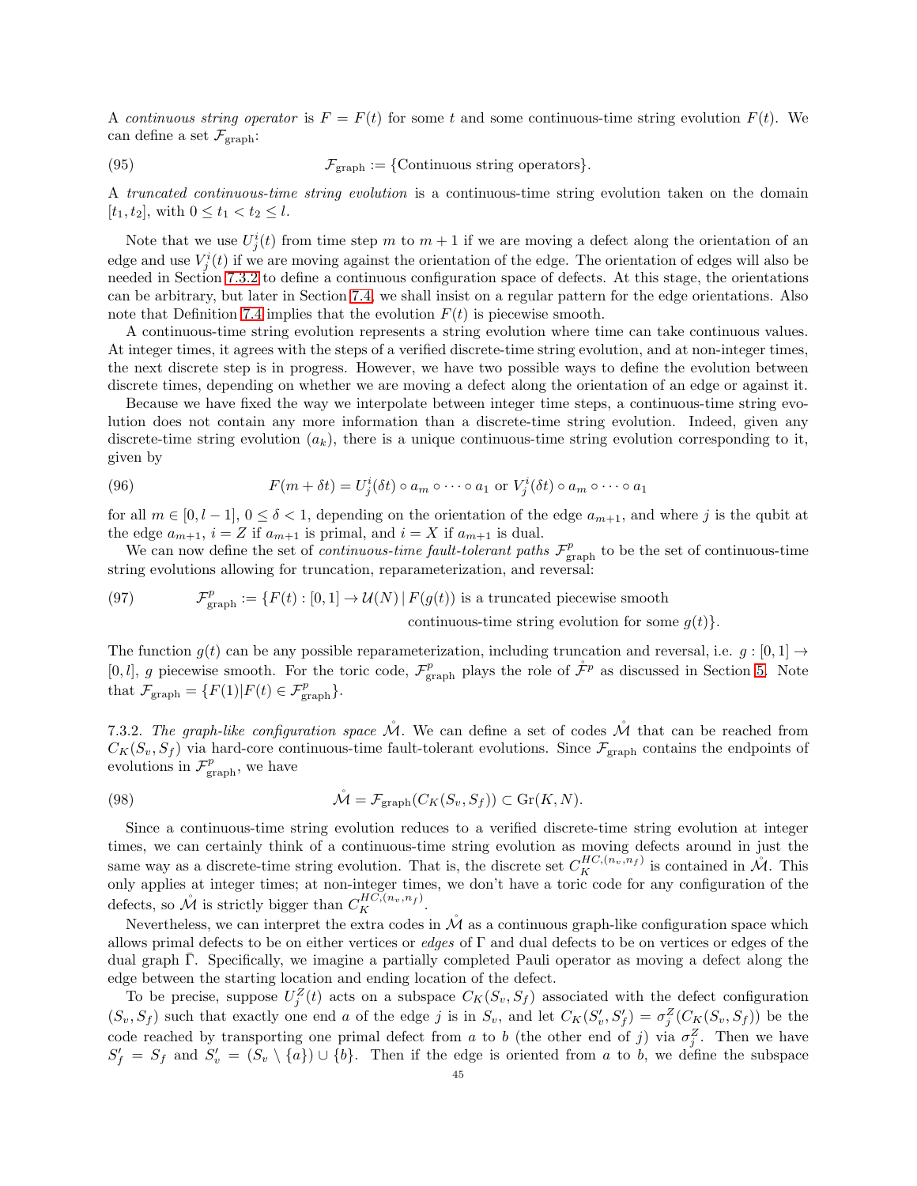A *continuous string operator* is $F = F(t)$ for some $t$ and some continuous-time string evolution $F(t)$. We can define a set $\mathcal{F}_{\text{graph}}$:

$$\mathcal{F}_{\text{graph}} := \{\text{Continuous string operators}\}. \tag{95}$$

A *truncated continuous-time string evolution* is a continuous-time string evolution taken on the domain $[t_1, t_2]$, with $0 \leq t_1 < t_2 \leq l$.

Note that we use $U^i_j(t)$ from time step $m$ to $m+1$ if we are moving a defect along the orientation of an edge and use $V^i_j(t)$ if we are moving against the orientation of the edge. The orientation of edges will also be needed in Section 7.3.2 to define a continuous configuration space of defects. At this stage, the orientations can be arbitrary, but later in Section 7.4, we shall insist on a regular pattern for the edge orientations. Also note that Definition 7.4 implies that the evolution $F(t)$ is piecewise smooth.

A continuous-time string evolution represents a string evolution where time can take continuous values. At integer times, it agrees with the steps of a verified discrete-time string evolution, and at non-integer times, the next discrete step is in progress. However, we have two possible ways to define the evolution between discrete times, depending on whether we are moving a defect along the orientation of an edge or against it.

Because we have fixed the way we interpolate between integer time steps, a continuous-time string evolution does not contain any more information than a discrete-time string evolution. Indeed, given any discrete-time string evolution $(a_k)$, there is a unique continuous-time string evolution corresponding to it, given by

$$F(m + \delta t) = U^i_j(\delta t) \circ a_m \circ \cdots \circ a_1 \text{ or } V^i_j(\delta t) \circ a_m \circ \cdots \circ a_1 \tag{96}$$

for all $m \in [0, l-1]$, $0 \leq \delta < 1$, depending on the orientation of the edge $a_{m+1}$, and where $j$ is the qubit at the edge $a_{m+1}$, $i = Z$ if $a_{m+1}$ is primal, and $i = X$ if $a_{m+1}$ is dual.

We can now define the set of *continuous-time fault-tolerant paths* $\mathcal{F}^p_{\text{graph}}$ to be the set of continuous-time string evolutions allowing for truncation, reparameterization, and reversal:

$$\begin{aligned}\mathcal{F}^p_{\text{graph}} := \{F(t) : [0,1] \to \mathcal{U}(N) \,|\, F(g(t)) \text{ is a truncated piecewise smooth} \\ \text{continuous-time string evolution for some } g(t)\}.\end{aligned} \tag{97}$$

The function $g(t)$ can be any possible reparameterization, including truncation and reversal, i.e. $g : [0,1] \to [0, l]$, $g$ piecewise smooth. For the toric code, $\mathcal{F}^p_{\text{graph}}$ plays the role of $\mathring{\mathcal{F}}^p$ as discussed in Section 5. Note that $\mathcal{F}_{\text{graph}} = \{F(1) | F(t) \in \mathcal{F}^p_{\text{graph}}\}$.

7.3.2. *The graph-like configuration space* $\mathring{\mathcal{M}}$. We can define a set of codes $\mathring{\mathcal{M}}$ that can be reached from $C_K(S_v, S_f)$ via hard-core continuous-time fault-tolerant evolutions. Since $\mathcal{F}_{\text{graph}}$ contains the endpoints of evolutions in $\mathcal{F}^p_{\text{graph}}$, we have

$$\mathring{\mathcal{M}} = \mathcal{F}_{\text{graph}}(C_K(S_v, S_f)) \subset \text{Gr}(K, N). \tag{98}$$

Since a continuous-time string evolution reduces to a verified discrete-time string evolution at integer times, we can certainly think of a continuous-time string evolution as moving defects around in just the same way as a discrete-time string evolution. That is, the discrete set $C^{HC,(n_v,n_f)}_K$ is contained in $\mathring{\mathcal{M}}$. This only applies at integer times; at non-integer times, we don't have a toric code for any configuration of the defects, so $\mathring{\mathcal{M}}$ is strictly bigger than $C^{HC,(n_v,n_f)}_K$.

Nevertheless, we can interpret the extra codes in $\mathring{\mathcal{M}}$ as a continuous graph-like configuration space which allows primal defects to be on either vertices or *edges* of $\Gamma$ and dual defects to be on vertices or edges of the dual graph $\bar{\Gamma}$. Specifically, we imagine a partially completed Pauli operator as moving a defect along the edge between the starting location and ending location of the defect.

To be precise, suppose $U^Z_j(t)$ acts on a subspace $C_K(S_v, S_f)$ associated with the defect configuration $(S_v, S_f)$ such that exactly one end $a$ of the edge $j$ is in $S_v$, and let $C_K(S'_v, S'_f) = \sigma^Z_j(C_K(S_v, S_f))$ be the code reached by transporting one primal defect from $a$ to $b$ (the other end of $j$) via $\sigma^Z_j$. Then we have $S'_f = S_f$ and $S'_v = (S_v \setminus \{a\}) \cup \{b\}$. Then if the edge is oriented from $a$ to $b$, we define the subspace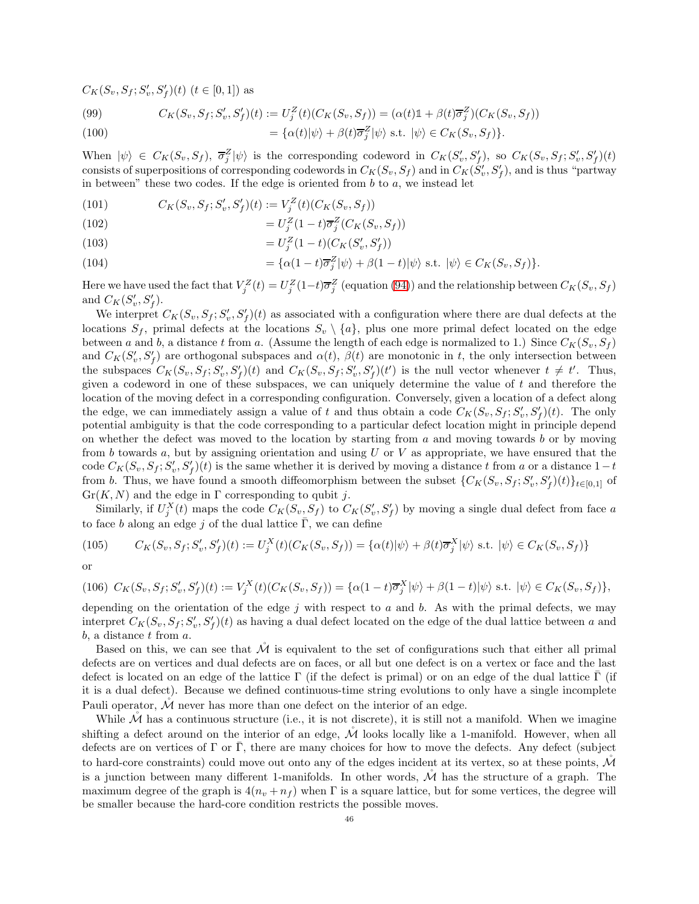$C_K(S_v, S_f; S'_v, S'_f)(t)$ ($t \in [0,1]$) as

$$C_K(S_v, S_f; S'_v, S'_f)(t) := U_j^Z(t)(C_K(S_v, S_f)) = (\alpha(t)\mathbb{1} + \beta(t)\overline{\sigma}_j^Z)(C_K(S_v, S_f)) \tag{99}$$

$$= \{\alpha(t)|\psi\rangle + \beta(t)\overline{\sigma}_j^Z|\psi\rangle \text{ s.t. } |\psi\rangle \in C_K(S_v, S_f)\}. \tag{100}$$

When $|\psi\rangle \in C_K(S_v, S_f)$, $\overline{\sigma}_j^Z|\psi\rangle$ is the corresponding codeword in $C_K(S'_v, S'_f)$, so $C_K(S_v, S_f; S'_v, S'_f)(t)$ consists of superpositions of corresponding codewords in $C_K(S_v, S_f)$ and in $C_K(S'_v, S'_f)$, and is thus "partway in between" these two codes. If the edge is oriented from $b$ to $a$, we instead let

$$C_K(S_v, S_f; S'_v, S'_f)(t) := V_j^Z(t)(C_K(S_v, S_f)) \tag{101}$$

$$= U_j^Z(1-t)\overline{\sigma}_j^Z(C_K(S_v, S_f)) \tag{102}$$

$$= U_j^Z(1-t)(C_K(S'_v, S'_f)) \tag{103}$$

$$= \{\alpha(1-t)\overline{\sigma}_j^Z|\psi\rangle + \beta(1-t)|\psi\rangle \text{ s.t. } |\psi\rangle \in C_K(S_v, S_f)\}. \tag{104}$$

Here we have used the fact that $V_j^Z(t) = U_j^Z(1-t)\overline{\sigma}_j^Z$ (equation (94)) and the relationship between $C_K(S_v, S_f)$ and $C_K(S'_v, S'_f)$.

We interpret $C_K(S_v, S_f; S'_v, S'_f)(t)$ as associated with a configuration where there are dual defects at the locations $S_f$, primal defects at the locations $S_v \setminus \{a\}$, plus one more primal defect located on the edge between $a$ and $b$, a distance $t$ from $a$. (Assume the length of each edge is normalized to 1.) Since $C_K(S_v, S_f)$ and $C_K(S'_v, S'_f)$ are orthogonal subspaces and $\alpha(t)$, $\beta(t)$ are monotonic in $t$, the only intersection between the subspaces $C_K(S_v, S_f; S'_v, S'_f)(t)$ and $C_K(S_v, S_f; S'_v, S'_f)(t')$ is the null vector whenever $t \neq t'$. Thus, given a codeword in one of these subspaces, we can uniquely determine the value of $t$ and therefore the location of the moving defect in a corresponding configuration. Conversely, given a location of a defect along the edge, we can immediately assign a value of $t$ and thus obtain a code $C_K(S_v, S_f; S'_v, S'_f)(t)$. The only potential ambiguity is that the code corresponding to a particular defect location might in principle depend on whether the defect was moved to the location by starting from $a$ and moving towards $b$ or by moving from $b$ towards $a$, but by assigning orientation and using $U$ or $V$ as appropriate, we have ensured that the code $C_K(S_v, S_f; S'_v, S'_f)(t)$ is the same whether it is derived by moving a distance $t$ from $a$ or a distance $1-t$ from $b$. Thus, we have found a smooth diffeomorphism between the subset $\{C_K(S_v, S_f; S'_v, S'_f)(t)\}_{t\in[0,1]}$ of $\mathrm{Gr}(K, N)$ and the edge in $\Gamma$ corresponding to qubit $j$.

Similarly, if $U_j^X(t)$ maps the code $C_K(S_v, S_f)$ to $C_K(S'_v, S'_f)$ by moving a single dual defect from face $a$ to face $b$ along an edge $j$ of the dual lattice $\bar{\Gamma}$, we can define

$$C_K(S_v, S_f; S'_v, S'_f)(t) := U_j^X(t)(C_K(S_v, S_f)) = \{\alpha(t)|\psi\rangle + \beta(t)\overline{\sigma}_j^X|\psi\rangle \text{ s.t. } |\psi\rangle \in C_K(S_v, S_f)\} \tag{105}$$

or

$$C_K(S_v, S_f; S'_v, S'_f)(t) := V_j^X(t)(C_K(S_v, S_f)) = \{\alpha(1-t)\overline{\sigma}_j^X|\psi\rangle + \beta(1-t)|\psi\rangle \text{ s.t. } |\psi\rangle \in C_K(S_v, S_f)\}, \tag{106}$$

depending on the orientation of the edge $j$ with respect to $a$ and $b$. As with the primal defects, we may interpret $C_K(S_v, S_f; S'_v, S'_f)(t)$ as having a dual defect located on the edge of the dual lattice between $a$ and $b$, a distance $t$ from $a$.

Based on this, we can see that $\mathring{\mathcal{M}}$ is equivalent to the set of configurations such that either all primal defects are on vertices and dual defects are on faces, or all but one defect is on a vertex or face and the last defect is located on an edge of the lattice $\Gamma$ (if the defect is primal) or on an edge of the dual lattice $\bar{\Gamma}$ (if it is a dual defect). Because we defined continuous-time string evolutions to only have a single incomplete Pauli operator, $\mathring{\mathcal{M}}$ never has more than one defect on the interior of an edge.

While $\mathring{\mathcal{M}}$ has a continuous structure (i.e., it is not discrete), it is still not a manifold. When we imagine shifting a defect around on the interior of an edge, $\mathring{\mathcal{M}}$ looks locally like a 1-manifold. However, when all defects are on vertices of $\Gamma$ or $\bar{\Gamma}$, there are many choices for how to move the defects. Any defect (subject to hard-core constraints) could move out onto any of the edges incident at its vertex, so at these points, $\mathring{\mathcal{M}}$ is a junction between many different 1-manifolds. In other words, $\mathring{\mathcal{M}}$ has the structure of a graph. The maximum degree of the graph is $4(n_v + n_f)$ when $\Gamma$ is a square lattice, but for some vertices, the degree will be smaller because the hard-core condition restricts the possible moves.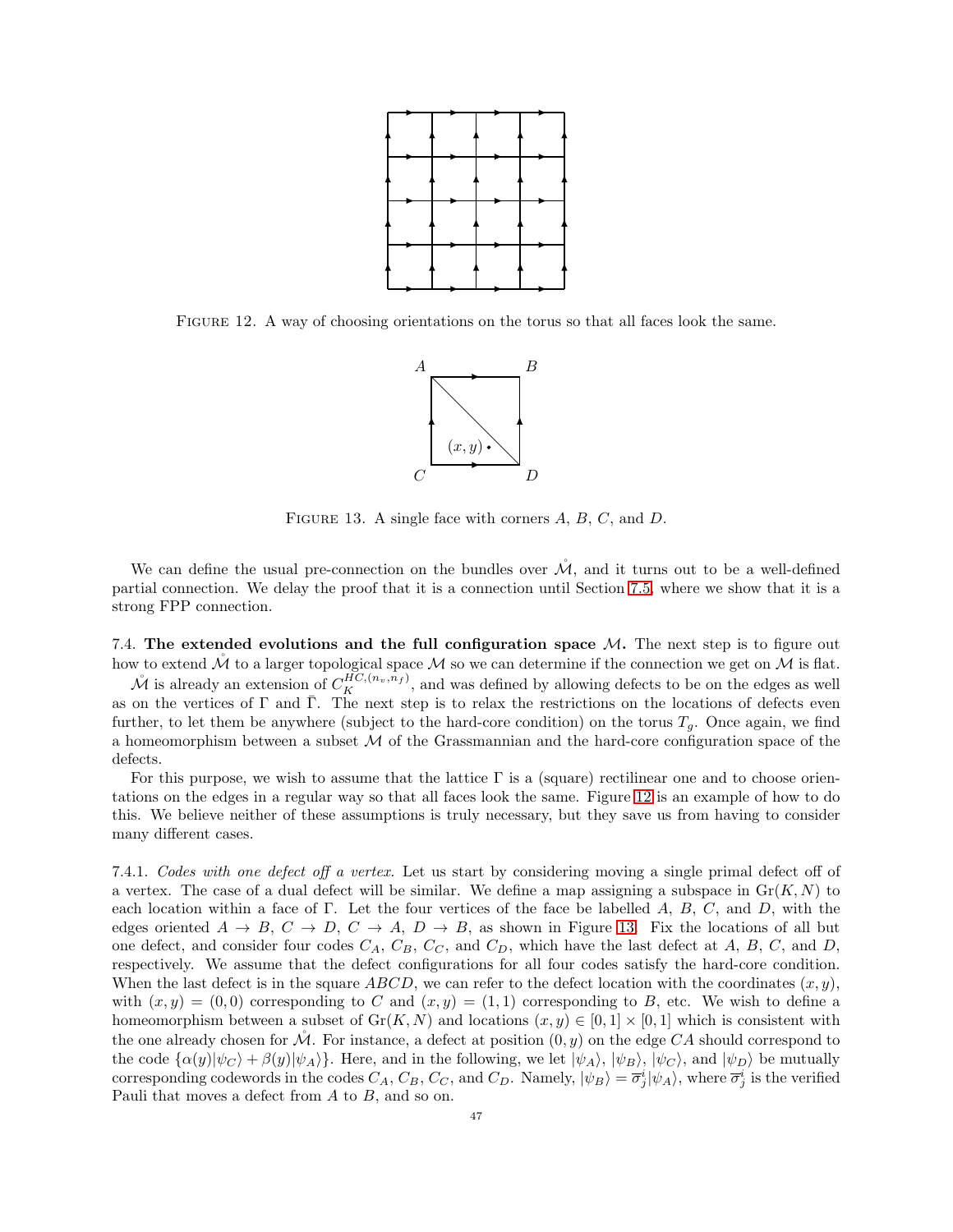FIGURE 12. A way of choosing orientations on the torus so that all faces look the same.

FIGURE 13. A single face with corners $A$, $B$, $C$, and $D$.

We can define the usual pre-connection on the bundles over $\mathring{\mathcal{M}}$, and it turns out to be a well-defined partial connection. We delay the proof that it is a connection until Section 7.5, where we show that it is a strong FPP connection.

7.4. **The extended evolutions and the full configuration space $\mathcal{M}$.** The next step is to figure out how to extend $\mathring{\mathcal{M}}$ to a larger topological space $\mathcal{M}$ so we can determine if the connection we get on $\mathcal{M}$ is flat.

$\mathring{\mathcal{M}}$ is already an extension of $C_K^{HC,(n_v,n_f)}$, and was defined by allowing defects to be on the edges as well as on the vertices of $\Gamma$ and $\bar{\Gamma}$. The next step is to relax the restrictions on the locations of defects even further, to let them be anywhere (subject to the hard-core condition) on the torus $T_g$. Once again, we find a homeomorphism between a subset $\mathcal{M}$ of the Grassmannian and the hard-core configuration space of the defects.

For this purpose, we wish to assume that the lattice $\Gamma$ is a (square) rectilinear one and to choose orientations on the edges in a regular way so that all faces look the same. Figure 12 is an example of how to do this. We believe neither of these assumptions is truly necessary, but they save us from having to consider many different cases.

7.4.1. *Codes with one defect off a vertex.* Let us start by considering moving a single primal defect off of a vertex. The case of a dual defect will be similar. We define a map assigning a subspace in $\mathrm{Gr}(K, N)$ to each location within a face of $\Gamma$. Let the four vertices of the face be labelled $A$, $B$, $C$, and $D$, with the edges oriented $A \to B$, $C \to D$, $C \to A$, $D \to B$, as shown in Figure 13. Fix the locations of all but one defect, and consider four codes $C_A$, $C_B$, $C_C$, and $C_D$, which have the last defect at $A$, $B$, $C$, and $D$, respectively. We assume that the defect configurations for all four codes satisfy the hard-core condition. When the last defect is in the square $ABCD$, we can refer to the defect location with the coordinates $(x, y)$, with $(x, y) = (0, 0)$ corresponding to $C$ and $(x, y) = (1, 1)$ corresponding to $B$, etc. We wish to define a homeomorphism between a subset of $\mathrm{Gr}(K, N)$ and locations $(x, y) \in [0, 1] \times [0, 1]$ which is consistent with the one already chosen for $\mathring{\mathcal{M}}$. For instance, a defect at position $(0, y)$ on the edge $CA$ should correspond to the code $\{\alpha(y)|\psi_C\rangle + \beta(y)|\psi_A\rangle\}$. Here, and in the following, we let $|\psi_A\rangle$, $|\psi_B\rangle$, $|\psi_C\rangle$, and $|\psi_D\rangle$ be mutually corresponding codewords in the codes $C_A$, $C_B$, $C_C$, and $C_D$. Namely, $|\psi_B\rangle = \overline{\sigma}_j^i|\psi_A\rangle$, where $\overline{\sigma}_j^i$ is the verified Pauli that moves a defect from $A$ to $B$, and so on.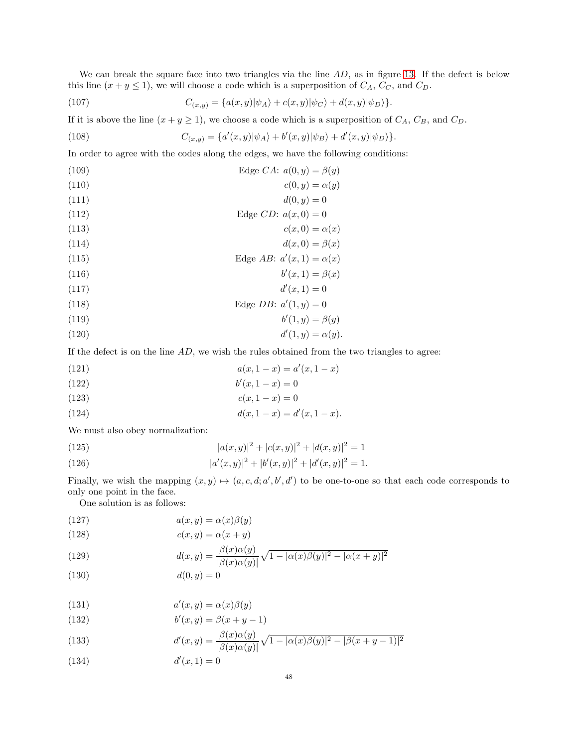We can break the square face into two triangles via the line $AD$, as in figure 13. If the defect is below this line ($x + y \leq 1$), we will choose a code which is a superposition of $C_A$, $C_C$, and $C_D$.

$$C_{(x,y)} = \{a(x,y)|\psi_A\rangle + c(x,y)|\psi_C\rangle + d(x,y)|\psi_D\rangle\}. \tag{107}$$

If it is above the line ($x + y \geq 1$), we choose a code which is a superposition of $C_A$, $C_B$, and $C_D$.

$$C_{(x,y)} = \{a'(x,y)|\psi_A\rangle + b'(x,y)|\psi_B\rangle + d'(x,y)|\psi_D\rangle\}. \tag{108}$$

In order to agree with the codes along the edges, we have the following conditions:

$$\text{Edge } CA\text{: } a(0,y) = \beta(y) \tag{109}$$
$$c(0,y) = \alpha(y) \tag{110}$$
$$d(0,y) = 0 \tag{111}$$
$$\text{Edge } CD\text{: } a(x,0) = 0 \tag{112}$$
$$c(x,0) = \alpha(x) \tag{113}$$
$$d(x,0) = \beta(x) \tag{114}$$
$$\text{Edge } AB\text{: } a'(x,1) = \alpha(x) \tag{115}$$
$$b'(x,1) = \beta(x) \tag{116}$$
$$d'(x,1) = 0 \tag{117}$$
$$\text{Edge } DB\text{: } a'(1,y) = 0 \tag{118}$$
$$b'(1,y) = \beta(y) \tag{119}$$
$$d'(1,y) = \alpha(y). \tag{120}$$

If the defect is on the line $AD$, we wish the rules obtained from the two triangles to agree:

$$a(x, 1-x) = a'(x, 1-x) \tag{121}$$
$$b'(x, 1-x) = 0 \tag{122}$$
$$c(x, 1-x) = 0 \tag{123}$$
$$d(x, 1-x) = d'(x, 1-x). \tag{124}$$

We must also obey normalization:

$$|a(x,y)|^2 + |c(x,y)|^2 + |d(x,y)|^2 = 1 \tag{125}$$
$$|a'(x,y)|^2 + |b'(x,y)|^2 + |d'(x,y)|^2 = 1. \tag{126}$$

Finally, we wish the mapping $(x,y) \mapsto (a,c,d;a',b',d')$ to be one-to-one so that each code corresponds to only one point in the face.

One solution is as follows:

$$a(x,y) = \alpha(x)\beta(y) \tag{127}$$
$$c(x,y) = \alpha(x+y) \tag{128}$$
$$d(x,y) = \frac{\beta(x)\alpha(y)}{|\beta(x)\alpha(y)|}\sqrt{1 - |\alpha(x)\beta(y)|^2 - |\alpha(x+y)|^2} \tag{129}$$
$$d(0,y) = 0 \tag{130}$$

$$a'(x,y) = \alpha(x)\beta(y) \tag{131}$$
$$b'(x,y) = \beta(x+y-1) \tag{132}$$
$$d'(x,y) = \frac{\beta(x)\alpha(y)}{|\beta(x)\alpha(y)|}\sqrt{1 - |\alpha(x)\beta(y)|^2 - |\beta(x+y-1)|^2} \tag{133}$$
$$d'(x,1) = 0 \tag{134}$$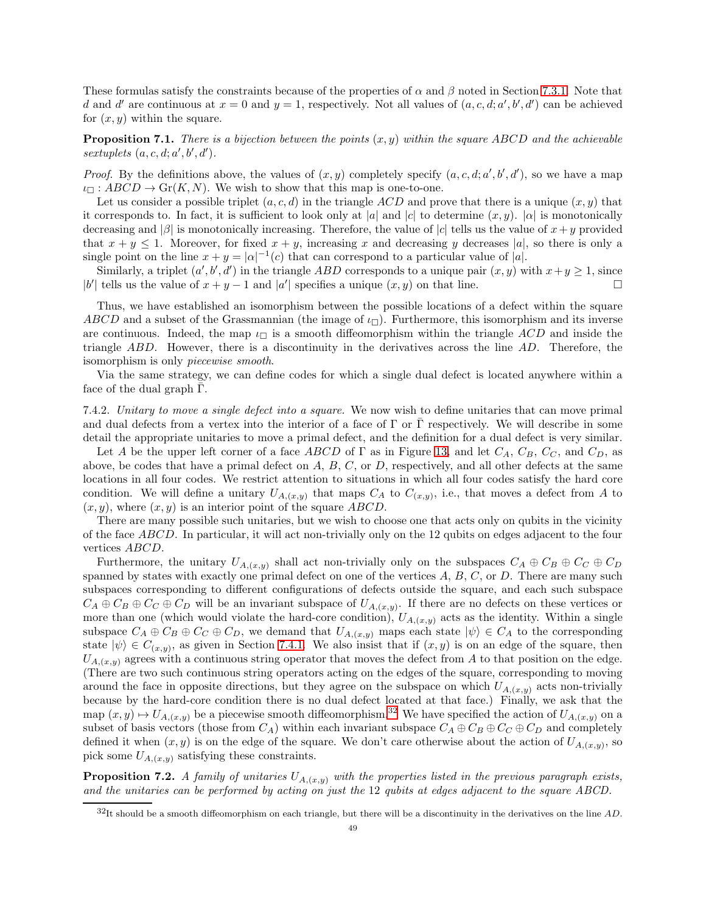These formulas satisfy the constraints because of the properties of $\alpha$ and $\beta$ noted in Section 7.3.1. Note that $d$ and $d'$ are continuous at $x = 0$ and $y = 1$, respectively. Not all values of $(a, c, d; a', b', d')$ can be achieved for $(x, y)$ within the square.

**Proposition 7.1.** *There is a bijection between the points $(x, y)$ within the square ABCD and the achievable sextuplets $(a, c, d; a', b', d')$.*

*Proof.* By the definitions above, the values of $(x, y)$ completely specify $(a, c, d; a', b', d')$, so we have a map $\iota_\Box : ABCD \to \mathrm{Gr}(K, N)$. We wish to show that this map is one-to-one.

Let us consider a possible triplet $(a, c, d)$ in the triangle $ACD$ and prove that there is a unique $(x, y)$ that it corresponds to. In fact, it is sufficient to look only at $|a|$ and $|c|$ to determine $(x, y)$. $|\alpha|$ is monotonically decreasing and $|\beta|$ is monotonically increasing. Therefore, the value of $|c|$ tells us the value of $x + y$ provided that $x + y \leq 1$. Moreover, for fixed $x + y$, increasing $x$ and decreasing $y$ decreases $|a|$, so there is only a single point on the line $x + y = |\alpha|^{-1}(c)$ that can correspond to a particular value of $|a|$.

Similarly, a triplet $(a', b', d')$ in the triangle $ABD$ corresponds to a unique pair $(x, y)$ with $x + y \geq 1$, since $|b'|$ tells us the value of $x + y - 1$ and $|a'|$ specifies a unique $(x, y)$ on that line. $\square$

Thus, we have established an isomorphism between the possible locations of a defect within the square $ABCD$ and a subset of the Grassmannian (the image of $\iota_\Box$). Furthermore, this isomorphism and its inverse are continuous. Indeed, the map $\iota_\Box$ is a smooth diffeomorphism within the triangle $ACD$ and inside the triangle $ABD$. However, there is a discontinuity in the derivatives across the line $AD$. Therefore, the isomorphism is only *piecewise smooth*.

Via the same strategy, we can define codes for which a single dual defect is located anywhere within a face of the dual graph $\bar{\Gamma}$.

7.4.2. *Unitary to move a single defect into a square.* We now wish to define unitaries that can move primal and dual defects from a vertex into the interior of a face of $\Gamma$ or $\bar{\Gamma}$ respectively. We will describe in some detail the appropriate unitaries to move a primal defect, and the definition for a dual defect is very similar.

Let $A$ be the upper left corner of a face $ABCD$ of $\Gamma$ as in Figure 13, and let $C_A$, $C_B$, $C_C$, and $C_D$, as above, be codes that have a primal defect on $A$, $B$, $C$, or $D$, respectively, and all other defects at the same locations in all four codes. We restrict attention to situations in which all four codes satisfy the hard core condition. We will define a unitary $U_{A,(x,y)}$ that maps $C_A$ to $C_{(x,y)}$, i.e., that moves a defect from $A$ to $(x, y)$, where $(x, y)$ is an interior point of the square $ABCD$.

There are many possible such unitaries, but we wish to choose one that acts only on qubits in the vicinity of the face $ABCD$. In particular, it will act non-trivially only on the 12 qubits on edges adjacent to the four vertices $ABCD$.

Furthermore, the unitary $U_{A,(x,y)}$ shall act non-trivially only on the subspaces $C_A \oplus C_B \oplus C_C \oplus C_D$ spanned by states with exactly one primal defect on one of the vertices $A$, $B$, $C$, or $D$. There are many such subspaces corresponding to different configurations of defects outside the square, and each such subspace $C_A \oplus C_B \oplus C_C \oplus C_D$ will be an invariant subspace of $U_{A,(x,y)}$. If there are no defects on these vertices or more than one (which would violate the hard-core condition), $U_{A,(x,y)}$ acts as the identity. Within a single subspace $C_A \oplus C_B \oplus C_C \oplus C_D$, we demand that $U_{A,(x,y)}$ maps each state $|\psi\rangle \in C_A$ to the corresponding state $|\psi\rangle \in C_{(x,y)}$, as given in Section 7.4.1. We also insist that if $(x, y)$ is on an edge of the square, then $U_{A,(x,y)}$ agrees with a continuous string operator that moves the defect from $A$ to that position on the edge. (There are two such continuous string operators acting on the edges of the square, corresponding to moving around the face in opposite directions, but they agree on the subspace on which $U_{A,(x,y)}$ acts non-trivially because by the hard-core condition there is no dual defect located at that face.) Finally, we ask that the map $(x, y) \mapsto U_{A,(x,y)}$ be a piecewise smooth diffeomorphism.[32] We have specified the action of $U_{A,(x,y)}$ on a subset of basis vectors (those from $C_A$) within each invariant subspace $C_A \oplus C_B \oplus C_C \oplus C_D$ and completely defined it when $(x, y)$ is on the edge of the square. We don't care otherwise about the action of $U_{A,(x,y)}$, so pick some $U_{A,(x,y)}$ satisfying these constraints.

**Proposition 7.2.** *A family of unitaries $U_{A,(x,y)}$ with the properties listed in the previous paragraph exists, and the unitaries can be performed by acting on just the 12 qubits at edges adjacent to the square ABCD.*

[32] It should be a smooth diffeomorphism on each triangle, but there will be a discontinuity in the derivatives on the line $AD$.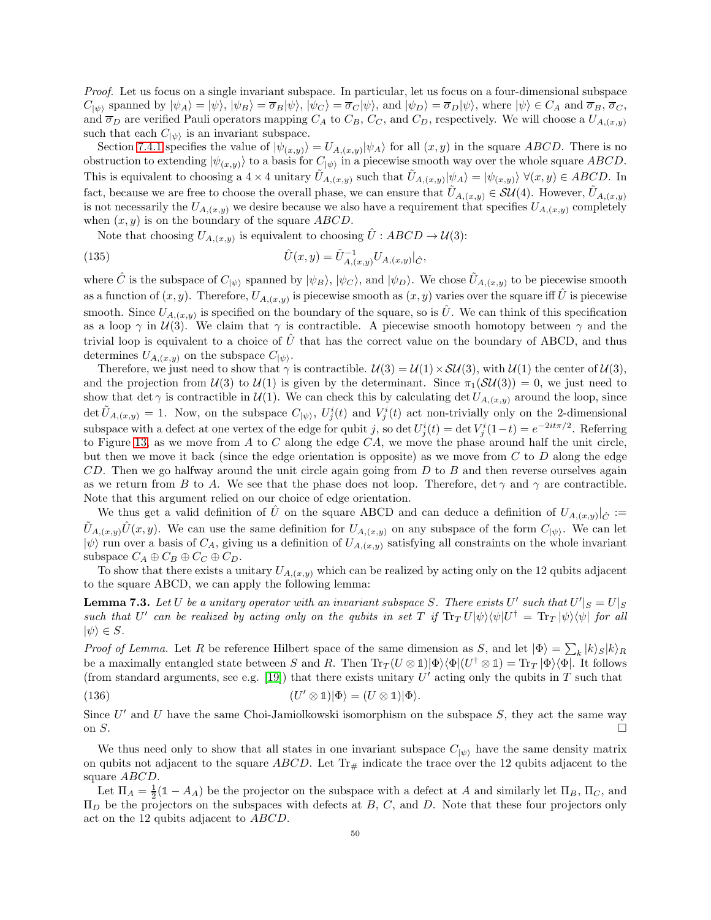*Proof.* Let us focus on a single invariant subspace. In particular, let us focus on a four-dimensional subspace $C_{|\psi\rangle}$ spanned by $|\psi_A\rangle = |\psi\rangle$, $|\psi_B\rangle = \overline{\sigma}_B|\psi\rangle$, $|\psi_C\rangle = \overline{\sigma}_C|\psi\rangle$, and $|\psi_D\rangle = \overline{\sigma}_D|\psi\rangle$, where $|\psi\rangle \in C_A$ and $\overline{\sigma}_B$, $\overline{\sigma}_C$, and $\overline{\sigma}_D$ are verified Pauli operators mapping $C_A$ to $C_B$, $C_C$, and $C_D$, respectively. We will choose a $U_{A,(x,y)}$ such that each $C_{|\psi\rangle}$ is an invariant subspace.

Section 7.4.1 specifies the value of $|\psi_{(x,y)}\rangle = U_{A,(x,y)}|\psi_A\rangle$ for all $(x, y)$ in the square $ABCD$. There is no obstruction to extending $|\psi_{(x,y)}\rangle$ to a basis for $C_{|\psi\rangle}$ in a piecewise smooth way over the whole square $ABCD$. This is equivalent to choosing a $4 \times 4$ unitary $\tilde{U}_{A,(x,y)}$ such that $\tilde{U}_{A,(x,y)}|\psi_A\rangle = |\psi_{(x,y)}\rangle$ $\forall (x, y) \in ABCD$. In fact, because we are free to choose the overall phase, we can ensure that $\tilde{U}_{A,(x,y)} \in \mathcal{SU}(4)$. However, $\tilde{U}_{A,(x,y)}$ is not necessarily the $U_{A,(x,y)}$ we desire because we also have a requirement that specifies $U_{A,(x,y)}$ completely when $(x, y)$ is on the boundary of the square $ABCD$.

Note that choosing $U_{A,(x,y)}$ is equivalent to choosing $\hat{U} : ABCD \to \mathcal{U}(3)$:

$$\hat{U}(x, y) = \tilde{U}^{-1}_{A,(x,y)} U_{A,(x,y)}|_{\hat{C}}, \tag{135}$$

where $\hat{C}$ is the subspace of $C_{|\psi\rangle}$ spanned by $|\psi_B\rangle$, $|\psi_C\rangle$, and $|\psi_D\rangle$. We chose $\tilde{U}_{A,(x,y)}$ to be piecewise smooth as a function of $(x, y)$. Therefore, $U_{A,(x,y)}$ is piecewise smooth as $(x, y)$ varies over the square iff $\hat{U}$ is piecewise smooth. Since $U_{A,(x,y)}$ is specified on the boundary of the square, so is $\hat{U}$. We can think of this specification as a loop $\gamma$ in $\mathcal{U}(3)$. We claim that $\gamma$ is contractible. A piecewise smooth homotopy between $\gamma$ and the trivial loop is equivalent to a choice of $\hat{U}$ that has the correct value on the boundary of ABCD, and thus determines $U_{A,(x,y)}$ on the subspace $C_{|\psi\rangle}$.

Therefore, we just need to show that $\gamma$ is contractible. $\mathcal{U}(3) = \mathcal{U}(1) \times \mathcal{SU}(3)$, with $\mathcal{U}(1)$ the center of $\mathcal{U}(3)$, and the projection from $\mathcal{U}(3)$ to $\mathcal{U}(1)$ is given by the determinant. Since $\pi_1(\mathcal{SU}(3)) = 0$, we just need to show that $\det \gamma$ is contractible in $\mathcal{U}(1)$. We can check this by calculating $\det U_{A,(x,y)}$ around the loop, since $\det \tilde{U}_{A,(x,y)} = 1$. Now, on the subspace $C_{|\psi\rangle}$, $U^i_j(t)$ and $V^i_j(t)$ act non-trivially only on the 2-dimensional subspace with a defect at one vertex of the edge for qubit $j$, so $\det U^i_j(t) = \det V^i_j(1-t) = e^{-2it\pi/2}$. Referring to Figure 13, as we move from $A$ to $C$ along the edge $CA$, we move the phase around half the unit circle, but then we move it back (since the edge orientation is opposite) as we move from $C$ to $D$ along the edge $CD$. Then we go halfway around the unit circle again going from $D$ to $B$ and then reverse ourselves again as we return from $B$ to $A$. We see that the phase does not loop. Therefore, $\det \gamma$ and $\gamma$ are contractible. Note that this argument relied on our choice of edge orientation.

We thus get a valid definition of $\hat{U}$ on the square ABCD and can deduce a definition of $U_{A,(x,y)}|_{\hat{C}} := \tilde{U}_{A,(x,y)}\hat{U}(x, y)$. We can use the same definition for $U_{A,(x,y)}$ on any subspace of the form $C_{|\psi\rangle}$. We can let $|\psi\rangle$ run over a basis of $C_A$, giving us a definition of $U_{A,(x,y)}$ satisfying all constraints on the whole invariant subspace $C_A \oplus C_B \oplus C_C \oplus C_D$.

To show that there exists a unitary $U_{A,(x,y)}$ which can be realized by acting only on the 12 qubits adjacent to the square ABCD, we can apply the following lemma:

**Lemma 7.3.** *Let $U$ be a unitary operator with an invariant subspace $S$. There exists $U'$ such that $U'|_S = U|_S$ such that $U'$ can be realized by acting only on the qubits in set $T$ if $\operatorname{Tr}_T U|\psi\rangle\langle\psi|U^\dagger = \operatorname{Tr}_T |\psi\rangle\langle\psi|$ for all $|\psi\rangle \in S$.*

*Proof of Lemma.* Let $R$ be reference Hilbert space of the same dimension as $S$, and let $|\Phi\rangle = \sum_k |k\rangle_S|k\rangle_R$ be a maximally entangled state between $S$ and $R$. Then $\operatorname{Tr}_T(U \otimes \mathbb{1})|\Phi\rangle\langle\Phi|(U^\dagger \otimes \mathbb{1}) = \operatorname{Tr}_T |\Phi\rangle\langle\Phi|$. It follows (from standard arguments, see e.g. [19]) that there exists unitary $U'$ acting only the qubits in $T$ such that

$$(U' \otimes \mathbb{1})|\Phi\rangle = (U \otimes \mathbb{1})|\Phi\rangle. \tag{136}$$

Since $U'$ and $U$ have the same Choi-Jamiolkowski isomorphism on the subspace $S$, they act the same way on $S$. $\square$

We thus need only to show that all states in one invariant subspace $C_{|\psi\rangle}$ have the same density matrix on qubits not adjacent to the square $ABCD$. Let $\operatorname{Tr}_\#$ indicate the trace over the 12 qubits adjacent to the square $ABCD$.

Let $\Pi_A = \frac{1}{2}(\mathbb{1} - A_A)$ be the projector on the subspace with a defect at $A$ and similarly let $\Pi_B$, $\Pi_C$, and $\Pi_D$ be the projectors on the subspaces with defects at $B$, $C$, and $D$. Note that these four projectors only act on the 12 qubits adjacent to $ABCD$.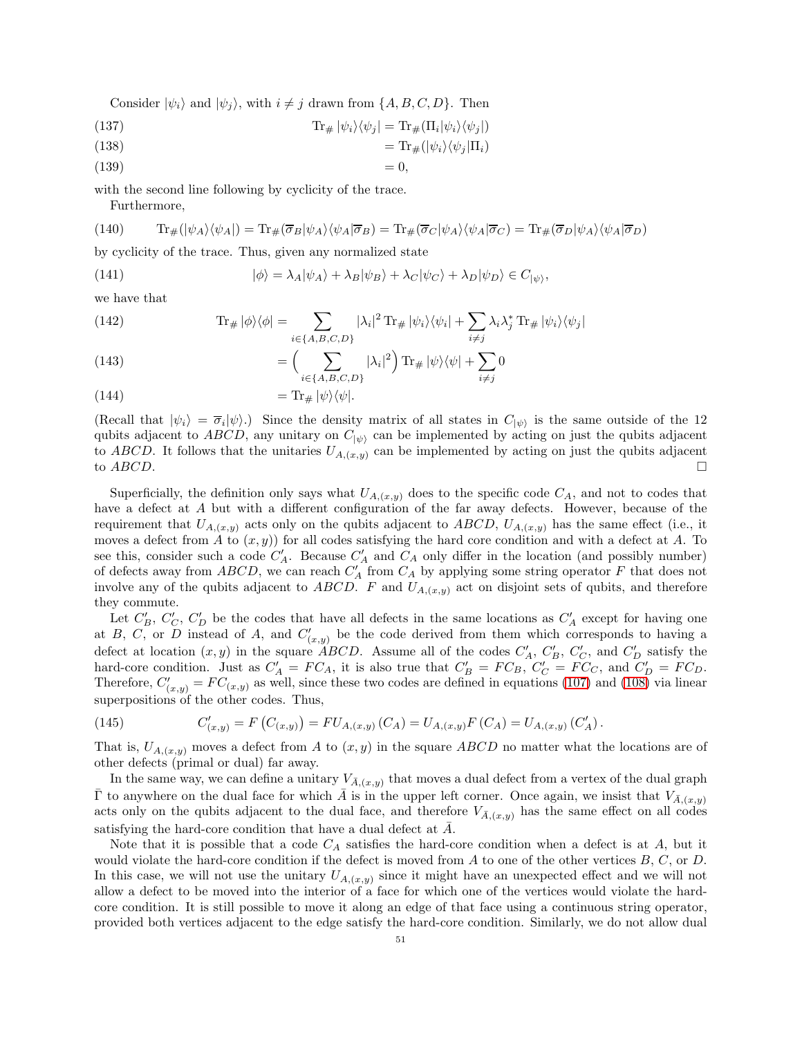Consider $|\psi_i\rangle$ and $|\psi_j\rangle$, with $i \neq j$ drawn from $\{A, B, C, D\}$. Then

$$\mathrm{Tr}_{\#} |\psi_i\rangle\langle\psi_j| = \mathrm{Tr}_{\#}(\Pi_i |\psi_i\rangle\langle\psi_j|) \tag{137}$$

$$= \mathrm{Tr}_{\#}(|\psi_i\rangle\langle\psi_j|\Pi_i) \tag{138}$$

$$= 0, \tag{139}$$

with the second line following by cyclicity of the trace.

Furthermore,

$$\mathrm{Tr}_{\#}(|\psi_A\rangle\langle\psi_A|) = \mathrm{Tr}_{\#}(\overline{\sigma}_B|\psi_A\rangle\langle\psi_A|\overline{\sigma}_B) = \mathrm{Tr}_{\#}(\overline{\sigma}_C|\psi_A\rangle\langle\psi_A|\overline{\sigma}_C) = \mathrm{Tr}_{\#}(\overline{\sigma}_D|\psi_A\rangle\langle\psi_A|\overline{\sigma}_D) \tag{140}$$

by cyclicity of the trace. Thus, given any normalized state

$$|\phi\rangle = \lambda_A|\psi_A\rangle + \lambda_B|\psi_B\rangle + \lambda_C|\psi_C\rangle + \lambda_D|\psi_D\rangle \in C_{|\psi\rangle}, \tag{141}$$

we have that

$$\mathrm{Tr}_{\#} |\phi\rangle\langle\phi| = \sum_{i\in\{A,B,C,D\}} |\lambda_i|^2 \,\mathrm{Tr}_{\#} |\psi_i\rangle\langle\psi_i| + \sum_{i\neq j} \lambda_i\lambda_j^* \,\mathrm{Tr}_{\#} |\psi_i\rangle\langle\psi_j| \tag{142}$$

$$= \Big(\sum_{i\in\{A,B,C,D\}} |\lambda_i|^2\Big) \mathrm{Tr}_{\#} |\psi\rangle\langle\psi| + \sum_{i\neq j} 0 \tag{143}$$

$$= \mathrm{Tr}_{\#} |\psi\rangle\langle\psi|. \tag{144}$$

(Recall that $|\psi_i\rangle = \overline{\sigma}_i|\psi\rangle$.) Since the density matrix of all states in $C_{|\psi\rangle}$ is the same outside of the 12 qubits adjacent to $ABCD$, any unitary on $C_{|\psi\rangle}$ can be implemented by acting on just the qubits adjacent to $ABCD$. It follows that the unitaries $U_{A,(x,y)}$ can be implemented by acting on just the qubits adjacent to $ABCD$. □

Superficially, the definition only says what $U_{A,(x,y)}$ does to the specific code $C_A$, and not to codes that have a defect at $A$ but with a different configuration of the far away defects. However, because of the requirement that $U_{A,(x,y)}$ acts only on the qubits adjacent to $ABCD$, $U_{A,(x,y)}$ has the same effect (i.e., it moves a defect from $A$ to $(x, y)$) for all codes satisfying the hard core condition and with a defect at $A$. To see this, consider such a code $C'_A$. Because $C'_A$ and $C_A$ only differ in the location (and possibly number) of defects away from $ABCD$, we can reach $C'_A$ from $C_A$ by applying some string operator $F$ that does not involve any of the qubits adjacent to $ABCD$. $F$ and $U_{A,(x,y)}$ act on disjoint sets of qubits, and therefore they commute.

Let $C'_B$, $C'_C$, $C'_D$ be the codes that have all defects in the same locations as $C'_A$ except for having one at $B$, $C$, or $D$ instead of $A$, and $C'_{(x,y)}$ be the code derived from them which corresponds to having a defect at location $(x, y)$ in the square $ABCD$. Assume all of the codes $C'_A$, $C'_B$, $C'_C$, and $C'_D$ satisfy the hard-core condition. Just as $C'_A = FC_A$, it is also true that $C'_B = FC_B$, $C'_C = FC_C$, and $C'_D = FC_D$. Therefore, $C'_{(x,y)} = FC_{(x,y)}$ as well, since these two codes are defined in equations (107) and (108) via linear superpositions of the other codes. Thus,

$$C'_{(x,y)} = F\left(C_{(x,y)}\right) = FU_{A,(x,y)}\left(C_A\right) = U_{A,(x,y)}F\left(C_A\right) = U_{A,(x,y)}\left(C'_A\right). \tag{145}$$

That is, $U_{A,(x,y)}$ moves a defect from $A$ to $(x, y)$ in the square $ABCD$ no matter what the locations are of other defects (primal or dual) far away.

In the same way, we can define a unitary $V_{\bar{A},(x,y)}$ that moves a dual defect from a vertex of the dual graph $\bar{\Gamma}$ to anywhere on the dual face for which $\bar{A}$ is in the upper left corner. Once again, we insist that $V_{\bar{A},(x,y)}$ acts only on the qubits adjacent to the dual face, and therefore $V_{\bar{A},(x,y)}$ has the same effect on all codes satisfying the hard-core condition that have a dual defect at $\bar{A}$.

Note that it is possible that a code $C_A$ satisfies the hard-core condition when a defect is at $A$, but it would violate the hard-core condition if the defect is moved from $A$ to one of the other vertices $B$, $C$, or $D$. In this case, we will not use the unitary $U_{A,(x,y)}$ since it might have an unexpected effect and we will not allow a defect to be moved into the interior of a face for which one of the vertices would violate the hard-core condition. It is still possible to move it along an edge of that face using a continuous string operator, provided both vertices adjacent to the edge satisfy the hard-core condition. Similarly, we do not allow dual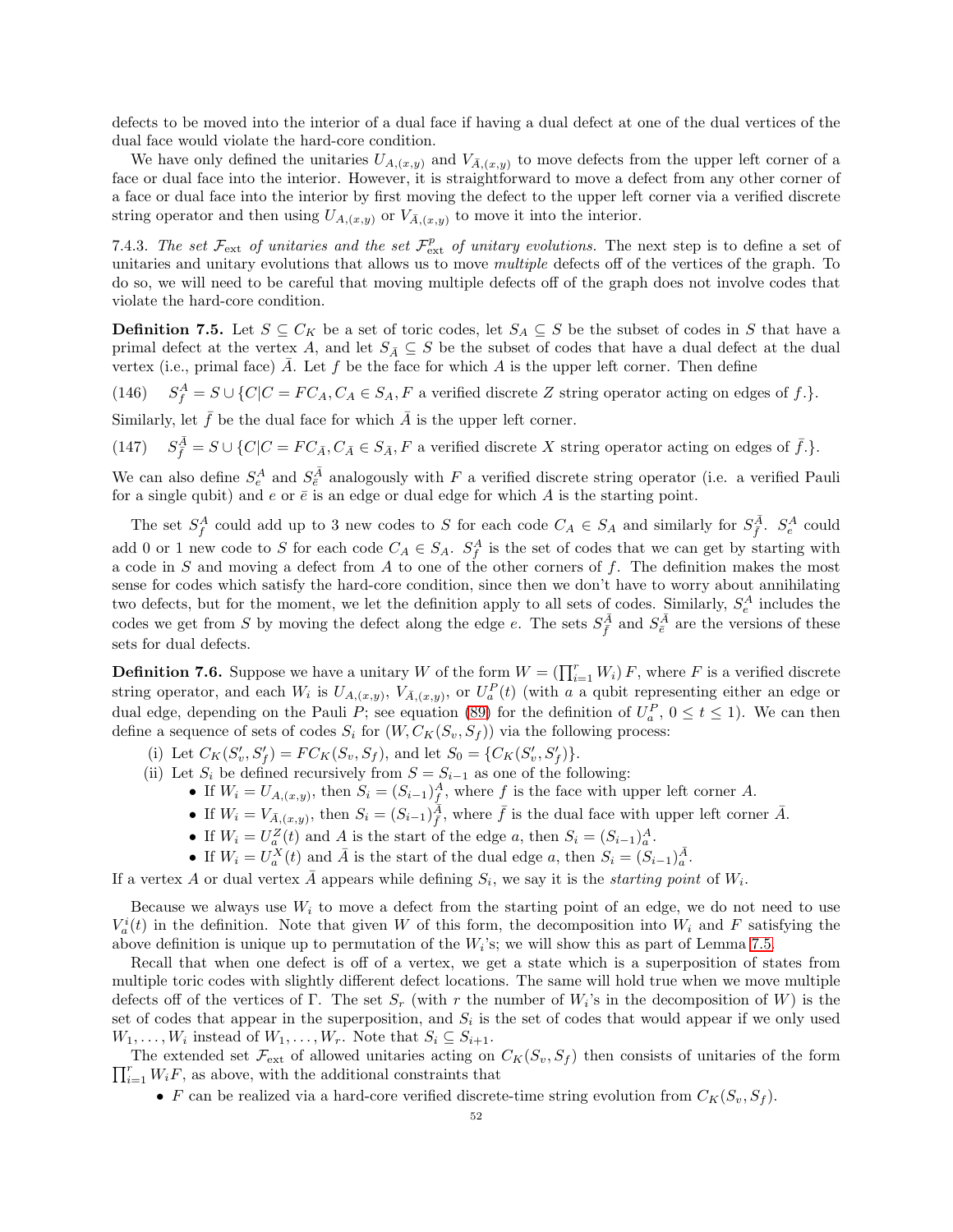defects to be moved into the interior of a dual face if having a dual defect at one of the dual vertices of the dual face would violate the hard-core condition.

We have only defined the unitaries $U_{A,(x,y)}$ and $V_{\bar{A},(x,y)}$ to move defects from the upper left corner of a face or dual face into the interior. However, it is straightforward to move a defect from any other corner of a face or dual face into the interior by first moving the defect to the upper left corner via a verified discrete string operator and then using $U_{A,(x,y)}$ or $V_{\bar{A},(x,y)}$ to move it into the interior.

7.4.3. *The set $\mathcal{F}_{\text{ext}}$ of unitaries and the set $\mathcal{F}^p_{\text{ext}}$ of unitary evolutions.* The next step is to define a set of unitaries and unitary evolutions that allows us to move *multiple* defects off of the vertices of the graph. To do so, we will need to be careful that moving multiple defects off of the graph does not involve codes that violate the hard-core condition.

**Definition 7.5.** Let $S \subseteq C_K$ be a set of toric codes, let $S_A \subseteq S$ be the subset of codes in $S$ that have a primal defect at the vertex $A$, and let $S_{\bar{A}} \subseteq S$ be the subset of codes that have a dual defect at the dual vertex (i.e., primal face) $\bar{A}$. Let $f$ be the face for which $A$ is the upper left corner. Then define

$$S^A_f = S \cup \{C | C = FC_A, C_A \in S_A, F \text{ a verified discrete } Z \text{ string operator acting on edges of } f.\}. \tag{146}$$

Similarly, let $\bar{f}$ be the dual face for which $\bar{A}$ is the upper left corner.

$$S^{\bar{A}}_{\bar{f}} = S \cup \{C | C = FC_{\bar{A}}, C_{\bar{A}} \in S_{\bar{A}}, F \text{ a verified discrete } X \text{ string operator acting on edges of } \bar{f}.\}. \tag{147}$$

We can also define $S^A_e$ and $S^{\bar{A}}_{\bar{e}}$ analogously with $F$ a verified discrete string operator (i.e. a verified Pauli for a single qubit) and $e$ or $\bar{e}$ is an edge or dual edge for which $A$ is the starting point.

The set $S^A_f$ could add up to 3 new codes to $S$ for each code $C_A \in S_A$ and similarly for $S^{\bar{A}}_{\bar{f}}$. $S^A_e$ could add 0 or 1 new code to $S$ for each code $C_A \in S_A$. $S^A_f$ is the set of codes that we can get by starting with a code in $S$ and moving a defect from $A$ to one of the other corners of $f$. The definition makes the most sense for codes which satisfy the hard-core condition, since then we don't have to worry about annihilating two defects, but for the moment, we let the definition apply to all sets of codes. Similarly, $S^A_e$ includes the codes we get from $S$ by moving the defect along the edge $e$. The sets $S^{\bar{A}}_{\bar{f}}$ and $S^{\bar{A}}_{\bar{e}}$ are the versions of these sets for dual defects.

**Definition 7.6.** Suppose we have a unitary $W$ of the form $W = \left(\prod_{i=1}^r W_i\right) F$, where $F$ is a verified discrete string operator, and each $W_i$ is $U_{A,(x,y)}$, $V_{\bar{A},(x,y)}$, or $U^P_a(t)$ (with $a$ a qubit representing either an edge or dual edge, depending on the Pauli $P$; see equation (89) for the definition of $U^P_a$, $0 \le t \le 1$). We can then define a sequence of sets of codes $S_i$ for $(W, C_K(S_v, S_f))$ via the following process:

(i) Let $C_K(S'_v, S'_f) = FC_K(S_v, S_f)$, and let $S_0 = \{C_K(S'_v, S'_f)\}$.
(ii) Let $S_i$ be defined recursively from $S = S_{i-1}$ as one of the following:
- If $W_i = U_{A,(x,y)}$, then $S_i = (S_{i-1})^A_f$, where $f$ is the face with upper left corner $A$.
- If $W_i = V_{\bar{A},(x,y)}$, then $S_i = (S_{i-1})^{\bar{A}}_{\bar{f}}$, where $\bar{f}$ is the dual face with upper left corner $\bar{A}$.
- If $W_i = U^Z_a(t)$ and $A$ is the start of the edge $a$, then $S_i = (S_{i-1})^A_a$.
- If $W_i = U^X_a(t)$ and $\bar{A}$ is the start of the dual edge $a$, then $S_i = (S_{i-1})^{\bar{A}}_a$.

If a vertex $A$ or dual vertex $\bar{A}$ appears while defining $S_i$, we say it is the *starting point* of $W_i$.

Because we always use $W_i$ to move a defect from the starting point of an edge, we do not need to use $V^i_a(t)$ in the definition. Note that given $W$ of this form, the decomposition into $W_i$ and $F$ satisfying the above definition is unique up to permutation of the $W_i$'s; we will show this as part of Lemma 7.5.

Recall that when one defect is off of a vertex, we get a state which is a superposition of states from multiple toric codes with slightly different defect locations. The same will hold true when we move multiple defects off of the vertices of $\Gamma$. The set $S_r$ (with $r$ the number of $W_i$'s in the decomposition of $W$) is the set of codes that appear in the superposition, and $S_i$ is the set of codes that would appear if we only used $W_1, \ldots, W_i$ instead of $W_1, \ldots, W_r$. Note that $S_i \subseteq S_{i+1}$.

The extended set $\mathcal{F}_{\text{ext}}$ of allowed unitaries acting on $C_K(S_v, S_f)$ then consists of unitaries of the form $\prod_{i=1}^r W_i F$, as above, with the additional constraints that

- $F$ can be realized via a hard-core verified discrete-time string evolution from $C_K(S_v, S_f)$.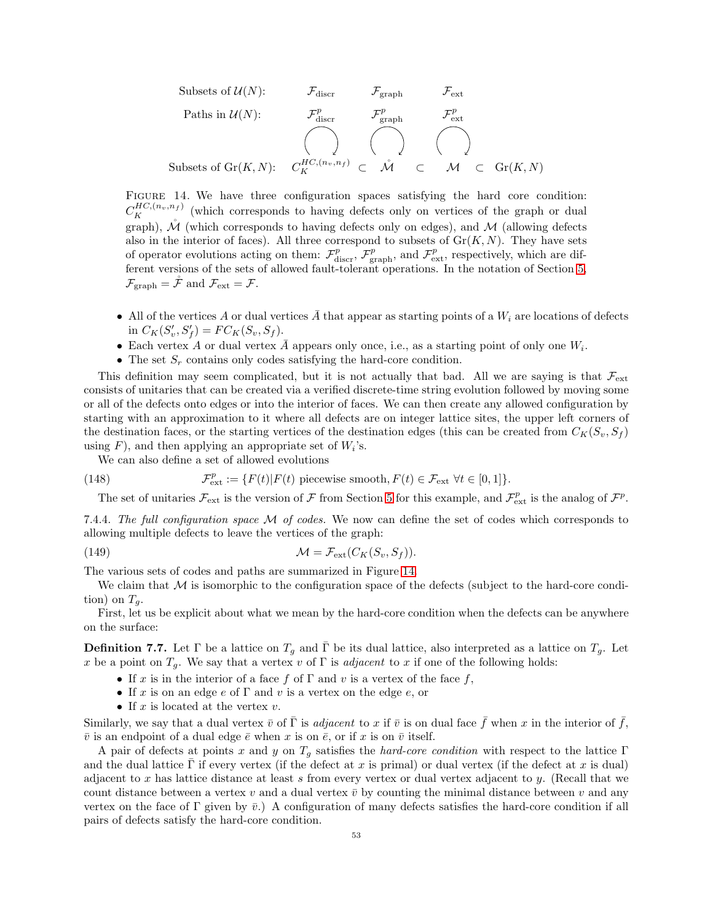| Subsets of $\mathcal{U}(N)$: | $\mathcal{F}_{\text{discr}}$ | | $\mathcal{F}_{\text{graph}}$ | | $\mathcal{F}_{\text{ext}}$ | | |
|---|---|---|---|---|---|---|---|
| Paths in $\mathcal{U}(N)$: | $\mathcal{F}^p_{\text{discr}}$ | | $\mathcal{F}^p_{\text{graph}}$ | | $\mathcal{F}^p_{\text{ext}}$ | | |
| Subsets of $\text{Gr}(K,N)$: | $C_K^{HC,(n_v,n_f)}$ | $\subset$ | $\mathring{\mathcal{M}}$ | $\subset$ | $\mathcal{M}$ | $\subset$ | $\text{Gr}(K,N)$ |

Figure 14. We have three configuration spaces satisfying the hard core condition: $C_K^{HC,(n_v,n_f)}$ (which corresponds to having defects only on vertices of the graph or dual graph), $\mathring{\mathcal{M}}$ (which corresponds to having defects only on edges), and $\mathcal{M}$ (allowing defects also in the interior of faces). All three correspond to subsets of $\text{Gr}(K,N)$. They have sets of operator evolutions acting on them: $\mathcal{F}^p_{\text{discr}}$, $\mathcal{F}^p_{\text{graph}}$, and $\mathcal{F}^p_{\text{ext}}$, respectively, which are different versions of the sets of allowed fault-tolerant operations. In the notation of Section 5, $\mathcal{F}_{\text{graph}} = \mathring{\mathcal{F}}$ and $\mathcal{F}_{\text{ext}} = \mathcal{F}$.

- All of the vertices $A$ or dual vertices $\bar{A}$ that appear as starting points of a $W_i$ are locations of defects in $C_K(S'_v, S'_f) = FC_K(S_v, S_f)$.
- Each vertex $A$ or dual vertex $\bar{A}$ appears only once, i.e., as a starting point of only one $W_i$.
- The set $S_r$ contains only codes satisfying the hard-core condition.

This definition may seem complicated, but it is not actually that bad. All we are saying is that $\mathcal{F}_{\text{ext}}$ consists of unitaries that can be created via a verified discrete-time string evolution followed by moving some or all of the defects onto edges or into the interior of faces. We can then create any allowed configuration by starting with an approximation to it where all defects are on integer lattice sites, the upper left corners of the destination faces, or the starting vertices of the destination edges (this can be created from $C_K(S_v, S_f)$ using $F$), and then applying an appropriate set of $W_i$'s.

We can also define a set of allowed evolutions

$$\mathcal{F}^p_{\text{ext}} := \{F(t) | F(t) \text{ piecewise smooth}, F(t) \in \mathcal{F}_{\text{ext}} \ \forall t \in [0,1]\}. \tag{148}$$

The set of unitaries $\mathcal{F}_{\text{ext}}$ is the version of $\mathcal{F}$ from Section 5 for this example, and $\mathcal{F}^p_{\text{ext}}$ is the analog of $\mathcal{F}^p$.

7.4.4. *The full configuration space $\mathcal{M}$ of codes.* We now can define the set of codes which corresponds to allowing multiple defects to leave the vertices of the graph:

$$\mathcal{M} = \mathcal{F}_{\text{ext}}(C_K(S_v, S_f)). \tag{149}$$

The various sets of codes and paths are summarized in Figure 14.

We claim that $\mathcal{M}$ is isomorphic to the configuration space of the defects (subject to the hard-core condition) on $T_g$.

First, let us be explicit about what we mean by the hard-core condition when the defects can be anywhere on the surface:

**Definition 7.7.** Let $\Gamma$ be a lattice on $T_g$ and $\bar{\Gamma}$ be its dual lattice, also interpreted as a lattice on $T_g$. Let $x$ be a point on $T_g$. We say that a vertex $v$ of $\Gamma$ is *adjacent* to $x$ if one of the following holds:

- If $x$ is in the interior of a face $f$ of $\Gamma$ and $v$ is a vertex of the face $f$,
- If $x$ is on an edge $e$ of $\Gamma$ and $v$ is a vertex on the edge $e$, or
- If $x$ is located at the vertex $v$.

Similarly, we say that a dual vertex $\bar{v}$ of $\bar{\Gamma}$ is *adjacent* to $x$ if $\bar{v}$ is on dual face $\bar{f}$ when $x$ in the interior of $\bar{f}$, $\bar{v}$ is an endpoint of a dual edge $\bar{e}$ when $x$ is on $\bar{e}$, or if $x$ is on $\bar{v}$ itself.

A pair of defects at points $x$ and $y$ on $T_g$ satisfies the *hard-core condition* with respect to the lattice $\Gamma$ and the dual lattice $\bar{\Gamma}$ if every vertex (if the defect at $x$ is primal) or dual vertex (if the defect at $x$ is dual) adjacent to $x$ has lattice distance at least $s$ from every vertex or dual vertex adjacent to $y$. (Recall that we count distance between a vertex $v$ and a dual vertex $\bar{v}$ by counting the minimal distance between $v$ and any vertex on the face of $\Gamma$ given by $\bar{v}$.) A configuration of many defects satisfies the hard-core condition if all pairs of defects satisfy the hard-core condition.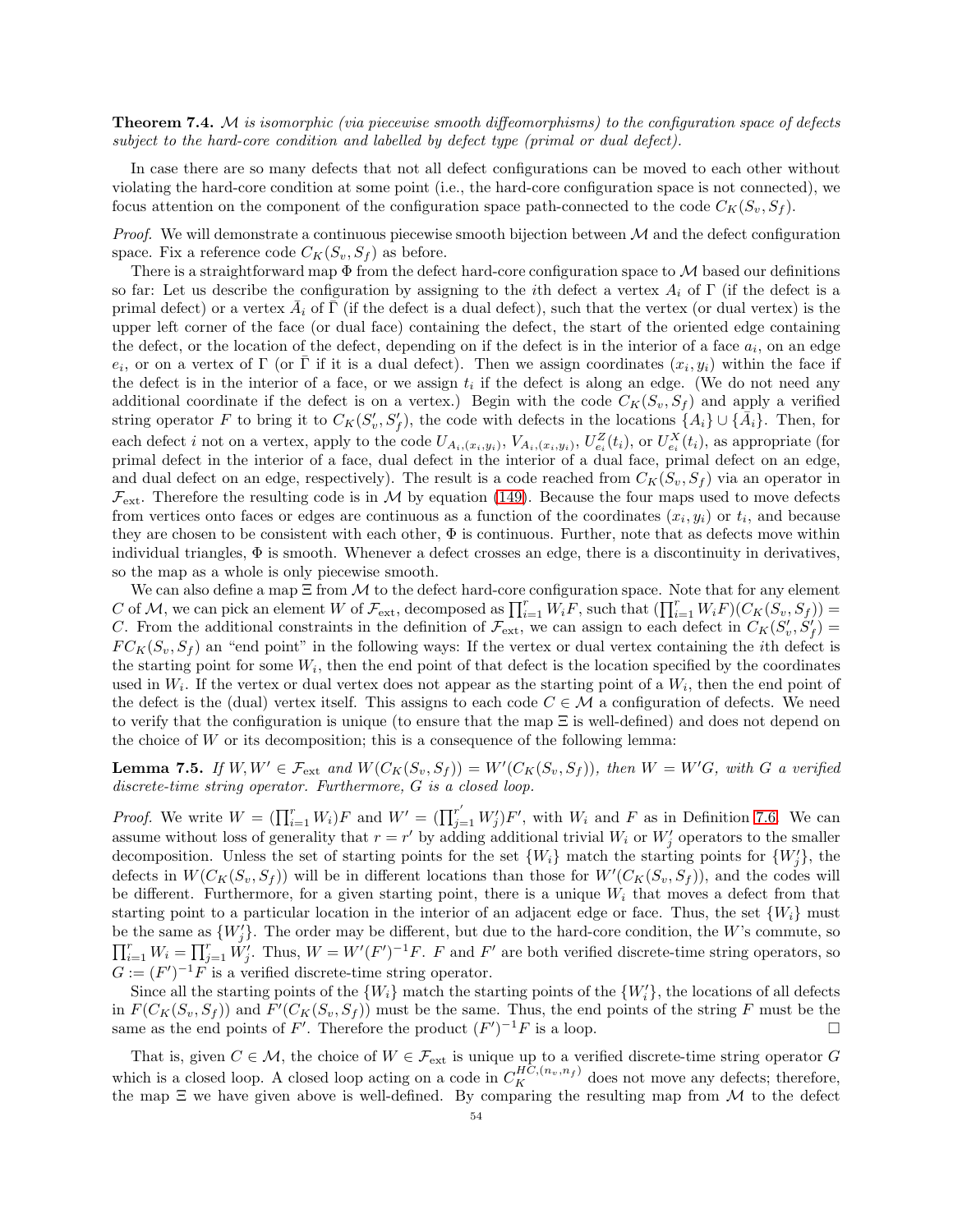**Theorem 7.4.** *$\mathcal{M}$ is isomorphic (via piecewise smooth diffeomorphisms) to the configuration space of defects subject to the hard-core condition and labelled by defect type (primal or dual defect).*

In case there are so many defects that not all defect configurations can be moved to each other without violating the hard-core condition at some point (i.e., the hard-core configuration space is not connected), we focus attention on the component of the configuration space path-connected to the code $C_K(S_v, S_f)$.

*Proof.* We will demonstrate a continuous piecewise smooth bijection between $\mathcal{M}$ and the defect configuration space. Fix a reference code $C_K(S_v, S_f)$ as before.

There is a straightforward map $\Phi$ from the defect hard-core configuration space to $\mathcal{M}$ based our definitions so far: Let us describe the configuration by assigning to the $i$th defect a vertex $A_i$ of $\Gamma$ (if the defect is a primal defect) or a vertex $\bar{A}_i$ of $\bar{\Gamma}$ (if the defect is a dual defect), such that the vertex (or dual vertex) is the upper left corner of the face (or dual face) containing the defect, the start of the oriented edge containing the defect, or the location of the defect, depending on if the defect is in the interior of a face $a_i$, on an edge $e_i$, or on a vertex of $\Gamma$ (or $\bar{\Gamma}$ if it is a dual defect). Then we assign coordinates $(x_i, y_i)$ within the face if the defect is in the interior of a face, or we assign $t_i$ if the defect is along an edge. (We do not need any additional coordinate if the defect is on a vertex.) Begin with the code $C_K(S_v, S_f)$ and apply a verified string operator $F$ to bring it to $C_K(S'_v, S'_f)$, the code with defects in the locations $\{A_i\} \cup \{\bar{A}_i\}$. Then, for each defect $i$ not on a vertex, apply to the code $U_{A_i,(x_i,y_i)}$, $V_{A_i,(x_i,y_i)}$, $U^Z_{e_i}(t_i)$, or $U^X_{e_i}(t_i)$, as appropriate (for primal defect in the interior of a face, dual defect in the interior of a dual face, primal defect on an edge, and dual defect on an edge, respectively). The result is a code reached from $C_K(S_v, S_f)$ via an operator in $\mathcal{F}_{\rm ext}$. Therefore the resulting code is in $\mathcal{M}$ by equation (149). Because the four maps used to move defects from vertices onto faces or edges are continuous as a function of the coordinates $(x_i, y_i)$ or $t_i$, and because they are chosen to be consistent with each other, $\Phi$ is continuous. Further, note that as defects move within individual triangles, $\Phi$ is smooth. Whenever a defect crosses an edge, there is a discontinuity in derivatives, so the map as a whole is only piecewise smooth.

We can also define a map $\Xi$ from $\mathcal{M}$ to the defect hard-core configuration space. Note that for any element $C$ of $\mathcal{M}$, we can pick an element $W$ of $\mathcal{F}_{\rm ext}$, decomposed as $\prod_{i=1}^r W_i F$, such that $(\prod_{i=1}^r W_i F)(C_K(S_v, S_f)) = C$. From the additional constraints in the definition of $\mathcal{F}_{\rm ext}$, we can assign to each defect in $C_K(S'_v, S'_f) = FC_K(S_v, S_f)$ an "end point" in the following ways: If the vertex or dual vertex containing the $i$th defect is the starting point for some $W_i$, then the end point of that defect is the location specified by the coordinates used in $W_i$. If the vertex or dual vertex does not appear as the starting point of a $W_i$, then the end point of the defect is the (dual) vertex itself. This assigns to each code $C \in \mathcal{M}$ a configuration of defects. We need to verify that the configuration is unique (to ensure that the map $\Xi$ is well-defined) and does not depend on the choice of $W$ or its decomposition; this is a consequence of the following lemma:

**Lemma 7.5.** *If $W, W' \in \mathcal{F}_{\rm ext}$ and $W(C_K(S_v, S_f)) = W'(C_K(S_v, S_f))$, then $W = W'G$, with $G$ a verified discrete-time string operator. Furthermore, $G$ is a closed loop.*

*Proof.* We write $W = (\prod_{i=1}^r W_i)F$ and $W' = (\prod_{j=1}^{r'} W'_j)F'$, with $W_i$ and $F$ as in Definition 7.6. We can assume without loss of generality that $r = r'$ by adding additional trivial $W_i$ or $W'_j$ operators to the smaller decomposition. Unless the set of starting points for the set $\{W_i\}$ match the starting points for $\{W'_j\}$, the defects in $W(C_K(S_v, S_f))$ will be in different locations than those for $W'(C_K(S_v, S_f))$, and the codes will be different. Furthermore, for a given starting point, there is a unique $W_i$ that moves a defect from that starting point to a particular location in the interior of an adjacent edge or face. Thus, the set $\{W_i\}$ must be the same as $\{W'_j\}$. The order may be different, but due to the hard-core condition, the $W$'s commute, so $\prod_{i=1}^r W_i = \prod_{j=1}^r W'_j$. Thus, $W = W'(F')^{-1}F$. $F$ and $F'$ are both verified discrete-time string operators, so $G := (F')^{-1}F$ is a verified discrete-time string operator.

Since all the starting points of the $\{W_i\}$ match the starting points of the $\{W'_i\}$, the locations of all defects in $F(C_K(S_v, S_f))$ and $F'(C_K(S_v, S_f))$ must be the same. Thus, the end points of the string $F$ must be the same as the end points of $F'$. Therefore the product $(F')^{-1}F$ is a loop. $\square$

That is, given $C \in \mathcal{M}$, the choice of $W \in \mathcal{F}_{\rm ext}$ is unique up to a verified discrete-time string operator $G$ which is a closed loop. A closed loop acting on a code in $C_K^{HC,(n_v,n_f)}$ does not move any defects; therefore, the map $\Xi$ we have given above is well-defined. By comparing the resulting map from $\mathcal{M}$ to the defect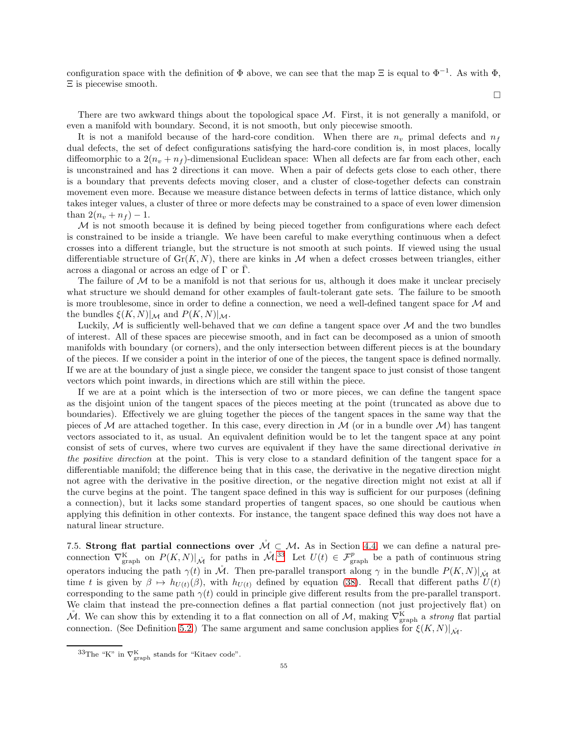configuration space with the definition of $\Phi$ above, we can see that the map $\Xi$ is equal to $\Phi^{-1}$. As with $\Phi$, $\Xi$ is piecewise smooth.

□

There are two awkward things about the topological space $\mathcal{M}$. First, it is not generally a manifold, or even a manifold with boundary. Second, it is not smooth, but only piecewise smooth.

It is not a manifold because of the hard-core condition. When there are $n_v$ primal defects and $n_f$ dual defects, the set of defect configurations satisfying the hard-core condition is, in most places, locally diffeomorphic to a $2(n_v + n_f)$-dimensional Euclidean space: When all defects are far from each other, each is unconstrained and has 2 directions it can move. When a pair of defects gets close to each other, there is a boundary that prevents defects moving closer, and a cluster of close-together defects can constrain movement even more. Because we measure distance between defects in terms of lattice distance, which only takes integer values, a cluster of three or more defects may be constrained to a space of even lower dimension than $2(n_v + n_f) - 1$.

$\mathcal{M}$ is not smooth because it is defined by being pieced together from configurations where each defect is constrained to be inside a triangle. We have been careful to make everything continuous when a defect crosses into a different triangle, but the structure is not smooth at such points. If viewed using the usual differentiable structure of $\mathrm{Gr}(K, N)$, there are kinks in $\mathcal{M}$ when a defect crosses between triangles, either across a diagonal or across an edge of $\Gamma$ or $\bar{\Gamma}$.

The failure of $\mathcal{M}$ to be a manifold is not that serious for us, although it does make it unclear precisely what structure we should demand for other examples of fault-tolerant gate sets. The failure to be smooth is more troublesome, since in order to define a connection, we need a well-defined tangent space for $\mathcal{M}$ and the bundles $\xi(K, N)|_{\mathcal{M}}$ and $P(K, N)|_{\mathcal{M}}$.

Luckily, $\mathcal{M}$ is sufficiently well-behaved that we *can* define a tangent space over $\mathcal{M}$ and the two bundles of interest. All of these spaces are piecewise smooth, and in fact can be decomposed as a union of smooth manifolds with boundary (or corners), and the only intersection between different pieces is at the boundary of the pieces. If we consider a point in the interior of one of the pieces, the tangent space is defined normally. If we are at the boundary of just a single piece, we consider the tangent space to just consist of those tangent vectors which point inwards, in directions which are still within the piece.

If we are at a point which is the intersection of two or more pieces, we can define the tangent space as the disjoint union of the tangent spaces of the pieces meeting at the point (truncated as above due to boundaries). Effectively we are gluing together the pieces of the tangent spaces in the same way that the pieces of $\mathcal{M}$ are attached together. In this case, every direction in $\mathcal{M}$ (or in a bundle over $\mathcal{M}$) has tangent vectors associated to it, as usual. An equivalent definition would be to let the tangent space at any point consist of sets of curves, where two curves are equivalent if they have the same directional derivative *in the positive direction* at the point. This is very close to a standard definition of the tangent space for a differentiable manifold; the difference being that in this case, the derivative in the negative direction might not agree with the derivative in the positive direction, or the negative direction might not exist at all if the curve begins at the point. The tangent space defined in this way is sufficient for our purposes (defining a connection), but it lacks some standard properties of tangent spaces, so one should be cautious when applying this definition in other contexts. For instance, the tangent space defined this way does not have a natural linear structure.

7.5. **Strong flat partial connections over $\mathring{\mathcal{M}} \subset \mathcal{M}$.** As in Section 4.4, we can define a natural pre-connection $\nabla^{\mathrm{K}}_{\mathrm{graph}}$ on $P(K, N)|_{\mathring{\mathcal{M}}}$ for paths in $\mathring{\mathcal{M}}$.[33] Let $U(t) \in \mathcal{F}^p_{\mathrm{graph}}$ be a path of continuous string operators inducing the path $\gamma(t)$ in $\mathring{\mathcal{M}}$. Then pre-parallel transport along $\gamma$ in the bundle $P(K, N)|_{\mathring{\mathcal{M}}}$ at time $t$ is given by $\beta \mapsto h_{U(t)}(\beta)$, with $h_{U(t)}$ defined by equation (38). Recall that different paths $U(t)$ corresponding to the same path $\gamma(t)$ could in principle give different results from the pre-parallel transport. We claim that instead the pre-connection defines a flat partial connection (not just projectively flat) on $\mathring{\mathcal{M}}$. We can show this by extending it to a flat connection on all of $\mathcal{M}$, making $\nabla^{\mathrm{K}}_{\mathrm{graph}}$ a *strong* flat partial connection. (See Definition 5.2.) The same argument and same conclusion applies for $\xi(K, N)|_{\mathring{\mathcal{M}}}$.

[33] The "K" in $\nabla^{\mathrm{K}}_{\mathrm{graph}}$ stands for "Kitaev code".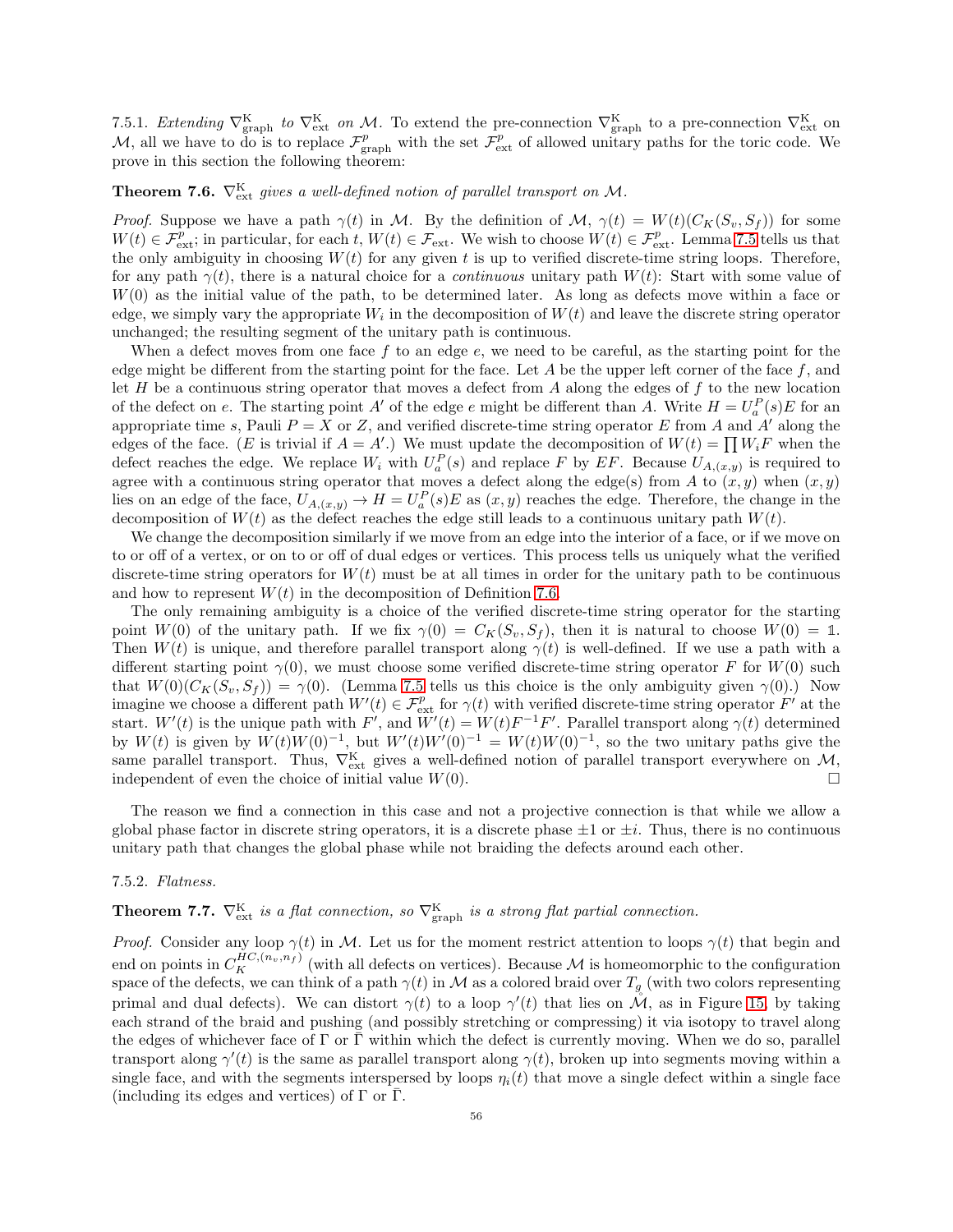7.5.1. *Extending $\nabla^{\mathrm{K}}_{\mathrm{graph}}$ to $\nabla^{\mathrm{K}}_{\mathrm{ext}}$ on $\mathcal{M}$.* To extend the pre-connection $\nabla^{\mathrm{K}}_{\mathrm{graph}}$ to a pre-connection $\nabla^{\mathrm{K}}_{\mathrm{ext}}$ on $\mathcal{M}$, all we have to do is to replace $\mathcal{F}^{p}_{\mathrm{graph}}$ with the set $\mathcal{F}^{p}_{\mathrm{ext}}$ of allowed unitary paths for the toric code. We prove in this section the following theorem:

**Theorem 7.6.** *$\nabla^{\mathrm{K}}_{\mathrm{ext}}$ gives a well-defined notion of parallel transport on $\mathcal{M}$.*

*Proof.* Suppose we have a path $\gamma(t)$ in $\mathcal{M}$. By the definition of $\mathcal{M}$, $\gamma(t) = W(t)(C_K(S_v, S_f))$ for some $W(t) \in \mathcal{F}^{p}_{\mathrm{ext}}$; in particular, for each $t$, $W(t) \in \mathcal{F}_{\mathrm{ext}}$. We wish to choose $W(t) \in \mathcal{F}^{p}_{\mathrm{ext}}$. Lemma 7.5 tells us that the only ambiguity in choosing $W(t)$ for any given $t$ is up to verified discrete-time string loops. Therefore, for any path $\gamma(t)$, there is a natural choice for a *continuous* unitary path $W(t)$: Start with some value of $W(0)$ as the initial value of the path, to be determined later. As long as defects move within a face or edge, we simply vary the appropriate $W_i$ in the decomposition of $W(t)$ and leave the discrete string operator unchanged; the resulting segment of the unitary path is continuous.

When a defect moves from one face $f$ to an edge $e$, we need to be careful, as the starting point for the edge might be different from the starting point for the face. Let $A$ be the upper left corner of the face $f$, and let $H$ be a continuous string operator that moves a defect from $A$ along the edges of $f$ to the new location of the defect on $e$. The starting point $A'$ of the edge $e$ might be different than $A$. Write $H = U^P_a(s)E$ for an appropriate time $s$, Pauli $P = X$ or $Z$, and verified discrete-time string operator $E$ from $A$ and $A'$ along the edges of the face. ($E$ is trivial if $A = A'$.) We must update the decomposition of $W(t) = \prod W_i F$ when the defect reaches the edge. We replace $W_i$ with $U^P_a(s)$ and replace $F$ by $EF$. Because $U_{A,(x,y)}$ is required to agree with a continuous string operator that moves a defect along the edge(s) from $A$ to $(x, y)$ when $(x, y)$ lies on an edge of the face, $U_{A,(x,y)} \to H = U^P_a(s)E$ as $(x, y)$ reaches the edge. Therefore, the change in the decomposition of $W(t)$ as the defect reaches the edge still leads to a continuous unitary path $W(t)$.

We change the decomposition similarly if we move from an edge into the interior of a face, or if we move on to or off of a vertex, or on to or off of dual edges or vertices. This process tells us uniquely what the verified discrete-time string operators for $W(t)$ must be at all times in order for the unitary path to be continuous and how to represent $W(t)$ in the decomposition of Definition 7.6.

The only remaining ambiguity is a choice of the verified discrete-time string operator for the starting point $W(0)$ of the unitary path. If we fix $\gamma(0) = C_K(S_v, S_f)$, then it is natural to choose $W(0) = \mathbb{1}$. Then $W(t)$ is unique, and therefore parallel transport along $\gamma(t)$ is well-defined. If we use a path with a different starting point $\gamma(0)$, we must choose some verified discrete-time string operator $F$ for $W(0)$ such that $W(0)(C_K(S_v, S_f)) = \gamma(0)$. (Lemma 7.5 tells us this choice is the only ambiguity given $\gamma(0)$.) Now imagine we choose a different path $W'(t) \in \mathcal{F}^{p}_{\mathrm{ext}}$ for $\gamma(t)$ with verified discrete-time string operator $F'$ at the start. $W'(t)$ is the unique path with $F'$, and $W'(t) = W(t)F^{-1}F'$. Parallel transport along $\gamma(t)$ determined by $W(t)$ is given by $W(t)W(0)^{-1}$, but $W'(t)W'(0)^{-1} = W(t)W(0)^{-1}$, so the two unitary paths give the same parallel transport. Thus, $\nabla^{\mathrm{K}}_{\mathrm{ext}}$ gives a well-defined notion of parallel transport everywhere on $\mathcal{M}$, independent of even the choice of initial value $W(0)$. $\square$

The reason we find a connection in this case and not a projective connection is that while we allow a global phase factor in discrete string operators, it is a discrete phase $\pm 1$ or $\pm i$. Thus, there is no continuous unitary path that changes the global phase while not braiding the defects around each other.

7.5.2. *Flatness.*

**Theorem 7.7.** *$\nabla^{\mathrm{K}}_{\mathrm{ext}}$ is a flat connection, so $\nabla^{\mathrm{K}}_{\mathrm{graph}}$ is a strong flat partial connection.*

*Proof.* Consider any loop $\gamma(t)$ in $\mathcal{M}$. Let us for the moment restrict attention to loops $\gamma(t)$ that begin and end on points in $C_K^{HC,(n_v,n_f)}$ (with all defects on vertices). Because $\mathcal{M}$ is homeomorphic to the configuration space of the defects, we can think of a path $\gamma(t)$ in $\mathcal{M}$ as a colored braid over $T_g$ (with two colors representing primal and dual defects). We can distort $\gamma(t)$ to a loop $\gamma'(t)$ that lies on $\mathcal{M}$, as in Figure 15, by taking each strand of the braid and pushing (and possibly stretching or compressing) it via isotopy to travel along the edges of whichever face of $\Gamma$ or $\bar{\Gamma}$ within which the defect is currently moving. When we do so, parallel transport along $\gamma'(t)$ is the same as parallel transport along $\gamma(t)$, broken up into segments moving within a single face, and with the segments interspersed by loops $\eta_i(t)$ that move a single defect within a single face (including its edges and vertices) of $\Gamma$ or $\bar{\Gamma}$.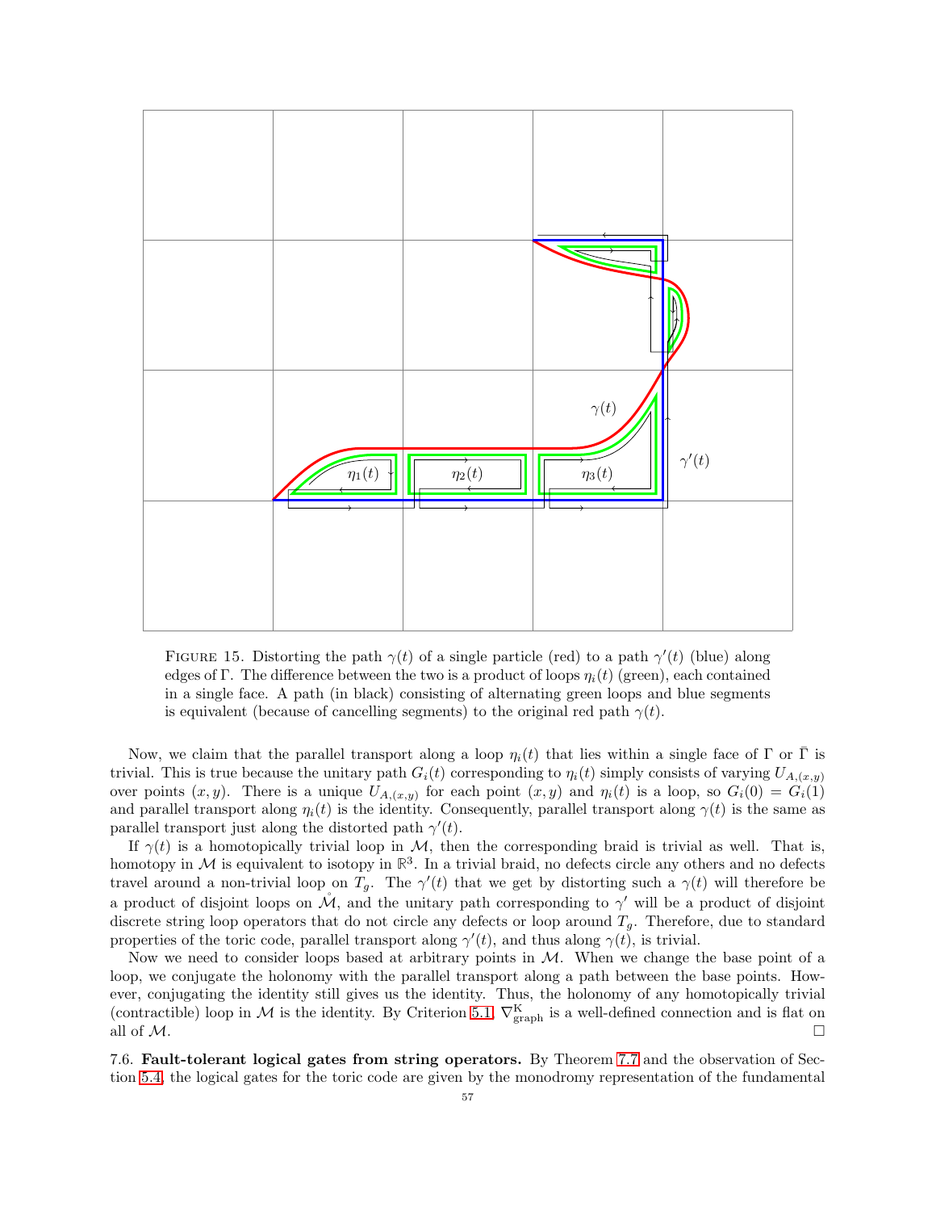FIGURE 15. Distorting the path $\gamma(t)$ of a single particle (red) to a path $\gamma'(t)$ (blue) along edges of $\Gamma$. The difference between the two is a product of loops $\eta_i(t)$ (green), each contained in a single face. A path (in black) consisting of alternating green loops and blue segments is equivalent (because of cancelling segments) to the original red path $\gamma(t)$.

Now, we claim that the parallel transport along a loop $\eta_i(t)$ that lies within a single face of $\Gamma$ or $\bar{\Gamma}$ is trivial. This is true because the unitary path $G_i(t)$ corresponding to $\eta_i(t)$ simply consists of varying $U_{A,(x,y)}$ over points $(x, y)$. There is a unique $U_{A,(x,y)}$ for each point $(x, y)$ and $\eta_i(t)$ is a loop, so $G_i(0) = G_i(1)$ and parallel transport along $\eta_i(t)$ is the identity. Consequently, parallel transport along $\gamma(t)$ is the same as parallel transport just along the distorted path $\gamma'(t)$.

If $\gamma(t)$ is a homotopically trivial loop in $\mathcal{M}$, then the corresponding braid is trivial as well. That is, homotopy in $\mathcal{M}$ is equivalent to isotopy in $\mathbb{R}^3$. In a trivial braid, no defects circle any others and no defects travel around a non-trivial loop on $T_g$. The $\gamma'(t)$ that we get by distorting such a $\gamma(t)$ will therefore be a product of disjoint loops on $\mathring{\mathcal{M}}$, and the unitary path corresponding to $\gamma'$ will be a product of disjoint discrete string loop operators that do not circle any defects or loop around $T_g$. Therefore, due to standard properties of the toric code, parallel transport along $\gamma'(t)$, and thus along $\gamma(t)$, is trivial.

Now we need to consider loops based at arbitrary points in $\mathcal{M}$. When we change the base point of a loop, we conjugate the holonomy with the parallel transport along a path between the base points. However, conjugating the identity still gives us the identity. Thus, the holonomy of any homotopically trivial (contractible) loop in $\mathcal{M}$ is the identity. By Criterion 5.1, $\nabla^{\mathrm{K}}_{\mathrm{graph}}$ is a well-defined connection and is flat on all of $\mathcal{M}$. □

**7.6. Fault-tolerant logical gates from string operators.** By Theorem 7.7 and the observation of Section 5.4, the logical gates for the toric code are given by the monodromy representation of the fundamental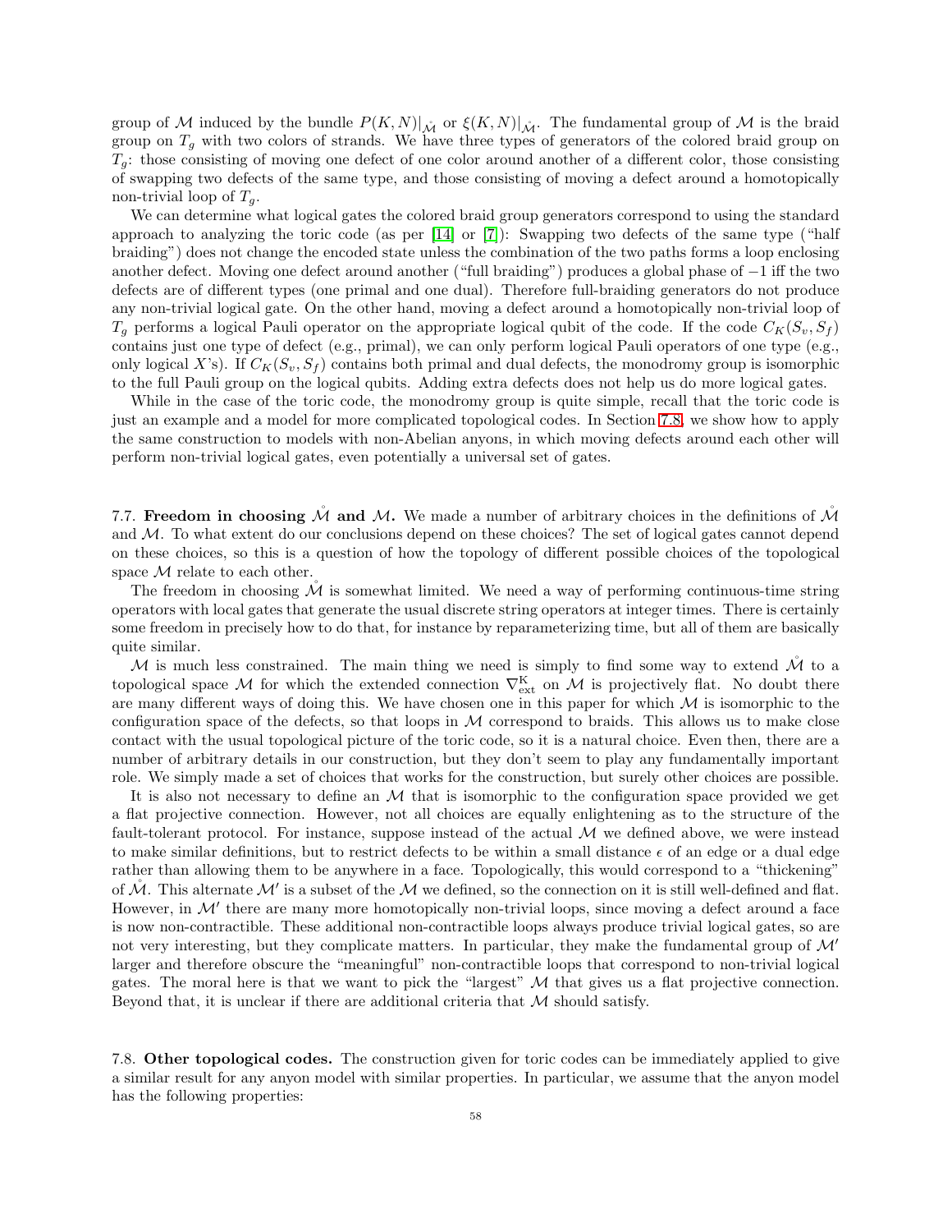group of $\mathcal{M}$ induced by the bundle $P(K,N)|_{\mathring{\mathcal{M}}}$ or $\xi(K,N)|_{\mathring{\mathcal{M}}}$. The fundamental group of $\mathcal{M}$ is the braid group on $T_g$ with two colors of strands. We have three types of generators of the colored braid group on $T_g$: those consisting of moving one defect of one color around another of a different color, those consisting of swapping two defects of the same type, and those consisting of moving a defect around a homotopically non-trivial loop of $T_g$.

We can determine what logical gates the colored braid group generators correspond to using the standard approach to analyzing the toric code (as per [14] or [7]): Swapping two defects of the same type ("half braiding") does not change the encoded state unless the combination of the two paths forms a loop enclosing another defect. Moving one defect around another ("full braiding") produces a global phase of $-1$ iff the two defects are of different types (one primal and one dual). Therefore full-braiding generators do not produce any non-trivial logical gate. On the other hand, moving a defect around a homotopically non-trivial loop of $T_g$ performs a logical Pauli operator on the appropriate logical qubit of the code. If the code $C_K(S_v, S_f)$ contains just one type of defect (e.g., primal), we can only perform logical Pauli operators of one type (e.g., only logical $X$'s). If $C_K(S_v, S_f)$ contains both primal and dual defects, the monodromy group is isomorphic to the full Pauli group on the logical qubits. Adding extra defects does not help us do more logical gates.

While in the case of the toric code, the monodromy group is quite simple, recall that the toric code is just an example and a model for more complicated topological codes. In Section 7.8, we show how to apply the same construction to models with non-Abelian anyons, in which moving defects around each other will perform non-trivial logical gates, even potentially a universal set of gates.

7.7. **Freedom in choosing $\mathring{\mathcal{M}}$ and $\mathcal{M}$.** We made a number of arbitrary choices in the definitions of $\mathring{\mathcal{M}}$ and $\mathcal{M}$. To what extent do our conclusions depend on these choices? The set of logical gates cannot depend on these choices, so this is a question of how the topology of different possible choices of the topological space $\mathcal{M}$ relate to each other.

The freedom in choosing $\mathring{\mathcal{M}}$ is somewhat limited. We need a way of performing continuous-time string operators with local gates that generate the usual discrete string operators at integer times. There is certainly some freedom in precisely how to do that, for instance by reparameterizing time, but all of them are basically quite similar.

$\mathcal{M}$ is much less constrained. The main thing we need is simply to find some way to extend $\mathring{\mathcal{M}}$ to a topological space $\mathcal{M}$ for which the extended connection $\nabla^{\mathrm{K}}_{\mathrm{ext}}$ on $\mathcal{M}$ is projectively flat. No doubt there are many different ways of doing this. We have chosen one in this paper for which $\mathcal{M}$ is isomorphic to the configuration space of the defects, so that loops in $\mathcal{M}$ correspond to braids. This allows us to make close contact with the usual topological picture of the toric code, so it is a natural choice. Even then, there are a number of arbitrary details in our construction, but they don't seem to play any fundamentally important role. We simply made a set of choices that works for the construction, but surely other choices are possible.

It is also not necessary to define an $\mathcal{M}$ that is isomorphic to the configuration space provided we get a flat projective connection. However, not all choices are equally enlightening as to the structure of the fault-tolerant protocol. For instance, suppose instead of the actual $\mathcal{M}$ we defined above, we were instead to make similar definitions, but to restrict defects to be within a small distance $\epsilon$ of an edge or a dual edge rather than allowing them to be anywhere in a face. Topologically, this would correspond to a "thickening" of $\mathring{\mathcal{M}}$. This alternate $\mathcal{M}'$ is a subset of the $\mathcal{M}$ we defined, so the connection on it is still well-defined and flat. However, in $\mathcal{M}'$ there are many more homotopically non-trivial loops, since moving a defect around a face is now non-contractible. These additional non-contractible loops always produce trivial logical gates, so are not very interesting, but they complicate matters. In particular, they make the fundamental group of $\mathcal{M}'$ larger and therefore obscure the "meaningful" non-contractible loops that correspond to non-trivial logical gates. The moral here is that we want to pick the "largest" $\mathcal{M}$ that gives us a flat projective connection. Beyond that, it is unclear if there are additional criteria that $\mathcal{M}$ should satisfy.

7.8. **Other topological codes.** The construction given for toric codes can be immediately applied to give a similar result for any anyon model with similar properties. In particular, we assume that the anyon model has the following properties: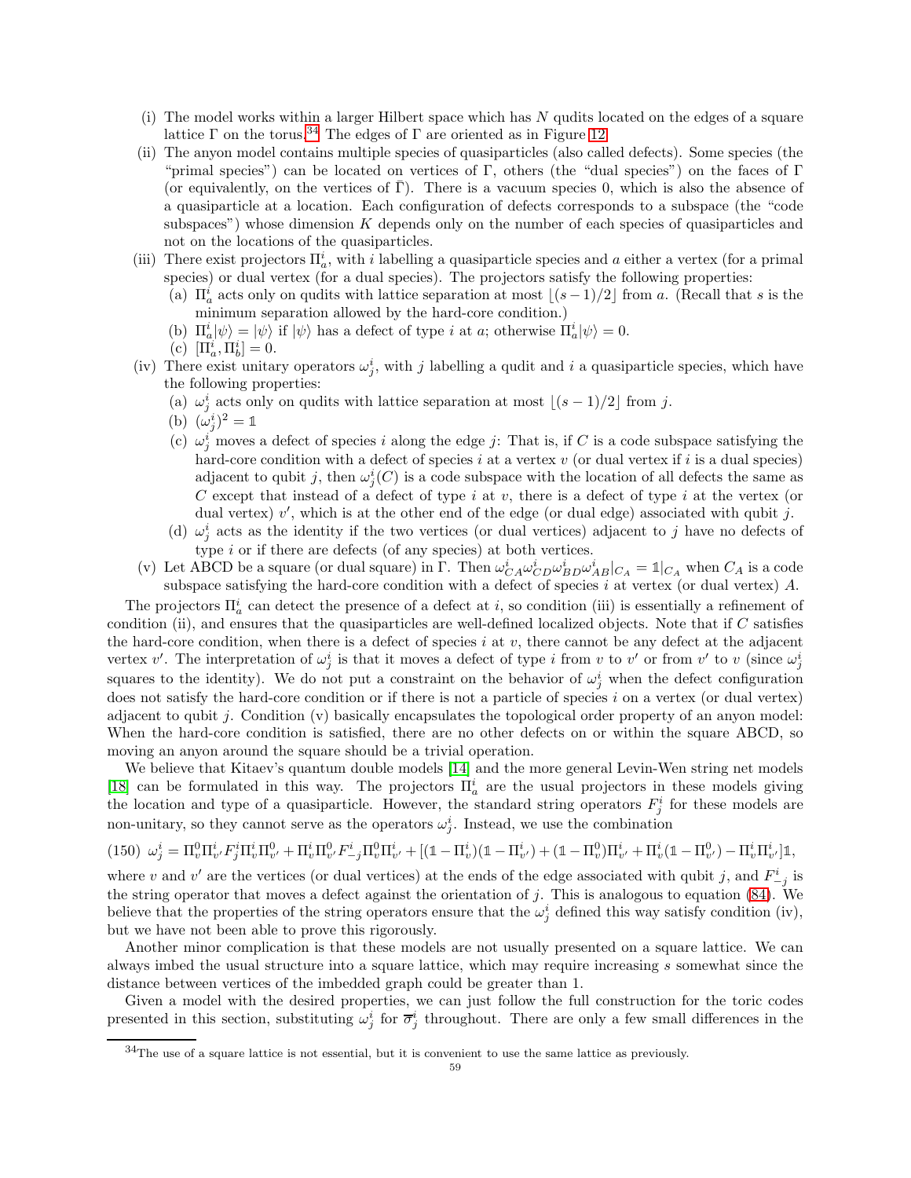(i) The model works within a larger Hilbert space which has $N$ qudits located on the edges of a square lattice $\Gamma$ on the torus.[34] The edges of $\Gamma$ are oriented as in Figure 12.

(ii) The anyon model contains multiple species of quasiparticles (also called defects). Some species (the "primal species") can be located on vertices of $\Gamma$, others (the "dual species") on the faces of $\Gamma$ (or equivalently, on the vertices of $\bar{\Gamma}$). There is a vacuum species 0, which is also the absence of a quasiparticle at a location. Each configuration of defects corresponds to a subspace (the "code subspaces") whose dimension $K$ depends only on the number of each species of quasiparticles and not on the locations of the quasiparticles.

(iii) There exist projectors $\Pi^i_a$, with $i$ labelling a quasiparticle species and $a$ either a vertex (for a primal species) or dual vertex (for a dual species). The projectors satisfy the following properties:
   (a) $\Pi^i_a$ acts only on qudits with lattice separation at most $\lfloor (s-1)/2 \rfloor$ from $a$. (Recall that $s$ is the minimum separation allowed by the hard-core condition.)
   (b) $\Pi^i_a|\psi\rangle = |\psi\rangle$ if $|\psi\rangle$ has a defect of type $i$ at $a$; otherwise $\Pi^i_a|\psi\rangle = 0$.
   (c) $[\Pi^i_a, \Pi^i_b] = 0$.

(iv) There exist unitary operators $\omega^i_j$, with $j$ labelling a qudit and $i$ a quasiparticle species, which have the following properties:
   (a) $\omega^i_j$ acts only on qudits with lattice separation at most $\lfloor (s-1)/2 \rfloor$ from $j$.
   (b) $(\omega^i_j)^2 = \mathbb{1}$
   (c) $\omega^i_j$ moves a defect of species $i$ along the edge $j$: That is, if $C$ is a code subspace satisfying the hard-core condition with a defect of species $i$ at a vertex $v$ (or dual vertex if $i$ is a dual species) adjacent to qubit $j$, then $\omega^i_j(C)$ is a code subspace with the location of all defects the same as $C$ except that instead of a defect of type $i$ at $v$, there is a defect of type $i$ at the vertex (or dual vertex) $v'$, which is at the other end of the edge (or dual edge) associated with qubit $j$.
   (d) $\omega^i_j$ acts as the identity if the two vertices (or dual vertices) adjacent to $j$ have no defects of type $i$ or if there are defects (of any species) at both vertices.

(v) Let ABCD be a square (or dual square) in $\Gamma$. Then $\omega^i_{CA}\omega^i_{CD}\omega^i_{BD}\omega^i_{AB}|_{C_A} = \mathbb{1}|_{C_A}$ when $C_A$ is a code subspace satisfying the hard-core condition with a defect of species $i$ at vertex (or dual vertex) $A$.

The projectors $\Pi^i_a$ can detect the presence of a defect at $i$, so condition (iii) is essentially a refinement of condition (ii), and ensures that the quasiparticles are well-defined localized objects. Note that if $C$ satisfies the hard-core condition, when there is a defect of species $i$ at $v$, there cannot be any defect at the adjacent vertex $v'$. The interpretation of $\omega^i_j$ is that it moves a defect of type $i$ from $v$ to $v'$ or from $v'$ to $v$ (since $\omega^i_j$ squares to the identity). We do not put a constraint on the behavior of $\omega^i_j$ when the defect configuration does not satisfy the hard-core condition or if there is not a particle of species $i$ on a vertex (or dual vertex) adjacent to qubit $j$. Condition (v) basically encapsulates the topological order property of an anyon model: When the hard-core condition is satisfied, there are no other defects on or within the square ABCD, so moving an anyon around the square should be a trivial operation.

We believe that Kitaev's quantum double models [14] and the more general Levin-Wen string net models [18] can be formulated in this way. The projectors $\Pi^i_a$ are the usual projectors in these models giving the location and type of a quasiparticle. However, the standard string operators $F^i_j$ for these models are non-unitary, so they cannot serve as the operators $\omega^i_j$. Instead, we use the combination

$$\omega^i_j = \Pi^0_v \Pi^i_{v'} F^i_j \Pi^i_v \Pi^0_{v'} + \Pi^i_v \Pi^0_{v'} F^i_{-j} \Pi^0_v \Pi^i_{v'} + [(\mathbb{1} - \Pi^i_v)(\mathbb{1} - \Pi^i_{v'}) + (\mathbb{1} - \Pi^0_v)\Pi^i_{v'} + \Pi^i_v(\mathbb{1} - \Pi^0_{v'}) - \Pi^i_v \Pi^i_{v'}]\mathbb{1}, \quad (150)$$

where $v$ and $v'$ are the vertices (or dual vertices) at the ends of the edge associated with qubit $j$, and $F^i_{-j}$ is the string operator that moves a defect against the orientation of $j$. This is analogous to equation (84). We believe that the properties of the string operators ensure that the $\omega^i_j$ defined this way satisfy condition (iv), but we have not been able to prove this rigorously.

Another minor complication is that these models are not usually presented on a square lattice. We can always imbed the usual structure into a square lattice, which may require increasing $s$ somewhat since the distance between vertices of the imbedded graph could be greater than 1.

Given a model with the desired properties, we can just follow the full construction for the toric codes presented in this section, substituting $\omega^i_j$ for $\overline{\sigma}^i_j$ throughout. There are only a few small differences in the

[34] The use of a square lattice is not essential, but it is convenient to use the same lattice as previously.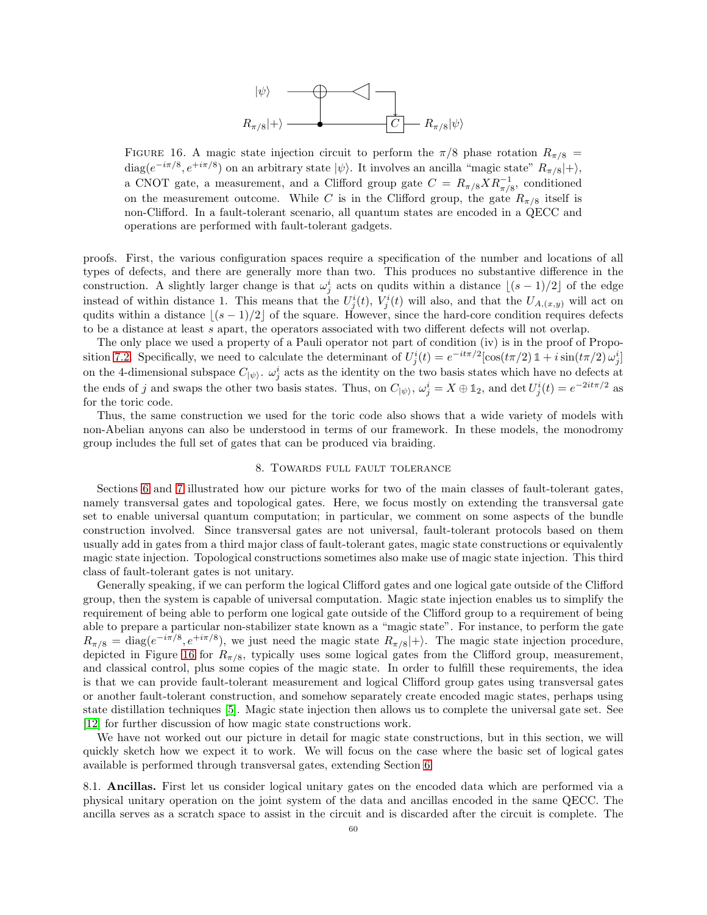FIGURE 16. A magic state injection circuit to perform the $\pi/8$ phase rotation $R_{\pi/8} = \mathrm{diag}(e^{-i\pi/8}, e^{+i\pi/8})$ on an arbitrary state $|\psi\rangle$. It involves an ancilla "magic state" $R_{\pi/8}|+\rangle$, a CNOT gate, a measurement, and a Clifford group gate $C = R_{\pi/8} X R_{\pi/8}^{-1}$, conditioned on the measurement outcome. While $C$ is in the Clifford group, the gate $R_{\pi/8}$ itself is non-Clifford. In a fault-tolerant scenario, all quantum states are encoded in a QECC and operations are performed with fault-tolerant gadgets.

proofs. First, the various configuration spaces require a specification of the number and locations of all types of defects, and there are generally more than two. This produces no substantive difference in the construction. A slightly larger change is that $\omega_j^i$ acts on qudits within a distance $\lfloor (s-1)/2 \rfloor$ of the edge instead of within distance 1. This means that the $U_j^i(t)$, $V_j^i(t)$ will also, and that the $U_{A,(x,y)}$ will act on qudits within a distance $\lfloor (s-1)/2 \rfloor$ of the square. However, since the hard-core condition requires defects to be a distance at least $s$ apart, the operators associated with two different defects will not overlap.

The only place we used a property of a Pauli operator not part of condition (iv) is in the proof of Proposition 7.2. Specifically, we need to calculate the determinant of $U_j^i(t) = e^{-it\pi/2}[\cos(t\pi/2)\,\mathbb{1} + i\sin(t\pi/2)\,\omega_j^i]$ on the 4-dimensional subspace $C_{|\psi\rangle}$. $\omega_j^i$ acts as the identity on the two basis states which have no defects at the ends of $j$ and swaps the other two basis states. Thus, on $C_{|\psi\rangle}$, $\omega_j^i = X \oplus \mathbb{1}_2$, and $\det U_j^i(t) = e^{-2it\pi/2}$ as for the toric code.

Thus, the same construction we used for the toric code also shows that a wide variety of models with non-Abelian anyons can also be understood in terms of our framework. In these models, the monodromy group includes the full set of gates that can be produced via braiding.

## 8. Towards full fault tolerance

Sections 6 and 7 illustrated how our picture works for two of the main classes of fault-tolerant gates, namely transversal gates and topological gates. Here, we focus mostly on extending the transversal gate set to enable universal quantum computation; in particular, we comment on some aspects of the bundle construction involved. Since transversal gates are not universal, fault-tolerant protocols based on them usually add in gates from a third major class of fault-tolerant gates, magic state constructions or equivalently magic state injection. Topological constructions sometimes also make use of magic state injection. This third class of fault-tolerant gates is not unitary.

Generally speaking, if we can perform the logical Clifford gates and one logical gate outside of the Clifford group, then the system is capable of universal computation. Magic state injection enables us to simplify the requirement of being able to perform one logical gate outside of the Clifford group to a requirement of being able to prepare a particular non-stabilizer state known as a "magic state". For instance, to perform the gate $R_{\pi/8} = \mathrm{diag}(e^{-i\pi/8}, e^{+i\pi/8})$, we just need the magic state $R_{\pi/8}|+\rangle$. The magic state injection procedure, depicted in Figure 16 for $R_{\pi/8}$, typically uses some logical gates from the Clifford group, measurement, and classical control, plus some copies of the magic state. In order to fulfill these requirements, the idea is that we can provide fault-tolerant measurement and logical Clifford group gates using transversal gates or another fault-tolerant construction, and somehow separately create encoded magic states, perhaps using state distillation techniques [5]. Magic state injection then allows us to complete the universal gate set. See [12] for further discussion of how magic state constructions work.

We have not worked out our picture in detail for magic state constructions, but in this section, we will quickly sketch how we expect it to work. We will focus on the case where the basic set of logical gates available is performed through transversal gates, extending Section 6.

8.1. **Ancillas.** First let us consider logical unitary gates on the encoded data which are performed via a physical unitary operation on the joint system of the data and ancillas encoded in the same QECC. The ancilla serves as a scratch space to assist in the circuit and is discarded after the circuit is complete. The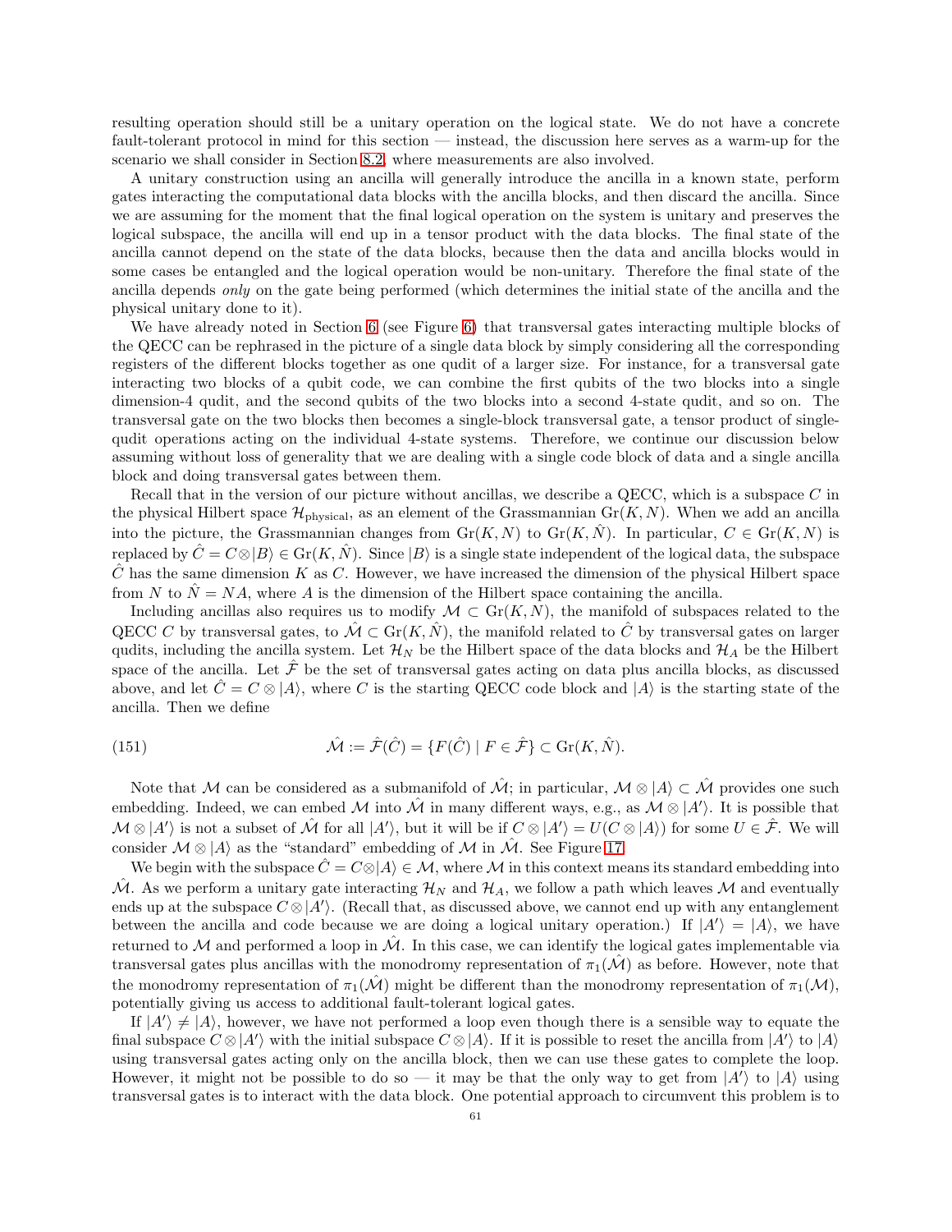resulting operation should still be a unitary operation on the logical state. We do not have a concrete fault-tolerant protocol in mind for this section — instead, the discussion here serves as a warm-up for the scenario we shall consider in Section 8.2, where measurements are also involved.

A unitary construction using an ancilla will generally introduce the ancilla in a known state, perform gates interacting the computational data blocks with the ancilla blocks, and then discard the ancilla. Since we are assuming for the moment that the final logical operation on the system is unitary and preserves the logical subspace, the ancilla will end up in a tensor product with the data blocks. The final state of the ancilla cannot depend on the state of the data blocks, because then the data and ancilla blocks would in some cases be entangled and the logical operation would be non-unitary. Therefore the final state of the ancilla depends *only* on the gate being performed (which determines the initial state of the ancilla and the physical unitary done to it).

We have already noted in Section 6 (see Figure 6) that transversal gates interacting multiple blocks of the QECC can be rephrased in the picture of a single data block by simply considering all the corresponding registers of the different blocks together as one qudit of a larger size. For instance, for a transversal gate interacting two blocks of a qubit code, we can combine the first qubits of the two blocks into a single dimension-4 qudit, and the second qubits of the two blocks into a second 4-state qudit, and so on. The transversal gate on the two blocks then becomes a single-block transversal gate, a tensor product of single-qudit operations acting on the individual 4-state systems. Therefore, we continue our discussion below assuming without loss of generality that we are dealing with a single code block of data and a single ancilla block and doing transversal gates between them.

Recall that in the version of our picture without ancillas, we describe a QECC, which is a subspace $C$ in the physical Hilbert space $\mathcal{H}_{\text{physical}}$, as an element of the Grassmannian $\text{Gr}(K, N)$. When we add an ancilla into the picture, the Grassmannian changes from $\text{Gr}(K, N)$ to $\text{Gr}(K, \hat{N})$. In particular, $C \in \text{Gr}(K, N)$ is replaced by $\hat{C} = C \otimes |B\rangle \in \text{Gr}(K, \hat{N})$. Since $|B\rangle$ is a single state independent of the logical data, the subspace $\hat{C}$ has the same dimension $K$ as $C$. However, we have increased the dimension of the physical Hilbert space from $N$ to $\hat{N} = NA$, where $A$ is the dimension of the Hilbert space containing the ancilla.

Including ancillas also requires us to modify $\mathcal{M} \subset \text{Gr}(K, N)$, the manifold of subspaces related to the QECC $C$ by transversal gates, to $\hat{\mathcal{M}} \subset \text{Gr}(K, \hat{N})$, the manifold related to $\hat{C}$ by transversal gates on larger qudits, including the ancilla system. Let $\mathcal{H}_N$ be the Hilbert space of the data blocks and $\mathcal{H}_A$ be the Hilbert space of the ancilla. Let $\hat{\mathcal{F}}$ be the set of transversal gates acting on data plus ancilla blocks, as discussed above, and let $\hat{C} = C \otimes |A\rangle$, where $C$ is the starting QECC code block and $|A\rangle$ is the starting state of the ancilla. Then we define

$$\hat{\mathcal{M}} := \hat{\mathcal{F}}(\hat{C}) = \{F(\hat{C}) \mid F \in \hat{\mathcal{F}}\} \subset \text{Gr}(K, \hat{N}). \tag{151}$$

Note that $\mathcal{M}$ can be considered as a submanifold of $\hat{\mathcal{M}}$; in particular, $\mathcal{M} \otimes |A\rangle \subset \hat{\mathcal{M}}$ provides one such embedding. Indeed, we can embed $\mathcal{M}$ into $\hat{\mathcal{M}}$ in many different ways, e.g., as $\mathcal{M} \otimes |A'\rangle$. It is possible that $\mathcal{M} \otimes |A'\rangle$ is not a subset of $\hat{\mathcal{M}}$ for all $|A'\rangle$, but it will be if $C \otimes |A'\rangle = U(C \otimes |A\rangle)$ for some $U \in \hat{\mathcal{F}}$. We will consider $\mathcal{M} \otimes |A\rangle$ as the "standard" embedding of $\mathcal{M}$ in $\hat{\mathcal{M}}$. See Figure 17.

We begin with the subspace $\hat{C} = C \otimes |A\rangle \in \mathcal{M}$, where $\mathcal{M}$ in this context means its standard embedding into $\hat{\mathcal{M}}$. As we perform a unitary gate interacting $\mathcal{H}_N$ and $\mathcal{H}_A$, we follow a path which leaves $\mathcal{M}$ and eventually ends up at the subspace $C \otimes |A'\rangle$. (Recall that, as discussed above, we cannot end up with any entanglement between the ancilla and code because we are doing a logical unitary operation.) If $|A'\rangle = |A\rangle$, we have returned to $\mathcal{M}$ and performed a loop in $\hat{\mathcal{M}}$. In this case, we can identify the logical gates implementable via transversal gates plus ancillas with the monodromy representation of $\pi_1(\hat{\mathcal{M}})$ as before. However, note that the monodromy representation of $\pi_1(\hat{\mathcal{M}})$ might be different than the monodromy representation of $\pi_1(\mathcal{M})$, potentially giving us access to additional fault-tolerant logical gates.

If $|A'\rangle \neq |A\rangle$, however, we have not performed a loop even though there is a sensible way to equate the final subspace $C \otimes |A'\rangle$ with the initial subspace $C \otimes |A\rangle$. If it is possible to reset the ancilla from $|A'\rangle$ to $|A\rangle$ using transversal gates acting only on the ancilla block, then we can use these gates to complete the loop. However, it might not be possible to do so — it may be that the only way to get from $|A'\rangle$ to $|A\rangle$ using transversal gates is to interact with the data block. One potential approach to circumvent this problem is to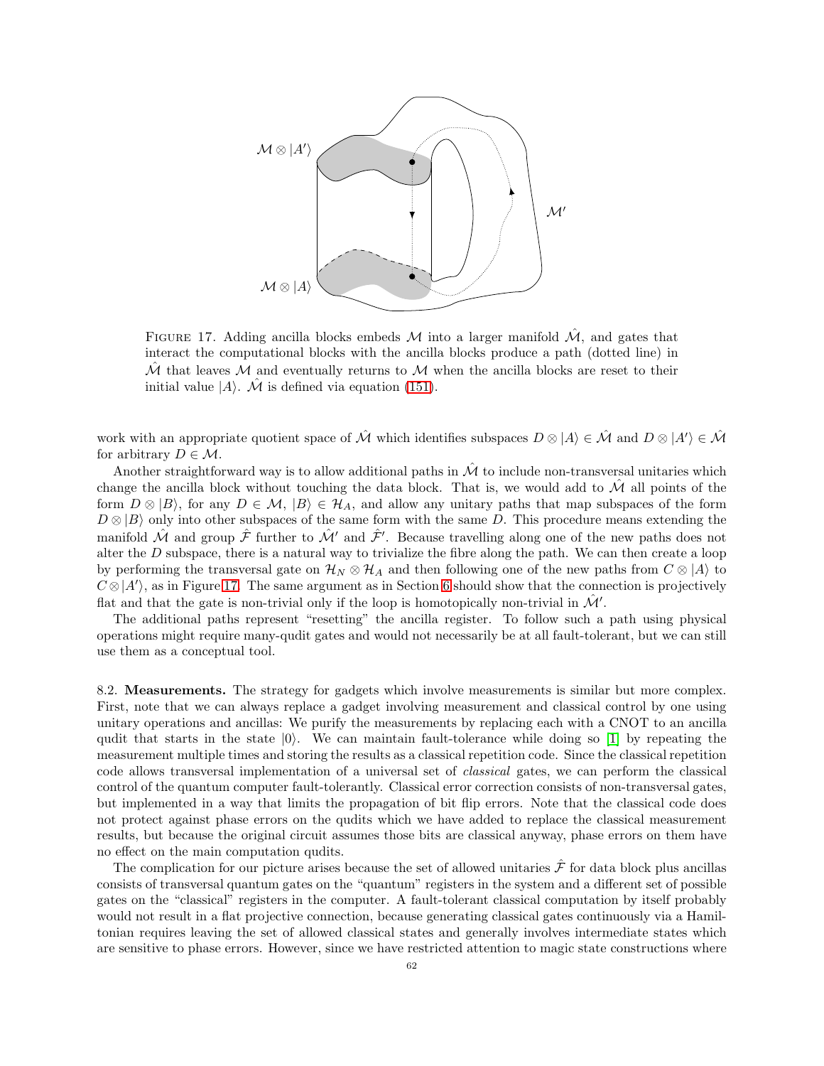FIGURE 17. Adding ancilla blocks embeds $\mathcal{M}$ into a larger manifold $\hat{\mathcal{M}}$, and gates that interact the computational blocks with the ancilla blocks produce a path (dotted line) in $\hat{\mathcal{M}}$ that leaves $\mathcal{M}$ and eventually returns to $\mathcal{M}$ when the ancilla blocks are reset to their initial value $|A\rangle$. $\hat{\mathcal{M}}$ is defined via equation (151).

work with an appropriate quotient space of $\hat{\mathcal{M}}$ which identifies subspaces $D \otimes |A\rangle \in \hat{\mathcal{M}}$ and $D \otimes |A'\rangle \in \hat{\mathcal{M}}$ for arbitrary $D \in \mathcal{M}$.

Another straightforward way is to allow additional paths in $\hat{\mathcal{M}}$ to include non-transversal unitaries which change the ancilla block without touching the data block. That is, we would add to $\hat{\mathcal{M}}$ all points of the form $D \otimes |B\rangle$, for any $D \in \mathcal{M}$, $|B\rangle \in \mathcal{H}_A$, and allow any unitary paths that map subspaces of the form $D \otimes |B\rangle$ only into other subspaces of the same form with the same $D$. This procedure means extending the manifold $\hat{\mathcal{M}}$ and group $\hat{\mathcal{F}}$ further to $\hat{\mathcal{M}}'$ and $\hat{\mathcal{F}}'$. Because travelling along one of the new paths does not alter the $D$ subspace, there is a natural way to trivialize the fibre along the path. We can then create a loop by performing the transversal gate on $\mathcal{H}_N \otimes \mathcal{H}_A$ and then following one of the new paths from $C \otimes |A\rangle$ to $C \otimes |A'\rangle$, as in Figure 17. The same argument as in Section 6 should show that the connection is projectively flat and that the gate is non-trivial only if the loop is homotopically non-trivial in $\hat{\mathcal{M}}'$.

The additional paths represent "resetting" the ancilla register. To follow such a path using physical operations might require many-qudit gates and would not necessarily be at all fault-tolerant, but we can still use them as a conceptual tool.

**8.2. Measurements.** The strategy for gadgets which involve measurements is similar but more complex. First, note that we can always replace a gadget involving measurement and classical control by one using unitary operations and ancillas: We purify the measurements by replacing each with a CNOT to an ancilla qudit that starts in the state $|0\rangle$. We can maintain fault-tolerance while doing so [1] by repeating the measurement multiple times and storing the results as a classical repetition code. Since the classical repetition code allows transversal implementation of a universal set of *classical* gates, we can perform the classical control of the quantum computer fault-tolerantly. Classical error correction consists of non-transversal gates, but implemented in a way that limits the propagation of bit flip errors. Note that the classical code does not protect against phase errors on the qudits which we have added to replace the classical measurement results, but because the original circuit assumes those bits are classical anyway, phase errors on them have no effect on the main computation qudits.

The complication for our picture arises because the set of allowed unitaries $\hat{\mathcal{F}}$ for data block plus ancillas consists of transversal quantum gates on the "quantum" registers in the system and a different set of possible gates on the "classical" registers in the computer. A fault-tolerant classical computation by itself probably would not result in a flat projective connection, because generating classical gates continuously via a Hamiltonian requires leaving the set of allowed classical states and generally involves intermediate states which are sensitive to phase errors. However, since we have restricted attention to magic state constructions where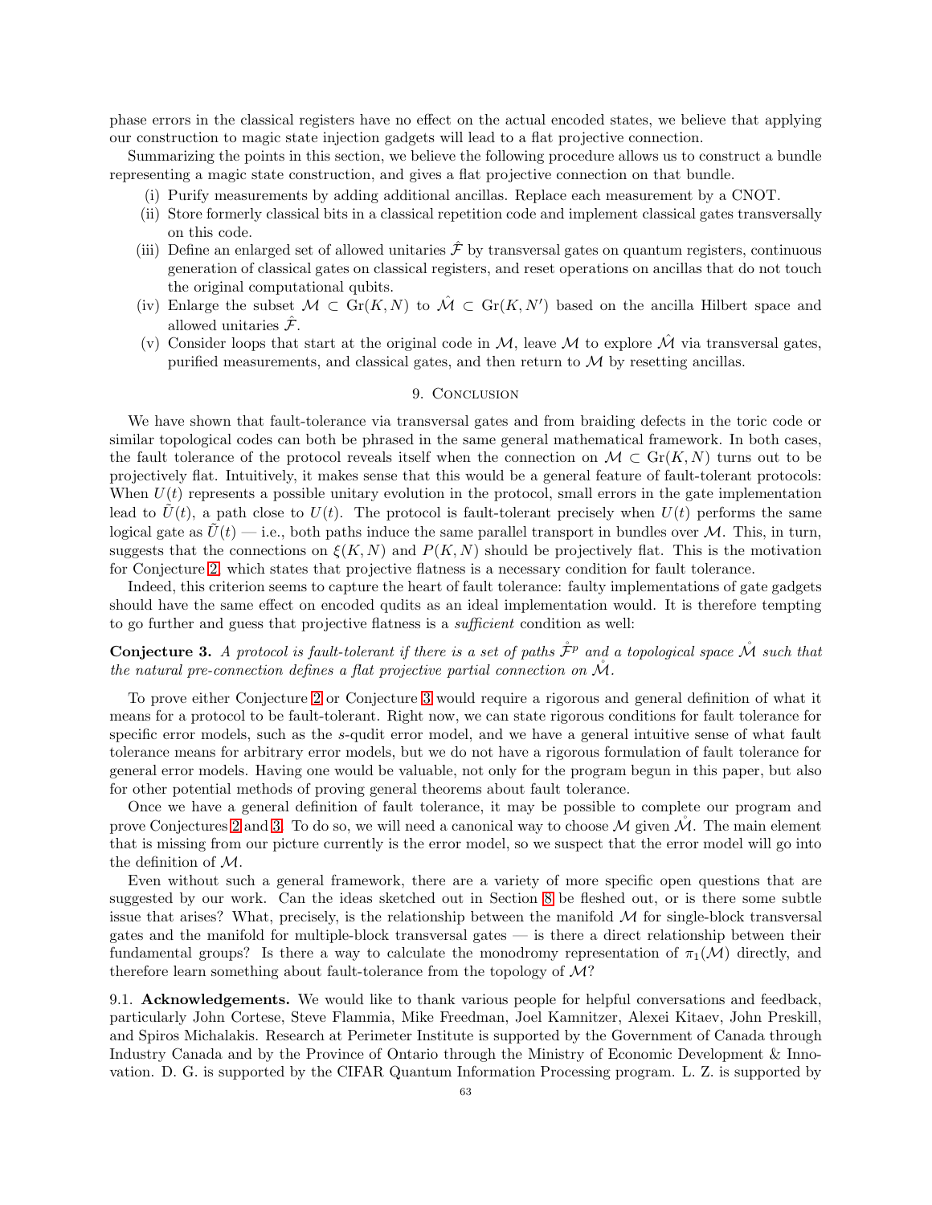phase errors in the classical registers have no effect on the actual encoded states, we believe that applying our construction to magic state injection gadgets will lead to a flat projective connection.

Summarizing the points in this section, we believe the following procedure allows us to construct a bundle representing a magic state construction, and gives a flat projective connection on that bundle.

(i) Purify measurements by adding additional ancillas. Replace each measurement by a CNOT.
(ii) Store formerly classical bits in a classical repetition code and implement classical gates transversally on this code.
(iii) Define an enlarged set of allowed unitaries $\hat{\mathcal{F}}$ by transversal gates on quantum registers, continuous generation of classical gates on classical registers, and reset operations on ancillas that do not touch the original computational qubits.
(iv) Enlarge the subset $\mathcal{M} \subset \mathrm{Gr}(K, N)$ to $\hat{\mathcal{M}} \subset \mathrm{Gr}(K, N')$ based on the ancilla Hilbert space and allowed unitaries $\hat{\mathcal{F}}$.
(v) Consider loops that start at the original code in $\mathcal{M}$, leave $\mathcal{M}$ to explore $\hat{\mathcal{M}}$ via transversal gates, purified measurements, and classical gates, and then return to $\mathcal{M}$ by resetting ancillas.

## 9. Conclusion

We have shown that fault-tolerance via transversal gates and from braiding defects in the toric code or similar topological codes can both be phrased in the same general mathematical framework. In both cases, the fault tolerance of the protocol reveals itself when the connection on $\mathcal{M} \subset \mathrm{Gr}(K, N)$ turns out to be projectively flat. Intuitively, it makes sense that this would be a general feature of fault-tolerant protocols: When $U(t)$ represents a possible unitary evolution in the protocol, small errors in the gate implementation lead to $\tilde{U}(t)$, a path close to $U(t)$. The protocol is fault-tolerant precisely when $U(t)$ performs the same logical gate as $\tilde{U}(t)$ — i.e., both paths induce the same parallel transport in bundles over $\mathcal{M}$. This, in turn, suggests that the connections on $\xi(K, N)$ and $P(K, N)$ should be projectively flat. This is the motivation for Conjecture 2, which states that projective flatness is a necessary condition for fault tolerance.

Indeed, this criterion seems to capture the heart of fault tolerance: faulty implementations of gate gadgets should have the same effect on encoded qudits as an ideal implementation would. It is therefore tempting to go further and guess that projective flatness is a *sufficient* condition as well:

**Conjecture 3.** *A protocol is fault-tolerant if there is a set of paths $\mathring{\mathcal{F}}^p$ and a topological space $\mathring{\mathcal{M}}$ such that the natural pre-connection defines a flat projective partial connection on $\mathring{\mathcal{M}}$.*

To prove either Conjecture 2 or Conjecture 3 would require a rigorous and general definition of what it means for a protocol to be fault-tolerant. Right now, we can state rigorous conditions for fault tolerance for specific error models, such as the $s$-qudit error model, and we have a general intuitive sense of what fault tolerance means for arbitrary error models, but we do not have a rigorous formulation of fault tolerance for general error models. Having one would be valuable, not only for the program begun in this paper, but also for other potential methods of proving general theorems about fault tolerance.

Once we have a general definition of fault tolerance, it may be possible to complete our program and prove Conjectures 2 and 3. To do so, we will need a canonical way to choose $\mathcal{M}$ given $\mathring{\mathcal{M}}$. The main element that is missing from our picture currently is the error model, so we suspect that the error model will go into the definition of $\mathcal{M}$.

Even without such a general framework, there are a variety of more specific open questions that are suggested by our work. Can the ideas sketched out in Section 8 be fleshed out, or is there some subtle issue that arises? What, precisely, is the relationship between the manifold $\mathcal{M}$ for single-block transversal gates and the manifold for multiple-block transversal gates — is there a direct relationship between their fundamental groups? Is there a way to calculate the monodromy representation of $\pi_1(\mathcal{M})$ directly, and therefore learn something about fault-tolerance from the topology of $\mathcal{M}$?

9.1. **Acknowledgements.** We would like to thank various people for helpful conversations and feedback, particularly John Cortese, Steve Flammia, Mike Freedman, Joel Kamnitzer, Alexei Kitaev, John Preskill, and Spiros Michalakis. Research at Perimeter Institute is supported by the Government of Canada through Industry Canada and by the Province of Ontario through the Ministry of Economic Development & Innovation. D. G. is supported by the CIFAR Quantum Information Processing program. L. Z. is supported by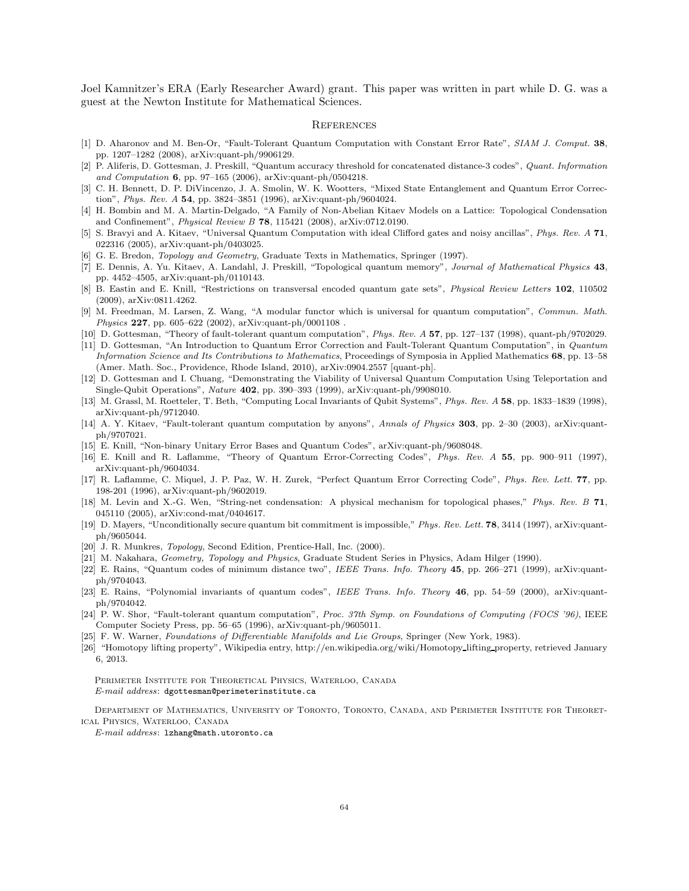Joel Kamnitzer's ERA (Early Researcher Award) grant. This paper was written in part while D. G. was a guest at the Newton Institute for Mathematical Sciences.

## References

[1] D. Aharonov and M. Ben-Or, "Fault-Tolerant Quantum Computation with Constant Error Rate", *SIAM J. Comput.* **38**, pp. 1207–1282 (2008), arXiv:quant-ph/9906129.

[2] P. Aliferis, D. Gottesman, J. Preskill, "Quantum accuracy threshold for concatenated distance-3 codes", *Quant. Information and Computation* **6**, pp. 97–165 (2006), arXiv:quant-ph/0504218.

[3] C. H. Bennett, D. P. DiVincenzo, J. A. Smolin, W. K. Wootters, "Mixed State Entanglement and Quantum Error Correction", *Phys. Rev. A* **54**, pp. 3824–3851 (1996), arXiv:quant-ph/9604024.

[4] H. Bombin and M. A. Martin-Delgado, "A Family of Non-Abelian Kitaev Models on a Lattice: Topological Condensation and Confinement", *Physical Review B* **78**, 115421 (2008), arXiv:0712.0190.

[5] S. Bravyi and A. Kitaev, "Universal Quantum Computation with ideal Clifford gates and noisy ancillas", *Phys. Rev. A* **71**, 022316 (2005), arXiv:quant-ph/0403025.

[6] G. E. Bredon, *Topology and Geometry*, Graduate Texts in Mathematics, Springer (1997).

[7] E. Dennis, A. Yu. Kitaev, A. Landahl, J. Preskill, "Topological quantum memory", *Journal of Mathematical Physics* **43**, pp. 4452–4505, arXiv:quant-ph/0110143.

[8] B. Eastin and E. Knill, "Restrictions on transversal encoded quantum gate sets", *Physical Review Letters* **102**, 110502 (2009), arXiv:0811.4262.

[9] M. Freedman, M. Larsen, Z. Wang, "A modular functor which is universal for quantum computation", *Commun. Math. Physics* **227**, pp. 605–622 (2002), arXiv:quant-ph/0001108 .

[10] D. Gottesman, "Theory of fault-tolerant quantum computation", *Phys. Rev. A* **57**, pp. 127–137 (1998), quant-ph/9702029.

[11] D. Gottesman, "An Introduction to Quantum Error Correction and Fault-Tolerant Quantum Computation", in *Quantum Information Science and Its Contributions to Mathematics*, Proceedings of Symposia in Applied Mathematics **68**, pp. 13–58 (Amer. Math. Soc., Providence, Rhode Island, 2010), arXiv:0904.2557 [quant-ph].

[12] D. Gottesman and I. Chuang, "Demonstrating the Viability of Universal Quantum Computation Using Teleportation and Single-Qubit Operations", *Nature* **402**, pp. 390–393 (1999), arXiv:quant-ph/9908010.

[13] M. Grassl, M. Roetteler, T. Beth, "Computing Local Invariants of Qubit Systems", *Phys. Rev. A* **58**, pp. 1833–1839 (1998), arXiv:quant-ph/9712040.

[14] A. Y. Kitaev, "Fault-tolerant quantum computation by anyons", *Annals of Physics* **303**, pp. 2–30 (2003), arXiv:quant-ph/9707021.

[15] E. Knill, "Non-binary Unitary Error Bases and Quantum Codes", arXiv:quant-ph/9608048.

[16] E. Knill and R. Laflamme, "Theory of Quantum Error-Correcting Codes", *Phys. Rev. A* **55**, pp. 900–911 (1997), arXiv:quant-ph/9604034.

[17] R. Laflamme, C. Miquel, J. P. Paz, W. H. Zurek, "Perfect Quantum Error Correcting Code", *Phys. Rev. Lett.* **77**, pp. 198-201 (1996), arXiv:quant-ph/9602019.

[18] M. Levin and X.-G. Wen, "String-net condensation: A physical mechanism for topological phases," *Phys. Rev. B* **71**, 045110 (2005), arXiv:cond-mat/0404617.

[19] D. Mayers, "Unconditionally secure quantum bit commitment is impossible," *Phys. Rev. Lett.* **78**, 3414 (1997), arXiv:quant-ph/9605044.

[20] J. R. Munkres, *Topology*, Second Edition, Prentice-Hall, Inc. (2000).

[21] M. Nakahara, *Geometry, Topology and Physics*, Graduate Student Series in Physics, Adam Hilger (1990).

[22] E. Rains, "Quantum codes of minimum distance two", *IEEE Trans. Info. Theory* **45**, pp. 266–271 (1999), arXiv:quant-ph/9704043.

[23] E. Rains, "Polynomial invariants of quantum codes", *IEEE Trans. Info. Theory* **46**, pp. 54–59 (2000), arXiv:quant-ph/9704042.

[24] P. W. Shor, "Fault-tolerant quantum computation", *Proc. 37th Symp. on Foundations of Computing (FOCS '96)*, IEEE Computer Society Press, pp. 56–65 (1996), arXiv:quant-ph/9605011.

[25] F. W. Warner, *Foundations of Differentiable Manifolds and Lie Groups*, Springer (New York, 1983).

[26] "Homotopy lifting property", Wikipedia entry, http://en.wikipedia.org/wiki/Homotopy_lifting_property, retrieved January 6, 2013.

Perimeter Institute for Theoretical Physics, Waterloo, Canada
*E-mail address*: dgottesman@perimeterinstitute.ca

Department of Mathematics, University of Toronto, Toronto, Canada, and Perimeter Institute for Theoretical Physics, Waterloo, Canada
*E-mail address*: lzhang@math.utoronto.ca